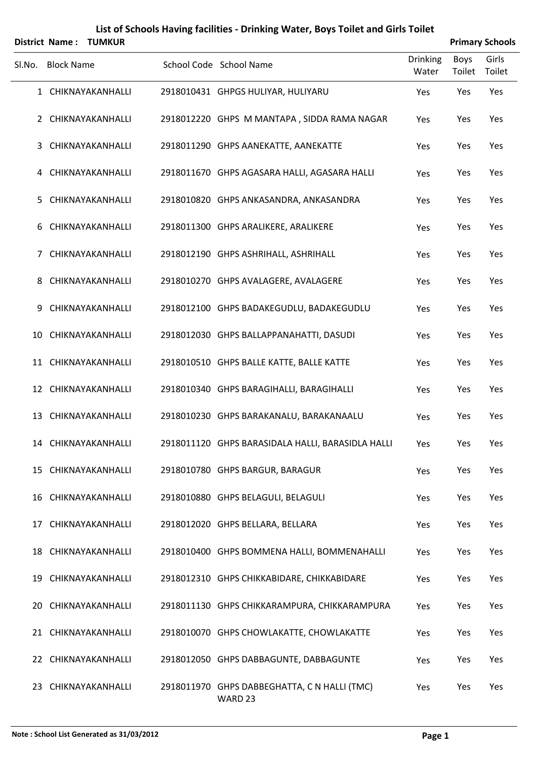# List of Schools Having facilities - Drinking Water, Boys Toilet and Girls Toilet

**District Name : TUMKUR** **Primary Schools**

| Sl.No. | Block Name | School Code | School Name | Drinking Water | Boys Toilet | Girls Toilet |
|---|---|---|---|---|---|---|
| 1 | CHIKNAYAKANHALLI | 2918010431 | GHPGS HULIYAR, HULIYARU | Yes | Yes | Yes |
| 2 | CHIKNAYAKANHALLI | 2918012220 | GHPS M MANTAPA , SIDDA RAMA NAGAR | Yes | Yes | Yes |
| 3 | CHIKNAYAKANHALLI | 2918011290 | GHPS AANEKATTE, AANEKATTE | Yes | Yes | Yes |
| 4 | CHIKNAYAKANHALLI | 2918011670 | GHPS AGASARA HALLI, AGASARA HALLI | Yes | Yes | Yes |
| 5 | CHIKNAYAKANHALLI | 2918010820 | GHPS ANKASANDRA, ANKASANDRA | Yes | Yes | Yes |
| 6 | CHIKNAYAKANHALLI | 2918011300 | GHPS ARALIKERE, ARALIKERE | Yes | Yes | Yes |
| 7 | CHIKNAYAKANHALLI | 2918012190 | GHPS ASHRIHALL, ASHRIHALL | Yes | Yes | Yes |
| 8 | CHIKNAYAKANHALLI | 2918010270 | GHPS AVALAGERE, AVALAGERE | Yes | Yes | Yes |
| 9 | CHIKNAYAKANHALLI | 2918012100 | GHPS BADAKEGUDLU, BADAKEGUDLU | Yes | Yes | Yes |
| 10 | CHIKNAYAKANHALLI | 2918012030 | GHPS BALLAPPANAHATTI, DASUDI | Yes | Yes | Yes |
| 11 | CHIKNAYAKANHALLI | 2918010510 | GHPS BALLE KATTE, BALLE KATTE | Yes | Yes | Yes |
| 12 | CHIKNAYAKANHALLI | 2918010340 | GHPS BARAGIHALLI, BARAGIHALLI | Yes | Yes | Yes |
| 13 | CHIKNAYAKANHALLI | 2918010230 | GHPS BARAKANALU, BARAKANAALU | Yes | Yes | Yes |
| 14 | CHIKNAYAKANHALLI | 2918011120 | GHPS BARASIDALA HALLI, BARASIDLA HALLI | Yes | Yes | Yes |
| 15 | CHIKNAYAKANHALLI | 2918010780 | GHPS BARGUR, BARAGUR | Yes | Yes | Yes |
| 16 | CHIKNAYAKANHALLI | 2918010880 | GHPS BELAGULI, BELAGULI | Yes | Yes | Yes |
| 17 | CHIKNAYAKANHALLI | 2918012020 | GHPS BELLARA, BELLARA | Yes | Yes | Yes |
| 18 | CHIKNAYAKANHALLI | 2918010400 | GHPS BOMMENA HALLI, BOMMENAHALLI | Yes | Yes | Yes |
| 19 | CHIKNAYAKANHALLI | 2918012310 | GHPS CHIKKABIDARE, CHIKKABIDARE | Yes | Yes | Yes |
| 20 | CHIKNAYAKANHALLI | 2918011130 | GHPS CHIKKARAMPURA, CHIKKARAMPURA | Yes | Yes | Yes |
| 21 | CHIKNAYAKANHALLI | 2918010070 | GHPS CHOWLAKATTE, CHOWLAKATTE | Yes | Yes | Yes |
| 22 | CHIKNAYAKANHALLI | 2918012050 | GHPS DABBAGUNTE, DABBAGUNTE | Yes | Yes | Yes |
| 23 | CHIKNAYAKANHALLI | 2918011970 | GHPS DABBEGHATTA, C N HALLI (TMC) WARD 23 | Yes | Yes | Yes |

**Note : School List Generated as 31/03/2012**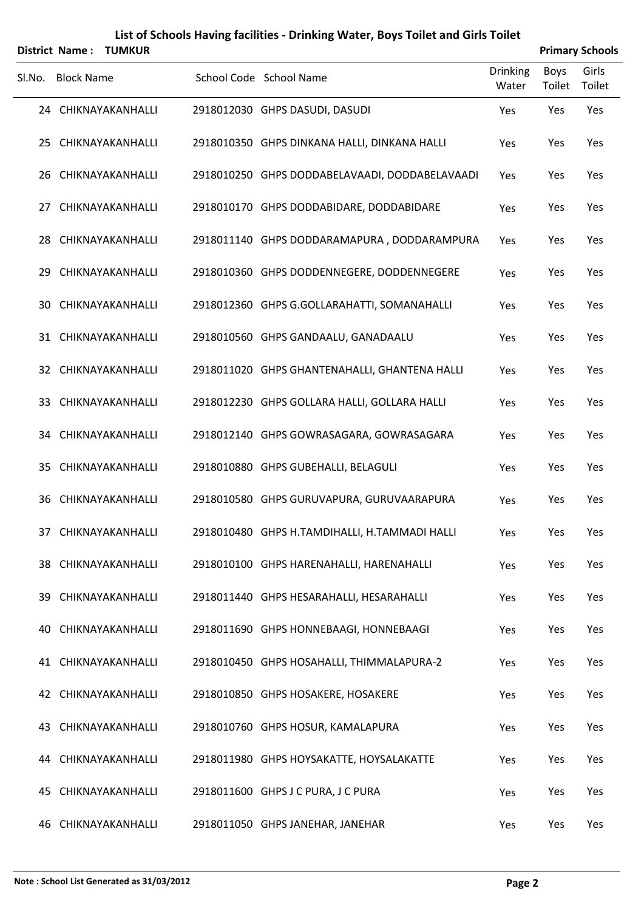# List of Schools Having facilities - Drinking Water, Boys Toilet and Girls Toilet

**District Name : TUMKUR** **Primary Schools**

| Sl.No. | Block Name | School Code | School Name | Drinking Water | Boys Toilet | Girls Toilet |
|---|---|---|---|---|---|---|
| 24 | CHIKNAYAKANHALLI | 2918012030 | GHPS DASUDI, DASUDI | Yes | Yes | Yes |
| 25 | CHIKNAYAKANHALLI | 2918010350 | GHPS DINKANA HALLI, DINKANA HALLI | Yes | Yes | Yes |
| 26 | CHIKNAYAKANHALLI | 2918010250 | GHPS DODDABELAVAADI, DODDABELAVAADI | Yes | Yes | Yes |
| 27 | CHIKNAYAKANHALLI | 2918010170 | GHPS DODDABIDARE, DODDABIDARE | Yes | Yes | Yes |
| 28 | CHIKNAYAKANHALLI | 2918011140 | GHPS DODDARAMAPURA , DODDARAMPURA | Yes | Yes | Yes |
| 29 | CHIKNAYAKANHALLI | 2918010360 | GHPS DODDENNEGERE, DODDENNEGERE | Yes | Yes | Yes |
| 30 | CHIKNAYAKANHALLI | 2918012360 | GHPS G.GOLLARAHATTI, SOMANAHALLI | Yes | Yes | Yes |
| 31 | CHIKNAYAKANHALLI | 2918010560 | GHPS GANDAALU, GANADAALU | Yes | Yes | Yes |
| 32 | CHIKNAYAKANHALLI | 2918011020 | GHPS GHANTENAHALLI, GHANTENA HALLI | Yes | Yes | Yes |
| 33 | CHIKNAYAKANHALLI | 2918012230 | GHPS GOLLARA HALLI, GOLLARA HALLI | Yes | Yes | Yes |
| 34 | CHIKNAYAKANHALLI | 2918012140 | GHPS GOWRASAGARA, GOWRASAGARA | Yes | Yes | Yes |
| 35 | CHIKNAYAKANHALLI | 2918010880 | GHPS GUBEHALLI, BELAGULI | Yes | Yes | Yes |
| 36 | CHIKNAYAKANHALLI | 2918010580 | GHPS GURUVAPURA, GURUVAARAPURA | Yes | Yes | Yes |
| 37 | CHIKNAYAKANHALLI | 2918010480 | GHPS H.TAMDIHALLI, H.TAMMADI HALLI | Yes | Yes | Yes |
| 38 | CHIKNAYAKANHALLI | 2918010100 | GHPS HARENAHALLI, HARENAHALLI | Yes | Yes | Yes |
| 39 | CHIKNAYAKANHALLI | 2918011440 | GHPS HESARAHALLI, HESARAHALLI | Yes | Yes | Yes |
| 40 | CHIKNAYAKANHALLI | 2918011690 | GHPS HONNEBAAGI, HONNEBAAGI | Yes | Yes | Yes |
| 41 | CHIKNAYAKANHALLI | 2918010450 | GHPS HOSAHALLI, THIMMALAPURA-2 | Yes | Yes | Yes |
| 42 | CHIKNAYAKANHALLI | 2918010850 | GHPS HOSAKERE, HOSAKERE | Yes | Yes | Yes |
| 43 | CHIKNAYAKANHALLI | 2918010760 | GHPS HOSUR, KAMALAPURA | Yes | Yes | Yes |
| 44 | CHIKNAYAKANHALLI | 2918011980 | GHPS HOYSAKATTE, HOYSALAKATTE | Yes | Yes | Yes |
| 45 | CHIKNAYAKANHALLI | 2918011600 | GHPS J C PURA, J C PURA | Yes | Yes | Yes |
| 46 | CHIKNAYAKANHALLI | 2918011050 | GHPS JANEHAR, JANEHAR | Yes | Yes | Yes |

**Note : School List Generated as 31/03/2012**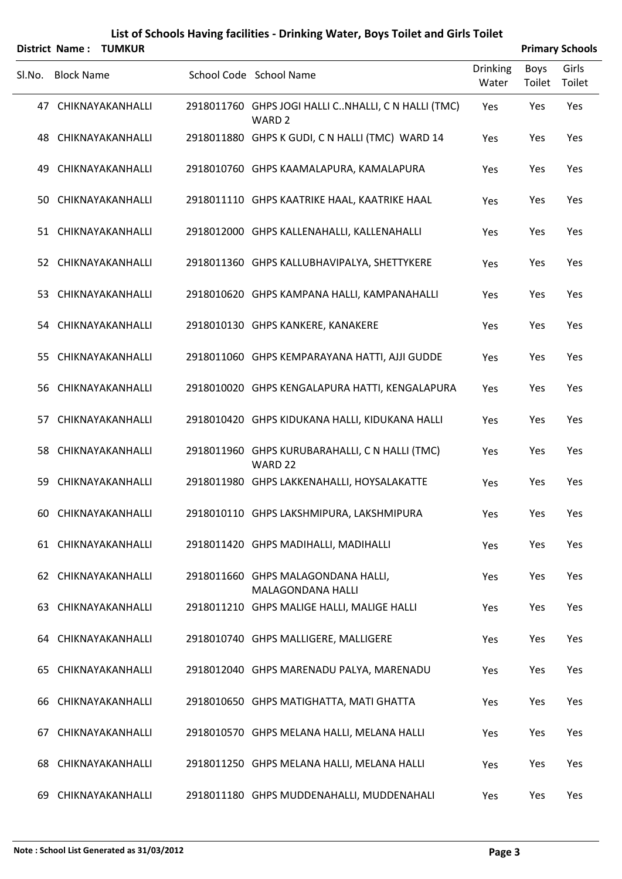# List of Schools Having facilities - Drinking Water, Boys Toilet and Girls Toilet

**District Name : TUMKUR** **Primary Schools**

| Sl.No. | Block Name | School Code | School Name | Drinking Water | Boys Toilet | Girls Toilet |
|---|---|---|---|---|---|---|
| 47 | CHIKNAYAKANHALLI | 2918011760 | GHPS JOGI HALLI C..NHALLI, C N HALLI (TMC) WARD 2 | Yes | Yes | Yes |
| 48 | CHIKNAYAKANHALLI | 2918011880 | GHPS K GUDI, C N HALLI (TMC) WARD 14 | Yes | Yes | Yes |
| 49 | CHIKNAYAKANHALLI | 2918010760 | GHPS KAAMALAPURA, KAMALAPURA | Yes | Yes | Yes |
| 50 | CHIKNAYAKANHALLI | 2918011110 | GHPS KAATRIKE HAAL, KAATRIKE HAAL | Yes | Yes | Yes |
| 51 | CHIKNAYAKANHALLI | 2918012000 | GHPS KALLENAHALLI, KALLENAHALLI | Yes | Yes | Yes |
| 52 | CHIKNAYAKANHALLI | 2918011360 | GHPS KALLUBHAVIPALYA, SHETTYKERE | Yes | Yes | Yes |
| 53 | CHIKNAYAKANHALLI | 2918010620 | GHPS KAMPANA HALLI, KAMPANAHALLI | Yes | Yes | Yes |
| 54 | CHIKNAYAKANHALLI | 2918010130 | GHPS KANKERE, KANAKERE | Yes | Yes | Yes |
| 55 | CHIKNAYAKANHALLI | 2918011060 | GHPS KEMPARAYANA HATTI, AJJI GUDDE | Yes | Yes | Yes |
| 56 | CHIKNAYAKANHALLI | 2918010020 | GHPS KENGALAPURA HATTI, KENGALAPURA | Yes | Yes | Yes |
| 57 | CHIKNAYAKANHALLI | 2918010420 | GHPS KIDUKANA HALLI, KIDUKANA HALLI | Yes | Yes | Yes |
| 58 | CHIKNAYAKANHALLI | 2918011960 | GHPS KURUBARAHALLI, C N HALLI (TMC) WARD 22 | Yes | Yes | Yes |
| 59 | CHIKNAYAKANHALLI | 2918011980 | GHPS LAKKENAHALLI, HOYSALAKATTE | Yes | Yes | Yes |
| 60 | CHIKNAYAKANHALLI | 2918010110 | GHPS LAKSHMIPURA, LAKSHMIPURA | Yes | Yes | Yes |
| 61 | CHIKNAYAKANHALLI | 2918011420 | GHPS MADIHALLI, MADIHALLI | Yes | Yes | Yes |
| 62 | CHIKNAYAKANHALLI | 2918011660 | GHPS MALAGONDANA HALLI, MALAGONDANA HALLI | Yes | Yes | Yes |
| 63 | CHIKNAYAKANHALLI | 2918011210 | GHPS MALIGE HALLI, MALIGE HALLI | Yes | Yes | Yes |
| 64 | CHIKNAYAKANHALLI | 2918010740 | GHPS MALLIGERE, MALLIGERE | Yes | Yes | Yes |
| 65 | CHIKNAYAKANHALLI | 2918012040 | GHPS MARENADU PALYA, MARENADU | Yes | Yes | Yes |
| 66 | CHIKNAYAKANHALLI | 2918010650 | GHPS MATIGHATTA, MATI GHATTA | Yes | Yes | Yes |
| 67 | CHIKNAYAKANHALLI | 2918010570 | GHPS MELANA HALLI, MELANA HALLI | Yes | Yes | Yes |
| 68 | CHIKNAYAKANHALLI | 2918011250 | GHPS MELANA HALLI, MELANA HALLI | Yes | Yes | Yes |
| 69 | CHIKNAYAKANHALLI | 2918011180 | GHPS MUDDENAHALLI, MUDDENAHALI | Yes | Yes | Yes |

**Note : School List Generated as 31/03/2012**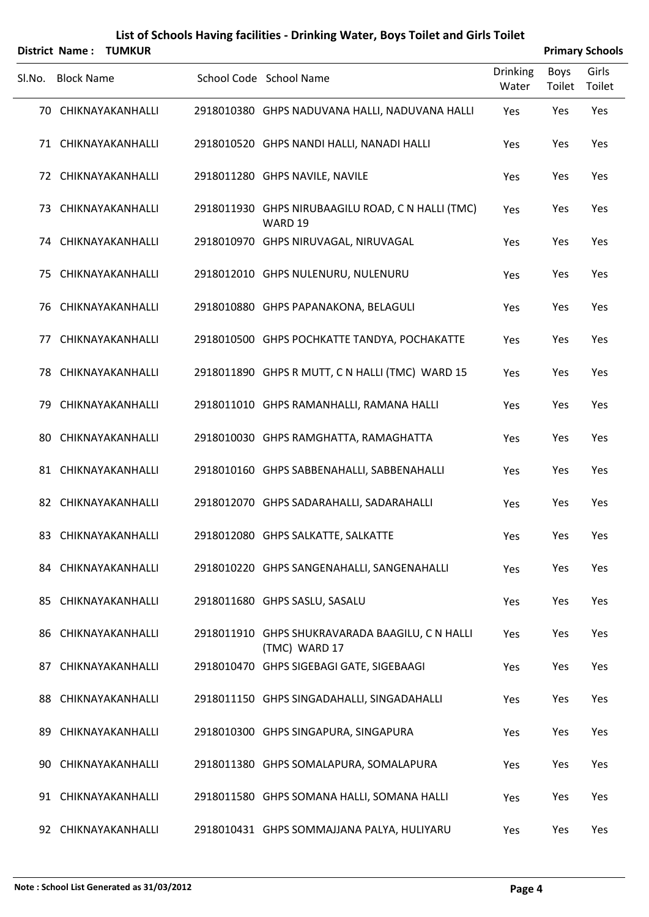# List of Schools Having facilities - Drinking Water, Boys Toilet and Girls Toilet

**District Name : TUMKUR** **Primary Schools**

| Sl.No. | Block Name | School Code | School Name | Drinking Water | Boys Toilet | Girls Toilet |
|---|---|---|---|---|---|---|
| 70 | CHIKNAYAKANHALLI | 2918010380 | GHPS NADUVANA HALLI, NADUVANA HALLI | Yes | Yes | Yes |
| 71 | CHIKNAYAKANHALLI | 2918010520 | GHPS NANDI HALLI, NANADI HALLI | Yes | Yes | Yes |
| 72 | CHIKNAYAKANHALLI | 2918011280 | GHPS NAVILE, NAVILE | Yes | Yes | Yes |
| 73 | CHIKNAYAKANHALLI | 2918011930 | GHPS NIRUBAAGILU ROAD, C N HALLI (TMC) WARD 19 | Yes | Yes | Yes |
| 74 | CHIKNAYAKANHALLI | 2918010970 | GHPS NIRUVAGAL, NIRUVAGAL | Yes | Yes | Yes |
| 75 | CHIKNAYAKANHALLI | 2918012010 | GHPS NULENURU, NULENURU | Yes | Yes | Yes |
| 76 | CHIKNAYAKANHALLI | 2918010880 | GHPS PAPANAKONA, BELAGULI | Yes | Yes | Yes |
| 77 | CHIKNAYAKANHALLI | 2918010500 | GHPS POCHKATTE TANDYA, POCHAKATTE | Yes | Yes | Yes |
| 78 | CHIKNAYAKANHALLI | 2918011890 | GHPS R MUTT, C N HALLI (TMC) WARD 15 | Yes | Yes | Yes |
| 79 | CHIKNAYAKANHALLI | 2918011010 | GHPS RAMANHALLI, RAMANA HALLI | Yes | Yes | Yes |
| 80 | CHIKNAYAKANHALLI | 2918010030 | GHPS RAMGHATTA, RAMAGHATTA | Yes | Yes | Yes |
| 81 | CHIKNAYAKANHALLI | 2918010160 | GHPS SABBENAHALLI, SABBENAHALLI | Yes | Yes | Yes |
| 82 | CHIKNAYAKANHALLI | 2918012070 | GHPS SADARAHALLI, SADARAHALLI | Yes | Yes | Yes |
| 83 | CHIKNAYAKANHALLI | 2918012080 | GHPS SALKATTE, SALKATTE | Yes | Yes | Yes |
| 84 | CHIKNAYAKANHALLI | 2918010220 | GHPS SANGENAHALLI, SANGENAHALLI | Yes | Yes | Yes |
| 85 | CHIKNAYAKANHALLI | 2918011680 | GHPS SASLU, SASALU | Yes | Yes | Yes |
| 86 | CHIKNAYAKANHALLI | 2918011910 | GHPS SHUKRAVARADA BAAGILU, C N HALLI (TMC) WARD 17 | Yes | Yes | Yes |
| 87 | CHIKNAYAKANHALLI | 2918010470 | GHPS SIGEBAGI GATE, SIGEBAAGI | Yes | Yes | Yes |
| 88 | CHIKNAYAKANHALLI | 2918011150 | GHPS SINGADAHALLI, SINGADAHALLI | Yes | Yes | Yes |
| 89 | CHIKNAYAKANHALLI | 2918010300 | GHPS SINGAPURA, SINGAPURA | Yes | Yes | Yes |
| 90 | CHIKNAYAKANHALLI | 2918011380 | GHPS SOMALAPURA, SOMALAPURA | Yes | Yes | Yes |
| 91 | CHIKNAYAKANHALLI | 2918011580 | GHPS SOMANA HALLI, SOMANA HALLI | Yes | Yes | Yes |
| 92 | CHIKNAYAKANHALLI | 2918010431 | GHPS SOMMAJJANA PALYA, HULIYARU | Yes | Yes | Yes |

**Note : School List Generated as 31/03/2012**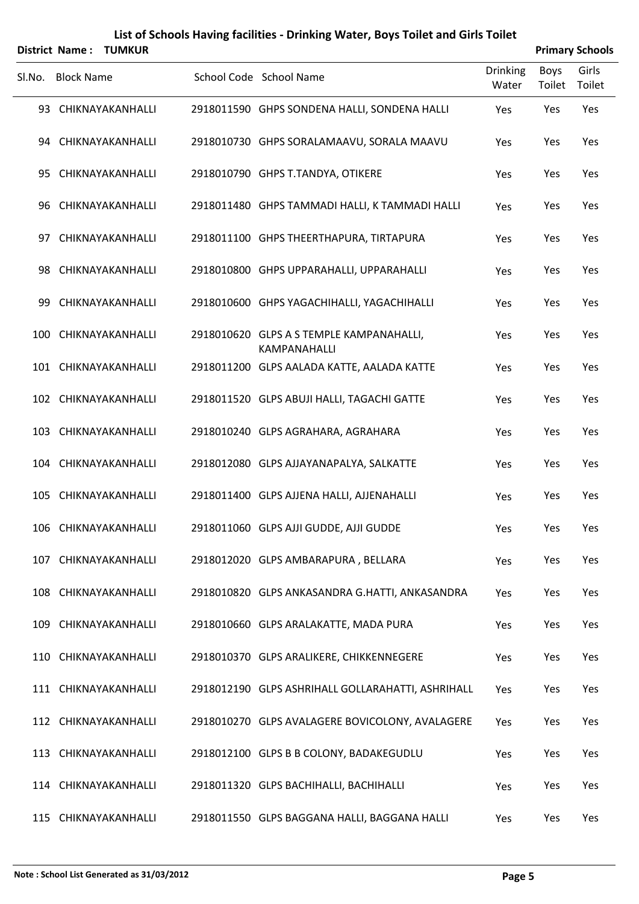# List of Schools Having facilities - Drinking Water, Boys Toilet and Girls Toilet

**District Name : TUMKUR** **Primary Schools**

| Sl.No. | Block Name | School Code | School Name | Drinking Water | Boys Toilet | Girls Toilet |
|---|---|---|---|---|---|---|
| 93 | CHIKNAYAKANHALLI | 2918011590 | GHPS SONDENA HALLI, SONDENA HALLI | Yes | Yes | Yes |
| 94 | CHIKNAYAKANHALLI | 2918010730 | GHPS SORALAMAAVU, SORALA MAAVU | Yes | Yes | Yes |
| 95 | CHIKNAYAKANHALLI | 2918010790 | GHPS T.TANDYA, OTIKERE | Yes | Yes | Yes |
| 96 | CHIKNAYAKANHALLI | 2918011480 | GHPS TAMMADI HALLI, K TAMMADI HALLI | Yes | Yes | Yes |
| 97 | CHIKNAYAKANHALLI | 2918011100 | GHPS THEERTHAPURA, TIRTAPURA | Yes | Yes | Yes |
| 98 | CHIKNAYAKANHALLI | 2918010800 | GHPS UPPARAHALLI, UPPARAHALLI | Yes | Yes | Yes |
| 99 | CHIKNAYAKANHALLI | 2918010600 | GHPS YAGACHIHALLI, YAGACHIHALLI | Yes | Yes | Yes |
| 100 | CHIKNAYAKANHALLI | 2918010620 | GLPS A S TEMPLE KAMPANAHALLI, KAMPANAHALLI | Yes | Yes | Yes |
| 101 | CHIKNAYAKANHALLI | 2918011200 | GLPS AALADA KATTE, AALADA KATTE | Yes | Yes | Yes |
| 102 | CHIKNAYAKANHALLI | 2918011520 | GLPS ABUJI HALLI, TAGACHI GATTE | Yes | Yes | Yes |
| 103 | CHIKNAYAKANHALLI | 2918010240 | GLPS AGRAHARA, AGRAHARA | Yes | Yes | Yes |
| 104 | CHIKNAYAKANHALLI | 2918012080 | GLPS AJJAYANAPALYA, SALKATTE | Yes | Yes | Yes |
| 105 | CHIKNAYAKANHALLI | 2918011400 | GLPS AJJENA HALLI, AJJENAHALLI | Yes | Yes | Yes |
| 106 | CHIKNAYAKANHALLI | 2918011060 | GLPS AJJI GUDDE, AJJI GUDDE | Yes | Yes | Yes |
| 107 | CHIKNAYAKANHALLI | 2918012020 | GLPS AMBARAPURA , BELLARA | Yes | Yes | Yes |
| 108 | CHIKNAYAKANHALLI | 2918010820 | GLPS ANKASANDRA G.HATTI, ANKASANDRA | Yes | Yes | Yes |
| 109 | CHIKNAYAKANHALLI | 2918010660 | GLPS ARALAKATTE, MADA PURA | Yes | Yes | Yes |
| 110 | CHIKNAYAKANHALLI | 2918010370 | GLPS ARALIKERE, CHIKKENNEGERE | Yes | Yes | Yes |
| 111 | CHIKNAYAKANHALLI | 2918012190 | GLPS ASHRIHALL GOLLARAHATTI, ASHRIHALL | Yes | Yes | Yes |
| 112 | CHIKNAYAKANHALLI | 2918010270 | GLPS AVALAGERE BOVICOLONY, AVALAGERE | Yes | Yes | Yes |
| 113 | CHIKNAYAKANHALLI | 2918012100 | GLPS B B COLONY, BADAKEGUDLU | Yes | Yes | Yes |
| 114 | CHIKNAYAKANHALLI | 2918011320 | GLPS BACHIHALLI, BACHIHALLI | Yes | Yes | Yes |
| 115 | CHIKNAYAKANHALLI | 2918011550 | GLPS BAGGANA HALLI, BAGGANA HALLI | Yes | Yes | Yes |

**Note : School List Generated as 31/03/2012**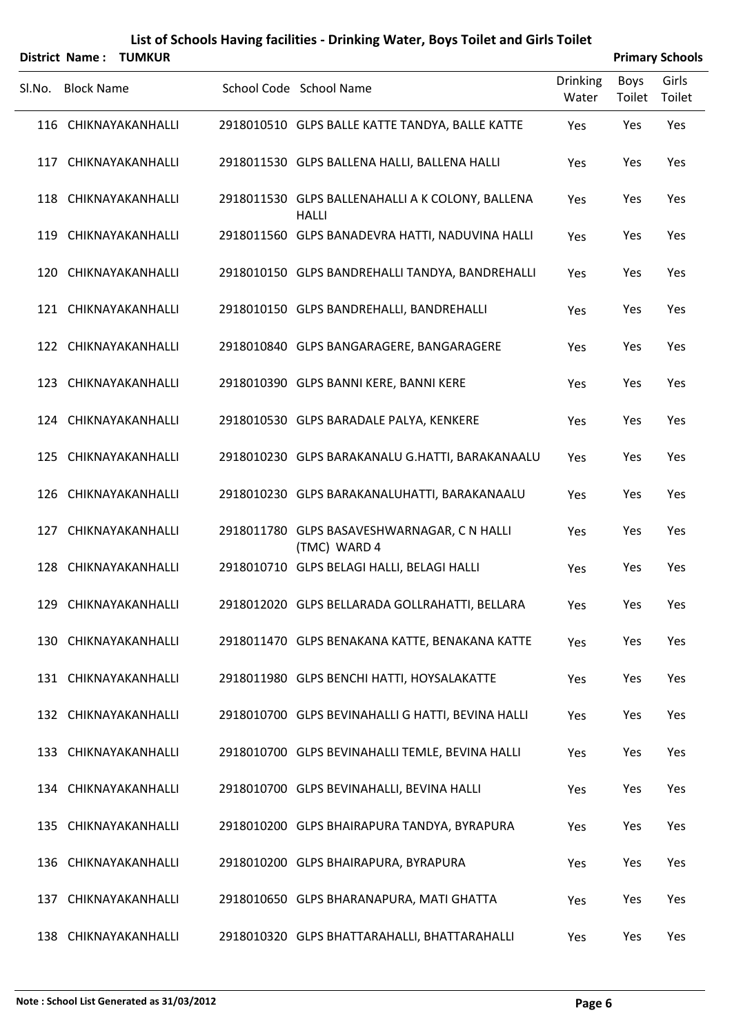## List of Schools Having facilities - Drinking Water, Boys Toilet and Girls Toilet

**District Name : TUMKUR** **Primary Schools**

| Sl.No. | Block Name | School Code | School Name | Drinking Water | Boys Toilet | Girls Toilet |
|---|---|---|---|---|---|---|
| 116 | CHIKNAYAKANHALLI | 2918010510 | GLPS BALLE KATTE TANDYA, BALLE KATTE | Yes | Yes | Yes |
| 117 | CHIKNAYAKANHALLI | 2918011530 | GLPS BALLENA HALLI, BALLENA HALLI | Yes | Yes | Yes |
| 118 | CHIKNAYAKANHALLI | 2918011530 | GLPS BALLENAHALLI A K COLONY, BALLENA HALLI | Yes | Yes | Yes |
| 119 | CHIKNAYAKANHALLI | 2918011560 | GLPS BANADEVRA HATTI, NADUVINA HALLI | Yes | Yes | Yes |
| 120 | CHIKNAYAKANHALLI | 2918010150 | GLPS BANDREHALLI TANDYA, BANDREHALLI | Yes | Yes | Yes |
| 121 | CHIKNAYAKANHALLI | 2918010150 | GLPS BANDREHALLI, BANDREHALLI | Yes | Yes | Yes |
| 122 | CHIKNAYAKANHALLI | 2918010840 | GLPS BANGARAGERE, BANGARAGERE | Yes | Yes | Yes |
| 123 | CHIKNAYAKANHALLI | 2918010390 | GLPS BANNI KERE, BANNI KERE | Yes | Yes | Yes |
| 124 | CHIKNAYAKANHALLI | 2918010530 | GLPS BARADALE PALYA, KENKERE | Yes | Yes | Yes |
| 125 | CHIKNAYAKANHALLI | 2918010230 | GLPS BARAKANALU G.HATTI, BARAKANAALU | Yes | Yes | Yes |
| 126 | CHIKNAYAKANHALLI | 2918010230 | GLPS BARAKANALUHATTI, BARAKANAALU | Yes | Yes | Yes |
| 127 | CHIKNAYAKANHALLI | 2918011780 | GLPS BASAVESHWARNAGAR, C N HALLI (TMC) WARD 4 | Yes | Yes | Yes |
| 128 | CHIKNAYAKANHALLI | 2918010710 | GLPS BELAGI HALLI, BELAGI HALLI | Yes | Yes | Yes |
| 129 | CHIKNAYAKANHALLI | 2918012020 | GLPS BELLARADA GOLLRAHATTI, BELLARA | Yes | Yes | Yes |
| 130 | CHIKNAYAKANHALLI | 2918011470 | GLPS BENAKANA KATTE, BENAKANA KATTE | Yes | Yes | Yes |
| 131 | CHIKNAYAKANHALLI | 2918011980 | GLPS BENCHI HATTI, HOYSALAKATTE | Yes | Yes | Yes |
| 132 | CHIKNAYAKANHALLI | 2918010700 | GLPS BEVINAHALLI G HATTI, BEVINA HALLI | Yes | Yes | Yes |
| 133 | CHIKNAYAKANHALLI | 2918010700 | GLPS BEVINAHALLI TEMLE, BEVINA HALLI | Yes | Yes | Yes |
| 134 | CHIKNAYAKANHALLI | 2918010700 | GLPS BEVINAHALLI, BEVINA HALLI | Yes | Yes | Yes |
| 135 | CHIKNAYAKANHALLI | 2918010200 | GLPS BHAIRAPURA TANDYA, BYRAPURA | Yes | Yes | Yes |
| 136 | CHIKNAYAKANHALLI | 2918010200 | GLPS BHAIRAPURA, BYRAPURA | Yes | Yes | Yes |
| 137 | CHIKNAYAKANHALLI | 2918010650 | GLPS BHARANAPURA, MATI GHATTA | Yes | Yes | Yes |
| 138 | CHIKNAYAKANHALLI | 2918010320 | GLPS BHATTARAHALLI, BHATTARAHALLI | Yes | Yes | Yes |

**Note : School List Generated as 31/03/2012**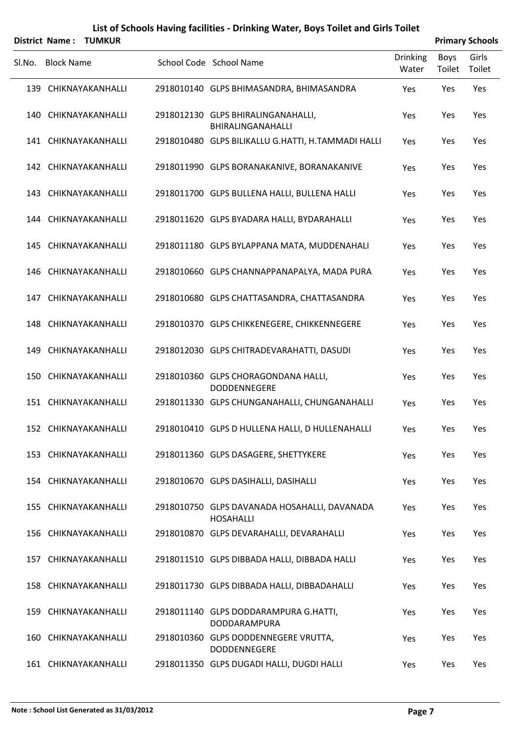# List of Schools Having facilities - Drinking Water, Boys Toilet and Girls Toilet

**District Name : TUMKUR** **Primary Schools**

| Sl.No. | Block Name | School Code | School Name | Drinking Water | Boys Toilet | Girls Toilet |
|---|---|---|---|---|---|---|
| 139 | CHIKNAYAKANHALLI | 2918010140 | GLPS BHIMASANDRA, BHIMASANDRA | Yes | Yes | Yes |
| 140 | CHIKNAYAKANHALLI | 2918012130 | GLPS BHIRALINGANAHALLI, BHIRALINGANAHALLI | Yes | Yes | Yes |
| 141 | CHIKNAYAKANHALLI | 2918010480 | GLPS BILIKALLU G.HATTI, H.TAMMADI HALLI | Yes | Yes | Yes |
| 142 | CHIKNAYAKANHALLI | 2918011990 | GLPS BORANAKANIVE, BORANAKANIVE | Yes | Yes | Yes |
| 143 | CHIKNAYAKANHALLI | 2918011700 | GLPS BULLENA HALLI, BULLENA HALLI | Yes | Yes | Yes |
| 144 | CHIKNAYAKANHALLI | 2918011620 | GLPS BYADARA HALLI, BYDARAHALLI | Yes | Yes | Yes |
| 145 | CHIKNAYAKANHALLI | 2918011180 | GLPS BYLAPPANA MATA, MUDDENAHALI | Yes | Yes | Yes |
| 146 | CHIKNAYAKANHALLI | 2918010660 | GLPS CHANNAPPANAPALYA, MADA PURA | Yes | Yes | Yes |
| 147 | CHIKNAYAKANHALLI | 2918010680 | GLPS CHATTASANDRA, CHATTASANDRA | Yes | Yes | Yes |
| 148 | CHIKNAYAKANHALLI | 2918010370 | GLPS CHIKKENEGERE, CHIKKENNEGERE | Yes | Yes | Yes |
| 149 | CHIKNAYAKANHALLI | 2918012030 | GLPS CHITRADEVARAHATTI, DASUDI | Yes | Yes | Yes |
| 150 | CHIKNAYAKANHALLI | 2918010360 | GLPS CHORAGONDANA HALLI, DODDENNEGERE | Yes | Yes | Yes |
| 151 | CHIKNAYAKANHALLI | 2918011330 | GLPS CHUNGANAHALLI, CHUNGANAHALLI | Yes | Yes | Yes |
| 152 | CHIKNAYAKANHALLI | 2918010410 | GLPS D HULLENA HALLI, D HULLENAHALLI | Yes | Yes | Yes |
| 153 | CHIKNAYAKANHALLI | 2918011360 | GLPS DASAGERE, SHETTYKERE | Yes | Yes | Yes |
| 154 | CHIKNAYAKANHALLI | 2918010670 | GLPS DASIHALLI, DASIHALLI | Yes | Yes | Yes |
| 155 | CHIKNAYAKANHALLI | 2918010750 | GLPS DAVANADA HOSAHALLI, DAVANADA HOSAHALLI | Yes | Yes | Yes |
| 156 | CHIKNAYAKANHALLI | 2918010870 | GLPS DEVARAHALLI, DEVARAHALLI | Yes | Yes | Yes |
| 157 | CHIKNAYAKANHALLI | 2918011510 | GLPS DIBBADA HALLI, DIBBADA HALLI | Yes | Yes | Yes |
| 158 | CHIKNAYAKANHALLI | 2918011730 | GLPS DIBBADA HALLI, DIBBADAHALLI | Yes | Yes | Yes |
| 159 | CHIKNAYAKANHALLI | 2918011140 | GLPS DODDARAMPURA G.HATTI, DODDARAMPURA | Yes | Yes | Yes |
| 160 | CHIKNAYAKANHALLI | 2918010360 | GLPS DODDENNEGERE VRUTTA, DODDENNEGERE | Yes | Yes | Yes |
| 161 | CHIKNAYAKANHALLI | 2918011350 | GLPS DUGADI HALLI, DUGDI HALLI | Yes | Yes | Yes |

**Note : School List Generated as 31/03/2012**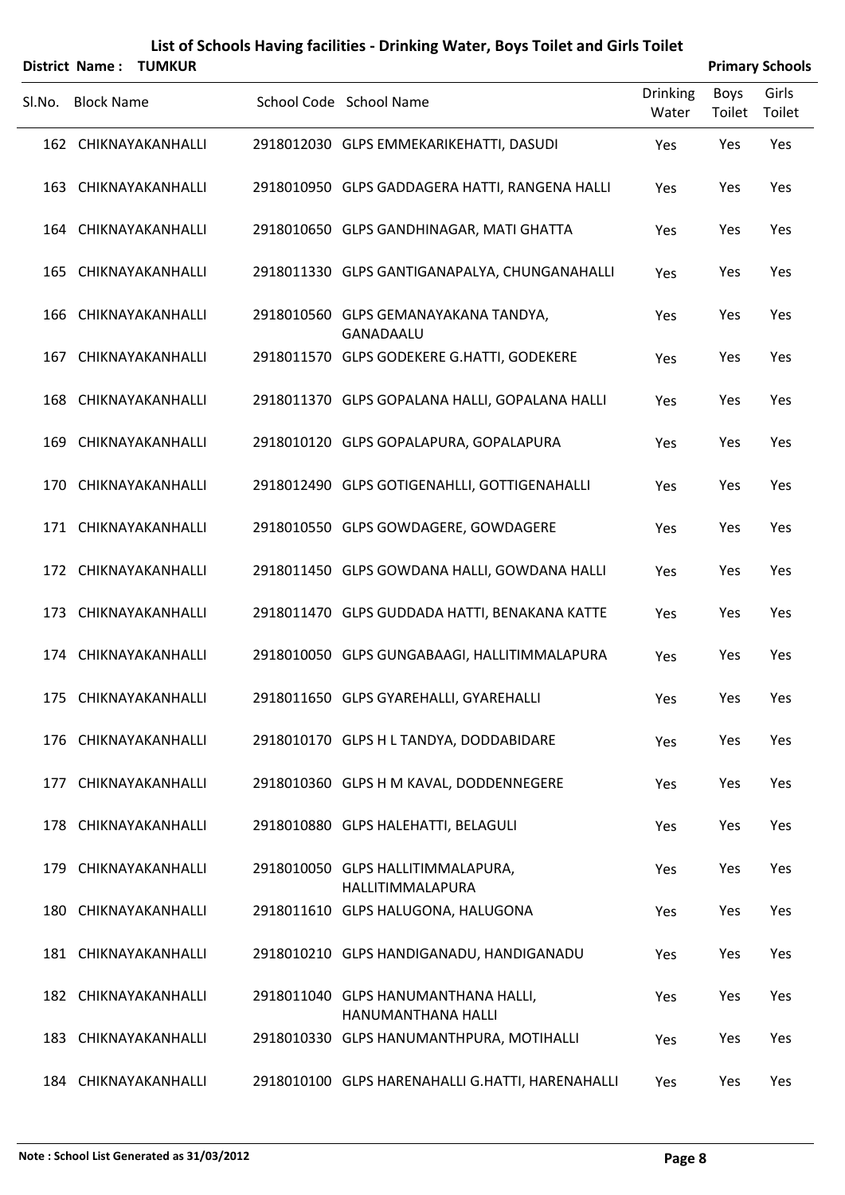# List of Schools Having facilities - Drinking Water, Boys Toilet and Girls Toilet

**District Name : TUMKUR** **Primary Schools**

| Sl.No. | Block Name | School Code | School Name | Drinking Water | Boys Toilet | Girls Toilet |
|---|---|---|---|---|---|---|
| 162 | CHIKNAYAKANHALLI | 2918012030 | GLPS EMMEKARIKEHATTI, DASUDI | Yes | Yes | Yes |
| 163 | CHIKNAYAKANHALLI | 2918010950 | GLPS GADDAGERA HATTI, RANGENA HALLI | Yes | Yes | Yes |
| 164 | CHIKNAYAKANHALLI | 2918010650 | GLPS GANDHINAGAR, MATI GHATTA | Yes | Yes | Yes |
| 165 | CHIKNAYAKANHALLI | 2918011330 | GLPS GANTIGANAPALYA, CHUNGANAHALLI | Yes | Yes | Yes |
| 166 | CHIKNAYAKANHALLI | 2918010560 | GLPS GEMANAYAKANA TANDYA, GANADAALU | Yes | Yes | Yes |
| 167 | CHIKNAYAKANHALLI | 2918011570 | GLPS GODEKERE G.HATTI, GODEKERE | Yes | Yes | Yes |
| 168 | CHIKNAYAKANHALLI | 2918011370 | GLPS GOPALANA HALLI, GOPALANA HALLI | Yes | Yes | Yes |
| 169 | CHIKNAYAKANHALLI | 2918010120 | GLPS GOPALAPURA, GOPALAPURA | Yes | Yes | Yes |
| 170 | CHIKNAYAKANHALLI | 2918012490 | GLPS GOTIGENAHLLI, GOTTIGENAHALLI | Yes | Yes | Yes |
| 171 | CHIKNAYAKANHALLI | 2918010550 | GLPS GOWDAGERE, GOWDAGERE | Yes | Yes | Yes |
| 172 | CHIKNAYAKANHALLI | 2918011450 | GLPS GOWDANA HALLI, GOWDANA HALLI | Yes | Yes | Yes |
| 173 | CHIKNAYAKANHALLI | 2918011470 | GLPS GUDDADA HATTI, BENAKANA KATTE | Yes | Yes | Yes |
| 174 | CHIKNAYAKANHALLI | 2918010050 | GLPS GUNGABAAGI, HALLITIMMALAPURA | Yes | Yes | Yes |
| 175 | CHIKNAYAKANHALLI | 2918011650 | GLPS GYAREHALLI, GYAREHALLI | Yes | Yes | Yes |
| 176 | CHIKNAYAKANHALLI | 2918010170 | GLPS H L TANDYA, DODDABIDARE | Yes | Yes | Yes |
| 177 | CHIKNAYAKANHALLI | 2918010360 | GLPS H M KAVAL, DODDENNEGERE | Yes | Yes | Yes |
| 178 | CHIKNAYAKANHALLI | 2918010880 | GLPS HALEHATTI, BELAGULI | Yes | Yes | Yes |
| 179 | CHIKNAYAKANHALLI | 2918010050 | GLPS HALLITIMMALAPURA, HALLITIMMALAPURA | Yes | Yes | Yes |
| 180 | CHIKNAYAKANHALLI | 2918011610 | GLPS HALUGONA, HALUGONA | Yes | Yes | Yes |
| 181 | CHIKNAYAKANHALLI | 2918010210 | GLPS HANDIGANADU, HANDIGANADU | Yes | Yes | Yes |
| 182 | CHIKNAYAKANHALLI | 2918011040 | GLPS HANUMANTHANA HALLI, HANUMANTHANA HALLI | Yes | Yes | Yes |
| 183 | CHIKNAYAKANHALLI | 2918010330 | GLPS HANUMANTHPURA, MOTIHALLI | Yes | Yes | Yes |
| 184 | CHIKNAYAKANHALLI | 2918010100 | GLPS HARENAHALLI G.HATTI, HARENAHALLI | Yes | Yes | Yes |

**Note : School List Generated as 31/03/2012**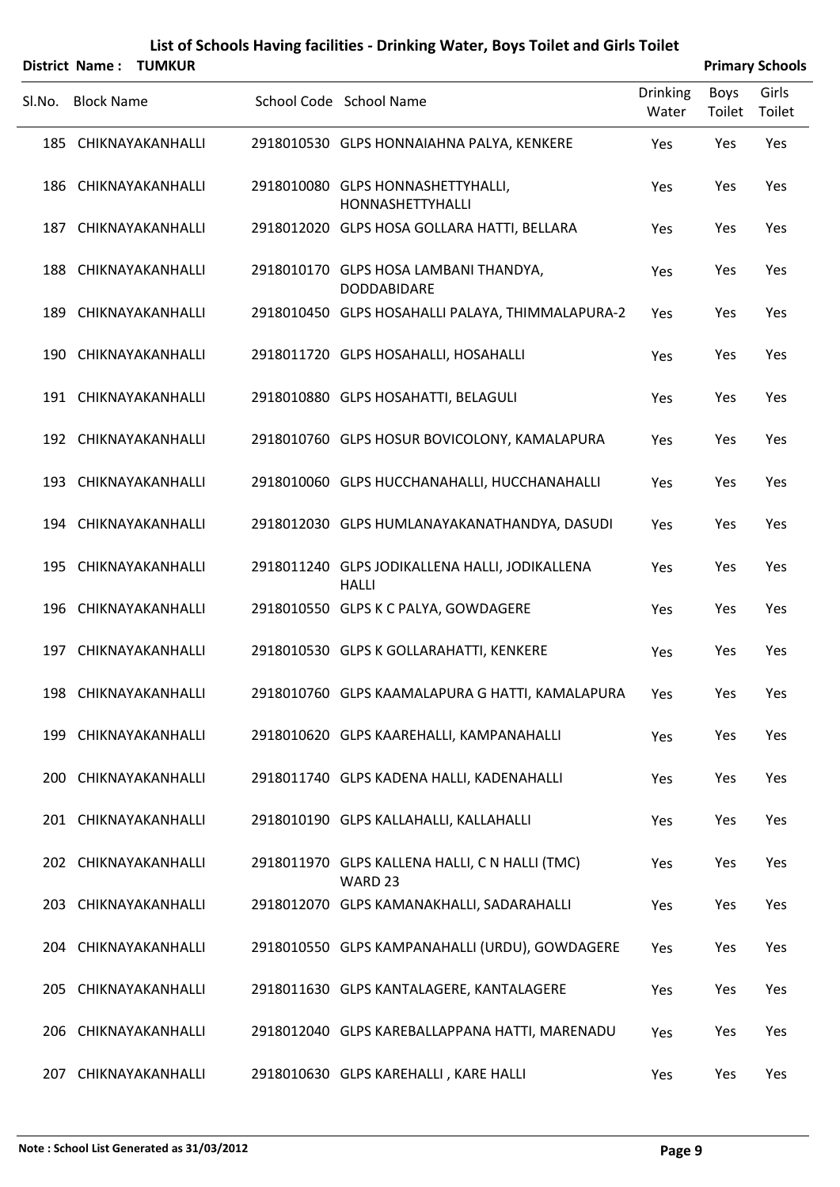# List of Schools Having facilities - Drinking Water, Boys Toilet and Girls Toilet

**District Name : TUMKUR** | **Primary Schools**

| Sl.No. | Block Name | School Code | School Name | Drinking Water | Boys Toilet | Girls Toilet |
|---|---|---|---|---|---|---|
| 185 | CHIKNAYAKANHALLI | 2918010530 | GLPS HONNAIAHNA PALYA, KENKERE | Yes | Yes | Yes |
| 186 | CHIKNAYAKANHALLI | 2918010080 | GLPS HONNASHETTYHALLI, HONNASHETTYHALLI | Yes | Yes | Yes |
| 187 | CHIKNAYAKANHALLI | 2918012020 | GLPS HOSA GOLLARA HATTI, BELLARA | Yes | Yes | Yes |
| 188 | CHIKNAYAKANHALLI | 2918010170 | GLPS HOSA LAMBANI THANDYA, DODDABIDARE | Yes | Yes | Yes |
| 189 | CHIKNAYAKANHALLI | 2918010450 | GLPS HOSAHALLI PALAYA, THIMMALAPURA-2 | Yes | Yes | Yes |
| 190 | CHIKNAYAKANHALLI | 2918011720 | GLPS HOSAHALLI, HOSAHALLI | Yes | Yes | Yes |
| 191 | CHIKNAYAKANHALLI | 2918010880 | GLPS HOSAHATTI, BELAGULI | Yes | Yes | Yes |
| 192 | CHIKNAYAKANHALLI | 2918010760 | GLPS HOSUR BOVICOLONY, KAMALAPURA | Yes | Yes | Yes |
| 193 | CHIKNAYAKANHALLI | 2918010060 | GLPS HUCCHANAHALLI, HUCCHANAHALLI | Yes | Yes | Yes |
| 194 | CHIKNAYAKANHALLI | 2918012030 | GLPS HUMLANAYAKANATHANDYA, DASUDI | Yes | Yes | Yes |
| 195 | CHIKNAYAKANHALLI | 2918011240 | GLPS JODIKALLENA HALLI, JODIKALLENA HALLI | Yes | Yes | Yes |
| 196 | CHIKNAYAKANHALLI | 2918010550 | GLPS K C PALYA, GOWDAGERE | Yes | Yes | Yes |
| 197 | CHIKNAYAKANHALLI | 2918010530 | GLPS K GOLLARAHATTI, KENKERE | Yes | Yes | Yes |
| 198 | CHIKNAYAKANHALLI | 2918010760 | GLPS KAAMALAPURA G HATTI, KAMALAPURA | Yes | Yes | Yes |
| 199 | CHIKNAYAKANHALLI | 2918010620 | GLPS KAAREHALLI, KAMPANAHALLI | Yes | Yes | Yes |
| 200 | CHIKNAYAKANHALLI | 2918011740 | GLPS KADENA HALLI, KADENAHALLI | Yes | Yes | Yes |
| 201 | CHIKNAYAKANHALLI | 2918010190 | GLPS KALLAHALLI, KALLAHALLI | Yes | Yes | Yes |
| 202 | CHIKNAYAKANHALLI | 2918011970 | GLPS KALLENA HALLI, C N HALLI (TMC) WARD 23 | Yes | Yes | Yes |
| 203 | CHIKNAYAKANHALLI | 2918012070 | GLPS KAMANAKHALLI, SADARAHALLI | Yes | Yes | Yes |
| 204 | CHIKNAYAKANHALLI | 2918010550 | GLPS KAMPANAHALLI (URDU), GOWDAGERE | Yes | Yes | Yes |
| 205 | CHIKNAYAKANHALLI | 2918011630 | GLPS KANTALAGERE, KANTALAGERE | Yes | Yes | Yes |
| 206 | CHIKNAYAKANHALLI | 2918012040 | GLPS KAREBALLAPPANA HATTI, MARENADU | Yes | Yes | Yes |
| 207 | CHIKNAYAKANHALLI | 2918010630 | GLPS KAREHALLI , KARE HALLI | Yes | Yes | Yes |

**Note : School List Generated as 31/03/2012**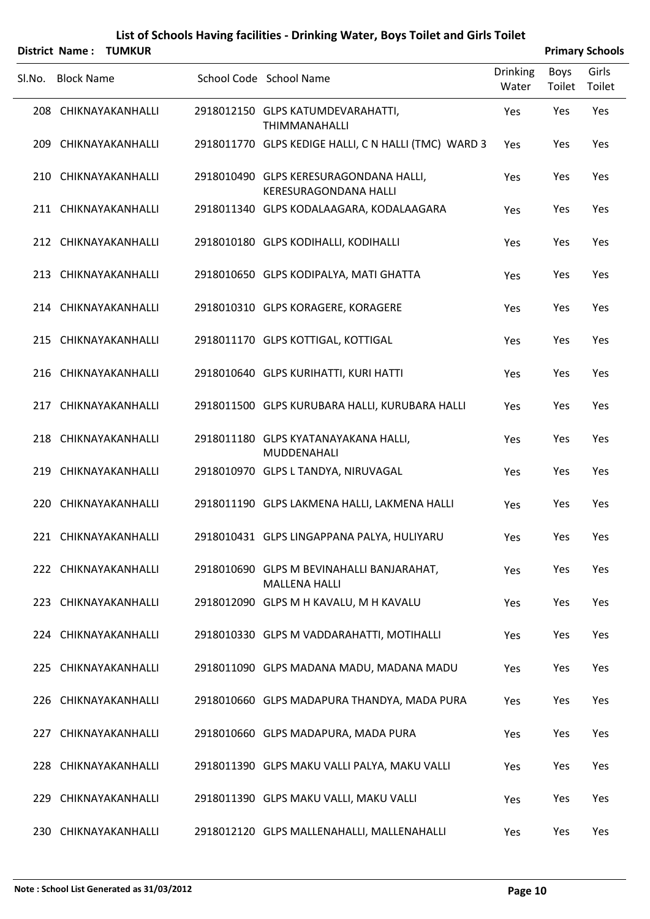# List of Schools Having facilities - Drinking Water, Boys Toilet and Girls Toilet

**District Name : TUMKUR** **Primary Schools**

| Sl.No. | Block Name | School Code | School Name | Drinking Water | Boys Toilet | Girls Toilet |
|---|---|---|---|---|---|---|
| 208 | CHIKNAYAKANHALLI | 2918012150 | GLPS KATUMDEVARAHATTI, THIMMANAHALLI | Yes | Yes | Yes |
| 209 | CHIKNAYAKANHALLI | 2918011770 | GLPS KEDIGE HALLI, C N HALLI (TMC) WARD 3 | Yes | Yes | Yes |
| 210 | CHIKNAYAKANHALLI | 2918010490 | GLPS KERESURAGONDANA HALLI, KERESURAGONDANA HALLI | Yes | Yes | Yes |
| 211 | CHIKNAYAKANHALLI | 2918011340 | GLPS KODALAAGARA, KODALAAGARA | Yes | Yes | Yes |
| 212 | CHIKNAYAKANHALLI | 2918010180 | GLPS KODIHALLI, KODIHALLI | Yes | Yes | Yes |
| 213 | CHIKNAYAKANHALLI | 2918010650 | GLPS KODIPALYA, MATI GHATTA | Yes | Yes | Yes |
| 214 | CHIKNAYAKANHALLI | 2918010310 | GLPS KORAGERE, KORAGERE | Yes | Yes | Yes |
| 215 | CHIKNAYAKANHALLI | 2918011170 | GLPS KOTTIGAL, KOTTIGAL | Yes | Yes | Yes |
| 216 | CHIKNAYAKANHALLI | 2918010640 | GLPS KURIHATTI, KURI HATTI | Yes | Yes | Yes |
| 217 | CHIKNAYAKANHALLI | 2918011500 | GLPS KURUBARA HALLI, KURUBARA HALLI | Yes | Yes | Yes |
| 218 | CHIKNAYAKANHALLI | 2918011180 | GLPS KYATANAYAKANA HALLI, MUDDENAHALI | Yes | Yes | Yes |
| 219 | CHIKNAYAKANHALLI | 2918010970 | GLPS L TANDYA, NIRUVAGAL | Yes | Yes | Yes |
| 220 | CHIKNAYAKANHALLI | 2918011190 | GLPS LAKMENA HALLI, LAKMENA HALLI | Yes | Yes | Yes |
| 221 | CHIKNAYAKANHALLI | 2918010431 | GLPS LINGAPPANA PALYA, HULIYARU | Yes | Yes | Yes |
| 222 | CHIKNAYAKANHALLI | 2918010690 | GLPS M BEVINAHALLI BANJARAHAT, MALLENA HALLI | Yes | Yes | Yes |
| 223 | CHIKNAYAKANHALLI | 2918012090 | GLPS M H KAVALU, M H KAVALU | Yes | Yes | Yes |
| 224 | CHIKNAYAKANHALLI | 2918010330 | GLPS M VADDARAHATTI, MOTIHALLI | Yes | Yes | Yes |
| 225 | CHIKNAYAKANHALLI | 2918011090 | GLPS MADANA MADU, MADANA MADU | Yes | Yes | Yes |
| 226 | CHIKNAYAKANHALLI | 2918010660 | GLPS MADAPURA THANDYA, MADA PURA | Yes | Yes | Yes |
| 227 | CHIKNAYAKANHALLI | 2918010660 | GLPS MADAPURA, MADA PURA | Yes | Yes | Yes |
| 228 | CHIKNAYAKANHALLI | 2918011390 | GLPS MAKU VALLI PALYA, MAKU VALLI | Yes | Yes | Yes |
| 229 | CHIKNAYAKANHALLI | 2918011390 | GLPS MAKU VALLI, MAKU VALLI | Yes | Yes | Yes |
| 230 | CHIKNAYAKANHALLI | 2918012120 | GLPS MALLENAHALLI, MALLENAHALLI | Yes | Yes | Yes |

**Note : School List Generated as 31/03/2012**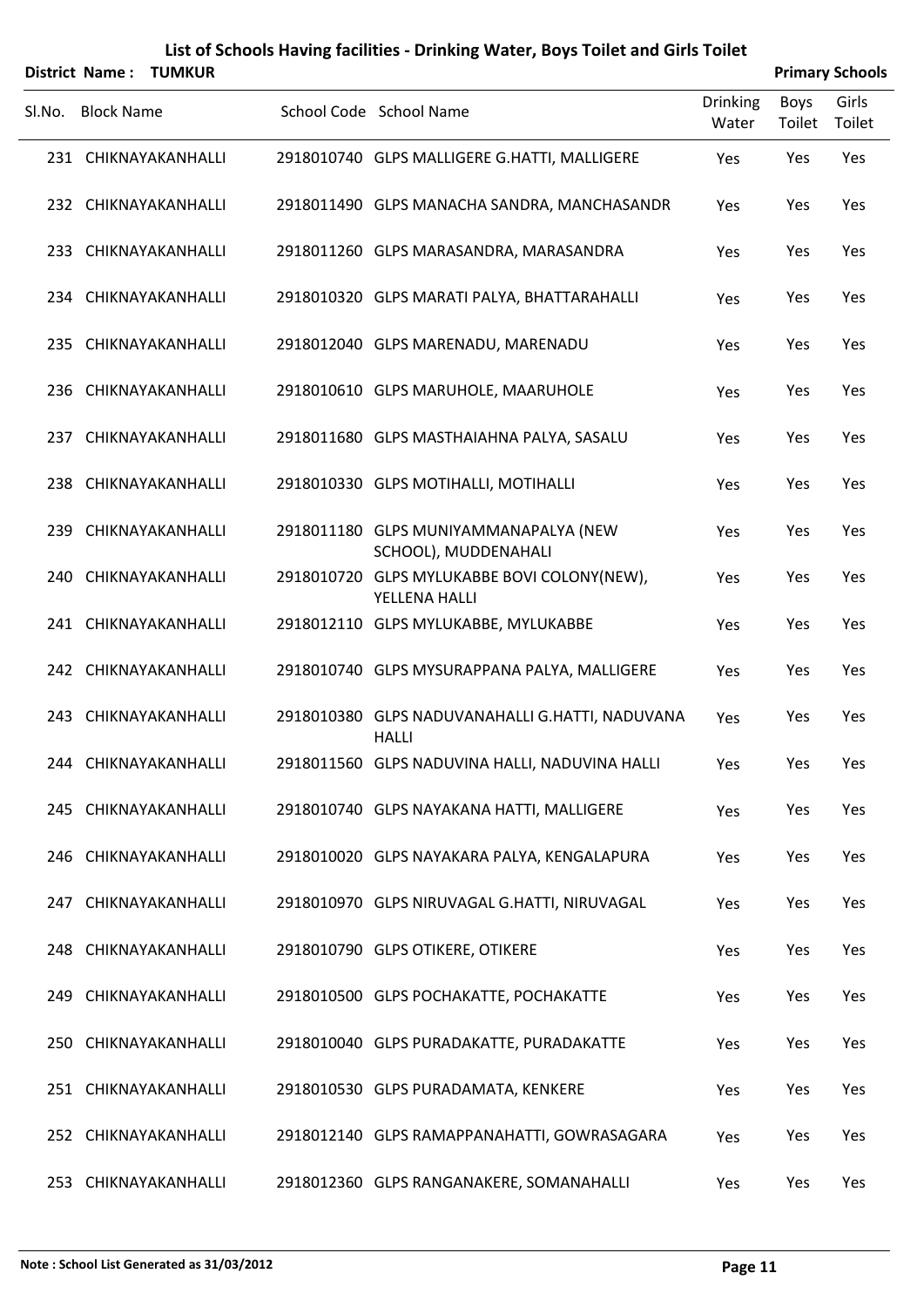## List of Schools Having facilities - Drinking Water, Boys Toilet and Girls Toilet

**District Name : TUMKUR** **Primary Schools**

| Sl.No. | Block Name | School Code | School Name | Drinking Water | Boys Toilet | Girls Toilet |
|---|---|---|---|---|---|---|
| 231 | CHIKNAYAKANHALLI | 2918010740 | GLPS MALLIGERE G.HATTI, MALLIGERE | Yes | Yes | Yes |
| 232 | CHIKNAYAKANHALLI | 2918011490 | GLPS MANACHA SANDRA, MANCHASANDR | Yes | Yes | Yes |
| 233 | CHIKNAYAKANHALLI | 2918011260 | GLPS MARASANDRA, MARASANDRA | Yes | Yes | Yes |
| 234 | CHIKNAYAKANHALLI | 2918010320 | GLPS MARATI PALYA, BHATTARAHALLI | Yes | Yes | Yes |
| 235 | CHIKNAYAKANHALLI | 2918012040 | GLPS MARENADU, MARENADU | Yes | Yes | Yes |
| 236 | CHIKNAYAKANHALLI | 2918010610 | GLPS MARUHOLE, MAARUHOLE | Yes | Yes | Yes |
| 237 | CHIKNAYAKANHALLI | 2918011680 | GLPS MASTHAIAHNA PALYA, SASALU | Yes | Yes | Yes |
| 238 | CHIKNAYAKANHALLI | 2918010330 | GLPS MOTIHALLI, MOTIHALLI | Yes | Yes | Yes |
| 239 | CHIKNAYAKANHALLI | 2918011180 | GLPS MUNIYAMMANAPALYA (NEW SCHOOL), MUDDENAHALI | Yes | Yes | Yes |
| 240 | CHIKNAYAKANHALLI | 2918010720 | GLPS MYLUKABBE BOVI COLONY(NEW), YELLENA HALLI | Yes | Yes | Yes |
| 241 | CHIKNAYAKANHALLI | 2918012110 | GLPS MYLUKABBE, MYLUKABBE | Yes | Yes | Yes |
| 242 | CHIKNAYAKANHALLI | 2918010740 | GLPS MYSURAPPANA PALYA, MALLIGERE | Yes | Yes | Yes |
| 243 | CHIKNAYAKANHALLI | 2918010380 | GLPS NADUVANAHALLI G.HATTI, NADUVANA HALLI | Yes | Yes | Yes |
| 244 | CHIKNAYAKANHALLI | 2918011560 | GLPS NADUVINA HALLI, NADUVINA HALLI | Yes | Yes | Yes |
| 245 | CHIKNAYAKANHALLI | 2918010740 | GLPS NAYAKANA HATTI, MALLIGERE | Yes | Yes | Yes |
| 246 | CHIKNAYAKANHALLI | 2918010020 | GLPS NAYAKARA PALYA, KENGALAPURA | Yes | Yes | Yes |
| 247 | CHIKNAYAKANHALLI | 2918010970 | GLPS NIRUVAGAL G.HATTI, NIRUVAGAL | Yes | Yes | Yes |
| 248 | CHIKNAYAKANHALLI | 2918010790 | GLPS OTIKERE, OTIKERE | Yes | Yes | Yes |
| 249 | CHIKNAYAKANHALLI | 2918010500 | GLPS POCHAKATTE, POCHAKATTE | Yes | Yes | Yes |
| 250 | CHIKNAYAKANHALLI | 2918010040 | GLPS PURADAKATTE, PURADAKATTE | Yes | Yes | Yes |
| 251 | CHIKNAYAKANHALLI | 2918010530 | GLPS PURADAMATA, KENKERE | Yes | Yes | Yes |
| 252 | CHIKNAYAKANHALLI | 2918012140 | GLPS RAMAPPANAHATTI, GOWRASAGARA | Yes | Yes | Yes |
| 253 | CHIKNAYAKANHALLI | 2918012360 | GLPS RANGANAKERE, SOMANAHALLI | Yes | Yes | Yes |

**Note : School List Generated as 31/03/2012**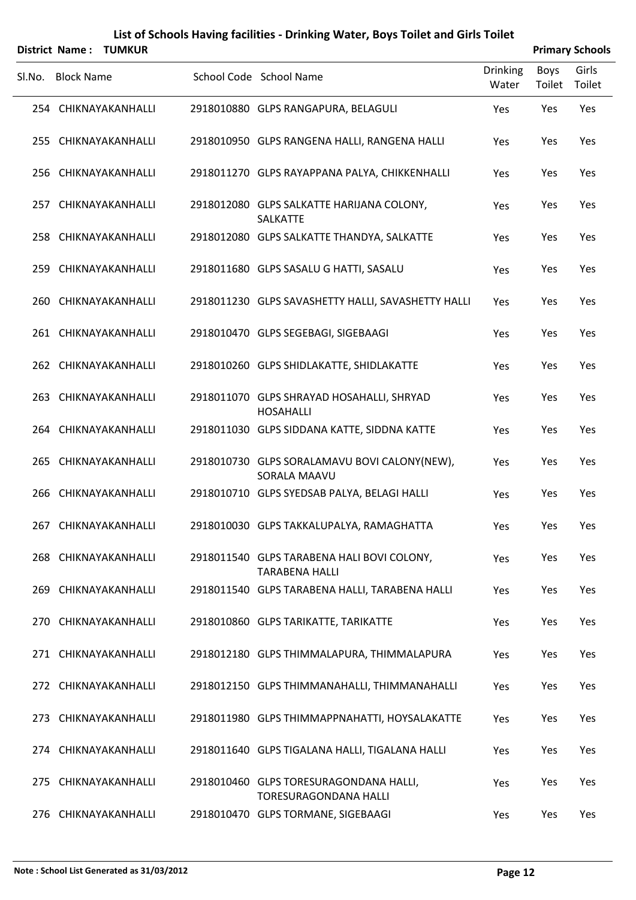# List of Schools Having facilities - Drinking Water, Boys Toilet and Girls Toilet

**District Name : TUMKUR** **Primary Schools**

| Sl.No. | Block Name | School Code | School Name | Drinking Water | Boys Toilet | Girls Toilet |
|---|---|---|---|---|---|---|
| 254 | CHIKNAYAKANHALLI | 2918010880 | GLPS RANGAPURA, BELAGULI | Yes | Yes | Yes |
| 255 | CHIKNAYAKANHALLI | 2918010950 | GLPS RANGENA HALLI, RANGENA HALLI | Yes | Yes | Yes |
| 256 | CHIKNAYAKANHALLI | 2918011270 | GLPS RAYAPPANA PALYA, CHIKKENHALLI | Yes | Yes | Yes |
| 257 | CHIKNAYAKANHALLI | 2918012080 | GLPS SALKATTE HARIJANA COLONY, SALKATTE | Yes | Yes | Yes |
| 258 | CHIKNAYAKANHALLI | 2918012080 | GLPS SALKATTE THANDYA, SALKATTE | Yes | Yes | Yes |
| 259 | CHIKNAYAKANHALLI | 2918011680 | GLPS SASALU G HATTI, SASALU | Yes | Yes | Yes |
| 260 | CHIKNAYAKANHALLI | 2918011230 | GLPS SAVASHETTY HALLI, SAVASHETTY HALLI | Yes | Yes | Yes |
| 261 | CHIKNAYAKANHALLI | 2918010470 | GLPS SEGEBAGI, SIGEBAAGI | Yes | Yes | Yes |
| 262 | CHIKNAYAKANHALLI | 2918010260 | GLPS SHIDLAKATTE, SHIDLAKATTE | Yes | Yes | Yes |
| 263 | CHIKNAYAKANHALLI | 2918011070 | GLPS SHRAYAD HOSAHALLI, SHRYAD HOSAHALLI | Yes | Yes | Yes |
| 264 | CHIKNAYAKANHALLI | 2918011030 | GLPS SIDDANA KATTE, SIDDNA KATTE | Yes | Yes | Yes |
| 265 | CHIKNAYAKANHALLI | 2918010730 | GLPS SORALAMAVU BOVI CALONY(NEW), SORALA MAAVU | Yes | Yes | Yes |
| 266 | CHIKNAYAKANHALLI | 2918010710 | GLPS SYEDSAB PALYA, BELAGI HALLI | Yes | Yes | Yes |
| 267 | CHIKNAYAKANHALLI | 2918010030 | GLPS TAKKALUPALYA, RAMAGHATTA | Yes | Yes | Yes |
| 268 | CHIKNAYAKANHALLI | 2918011540 | GLPS TARABENA HALI BOVI COLONY, TARABENA HALLI | Yes | Yes | Yes |
| 269 | CHIKNAYAKANHALLI | 2918011540 | GLPS TARABENA HALLI, TARABENA HALLI | Yes | Yes | Yes |
| 270 | CHIKNAYAKANHALLI | 2918010860 | GLPS TARIKATTE, TARIKATTE | Yes | Yes | Yes |
| 271 | CHIKNAYAKANHALLI | 2918012180 | GLPS THIMMALAPURA, THIMMALAPURA | Yes | Yes | Yes |
| 272 | CHIKNAYAKANHALLI | 2918012150 | GLPS THIMMANAHALLI, THIMMANAHALLI | Yes | Yes | Yes |
| 273 | CHIKNAYAKANHALLI | 2918011980 | GLPS THIMMAPPNAHATTI, HOYSALAKATTE | Yes | Yes | Yes |
| 274 | CHIKNAYAKANHALLI | 2918011640 | GLPS TIGALANA HALLI, TIGALANA HALLI | Yes | Yes | Yes |
| 275 | CHIKNAYAKANHALLI | 2918010460 | GLPS TORESURAGONDANA HALLI, TORESURAGONDANA HALLI | Yes | Yes | Yes |
| 276 | CHIKNAYAKANHALLI | 2918010470 | GLPS TORMANE, SIGEBAAGI | Yes | Yes | Yes |

**Note : School List Generated as 31/03/2012**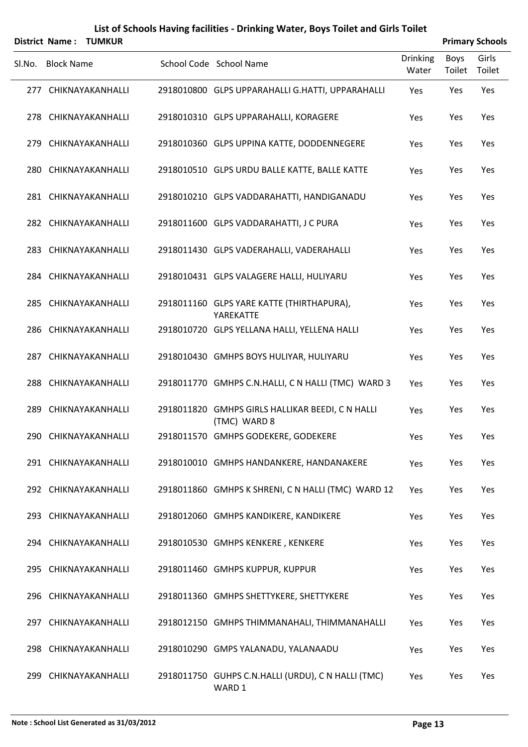# List of Schools Having facilities - Drinking Water, Boys Toilet and Girls Toilet

**District Name : TUMKUR** | **Primary Schools**

| Sl.No. | Block Name | School Code | School Name | Drinking Water | Boys Toilet | Girls Toilet |
|---|---|---|---|---|---|---|
| 277 | CHIKNAYAKANHALLI | 2918010800 | GLPS UPPARAHALLI G.HATTI, UPPARAHALLI | Yes | Yes | Yes |
| 278 | CHIKNAYAKANHALLI | 2918010310 | GLPS UPPARAHALLI, KORAGERE | Yes | Yes | Yes |
| 279 | CHIKNAYAKANHALLI | 2918010360 | GLPS UPPINA KATTE, DODDENNEGERE | Yes | Yes | Yes |
| 280 | CHIKNAYAKANHALLI | 2918010510 | GLPS URDU BALLE KATTE, BALLE KATTE | Yes | Yes | Yes |
| 281 | CHIKNAYAKANHALLI | 2918010210 | GLPS VADDARAHATTI, HANDIGANADU | Yes | Yes | Yes |
| 282 | CHIKNAYAKANHALLI | 2918011600 | GLPS VADDARAHATTI, J C PURA | Yes | Yes | Yes |
| 283 | CHIKNAYAKANHALLI | 2918011430 | GLPS VADERAHALLI, VADERAHALLI | Yes | Yes | Yes |
| 284 | CHIKNAYAKANHALLI | 2918010431 | GLPS VALAGERE HALLI, HULIYARU | Yes | Yes | Yes |
| 285 | CHIKNAYAKANHALLI | 2918011160 | GLPS YARE KATTE (THIRTHAPURA), YAREKATTE | Yes | Yes | Yes |
| 286 | CHIKNAYAKANHALLI | 2918010720 | GLPS YELLANA HALLI, YELLENA HALLI | Yes | Yes | Yes |
| 287 | CHIKNAYAKANHALLI | 2918010430 | GMHPS BOYS HULIYAR, HULIYARU | Yes | Yes | Yes |
| 288 | CHIKNAYAKANHALLI | 2918011770 | GMHPS C.N.HALLI, C N HALLI (TMC) WARD 3 | Yes | Yes | Yes |
| 289 | CHIKNAYAKANHALLI | 2918011820 | GMHPS GIRLS HALLIKAR BEEDI, C N HALLI (TMC) WARD 8 | Yes | Yes | Yes |
| 290 | CHIKNAYAKANHALLI | 2918011570 | GMHPS GODEKERE, GODEKERE | Yes | Yes | Yes |
| 291 | CHIKNAYAKANHALLI | 2918010010 | GMHPS HANDANKERE, HANDANAKERE | Yes | Yes | Yes |
| 292 | CHIKNAYAKANHALLI | 2918011860 | GMHPS K SHRENI, C N HALLI (TMC) WARD 12 | Yes | Yes | Yes |
| 293 | CHIKNAYAKANHALLI | 2918012060 | GMHPS KANDIKERE, KANDIKERE | Yes | Yes | Yes |
| 294 | CHIKNAYAKANHALLI | 2918010530 | GMHPS KENKERE , KENKERE | Yes | Yes | Yes |
| 295 | CHIKNAYAKANHALLI | 2918011460 | GMHPS KUPPUR, KUPPUR | Yes | Yes | Yes |
| 296 | CHIKNAYAKANHALLI | 2918011360 | GMHPS SHETTYKERE, SHETTYKERE | Yes | Yes | Yes |
| 297 | CHIKNAYAKANHALLI | 2918012150 | GMHPS THIMMANAHALI, THIMMANAHALLI | Yes | Yes | Yes |
| 298 | CHIKNAYAKANHALLI | 2918010290 | GMPS YALANADU, YALANAADU | Yes | Yes | Yes |
| 299 | CHIKNAYAKANHALLI | 2918011750 | GUHPS C.N.HALLI (URDU), C N HALLI (TMC) WARD 1 | Yes | Yes | Yes |

**Note : School List Generated as 31/03/2012**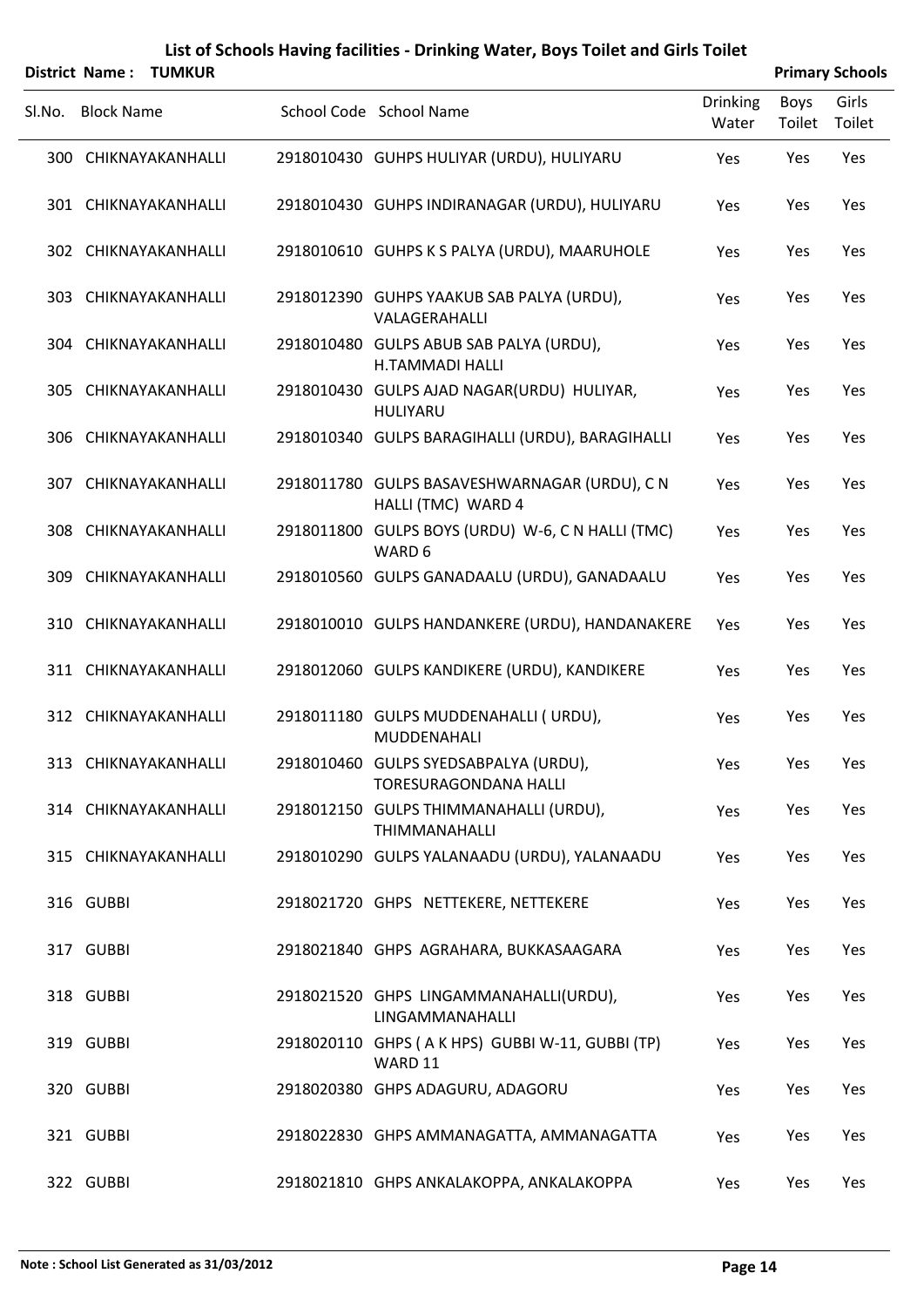# List of Schools Having facilities - Drinking Water, Boys Toilet and Girls Toilet

**District Name : TUMKUR** **Primary Schools**

| Sl.No. | Block Name | School Code | School Name | Drinking Water | Boys Toilet | Girls Toilet |
|---|---|---|---|---|---|---|
| 300 | CHIKNAYAKANHALLI | 2918010430 | GUHPS HULIYAR (URDU), HULIYARU | Yes | Yes | Yes |
| 301 | CHIKNAYAKANHALLI | 2918010430 | GUHPS INDIRANAGAR (URDU), HULIYARU | Yes | Yes | Yes |
| 302 | CHIKNAYAKANHALLI | 2918010610 | GUHPS K S PALYA (URDU), MAARUHOLE | Yes | Yes | Yes |
| 303 | CHIKNAYAKANHALLI | 2918012390 | GUHPS YAAKUB SAB PALYA (URDU), VALAGERAHALLI | Yes | Yes | Yes |
| 304 | CHIKNAYAKANHALLI | 2918010480 | GULPS ABUB SAB PALYA (URDU), H.TAMMADI HALLI | Yes | Yes | Yes |
| 305 | CHIKNAYAKANHALLI | 2918010430 | GULPS AJAD NAGAR(URDU) HULIYAR, HULIYARU | Yes | Yes | Yes |
| 306 | CHIKNAYAKANHALLI | 2918010340 | GULPS BARAGIHALLI (URDU), BARAGIHALLI | Yes | Yes | Yes |
| 307 | CHIKNAYAKANHALLI | 2918011780 | GULPS BASAVESHWARNAGAR (URDU), C N HALLI (TMC) WARD 4 | Yes | Yes | Yes |
| 308 | CHIKNAYAKANHALLI | 2918011800 | GULPS BOYS (URDU) W-6, C N HALLI (TMC) WARD 6 | Yes | Yes | Yes |
| 309 | CHIKNAYAKANHALLI | 2918010560 | GULPS GANADAALU (URDU), GANADAALU | Yes | Yes | Yes |
| 310 | CHIKNAYAKANHALLI | 2918010010 | GULPS HANDANKERE (URDU), HANDANAKERE | Yes | Yes | Yes |
| 311 | CHIKNAYAKANHALLI | 2918012060 | GULPS KANDIKERE (URDU), KANDIKERE | Yes | Yes | Yes |
| 312 | CHIKNAYAKANHALLI | 2918011180 | GULPS MUDDENAHALLI ( URDU), MUDDENAHALI | Yes | Yes | Yes |
| 313 | CHIKNAYAKANHALLI | 2918010460 | GULPS SYEDSABPALYA (URDU), TORESURAGONDANA HALLI | Yes | Yes | Yes |
| 314 | CHIKNAYAKANHALLI | 2918012150 | GULPS THIMMANAHALLI (URDU), THIMMANAHALLI | Yes | Yes | Yes |
| 315 | CHIKNAYAKANHALLI | 2918010290 | GULPS YALANAADU (URDU), YALANAADU | Yes | Yes | Yes |
| 316 | GUBBI | 2918021720 | GHPS NETTEKERE, NETTEKERE | Yes | Yes | Yes |
| 317 | GUBBI | 2918021840 | GHPS AGRAHARA, BUKKASAAGARA | Yes | Yes | Yes |
| 318 | GUBBI | 2918021520 | GHPS LINGAMMANAHALLI(URDU), LINGAMMANAHALLI | Yes | Yes | Yes |
| 319 | GUBBI | 2918020110 | GHPS ( A K HPS) GUBBI W-11, GUBBI (TP) WARD 11 | Yes | Yes | Yes |
| 320 | GUBBI | 2918020380 | GHPS ADAGURU, ADAGORU | Yes | Yes | Yes |
| 321 | GUBBI | 2918022830 | GHPS AMMANAGATTA, AMMANAGATTA | Yes | Yes | Yes |
| 322 | GUBBI | 2918021810 | GHPS ANKALAKOPPA, ANKALAKOPPA | Yes | Yes | Yes |

**Note : School List Generated as 31/03/2012**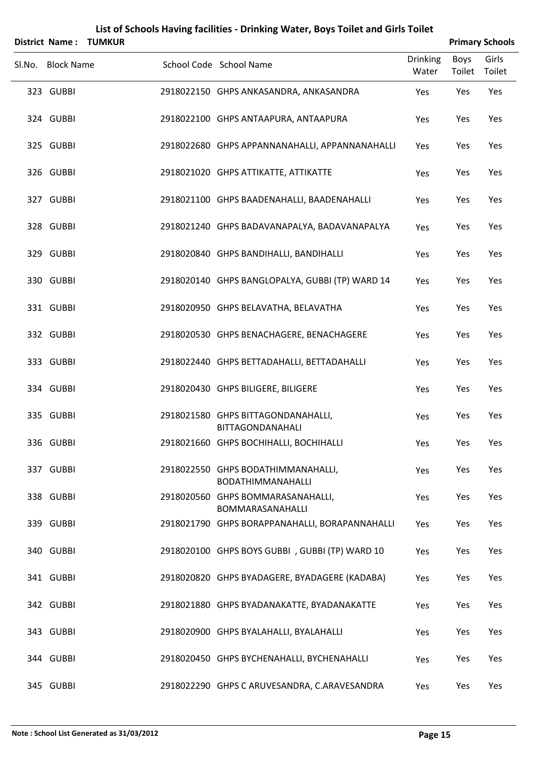# List of Schools Having facilities - Drinking Water, Boys Toilet and Girls Toilet

**District Name : TUMKUR** **Primary Schools**

| Sl.No. | Block Name | School Code | School Name | Drinking Water | Boys Toilet | Girls Toilet |
|---|---|---|---|---|---|---|
| 323 | GUBBI | 2918022150 | GHPS ANKASANDRA, ANKASANDRA | Yes | Yes | Yes |
| 324 | GUBBI | 2918022100 | GHPS ANTAAPURA, ANTAAPURA | Yes | Yes | Yes |
| 325 | GUBBI | 2918022680 | GHPS APPANNANAHALLI, APPANNANAHALLI | Yes | Yes | Yes |
| 326 | GUBBI | 2918021020 | GHPS ATTIKATTE, ATTIKATTE | Yes | Yes | Yes |
| 327 | GUBBI | 2918021100 | GHPS BAADENAHALLI, BAADENAHALLI | Yes | Yes | Yes |
| 328 | GUBBI | 2918021240 | GHPS BADAVANAPALYA, BADAVANAPALYA | Yes | Yes | Yes |
| 329 | GUBBI | 2918020840 | GHPS BANDIHALLI, BANDIHALLI | Yes | Yes | Yes |
| 330 | GUBBI | 2918020140 | GHPS BANGLOPALYA, GUBBI (TP) WARD 14 | Yes | Yes | Yes |
| 331 | GUBBI | 2918020950 | GHPS BELAVATHA, BELAVATHA | Yes | Yes | Yes |
| 332 | GUBBI | 2918020530 | GHPS BENACHAGERE, BENACHAGERE | Yes | Yes | Yes |
| 333 | GUBBI | 2918022440 | GHPS BETTADAHALLI, BETTADAHALLI | Yes | Yes | Yes |
| 334 | GUBBI | 2918020430 | GHPS BILIGERE, BILIGERE | Yes | Yes | Yes |
| 335 | GUBBI | 2918021580 | GHPS BITTAGONDANAHALLI, BITTAGONDANAHALI | Yes | Yes | Yes |
| 336 | GUBBI | 2918021660 | GHPS BOCHIHALLI, BOCHIHALLI | Yes | Yes | Yes |
| 337 | GUBBI | 2918022550 | GHPS BODATHIMMANAHALLI, BODATHIMMANAHALLI | Yes | Yes | Yes |
| 338 | GUBBI | 2918020560 | GHPS BOMMARASANAHALLI, BOMMARASANAHALLI | Yes | Yes | Yes |
| 339 | GUBBI | 2918021790 | GHPS BORAPPANAHALLI, BORAPANNAHALLI | Yes | Yes | Yes |
| 340 | GUBBI | 2918020100 | GHPS BOYS GUBBI , GUBBI (TP) WARD 10 | Yes | Yes | Yes |
| 341 | GUBBI | 2918020820 | GHPS BYADAGERE, BYADAGERE (KADABA) | Yes | Yes | Yes |
| 342 | GUBBI | 2918021880 | GHPS BYADANAKATTE, BYADANAKATTE | Yes | Yes | Yes |
| 343 | GUBBI | 2918020900 | GHPS BYALAHALLI, BYALAHALLI | Yes | Yes | Yes |
| 344 | GUBBI | 2918020450 | GHPS BYCHENAHALLI, BYCHENAHALLI | Yes | Yes | Yes |
| 345 | GUBBI | 2918022290 | GHPS C ARUVESANDRA, C.ARAVESANDRA | Yes | Yes | Yes |

**Note : School List Generated as 31/03/2012**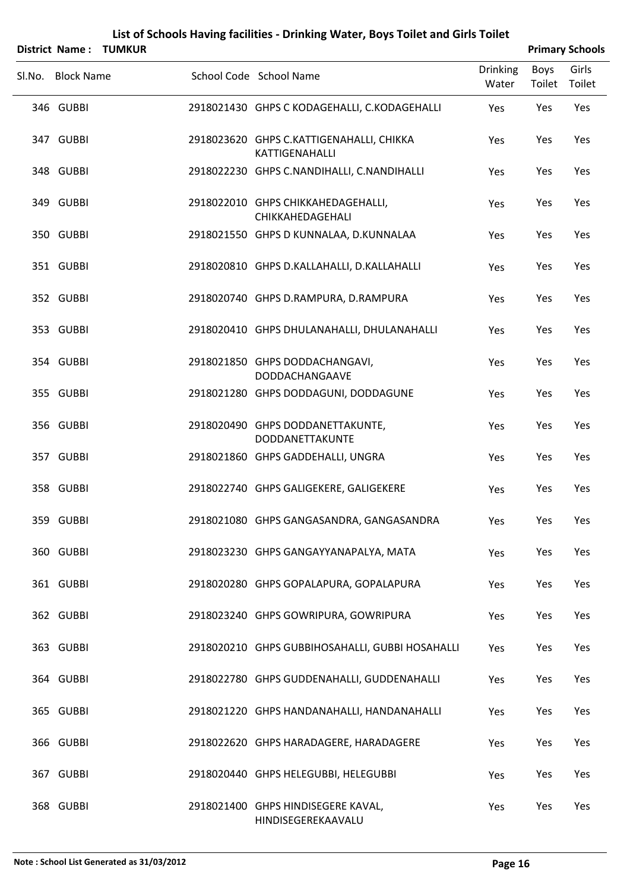# List of Schools Having facilities - Drinking Water, Boys Toilet and Girls Toilet

**District Name : TUMKUR** **Primary Schools**

| Sl.No. | Block Name | School Code | School Name | Drinking Water | Boys Toilet | Girls Toilet |
|---|---|---|---|---|---|---|
| 346 | GUBBI | 2918021430 | GHPS C KODAGEHALLI, C.KODAGEHALLI | Yes | Yes | Yes |
| 347 | GUBBI | 2918023620 | GHPS C.KATTIGENAHALLI, CHIKKA KATTIGENAHALLI | Yes | Yes | Yes |
| 348 | GUBBI | 2918022230 | GHPS C.NANDIHALLI, C.NANDIHALLI | Yes | Yes | Yes |
| 349 | GUBBI | 2918022010 | GHPS CHIKKAHEDAGEHALLI, CHIKKAHEDAGEHALI | Yes | Yes | Yes |
| 350 | GUBBI | 2918021550 | GHPS D KUNNALAA, D.KUNNALAA | Yes | Yes | Yes |
| 351 | GUBBI | 2918020810 | GHPS D.KALLAHALLI, D.KALLAHALLI | Yes | Yes | Yes |
| 352 | GUBBI | 2918020740 | GHPS D.RAMPURA, D.RAMPURA | Yes | Yes | Yes |
| 353 | GUBBI | 2918020410 | GHPS DHULANAHALLI, DHULANAHALLI | Yes | Yes | Yes |
| 354 | GUBBI | 2918021850 | GHPS DODDACHANGAVI, DODDACHANGAAVE | Yes | Yes | Yes |
| 355 | GUBBI | 2918021280 | GHPS DODDAGUNI, DODDAGUNE | Yes | Yes | Yes |
| 356 | GUBBI | 2918020490 | GHPS DODDANETTAKUNTE, DODDANETTAKUNTE | Yes | Yes | Yes |
| 357 | GUBBI | 2918021860 | GHPS GADDEHALLI, UNGRA | Yes | Yes | Yes |
| 358 | GUBBI | 2918022740 | GHPS GALIGEKERE, GALIGEKERE | Yes | Yes | Yes |
| 359 | GUBBI | 2918021080 | GHPS GANGASANDRA, GANGASANDRA | Yes | Yes | Yes |
| 360 | GUBBI | 2918023230 | GHPS GANGAYYANAPALYA, MATA | Yes | Yes | Yes |
| 361 | GUBBI | 2918020280 | GHPS GOPALAPURA, GOPALAPURA | Yes | Yes | Yes |
| 362 | GUBBI | 2918023240 | GHPS GOWRIPURA, GOWRIPURA | Yes | Yes | Yes |
| 363 | GUBBI | 2918020210 | GHPS GUBBIHOSAHALLI, GUBBI HOSAHALLI | Yes | Yes | Yes |
| 364 | GUBBI | 2918022780 | GHPS GUDDENAHALLI, GUDDENAHALLI | Yes | Yes | Yes |
| 365 | GUBBI | 2918021220 | GHPS HANDANAHALLI, HANDANAHALLI | Yes | Yes | Yes |
| 366 | GUBBI | 2918022620 | GHPS HARADAGERE, HARADAGERE | Yes | Yes | Yes |
| 367 | GUBBI | 2918020440 | GHPS HELEGUBBI, HELEGUBBI | Yes | Yes | Yes |
| 368 | GUBBI | 2918021400 | GHPS HINDISEGERE KAVAL, HINDISEGEREKAAVALU | Yes | Yes | Yes |

**Note : School List Generated as 31/03/2012**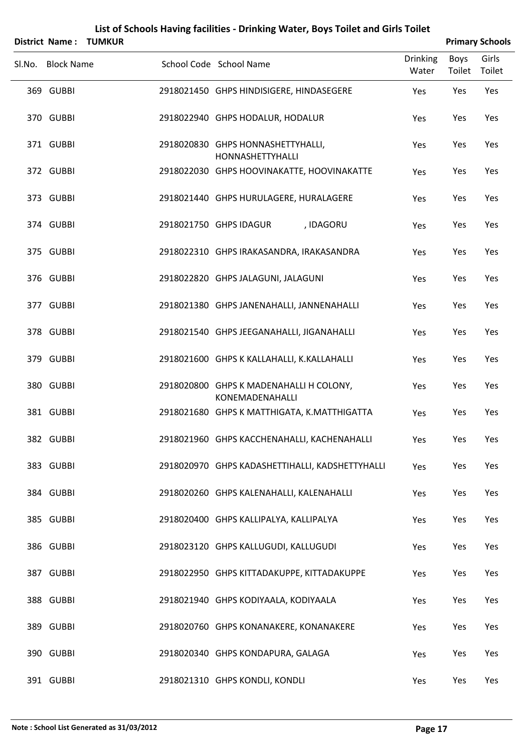# List of Schools Having facilities - Drinking Water, Boys Toilet and Girls Toilet

**District Name : TUMKUR** **Primary Schools**

| Sl.No. | Block Name | School Code | School Name | Drinking Water | Boys Toilet | Girls Toilet |
|---|---|---|---|---|---|---|
| 369 | GUBBI | 2918021450 | GHPS HINDISIGERE, HINDASEGERE | Yes | Yes | Yes |
| 370 | GUBBI | 2918022940 | GHPS HODALUR, HODALUR | Yes | Yes | Yes |
| 371 | GUBBI | 2918020830 | GHPS HONNASHETTYHALLI, HONNASHETTYHALLI | Yes | Yes | Yes |
| 372 | GUBBI | 2918022030 | GHPS HOOVINAKATTE, HOOVINAKATTE | Yes | Yes | Yes |
| 373 | GUBBI | 2918021440 | GHPS HURULAGERE, HURALAGERE | Yes | Yes | Yes |
| 374 | GUBBI | 2918021750 | GHPS IDAGUR , IDAGORU | Yes | Yes | Yes |
| 375 | GUBBI | 2918022310 | GHPS IRAKASANDRA, IRAKASANDRA | Yes | Yes | Yes |
| 376 | GUBBI | 2918022820 | GHPS JALAGUNI, JALAGUNI | Yes | Yes | Yes |
| 377 | GUBBI | 2918021380 | GHPS JANENAHALLI, JANNENAHALLI | Yes | Yes | Yes |
| 378 | GUBBI | 2918021540 | GHPS JEEGANAHALLI, JIGANAHALLI | Yes | Yes | Yes |
| 379 | GUBBI | 2918021600 | GHPS K KALLAHALLI, K.KALLAHALLI | Yes | Yes | Yes |
| 380 | GUBBI | 2918020800 | GHPS K MADENAHALLI H COLONY, KONEMADENAHALLI | Yes | Yes | Yes |
| 381 | GUBBI | 2918021680 | GHPS K MATTHIGATA, K.MATTHIGATTA | Yes | Yes | Yes |
| 382 | GUBBI | 2918021960 | GHPS KACCHENAHALLI, KACHENAHALLI | Yes | Yes | Yes |
| 383 | GUBBI | 2918020970 | GHPS KADASHETTIHALLI, KADSHETTYHALLI | Yes | Yes | Yes |
| 384 | GUBBI | 2918020260 | GHPS KALENAHALLI, KALENAHALLI | Yes | Yes | Yes |
| 385 | GUBBI | 2918020400 | GHPS KALLIPALYA, KALLIPALYA | Yes | Yes | Yes |
| 386 | GUBBI | 2918023120 | GHPS KALLUGUDI, KALLUGUDI | Yes | Yes | Yes |
| 387 | GUBBI | 2918022950 | GHPS KITTADAKUPPE, KITTADAKUPPE | Yes | Yes | Yes |
| 388 | GUBBI | 2918021940 | GHPS KODIYAALA, KODIYAALA | Yes | Yes | Yes |
| 389 | GUBBI | 2918020760 | GHPS KONANAKERE, KONANAKERE | Yes | Yes | Yes |
| 390 | GUBBI | 2918020340 | GHPS KONDAPURA, GALAGA | Yes | Yes | Yes |
| 391 | GUBBI | 2918021310 | GHPS KONDLI, KONDLI | Yes | Yes | Yes |

**Note : School List Generated as 31/03/2012**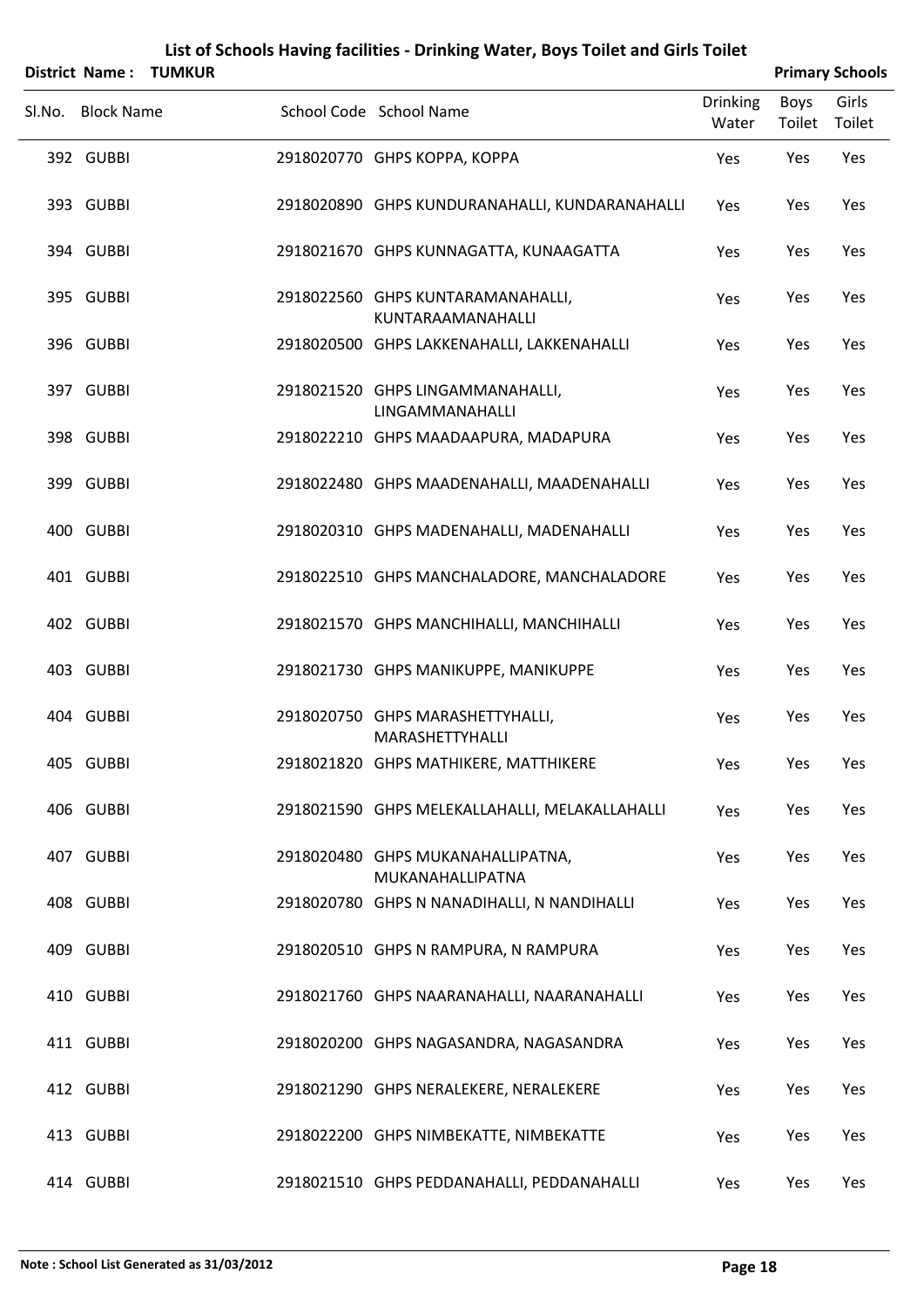# List of Schools Having facilities - Drinking Water, Boys Toilet and Girls Toilet

**District Name : TUMKUR** **Primary Schools**

| Sl.No. | Block Name | School Code | School Name | Drinking Water | Boys Toilet | Girls Toilet |
|---|---|---|---|---|---|---|
| 392 | GUBBI | 2918020770 | GHPS KOPPA, KOPPA | Yes | Yes | Yes |
| 393 | GUBBI | 2918020890 | GHPS KUNDURANAHALLI, KUNDARANAHALLI | Yes | Yes | Yes |
| 394 | GUBBI | 2918021670 | GHPS KUNNAGATTA, KUNAAGATTA | Yes | Yes | Yes |
| 395 | GUBBI | 2918022560 | GHPS KUNTARAMANAHALLI, KUNTARAAMANAHALLI | Yes | Yes | Yes |
| 396 | GUBBI | 2918020500 | GHPS LAKKENAHALLI, LAKKENAHALLI | Yes | Yes | Yes |
| 397 | GUBBI | 2918021520 | GHPS LINGAMMANAHALLI, LINGAMMANAHALLI | Yes | Yes | Yes |
| 398 | GUBBI | 2918022210 | GHPS MAADAAPURA, MADAPURA | Yes | Yes | Yes |
| 399 | GUBBI | 2918022480 | GHPS MAADENAHALLI, MAADENAHALLI | Yes | Yes | Yes |
| 400 | GUBBI | 2918020310 | GHPS MADENAHALLI, MADENAHALLI | Yes | Yes | Yes |
| 401 | GUBBI | 2918022510 | GHPS MANCHALADORE, MANCHALADORE | Yes | Yes | Yes |
| 402 | GUBBI | 2918021570 | GHPS MANCHIHALLI, MANCHIHALLI | Yes | Yes | Yes |
| 403 | GUBBI | 2918021730 | GHPS MANIKUPPE, MANIKUPPE | Yes | Yes | Yes |
| 404 | GUBBI | 2918020750 | GHPS MARASHETTYHALLI, MARASHETTYHALLI | Yes | Yes | Yes |
| 405 | GUBBI | 2918021820 | GHPS MATHIKERE, MATTHIKERE | Yes | Yes | Yes |
| 406 | GUBBI | 2918021590 | GHPS MELEKALLAHALLI, MELAKALLAHALLI | Yes | Yes | Yes |
| 407 | GUBBI | 2918020480 | GHPS MUKANAHALLIPATNA, MUKANAHALLIPATNA | Yes | Yes | Yes |
| 408 | GUBBI | 2918020780 | GHPS N NANADIHALLI, N NANDIHALLI | Yes | Yes | Yes |
| 409 | GUBBI | 2918020510 | GHPS N RAMPURA, N RAMPURA | Yes | Yes | Yes |
| 410 | GUBBI | 2918021760 | GHPS NAARANAHALLI, NAARANAHALLI | Yes | Yes | Yes |
| 411 | GUBBI | 2918020200 | GHPS NAGASANDRA, NAGASANDRA | Yes | Yes | Yes |
| 412 | GUBBI | 2918021290 | GHPS NERALEKERE, NERALEKERE | Yes | Yes | Yes |
| 413 | GUBBI | 2918022200 | GHPS NIMBEKATTE, NIMBEKATTE | Yes | Yes | Yes |
| 414 | GUBBI | 2918021510 | GHPS PEDDANAHALLI, PEDDANAHALLI | Yes | Yes | Yes |

**Note : School List Generated as 31/03/2012**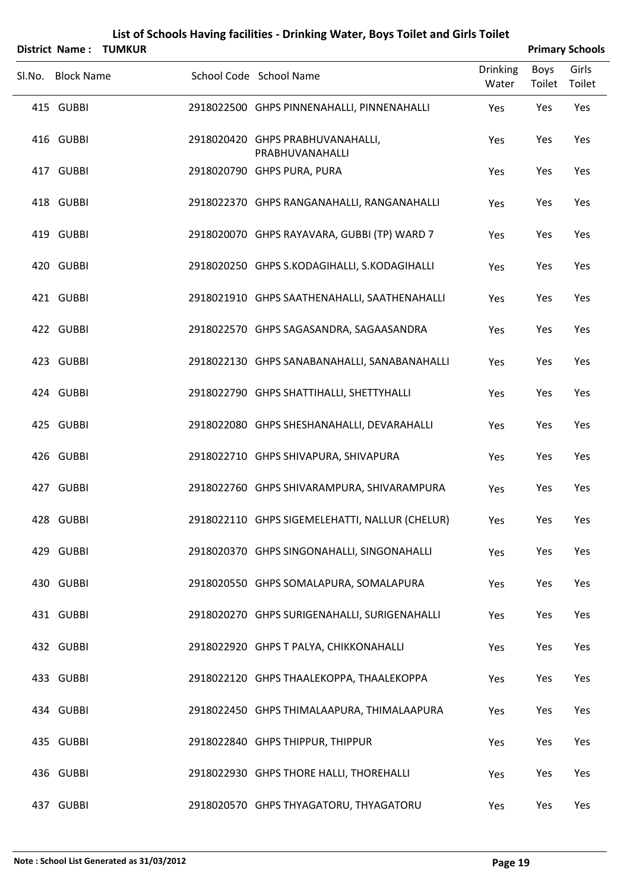# List of Schools Having facilities - Drinking Water, Boys Toilet and Girls Toilet

**District Name : TUMKUR** **Primary Schools**

| Sl.No. | Block Name | School Code | School Name | Drinking Water | Boys Toilet | Girls Toilet |
|---|---|---|---|---|---|---|
| 415 | GUBBI | 2918022500 | GHPS PINNENAHALLI, PINNENAHALLI | Yes | Yes | Yes |
| 416 | GUBBI | 2918020420 | GHPS PRABHUVANAHALLI, PRABHUVANAHALLI | Yes | Yes | Yes |
| 417 | GUBBI | 2918020790 | GHPS PURA, PURA | Yes | Yes | Yes |
| 418 | GUBBI | 2918022370 | GHPS RANGANAHALLI, RANGANAHALLI | Yes | Yes | Yes |
| 419 | GUBBI | 2918020070 | GHPS RAYAVARA, GUBBI (TP) WARD 7 | Yes | Yes | Yes |
| 420 | GUBBI | 2918020250 | GHPS S.KODAGIHALLI, S.KODAGIHALLI | Yes | Yes | Yes |
| 421 | GUBBI | 2918021910 | GHPS SAATHENAHALLI, SAATHENAHALLI | Yes | Yes | Yes |
| 422 | GUBBI | 2918022570 | GHPS SAGASANDRA, SAGAASANDRA | Yes | Yes | Yes |
| 423 | GUBBI | 2918022130 | GHPS SANABANAHALLI, SANABANAHALLI | Yes | Yes | Yes |
| 424 | GUBBI | 2918022790 | GHPS SHATTIHALLI, SHETTYHALLI | Yes | Yes | Yes |
| 425 | GUBBI | 2918022080 | GHPS SHESHANAHALLI, DEVARAHALLI | Yes | Yes | Yes |
| 426 | GUBBI | 2918022710 | GHPS SHIVAPURA, SHIVAPURA | Yes | Yes | Yes |
| 427 | GUBBI | 2918022760 | GHPS SHIVARAMPURA, SHIVARAMPURA | Yes | Yes | Yes |
| 428 | GUBBI | 2918022110 | GHPS SIGEMELEHATTI, NALLUR (CHELUR) | Yes | Yes | Yes |
| 429 | GUBBI | 2918020370 | GHPS SINGONAHALLI, SINGONAHALLI | Yes | Yes | Yes |
| 430 | GUBBI | 2918020550 | GHPS SOMALAPURA, SOMALAPURA | Yes | Yes | Yes |
| 431 | GUBBI | 2918020270 | GHPS SURIGENAHALLI, SURIGENAHALLI | Yes | Yes | Yes |
| 432 | GUBBI | 2918022920 | GHPS T PALYA, CHIKKONAHALLI | Yes | Yes | Yes |
| 433 | GUBBI | 2918022120 | GHPS THAALEKOPPA, THAALEKOPPA | Yes | Yes | Yes |
| 434 | GUBBI | 2918022450 | GHPS THIMALAAPURA, THIMALAAPURA | Yes | Yes | Yes |
| 435 | GUBBI | 2918022840 | GHPS THIPPUR, THIPPUR | Yes | Yes | Yes |
| 436 | GUBBI | 2918022930 | GHPS THORE HALLI, THOREHALLI | Yes | Yes | Yes |
| 437 | GUBBI | 2918020570 | GHPS THYAGATORU, THYAGATORU | Yes | Yes | Yes |

**Note : School List Generated as 31/03/2012**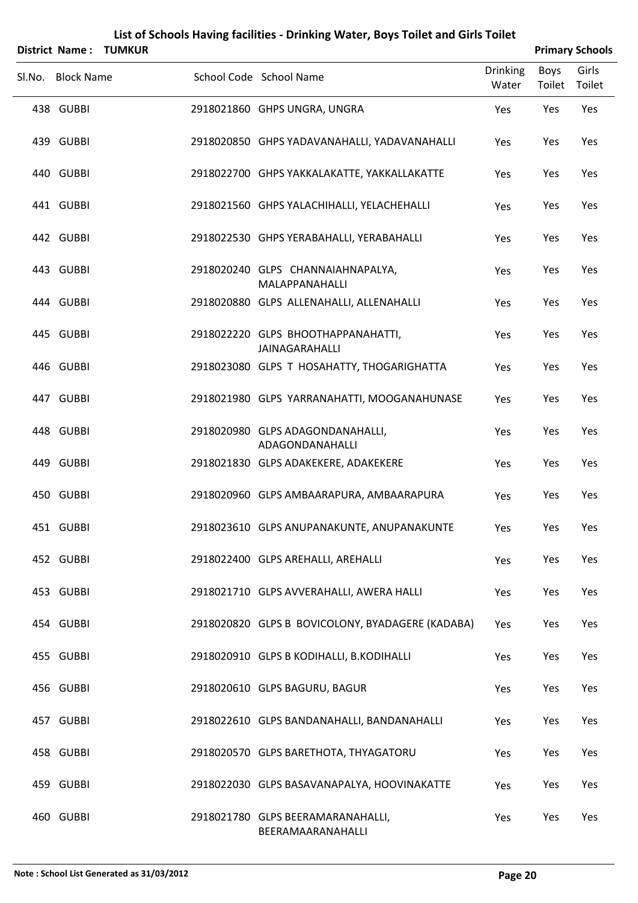# List of Schools Having facilities - Drinking Water, Boys Toilet and Girls Toilet

**District Name : TUMKUR** **Primary Schools**

| Sl.No. | Block Name | School Code | School Name | Drinking Water | Boys Toilet | Girls Toilet |
|---|---|---|---|---|---|---|
| 438 | GUBBI | 2918021860 | GHPS UNGRA, UNGRA | Yes | Yes | Yes |
| 439 | GUBBI | 2918020850 | GHPS YADAVANAHALLI, YADAVANAHALLI | Yes | Yes | Yes |
| 440 | GUBBI | 2918022700 | GHPS YAKKALAKATTE, YAKKALLAKATTE | Yes | Yes | Yes |
| 441 | GUBBI | 2918021560 | GHPS YALACHIHALLI, YELACHEHALLI | Yes | Yes | Yes |
| 442 | GUBBI | 2918022530 | GHPS YERABAHALLI, YERABAHALLI | Yes | Yes | Yes |
| 443 | GUBBI | 2918020240 | GLPS CHANNAIAHNAPALYA, MALAPPANAHALLI | Yes | Yes | Yes |
| 444 | GUBBI | 2918020880 | GLPS ALLENAHALLI, ALLENAHALLI | Yes | Yes | Yes |
| 445 | GUBBI | 2918022220 | GLPS BHOOTHAPPANAHATTI, JAINAGARAHALLI | Yes | Yes | Yes |
| 446 | GUBBI | 2918023080 | GLPS T HOSAHATTY, THOGARIGHATTA | Yes | Yes | Yes |
| 447 | GUBBI | 2918021980 | GLPS YARRANAHATTI, MOOGANAHUNASE | Yes | Yes | Yes |
| 448 | GUBBI | 2918020980 | GLPS ADAGONDANAHALLI, ADAGONDANAHALLI | Yes | Yes | Yes |
| 449 | GUBBI | 2918021830 | GLPS ADAKEKERE, ADAKEKERE | Yes | Yes | Yes |
| 450 | GUBBI | 2918020960 | GLPS AMBAARAPURA, AMBAARAPURA | Yes | Yes | Yes |
| 451 | GUBBI | 2918023610 | GLPS ANUPANAKUNTE, ANUPANAKUNTE | Yes | Yes | Yes |
| 452 | GUBBI | 2918022400 | GLPS AREHALLI, AREHALLI | Yes | Yes | Yes |
| 453 | GUBBI | 2918021710 | GLPS AVVERAHALLI, AWERA HALLI | Yes | Yes | Yes |
| 454 | GUBBI | 2918020820 | GLPS B BOVICOLONY, BYADAGERE (KADABA) | Yes | Yes | Yes |
| 455 | GUBBI | 2918020910 | GLPS B KODIHALLI, B.KODIHALLI | Yes | Yes | Yes |
| 456 | GUBBI | 2918020610 | GLPS BAGURU, BAGUR | Yes | Yes | Yes |
| 457 | GUBBI | 2918022610 | GLPS BANDANAHALLI, BANDANAHALLI | Yes | Yes | Yes |
| 458 | GUBBI | 2918020570 | GLPS BARETHOTA, THYAGATORU | Yes | Yes | Yes |
| 459 | GUBBI | 2918022030 | GLPS BASAVANAPALYA, HOOVINAKATTE | Yes | Yes | Yes |
| 460 | GUBBI | 2918021780 | GLPS BEERAMARANAHALLI, BEERAMAARANAHALLI | Yes | Yes | Yes |

**Note : School List Generated as 31/03/2012**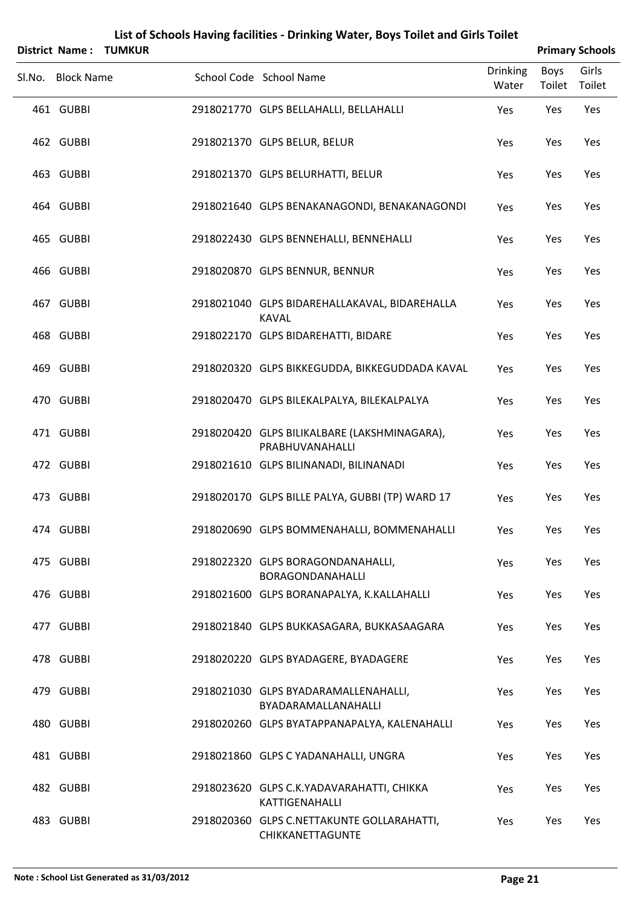# List of Schools Having facilities - Drinking Water, Boys Toilet and Girls Toilet

**District Name : TUMKUR** **Primary Schools**

| Sl.No. | Block Name | School Code | School Name | Drinking Water | Boys Toilet | Girls Toilet |
|---|---|---|---|---|---|---|
| 461 | GUBBI | 2918021770 | GLPS BELLAHALLI, BELLAHALLI | Yes | Yes | Yes |
| 462 | GUBBI | 2918021370 | GLPS BELUR, BELUR | Yes | Yes | Yes |
| 463 | GUBBI | 2918021370 | GLPS BELURHATTI, BELUR | Yes | Yes | Yes |
| 464 | GUBBI | 2918021640 | GLPS BENAKANAGONDI, BENAKANAGONDI | Yes | Yes | Yes |
| 465 | GUBBI | 2918022430 | GLPS BENNEHALLI, BENNEHALLI | Yes | Yes | Yes |
| 466 | GUBBI | 2918020870 | GLPS BENNUR, BENNUR | Yes | Yes | Yes |
| 467 | GUBBI | 2918021040 | GLPS BIDAREHALLAKAVAL, BIDAREHALLA KAVAL | Yes | Yes | Yes |
| 468 | GUBBI | 2918022170 | GLPS BIDAREHATTI, BIDARE | Yes | Yes | Yes |
| 469 | GUBBI | 2918020320 | GLPS BIKKEGUDDA, BIKKEGUDDADA KAVAL | Yes | Yes | Yes |
| 470 | GUBBI | 2918020470 | GLPS BILEKALPALYA, BILEKALPALYA | Yes | Yes | Yes |
| 471 | GUBBI | 2918020420 | GLPS BILIKALBARE (LAKSHMINAGARA), PRABHUVANAHALLI | Yes | Yes | Yes |
| 472 | GUBBI | 2918021610 | GLPS BILINANADI, BILINANADI | Yes | Yes | Yes |
| 473 | GUBBI | 2918020170 | GLPS BILLE PALYA, GUBBI (TP) WARD 17 | Yes | Yes | Yes |
| 474 | GUBBI | 2918020690 | GLPS BOMMENAHALLI, BOMMENAHALLI | Yes | Yes | Yes |
| 475 | GUBBI | 2918022320 | GLPS BORAGONDANAHALLI, BORAGONDANAHALLI | Yes | Yes | Yes |
| 476 | GUBBI | 2918021600 | GLPS BORANAPALYA, K.KALLAHALLI | Yes | Yes | Yes |
| 477 | GUBBI | 2918021840 | GLPS BUKKASAGARA, BUKKASAAGARA | Yes | Yes | Yes |
| 478 | GUBBI | 2918020220 | GLPS BYADAGERE, BYADAGERE | Yes | Yes | Yes |
| 479 | GUBBI | 2918021030 | GLPS BYADARAMALLENAHALLI, BYADARAMALLANAHALLI | Yes | Yes | Yes |
| 480 | GUBBI | 2918020260 | GLPS BYATAPPANAPALYA, KALENAHALLI | Yes | Yes | Yes |
| 481 | GUBBI | 2918021860 | GLPS C YADANAHALLI, UNGRA | Yes | Yes | Yes |
| 482 | GUBBI | 2918023620 | GLPS C.K.YADAVARAHATTI, CHIKKA KATTIGENAHALLI | Yes | Yes | Yes |
| 483 | GUBBI | 2918020360 | GLPS C.NETTAKUNTE GOLLARAHATTI, CHIKKANETTAGUNTE | Yes | Yes | Yes |

**Note : School List Generated as 31/03/2012**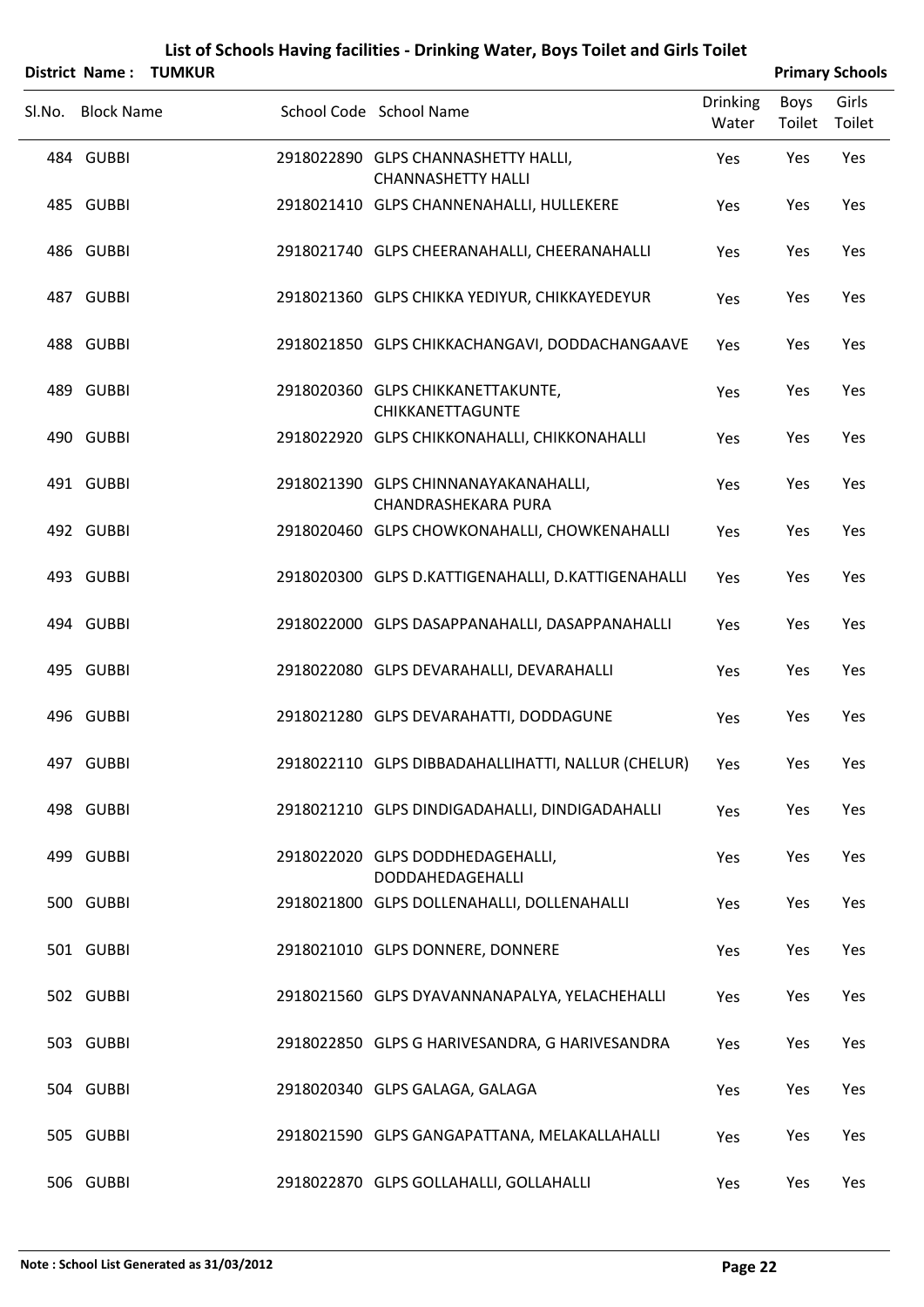# List of Schools Having facilities - Drinking Water, Boys Toilet and Girls Toilet

**District Name : TUMKUR** **Primary Schools**

| Sl.No. | Block Name | School Code | School Name | Drinking Water | Boys Toilet | Girls Toilet |
|---|---|---|---|---|---|---|
| 484 | GUBBI | 2918022890 | GLPS CHANNASHETTY HALLI, CHANNASHETTY HALLI | Yes | Yes | Yes |
| 485 | GUBBI | 2918021410 | GLPS CHANNENAHALLI, HULLEKERE | Yes | Yes | Yes |
| 486 | GUBBI | 2918021740 | GLPS CHEERANAHALLI, CHEERANAHALLI | Yes | Yes | Yes |
| 487 | GUBBI | 2918021360 | GLPS CHIKKA YEDIYUR, CHIKKAYEDEYUR | Yes | Yes | Yes |
| 488 | GUBBI | 2918021850 | GLPS CHIKKACHANGAVI, DODDACHANGAAVE | Yes | Yes | Yes |
| 489 | GUBBI | 2918020360 | GLPS CHIKKANETTAKUNTE, CHIKKANETTAGUNTE | Yes | Yes | Yes |
| 490 | GUBBI | 2918022920 | GLPS CHIKKONAHALLI, CHIKKONAHALLI | Yes | Yes | Yes |
| 491 | GUBBI | 2918021390 | GLPS CHINNANAYAKANAHALLI, CHANDRASHEKARA PURA | Yes | Yes | Yes |
| 492 | GUBBI | 2918020460 | GLPS CHOWKONAHALLI, CHOWKENAHALLI | Yes | Yes | Yes |
| 493 | GUBBI | 2918020300 | GLPS D.KATTIGENAHALLI, D.KATTIGENAHALLI | Yes | Yes | Yes |
| 494 | GUBBI | 2918022000 | GLPS DASAPPANAHALLI, DASAPPANAHALLI | Yes | Yes | Yes |
| 495 | GUBBI | 2918022080 | GLPS DEVARAHALLI, DEVARAHALLI | Yes | Yes | Yes |
| 496 | GUBBI | 2918021280 | GLPS DEVARAHATTI, DODDAGUNE | Yes | Yes | Yes |
| 497 | GUBBI | 2918022110 | GLPS DIBBADAHALLIHATTI, NALLUR (CHELUR) | Yes | Yes | Yes |
| 498 | GUBBI | 2918021210 | GLPS DINDIGADAHALLI, DINDIGADAHALLI | Yes | Yes | Yes |
| 499 | GUBBI | 2918022020 | GLPS DODDHEDAGEHALLI, DODDAHEDAGEHALLI | Yes | Yes | Yes |
| 500 | GUBBI | 2918021800 | GLPS DOLLENAHALLI, DOLLENAHALLI | Yes | Yes | Yes |
| 501 | GUBBI | 2918021010 | GLPS DONNERE, DONNERE | Yes | Yes | Yes |
| 502 | GUBBI | 2918021560 | GLPS DYAVANNANAPALYA, YELACHEHALLI | Yes | Yes | Yes |
| 503 | GUBBI | 2918022850 | GLPS G HARIVESANDRA, G HARIVESANDRA | Yes | Yes | Yes |
| 504 | GUBBI | 2918020340 | GLPS GALAGA, GALAGA | Yes | Yes | Yes |
| 505 | GUBBI | 2918021590 | GLPS GANGAPATTANA, MELAKALLAHALLI | Yes | Yes | Yes |
| 506 | GUBBI | 2918022870 | GLPS GOLLAHALLI, GOLLAHALLI | Yes | Yes | Yes |

**Note : School List Generated as 31/03/2012**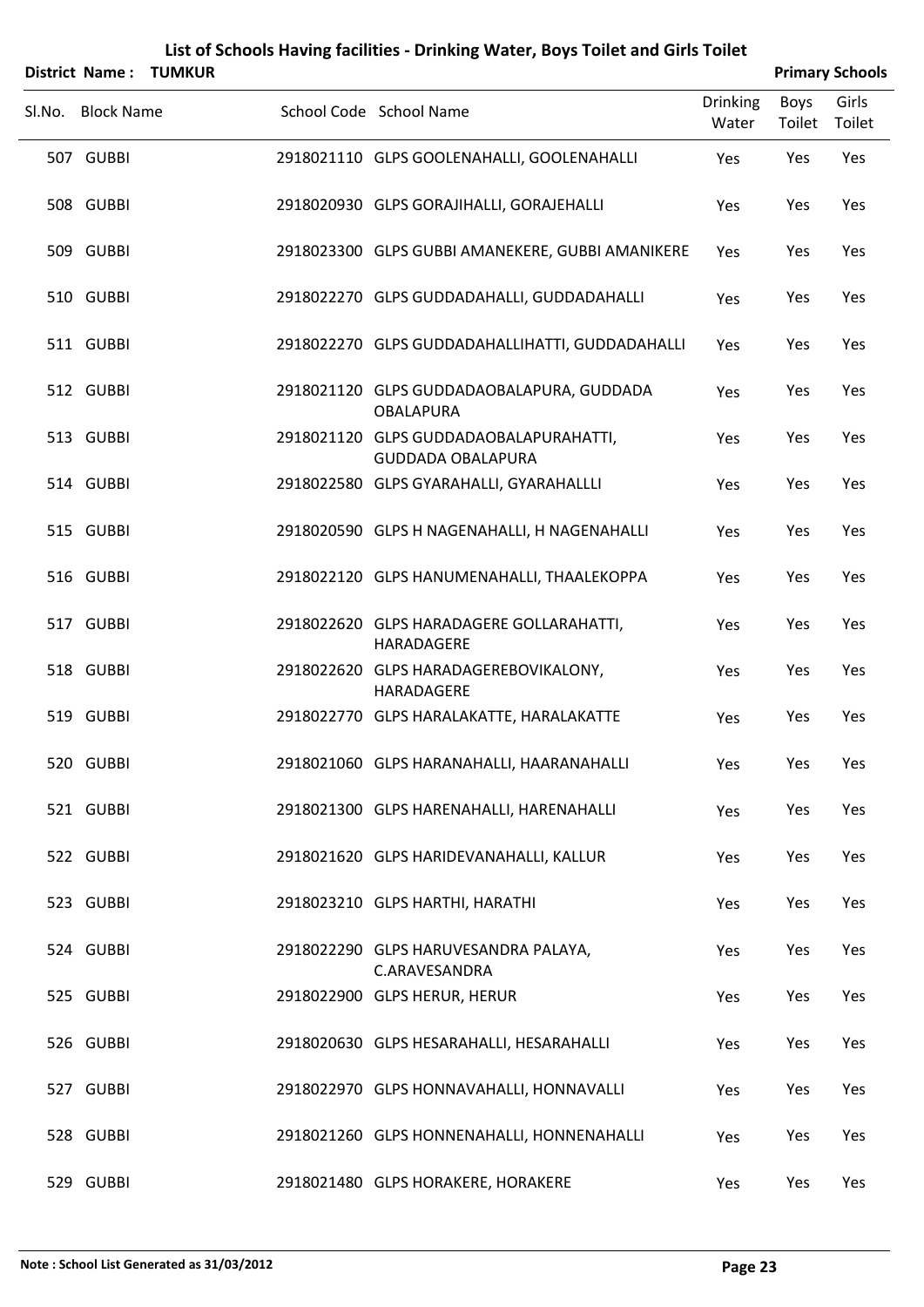# List of Schools Having facilities - Drinking Water, Boys Toilet and Girls Toilet

**District Name : TUMKUR** **Primary Schools**

| Sl.No. | Block Name | School Code | School Name | Drinking Water | Boys Toilet | Girls Toilet |
|---|---|---|---|---|---|---|
| 507 | GUBBI | 2918021110 | GLPS GOOLENAHALLI, GOOLENAHALLI | Yes | Yes | Yes |
| 508 | GUBBI | 2918020930 | GLPS GORAJIHALLI, GORAJEHALLI | Yes | Yes | Yes |
| 509 | GUBBI | 2918023300 | GLPS GUBBI AMANEKERE, GUBBI AMANIKERE | Yes | Yes | Yes |
| 510 | GUBBI | 2918022270 | GLPS GUDDADAHALLI, GUDDADAHALLI | Yes | Yes | Yes |
| 511 | GUBBI | 2918022270 | GLPS GUDDADAHALLIHATTI, GUDDADAHALLI | Yes | Yes | Yes |
| 512 | GUBBI | 2918021120 | GLPS GUDDADAOBALAPURA, GUDDADA OBALAPURA | Yes | Yes | Yes |
| 513 | GUBBI | 2918021120 | GLPS GUDDADAOBALAPURAHATTI, GUDDADA OBALAPURA | Yes | Yes | Yes |
| 514 | GUBBI | 2918022580 | GLPS GYARAHALLI, GYARAHALLLI | Yes | Yes | Yes |
| 515 | GUBBI | 2918020590 | GLPS H NAGENAHALLI, H NAGENAHALLI | Yes | Yes | Yes |
| 516 | GUBBI | 2918022120 | GLPS HANUMENAHALLI, THAALEKOPPA | Yes | Yes | Yes |
| 517 | GUBBI | 2918022620 | GLPS HARADAGERE GOLLARAHATTI, HARADAGERE | Yes | Yes | Yes |
| 518 | GUBBI | 2918022620 | GLPS HARADAGEREBOVIKALONY, HARADAGERE | Yes | Yes | Yes |
| 519 | GUBBI | 2918022770 | GLPS HARALAKATTE, HARALAKATTE | Yes | Yes | Yes |
| 520 | GUBBI | 2918021060 | GLPS HARANAHALLI, HAARANAHALLI | Yes | Yes | Yes |
| 521 | GUBBI | 2918021300 | GLPS HARENAHALLI, HARENAHALLI | Yes | Yes | Yes |
| 522 | GUBBI | 2918021620 | GLPS HARIDEVANAHALLI, KALLUR | Yes | Yes | Yes |
| 523 | GUBBI | 2918023210 | GLPS HARTHI, HARATHI | Yes | Yes | Yes |
| 524 | GUBBI | 2918022290 | GLPS HARUVESANDRA PALAYA, C.ARAVESANDRA | Yes | Yes | Yes |
| 525 | GUBBI | 2918022900 | GLPS HERUR, HERUR | Yes | Yes | Yes |
| 526 | GUBBI | 2918020630 | GLPS HESARAHALLI, HESARAHALLI | Yes | Yes | Yes |
| 527 | GUBBI | 2918022970 | GLPS HONNAVAHALLI, HONNAVALLI | Yes | Yes | Yes |
| 528 | GUBBI | 2918021260 | GLPS HONNENAHALLI, HONNENAHALLI | Yes | Yes | Yes |
| 529 | GUBBI | 2918021480 | GLPS HORAKERE, HORAKERE | Yes | Yes | Yes |

**Note : School List Generated as 31/03/2012**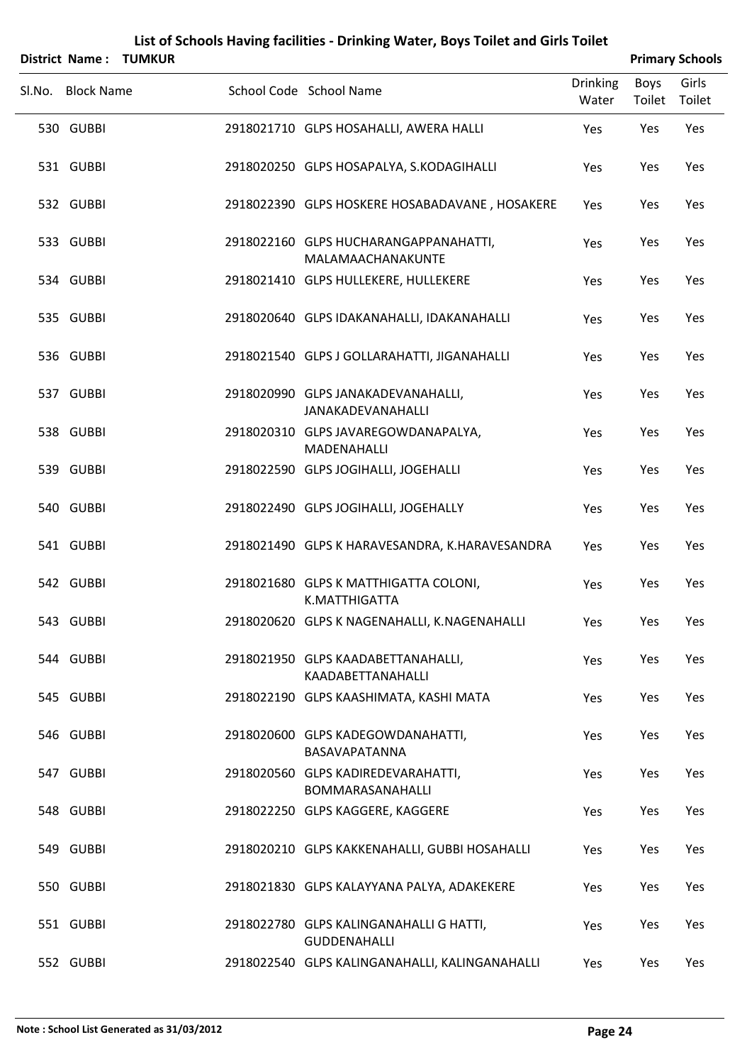# List of Schools Having facilities - Drinking Water, Boys Toilet and Girls Toilet

**District Name : TUMKUR** **Primary Schools**

| Sl.No. | Block Name | School Code | School Name | Drinking Water | Boys Toilet | Girls Toilet |
|---|---|---|---|---|---|---|
| 530 | GUBBI | 2918021710 | GLPS HOSAHALLI, AWERA HALLI | Yes | Yes | Yes |
| 531 | GUBBI | 2918020250 | GLPS HOSAPALYA, S.KODAGIHALLI | Yes | Yes | Yes |
| 532 | GUBBI | 2918022390 | GLPS HOSKERE HOSABADAVANE , HOSAKERE | Yes | Yes | Yes |
| 533 | GUBBI | 2918022160 | GLPS HUCHARANGAPPANAHATTI, MALAMAACHANAKUNTE | Yes | Yes | Yes |
| 534 | GUBBI | 2918021410 | GLPS HULLEKERE, HULLEKERE | Yes | Yes | Yes |
| 535 | GUBBI | 2918020640 | GLPS IDAKANAHALLI, IDAKANAHALLI | Yes | Yes | Yes |
| 536 | GUBBI | 2918021540 | GLPS J GOLLARAHATTI, JIGANAHALLI | Yes | Yes | Yes |
| 537 | GUBBI | 2918020990 | GLPS JANAKADEVANAHALLI, JANAKADEVANAHALLI | Yes | Yes | Yes |
| 538 | GUBBI | 2918020310 | GLPS JAVAREGOWDANAPALYA, MADENAHALLI | Yes | Yes | Yes |
| 539 | GUBBI | 2918022590 | GLPS JOGIHALLI, JOGEHALLI | Yes | Yes | Yes |
| 540 | GUBBI | 2918022490 | GLPS JOGIHALLI, JOGEHALLY | Yes | Yes | Yes |
| 541 | GUBBI | 2918021490 | GLPS K HARAVESANDRA, K.HARAVESANDRA | Yes | Yes | Yes |
| 542 | GUBBI | 2918021680 | GLPS K MATTHIGATTA COLONI, K.MATTHIGATTA | Yes | Yes | Yes |
| 543 | GUBBI | 2918020620 | GLPS K NAGENAHALLI, K.NAGENAHALLI | Yes | Yes | Yes |
| 544 | GUBBI | 2918021950 | GLPS KAADABETTANAHALLI, KAADABETTANAHALLI | Yes | Yes | Yes |
| 545 | GUBBI | 2918022190 | GLPS KAASHIMATA, KASHI MATA | Yes | Yes | Yes |
| 546 | GUBBI | 2918020600 | GLPS KADEGOWDANAHATTI, BASAVAPATANNA | Yes | Yes | Yes |
| 547 | GUBBI | 2918020560 | GLPS KADIREDEVARAHATTI, BOMMARASANAHALLI | Yes | Yes | Yes |
| 548 | GUBBI | 2918022250 | GLPS KAGGERE, KAGGERE | Yes | Yes | Yes |
| 549 | GUBBI | 2918020210 | GLPS KAKKENAHALLI, GUBBI HOSAHALLI | Yes | Yes | Yes |
| 550 | GUBBI | 2918021830 | GLPS KALAYYANA PALYA, ADAKEKERE | Yes | Yes | Yes |
| 551 | GUBBI | 2918022780 | GLPS KALINGANAHALLI G HATTI, GUDDENAHALLI | Yes | Yes | Yes |
| 552 | GUBBI | 2918022540 | GLPS KALINGANAHALLI, KALINGANAHALLI | Yes | Yes | Yes |

**Note : School List Generated as 31/03/2012**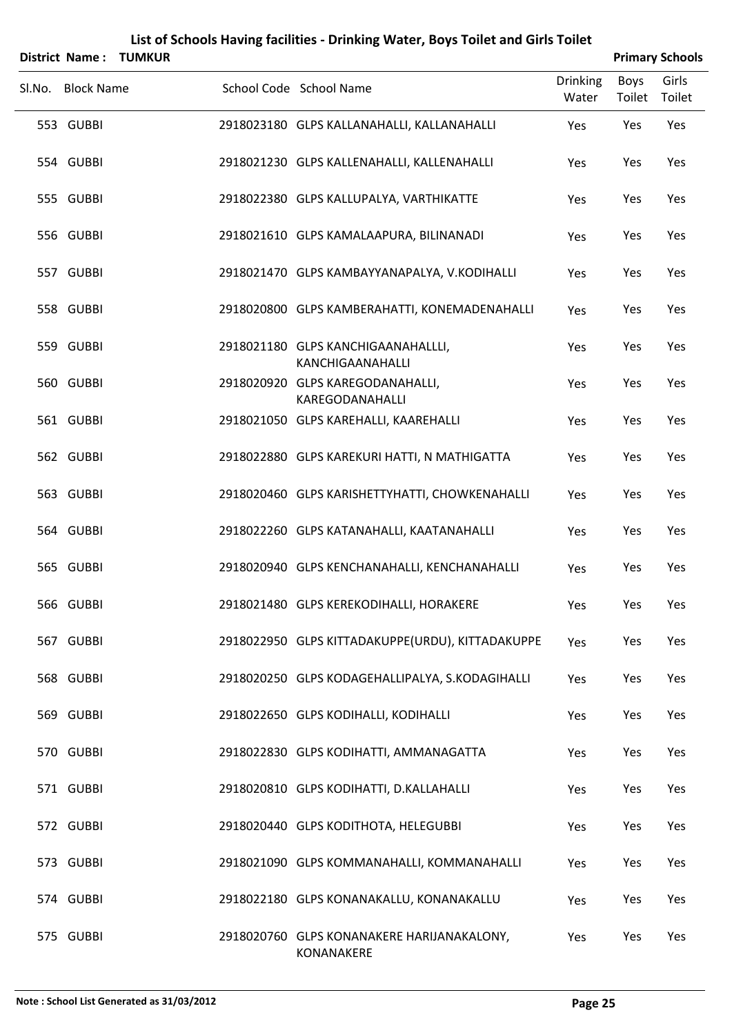# List of Schools Having facilities - Drinking Water, Boys Toilet and Girls Toilet

**District Name : TUMKUR** **Primary Schools**

| Sl.No. | Block Name | School Code | School Name | Drinking Water | Boys Toilet | Girls Toilet |
|---|---|---|---|---|---|---|
| 553 | GUBBI | 2918023180 | GLPS KALLANAHALLI, KALLANAHALLI | Yes | Yes | Yes |
| 554 | GUBBI | 2918021230 | GLPS KALLENAHALLI, KALLENAHALLI | Yes | Yes | Yes |
| 555 | GUBBI | 2918022380 | GLPS KALLUPALYA, VARTHIKATTE | Yes | Yes | Yes |
| 556 | GUBBI | 2918021610 | GLPS KAMALAAPURA, BILINANADI | Yes | Yes | Yes |
| 557 | GUBBI | 2918021470 | GLPS KAMBAYYANAPALYA, V.KODIHALLI | Yes | Yes | Yes |
| 558 | GUBBI | 2918020800 | GLPS KAMBERAHATTI, KONEMADENAHALLI | Yes | Yes | Yes |
| 559 | GUBBI | 2918021180 | GLPS KANCHIGAANAHALLLI, KANCHIGAANAHALLI | Yes | Yes | Yes |
| 560 | GUBBI | 2918020920 | GLPS KAREGODANAHALLI, KAREGODANAHALLI | Yes | Yes | Yes |
| 561 | GUBBI | 2918021050 | GLPS KAREHALLI, KAAREHALLI | Yes | Yes | Yes |
| 562 | GUBBI | 2918022880 | GLPS KAREKURI HATTI, N MATHIGATTA | Yes | Yes | Yes |
| 563 | GUBBI | 2918020460 | GLPS KARISHETTYHATTI, CHOWKENAHALLI | Yes | Yes | Yes |
| 564 | GUBBI | 2918022260 | GLPS KATANAHALLI, KAATANAHALLI | Yes | Yes | Yes |
| 565 | GUBBI | 2918020940 | GLPS KENCHANAHALLI, KENCHANAHALLI | Yes | Yes | Yes |
| 566 | GUBBI | 2918021480 | GLPS KEREKODIHALLI, HORAKERE | Yes | Yes | Yes |
| 567 | GUBBI | 2918022950 | GLPS KITTADAKUPPE(URDU), KITTADAKUPPE | Yes | Yes | Yes |
| 568 | GUBBI | 2918020250 | GLPS KODAGEHALLIPALYA, S.KODAGIHALLI | Yes | Yes | Yes |
| 569 | GUBBI | 2918022650 | GLPS KODIHALLI, KODIHALLI | Yes | Yes | Yes |
| 570 | GUBBI | 2918022830 | GLPS KODIHATTI, AMMANAGATTA | Yes | Yes | Yes |
| 571 | GUBBI | 2918020810 | GLPS KODIHATTI, D.KALLAHALLI | Yes | Yes | Yes |
| 572 | GUBBI | 2918020440 | GLPS KODITHOTA, HELEGUBBI | Yes | Yes | Yes |
| 573 | GUBBI | 2918021090 | GLPS KOMMANAHALLI, KOMMANAHALLI | Yes | Yes | Yes |
| 574 | GUBBI | 2918022180 | GLPS KONANAKALLU, KONANAKALLU | Yes | Yes | Yes |
| 575 | GUBBI | 2918020760 | GLPS KONANAKERE HARIJANAKALONY, KONANAKERE | Yes | Yes | Yes |

**Note : School List Generated as 31/03/2012**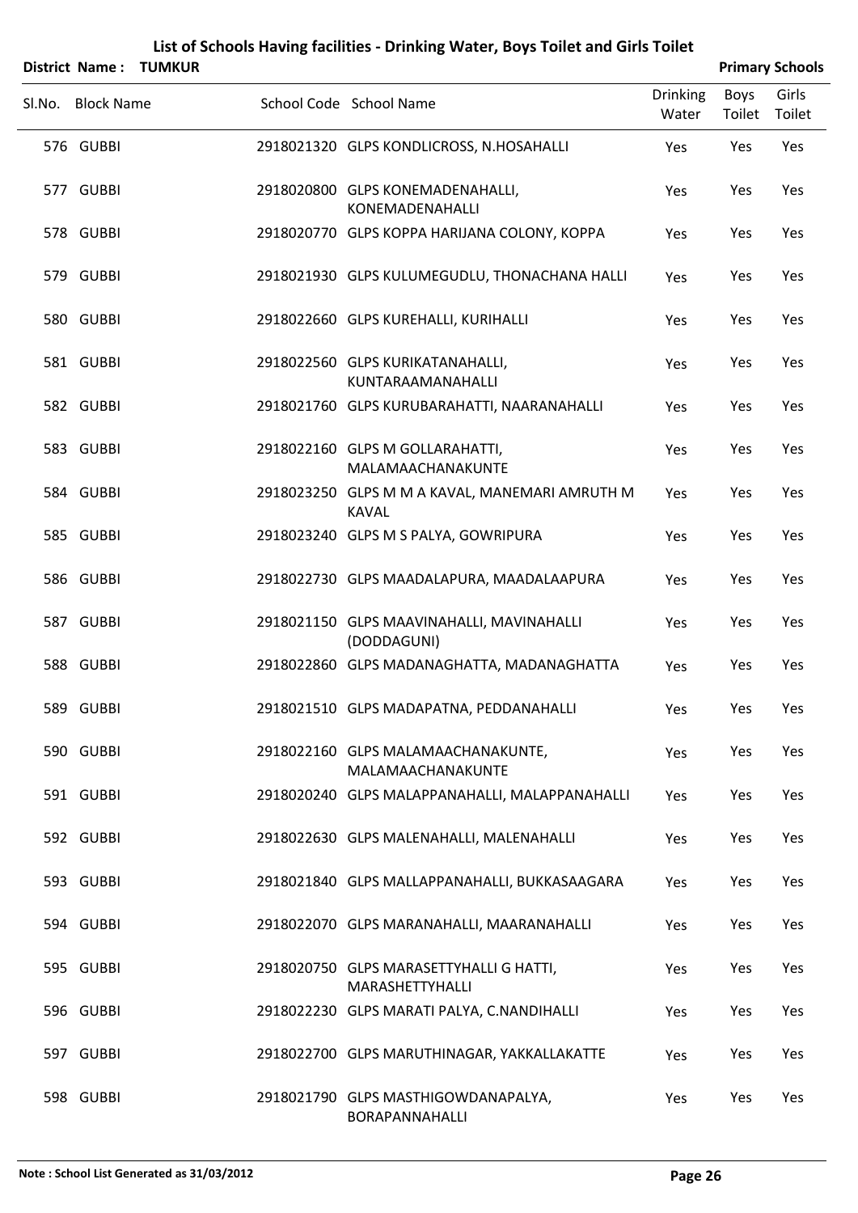# List of Schools Having facilities - Drinking Water, Boys Toilet and Girls Toilet

**District Name : TUMKUR** **Primary Schools**

| Sl.No. | Block Name | School Code | School Name | Drinking Water | Boys Toilet | Girls Toilet |
|---|---|---|---|---|---|---|
| 576 | GUBBI | 2918021320 | GLPS KONDLICROSS, N.HOSAHALLI | Yes | Yes | Yes |
| 577 | GUBBI | 2918020800 | GLPS KONEMADENAHALLI, KONEMADENAHALLI | Yes | Yes | Yes |
| 578 | GUBBI | 2918020770 | GLPS KOPPA HARIJANA COLONY, KOPPA | Yes | Yes | Yes |
| 579 | GUBBI | 2918021930 | GLPS KULUMEGUDLU, THONACHANA HALLI | Yes | Yes | Yes |
| 580 | GUBBI | 2918022660 | GLPS KUREHALLI, KURIHALLI | Yes | Yes | Yes |
| 581 | GUBBI | 2918022560 | GLPS KURIKATANAHALLI, KUNTARAAMANAHALLI | Yes | Yes | Yes |
| 582 | GUBBI | 2918021760 | GLPS KURUBARAHATTI, NAARANAHALLI | Yes | Yes | Yes |
| 583 | GUBBI | 2918022160 | GLPS M GOLLARAHATTI, MALAMAACHANAKUNTE | Yes | Yes | Yes |
| 584 | GUBBI | 2918023250 | GLPS M M A KAVAL, MANEMARI AMRUTH M KAVAL | Yes | Yes | Yes |
| 585 | GUBBI | 2918023240 | GLPS M S PALYA, GOWRIPURA | Yes | Yes | Yes |
| 586 | GUBBI | 2918022730 | GLPS MAADALAPURA, MAADALAAPURA | Yes | Yes | Yes |
| 587 | GUBBI | 2918021150 | GLPS MAAVINAHALLI, MAVINAHALLI (DODDAGUNI) | Yes | Yes | Yes |
| 588 | GUBBI | 2918022860 | GLPS MADANAGHATTA, MADANAGHATTA | Yes | Yes | Yes |
| 589 | GUBBI | 2918021510 | GLPS MADAPATNA, PEDDANAHALLI | Yes | Yes | Yes |
| 590 | GUBBI | 2918022160 | GLPS MALAMAACHANAKUNTE, MALAMAACHANAKUNTE | Yes | Yes | Yes |
| 591 | GUBBI | 2918020240 | GLPS MALAPPANAHALLI, MALAPPANAHALLI | Yes | Yes | Yes |
| 592 | GUBBI | 2918022630 | GLPS MALENAHALLI, MALENAHALLI | Yes | Yes | Yes |
| 593 | GUBBI | 2918021840 | GLPS MALLAPPANAHALLI, BUKKASAAGARA | Yes | Yes | Yes |
| 594 | GUBBI | 2918022070 | GLPS MARANAHALLI, MAARANAHALLI | Yes | Yes | Yes |
| 595 | GUBBI | 2918020750 | GLPS MARASETTYHALLI G HATTI, MARASHETTYHALLI | Yes | Yes | Yes |
| 596 | GUBBI | 2918022230 | GLPS MARATI PALYA, C.NANDIHALLI | Yes | Yes | Yes |
| 597 | GUBBI | 2918022700 | GLPS MARUTHINAGAR, YAKKALLAKATTE | Yes | Yes | Yes |
| 598 | GUBBI | 2918021790 | GLPS MASTHIGOWDANAPALYA, BORAPANNAHALLI | Yes | Yes | Yes |

**Note : School List Generated as 31/03/2012**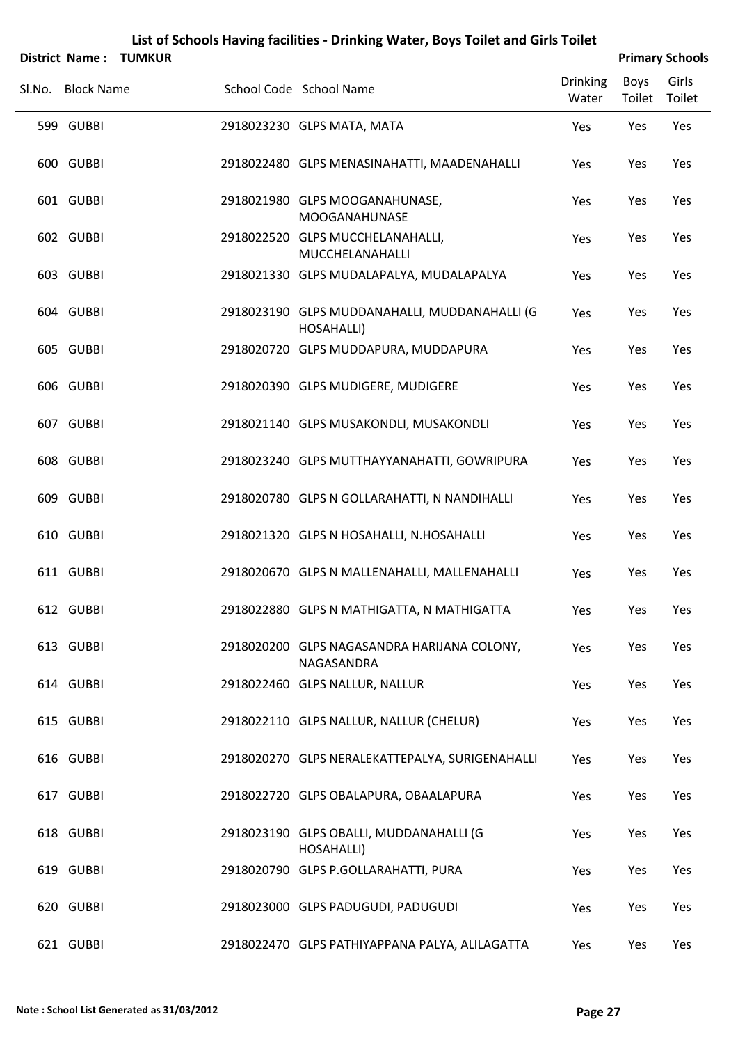# List of Schools Having facilities - Drinking Water, Boys Toilet and Girls Toilet

**District Name : TUMKUR** **Primary Schools**

| Sl.No. | Block Name | School Code | School Name | Drinking Water | Boys Toilet | Girls Toilet |
|---|---|---|---|---|---|---|
| 599 | GUBBI | 2918023230 | GLPS MATA, MATA | Yes | Yes | Yes |
| 600 | GUBBI | 2918022480 | GLPS MENASINAHATTI, MAADENAHALLI | Yes | Yes | Yes |
| 601 | GUBBI | 2918021980 | GLPS MOOGANAHUNASE, MOOGANAHUNASE | Yes | Yes | Yes |
| 602 | GUBBI | 2918022520 | GLPS MUCCHELANAHALLI, MUCCHELANAHALLI | Yes | Yes | Yes |
| 603 | GUBBI | 2918021330 | GLPS MUDALAPALYA, MUDALAPALYA | Yes | Yes | Yes |
| 604 | GUBBI | 2918023190 | GLPS MUDDANAHALLI, MUDDANAHALLI (G HOSAHALLI) | Yes | Yes | Yes |
| 605 | GUBBI | 2918020720 | GLPS MUDDAPURA, MUDDAPURA | Yes | Yes | Yes |
| 606 | GUBBI | 2918020390 | GLPS MUDIGERE, MUDIGERE | Yes | Yes | Yes |
| 607 | GUBBI | 2918021140 | GLPS MUSAKONDLI, MUSAKONDLI | Yes | Yes | Yes |
| 608 | GUBBI | 2918023240 | GLPS MUTTHAYYANAHATTI, GOWRIPURA | Yes | Yes | Yes |
| 609 | GUBBI | 2918020780 | GLPS N GOLLARAHATTI, N NANDIHALLI | Yes | Yes | Yes |
| 610 | GUBBI | 2918021320 | GLPS N HOSAHALLI, N.HOSAHALLI | Yes | Yes | Yes |
| 611 | GUBBI | 2918020670 | GLPS N MALLENAHALLI, MALLENAHALLI | Yes | Yes | Yes |
| 612 | GUBBI | 2918022880 | GLPS N MATHIGATTA, N MATHIGATTA | Yes | Yes | Yes |
| 613 | GUBBI | 2918020200 | GLPS NAGASANDRA HARIJANA COLONY, NAGASANDRA | Yes | Yes | Yes |
| 614 | GUBBI | 2918022460 | GLPS NALLUR, NALLUR | Yes | Yes | Yes |
| 615 | GUBBI | 2918022110 | GLPS NALLUR, NALLUR (CHELUR) | Yes | Yes | Yes |
| 616 | GUBBI | 2918020270 | GLPS NERALEKATTEPALYA, SURIGENAHALLI | Yes | Yes | Yes |
| 617 | GUBBI | 2918022720 | GLPS OBALAPURA, OBAALAPURA | Yes | Yes | Yes |
| 618 | GUBBI | 2918023190 | GLPS OBALLI, MUDDANAHALLI (G HOSAHALLI) | Yes | Yes | Yes |
| 619 | GUBBI | 2918020790 | GLPS P.GOLLARAHATTI, PURA | Yes | Yes | Yes |
| 620 | GUBBI | 2918023000 | GLPS PADUGUDI, PADUGUDI | Yes | Yes | Yes |
| 621 | GUBBI | 2918022470 | GLPS PATHIYAPPANA PALYA, ALILAGATTA | Yes | Yes | Yes |

**Note : School List Generated as 31/03/2012**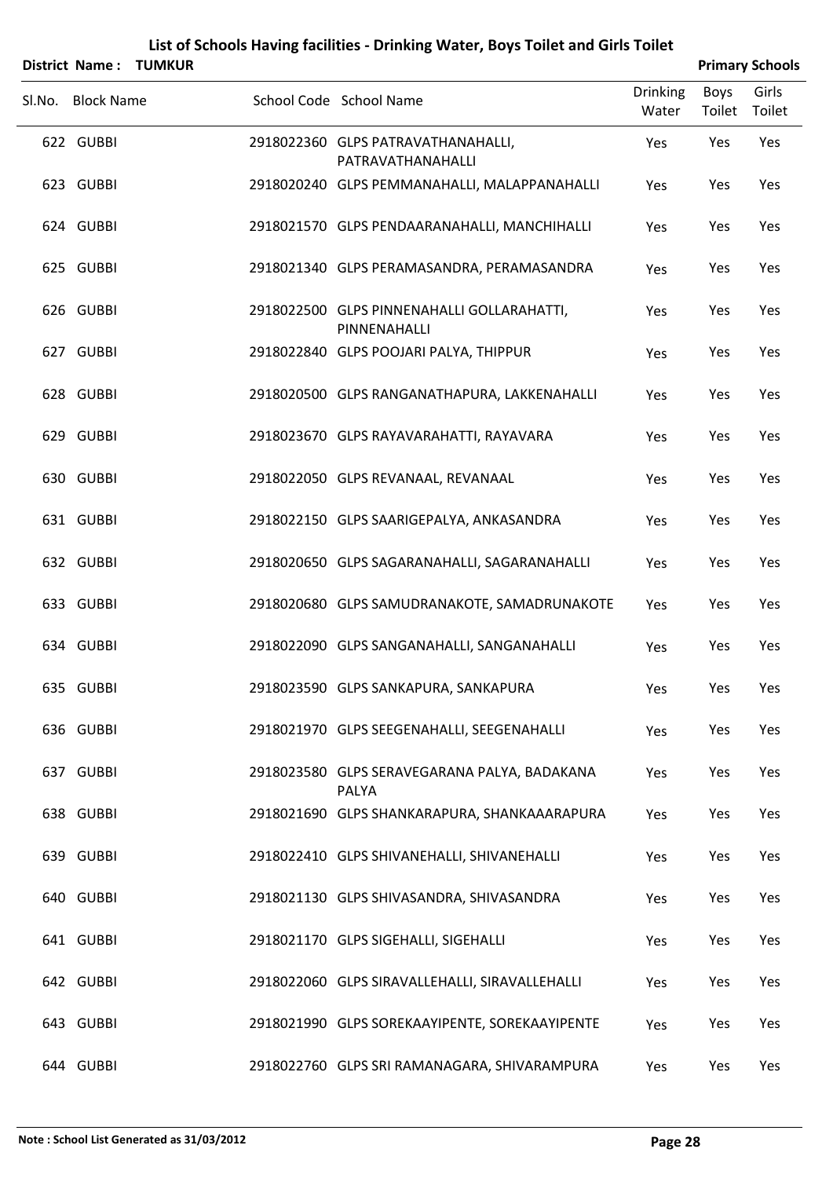## List of Schools Having facilities - Drinking Water, Boys Toilet and Girls Toilet

**District Name : TUMKUR** **Primary Schools**

| Sl.No. | Block Name | School Code | School Name | Drinking Water | Boys Toilet | Girls Toilet |
|---|---|---|---|---|---|---|
| 622 | GUBBI | 2918022360 | GLPS PATRAVATHANAHALLI, PATRAVATHANAHALLI | Yes | Yes | Yes |
| 623 | GUBBI | 2918020240 | GLPS PEMMANAHALLI, MALAPPANAHALLI | Yes | Yes | Yes |
| 624 | GUBBI | 2918021570 | GLPS PENDAARANAHALLI, MANCHIHALLI | Yes | Yes | Yes |
| 625 | GUBBI | 2918021340 | GLPS PERAMASANDRA, PERAMASANDRA | Yes | Yes | Yes |
| 626 | GUBBI | 2918022500 | GLPS PINNENAHALLI GOLLARAHATTI, PINNENAHALLI | Yes | Yes | Yes |
| 627 | GUBBI | 2918022840 | GLPS POOJARI PALYA, THIPPUR | Yes | Yes | Yes |
| 628 | GUBBI | 2918020500 | GLPS RANGANATHAPURA, LAKKENAHALLI | Yes | Yes | Yes |
| 629 | GUBBI | 2918023670 | GLPS RAYAVARAHATTI, RAYAVARA | Yes | Yes | Yes |
| 630 | GUBBI | 2918022050 | GLPS REVANAAL, REVANAAL | Yes | Yes | Yes |
| 631 | GUBBI | 2918022150 | GLPS SAARIGEPALYA, ANKASANDRA | Yes | Yes | Yes |
| 632 | GUBBI | 2918020650 | GLPS SAGARANAHALLI, SAGARANAHALLI | Yes | Yes | Yes |
| 633 | GUBBI | 2918020680 | GLPS SAMUDRANAKOTE, SAMADRUNAKOTE | Yes | Yes | Yes |
| 634 | GUBBI | 2918022090 | GLPS SANGANAHALLI, SANGANAHALLI | Yes | Yes | Yes |
| 635 | GUBBI | 2918023590 | GLPS SANKAPURA, SANKAPURA | Yes | Yes | Yes |
| 636 | GUBBI | 2918021970 | GLPS SEEGENAHALLI, SEEGENAHALLI | Yes | Yes | Yes |
| 637 | GUBBI | 2918023580 | GLPS SERAVEGARANA PALYA, BADAKANA PALYA | Yes | Yes | Yes |
| 638 | GUBBI | 2918021690 | GLPS SHANKARAPURA, SHANKAAARAPURA | Yes | Yes | Yes |
| 639 | GUBBI | 2918022410 | GLPS SHIVANEHALLI, SHIVANEHALLI | Yes | Yes | Yes |
| 640 | GUBBI | 2918021130 | GLPS SHIVASANDRA, SHIVASANDRA | Yes | Yes | Yes |
| 641 | GUBBI | 2918021170 | GLPS SIGEHALLI, SIGEHALLI | Yes | Yes | Yes |
| 642 | GUBBI | 2918022060 | GLPS SIRAVALLEHALLI, SIRAVALLEHALLI | Yes | Yes | Yes |
| 643 | GUBBI | 2918021990 | GLPS SOREKAAYIPENTE, SOREKAAYIPENTE | Yes | Yes | Yes |
| 644 | GUBBI | 2918022760 | GLPS SRI RAMANAGARA, SHIVARAMPURA | Yes | Yes | Yes |

**Note : School List Generated as 31/03/2012**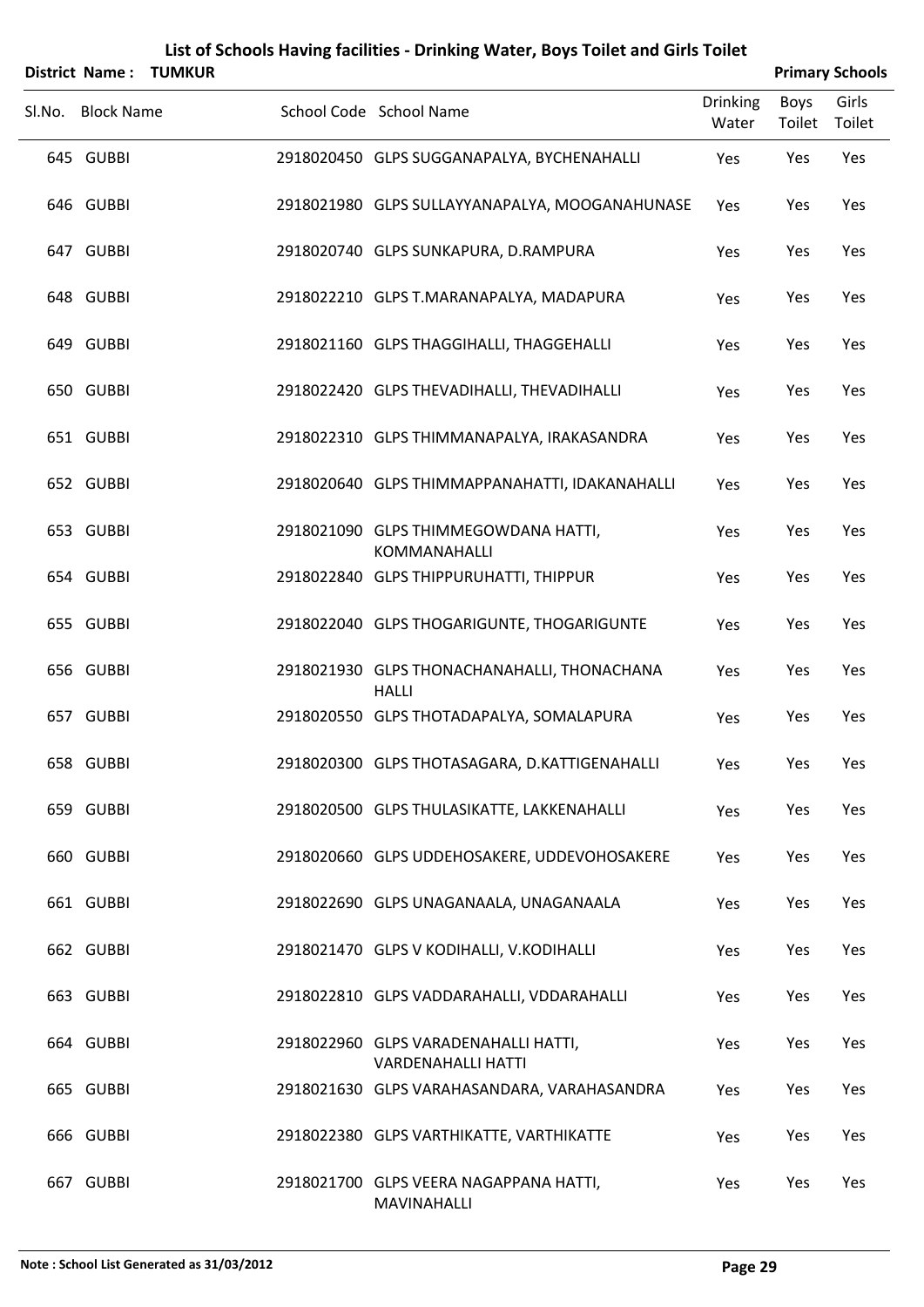# List of Schools Having facilities - Drinking Water, Boys Toilet and Girls Toilet

**District Name : TUMKUR** **Primary Schools**

| Sl.No. | Block Name | School Code | School Name | Drinking Water | Boys Toilet | Girls Toilet |
|---|---|---|---|---|---|---|
| 645 | GUBBI | 2918020450 | GLPS SUGGANAPALYA, BYCHENAHALLI | Yes | Yes | Yes |
| 646 | GUBBI | 2918021980 | GLPS SULLAYYANAPALYA, MOOGANAHUNASE | Yes | Yes | Yes |
| 647 | GUBBI | 2918020740 | GLPS SUNKAPURA, D.RAMPURA | Yes | Yes | Yes |
| 648 | GUBBI | 2918022210 | GLPS T.MARANAPALYA, MADAPURA | Yes | Yes | Yes |
| 649 | GUBBI | 2918021160 | GLPS THAGGIHALLI, THAGGEHALLI | Yes | Yes | Yes |
| 650 | GUBBI | 2918022420 | GLPS THEVADIHALLI, THEVADIHALLI | Yes | Yes | Yes |
| 651 | GUBBI | 2918022310 | GLPS THIMMANAPALYA, IRAKASANDRA | Yes | Yes | Yes |
| 652 | GUBBI | 2918020640 | GLPS THIMMAPPANAHATTI, IDAKANAHALLI | Yes | Yes | Yes |
| 653 | GUBBI | 2918021090 | GLPS THIMMEGOWDANA HATTI, KOMMANAHALLI | Yes | Yes | Yes |
| 654 | GUBBI | 2918022840 | GLPS THIPPURUHATTI, THIPPUR | Yes | Yes | Yes |
| 655 | GUBBI | 2918022040 | GLPS THOGARIGUNTE, THOGARIGUNTE | Yes | Yes | Yes |
| 656 | GUBBI | 2918021930 | GLPS THONACHANAHALLI, THONACHANA HALLI | Yes | Yes | Yes |
| 657 | GUBBI | 2918020550 | GLPS THOTADAPALYA, SOMALAPURA | Yes | Yes | Yes |
| 658 | GUBBI | 2918020300 | GLPS THOTASAGARA, D.KATTIGENAHALLI | Yes | Yes | Yes |
| 659 | GUBBI | 2918020500 | GLPS THULASIKATTE, LAKKENAHALLI | Yes | Yes | Yes |
| 660 | GUBBI | 2918020660 | GLPS UDDEHOSAKERE, UDDEVOHOSAKERE | Yes | Yes | Yes |
| 661 | GUBBI | 2918022690 | GLPS UNAGANAALA, UNAGANAALA | Yes | Yes | Yes |
| 662 | GUBBI | 2918021470 | GLPS V KODIHALLI, V.KODIHALLI | Yes | Yes | Yes |
| 663 | GUBBI | 2918022810 | GLPS VADDARAHALLI, VDDARAHALLI | Yes | Yes | Yes |
| 664 | GUBBI | 2918022960 | GLPS VARADENAHALLI HATTI, VARDENAHALLI HATTI | Yes | Yes | Yes |
| 665 | GUBBI | 2918021630 | GLPS VARAHASANDARA, VARAHASANDRA | Yes | Yes | Yes |
| 666 | GUBBI | 2918022380 | GLPS VARTHIKATTE, VARTHIKATTE | Yes | Yes | Yes |
| 667 | GUBBI | 2918021700 | GLPS VEERA NAGAPPANA HATTI, MAVINAHALLI | Yes | Yes | Yes |

**Note : School List Generated as 31/03/2012**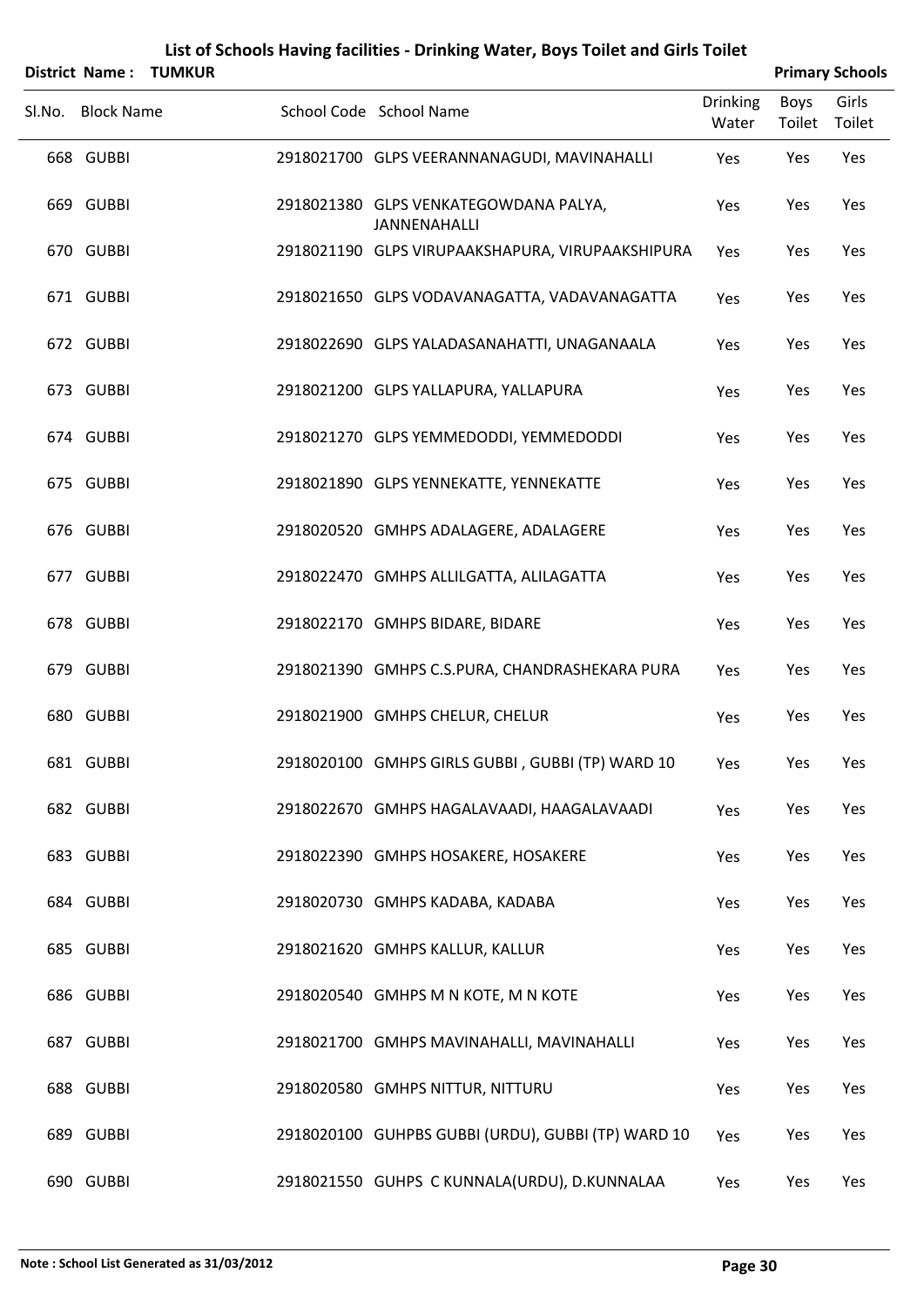# List of Schools Having facilities - Drinking Water, Boys Toilet and Girls Toilet

**District Name : TUMKUR** | **Primary Schools**

| Sl.No. | Block Name | School Code | School Name | Drinking Water | Boys Toilet | Girls Toilet |
|---|---|---|---|---|---|---|
| 668 | GUBBI | 2918021700 | GLPS VEERANNANAGUDI, MAVINAHALLI | Yes | Yes | Yes |
| 669 | GUBBI | 2918021380 | GLPS VENKATEGOWDANA PALYA, JANNENAHALLI | Yes | Yes | Yes |
| 670 | GUBBI | 2918021190 | GLPS VIRUPAAKSHAPURA, VIRUPAAKSHIPURA | Yes | Yes | Yes |
| 671 | GUBBI | 2918021650 | GLPS VODAVANAGATTA, VADAVANAGATTA | Yes | Yes | Yes |
| 672 | GUBBI | 2918022690 | GLPS YALADASANAHATTI, UNAGANAALA | Yes | Yes | Yes |
| 673 | GUBBI | 2918021200 | GLPS YALLAPURA, YALLAPURA | Yes | Yes | Yes |
| 674 | GUBBI | 2918021270 | GLPS YEMMEDODDI, YEMMEDODDI | Yes | Yes | Yes |
| 675 | GUBBI | 2918021890 | GLPS YENNEKATTE, YENNEKATTE | Yes | Yes | Yes |
| 676 | GUBBI | 2918020520 | GMHPS ADALAGERE, ADALAGERE | Yes | Yes | Yes |
| 677 | GUBBI | 2918022470 | GMHPS ALLILGATTA, ALILAGATTA | Yes | Yes | Yes |
| 678 | GUBBI | 2918022170 | GMHPS BIDARE, BIDARE | Yes | Yes | Yes |
| 679 | GUBBI | 2918021390 | GMHPS C.S.PURA, CHANDRASHEKARA PURA | Yes | Yes | Yes |
| 680 | GUBBI | 2918021900 | GMHPS CHELUR, CHELUR | Yes | Yes | Yes |
| 681 | GUBBI | 2918020100 | GMHPS GIRLS GUBBI , GUBBI (TP) WARD 10 | Yes | Yes | Yes |
| 682 | GUBBI | 2918022670 | GMHPS HAGALAVAADI, HAAGALAVAADI | Yes | Yes | Yes |
| 683 | GUBBI | 2918022390 | GMHPS HOSAKERE, HOSAKERE | Yes | Yes | Yes |
| 684 | GUBBI | 2918020730 | GMHPS KADABA, KADABA | Yes | Yes | Yes |
| 685 | GUBBI | 2918021620 | GMHPS KALLUR, KALLUR | Yes | Yes | Yes |
| 686 | GUBBI | 2918020540 | GMHPS M N KOTE, M N KOTE | Yes | Yes | Yes |
| 687 | GUBBI | 2918021700 | GMHPS MAVINAHALLI, MAVINAHALLI | Yes | Yes | Yes |
| 688 | GUBBI | 2918020580 | GMHPS NITTUR, NITTURU | Yes | Yes | Yes |
| 689 | GUBBI | 2918020100 | GUHPBS GUBBI (URDU), GUBBI (TP) WARD 10 | Yes | Yes | Yes |
| 690 | GUBBI | 2918021550 | GUHPS C KUNNALA(URDU), D.KUNNALAA | Yes | Yes | Yes |

**Note : School List Generated as 31/03/2012**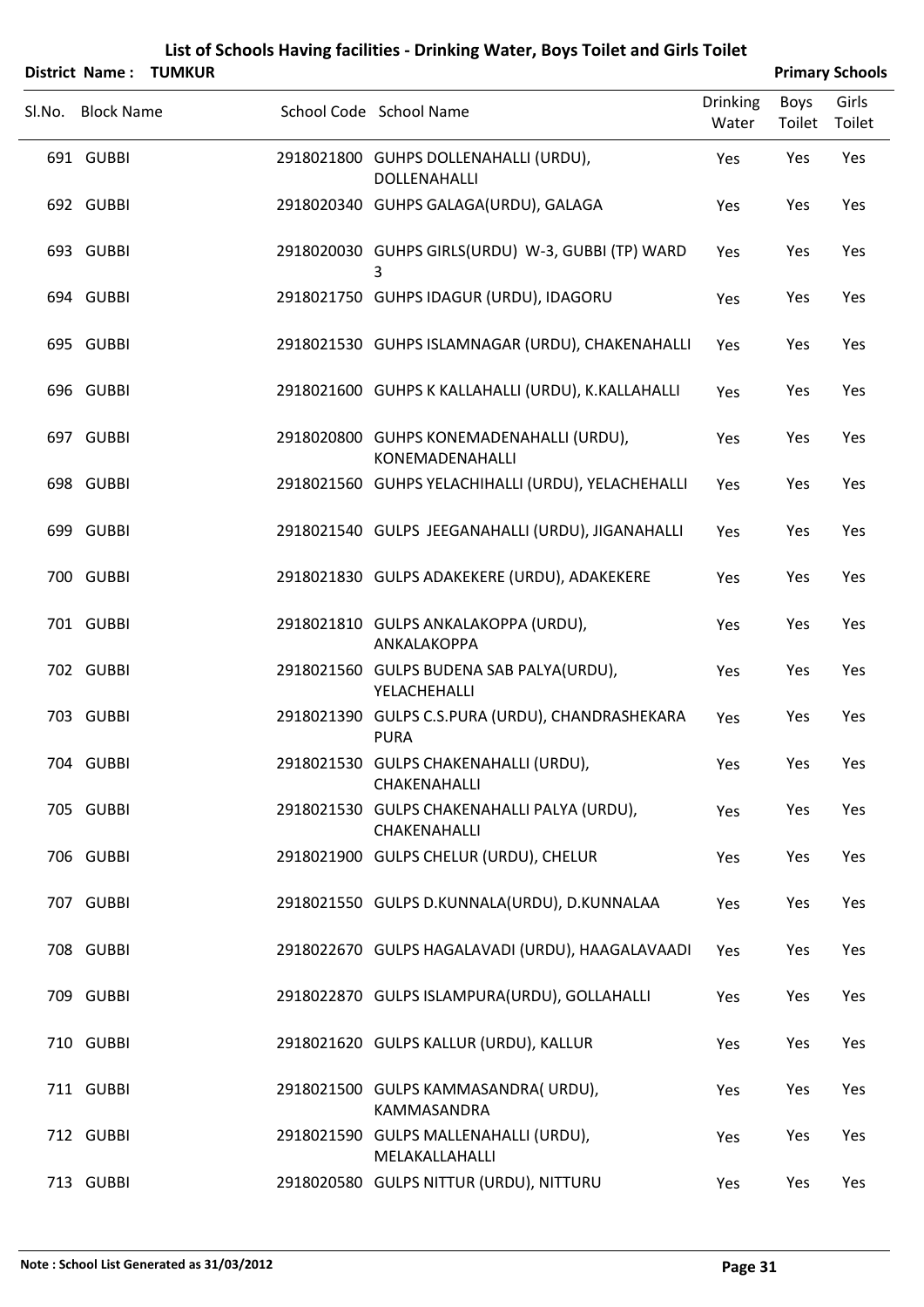# List of Schools Having facilities - Drinking Water, Boys Toilet and Girls Toilet

**District Name : TUMKUR** | **Primary Schools**

| Sl.No. | Block Name | School Code | School Name | Drinking Water | Boys Toilet | Girls Toilet |
|---|---|---|---|---|---|---|
| 691 | GUBBI | 2918021800 | GUHPS DOLLENAHALLI (URDU), DOLLENAHALLI | Yes | Yes | Yes |
| 692 | GUBBI | 2918020340 | GUHPS GALAGA(URDU), GALAGA | Yes | Yes | Yes |
| 693 | GUBBI | 2918020030 | GUHPS GIRLS(URDU) W-3, GUBBI (TP) WARD 3 | Yes | Yes | Yes |
| 694 | GUBBI | 2918021750 | GUHPS IDAGUR (URDU), IDAGORU | Yes | Yes | Yes |
| 695 | GUBBI | 2918021530 | GUHPS ISLAMNAGAR (URDU), CHAKENAHALLI | Yes | Yes | Yes |
| 696 | GUBBI | 2918021600 | GUHPS K KALLAHALLI (URDU), K.KALLAHALLI | Yes | Yes | Yes |
| 697 | GUBBI | 2918020800 | GUHPS KONEMADENAHALLI (URDU), KONEMADENAHALLI | Yes | Yes | Yes |
| 698 | GUBBI | 2918021560 | GUHPS YELACHIHALLI (URDU), YELACHEHALLI | Yes | Yes | Yes |
| 699 | GUBBI | 2918021540 | GULPS JEEGANAHALLI (URDU), JIGANAHALLI | Yes | Yes | Yes |
| 700 | GUBBI | 2918021830 | GULPS ADAKEKERE (URDU), ADAKEKERE | Yes | Yes | Yes |
| 701 | GUBBI | 2918021810 | GULPS ANKALAKOPPA (URDU), ANKALAKOPPA | Yes | Yes | Yes |
| 702 | GUBBI | 2918021560 | GULPS BUDENA SAB PALYA(URDU), YELACHEHALLI | Yes | Yes | Yes |
| 703 | GUBBI | 2918021390 | GULPS C.S.PURA (URDU), CHANDRASHEKARA PURA | Yes | Yes | Yes |
| 704 | GUBBI | 2918021530 | GULPS CHAKENAHALLI (URDU), CHAKENAHALLI | Yes | Yes | Yes |
| 705 | GUBBI | 2918021530 | GULPS CHAKENAHALLI PALYA (URDU), CHAKENAHALLI | Yes | Yes | Yes |
| 706 | GUBBI | 2918021900 | GULPS CHELUR (URDU), CHELUR | Yes | Yes | Yes |
| 707 | GUBBI | 2918021550 | GULPS D.KUNNALA(URDU), D.KUNNALAA | Yes | Yes | Yes |
| 708 | GUBBI | 2918022670 | GULPS HAGALAVADI (URDU), HAAGALAVAADI | Yes | Yes | Yes |
| 709 | GUBBI | 2918022870 | GULPS ISLAMPURA(URDU), GOLLAHALLI | Yes | Yes | Yes |
| 710 | GUBBI | 2918021620 | GULPS KALLUR (URDU), KALLUR | Yes | Yes | Yes |
| 711 | GUBBI | 2918021500 | GULPS KAMMASANDRA( URDU), KAMMASANDRA | Yes | Yes | Yes |
| 712 | GUBBI | 2918021590 | GULPS MALLENAHALLI (URDU), MELAKALLAHALLI | Yes | Yes | Yes |
| 713 | GUBBI | 2918020580 | GULPS NITTUR (URDU), NITTURU | Yes | Yes | Yes |

**Note : School List Generated as 31/03/2012**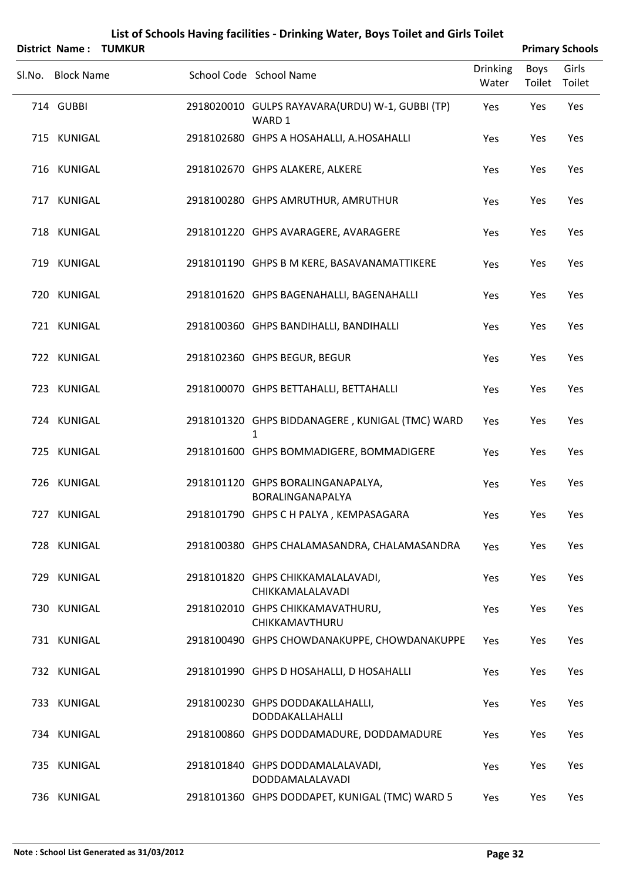# List of Schools Having facilities - Drinking Water, Boys Toilet and Girls Toilet

**District Name : TUMKUR** **Primary Schools**

| Sl.No. | Block Name | School Code | School Name | Drinking Water | Boys Toilet | Girls Toilet |
|---|---|---|---|---|---|---|
| 714 | GUBBI | 2918020010 | GULPS RAYAVARA(URDU) W-1, GUBBI (TP) WARD 1 | Yes | Yes | Yes |
| 715 | KUNIGAL | 2918102680 | GHPS A HOSAHALLI, A.HOSAHALLI | Yes | Yes | Yes |
| 716 | KUNIGAL | 2918102670 | GHPS ALAKERE, ALKERE | Yes | Yes | Yes |
| 717 | KUNIGAL | 2918100280 | GHPS AMRUTHUR, AMRUTHUR | Yes | Yes | Yes |
| 718 | KUNIGAL | 2918101220 | GHPS AVARAGERE, AVARAGERE | Yes | Yes | Yes |
| 719 | KUNIGAL | 2918101190 | GHPS B M KERE, BASAVANAMATTIKERE | Yes | Yes | Yes |
| 720 | KUNIGAL | 2918101620 | GHPS BAGENAHALLI, BAGENAHALLI | Yes | Yes | Yes |
| 721 | KUNIGAL | 2918100360 | GHPS BANDIHALLI, BANDIHALLI | Yes | Yes | Yes |
| 722 | KUNIGAL | 2918102360 | GHPS BEGUR, BEGUR | Yes | Yes | Yes |
| 723 | KUNIGAL | 2918100070 | GHPS BETTAHALLI, BETTAHALLI | Yes | Yes | Yes |
| 724 | KUNIGAL | 2918101320 | GHPS BIDDANAGERE , KUNIGAL (TMC) WARD 1 | Yes | Yes | Yes |
| 725 | KUNIGAL | 2918101600 | GHPS BOMMADIGERE, BOMMADIGERE | Yes | Yes | Yes |
| 726 | KUNIGAL | 2918101120 | GHPS BORALINGANAPALYA, BORALINGANAPALYA | Yes | Yes | Yes |
| 727 | KUNIGAL | 2918101790 | GHPS C H PALYA , KEMPASAGARA | Yes | Yes | Yes |
| 728 | KUNIGAL | 2918100380 | GHPS CHALAMASANDRA, CHALAMASANDRA | Yes | Yes | Yes |
| 729 | KUNIGAL | 2918101820 | GHPS CHIKKAMALALAVADI, CHIKKAMALALAVADI | Yes | Yes | Yes |
| 730 | KUNIGAL | 2918102010 | GHPS CHIKKAMAVATHURU, CHIKKAMAVTHURU | Yes | Yes | Yes |
| 731 | KUNIGAL | 2918100490 | GHPS CHOWDANAKUPPE, CHOWDANAKUPPE | Yes | Yes | Yes |
| 732 | KUNIGAL | 2918101990 | GHPS D HOSAHALLI, D HOSAHALLI | Yes | Yes | Yes |
| 733 | KUNIGAL | 2918100230 | GHPS DODDAKALLAHALLI, DODDAKALLAHALLI | Yes | Yes | Yes |
| 734 | KUNIGAL | 2918100860 | GHPS DODDAMADURE, DODDAMADURE | Yes | Yes | Yes |
| 735 | KUNIGAL | 2918101840 | GHPS DODDAMALALAVADI, DODDAMALALAVADI | Yes | Yes | Yes |
| 736 | KUNIGAL | 2918101360 | GHPS DODDAPET, KUNIGAL (TMC) WARD 5 | Yes | Yes | Yes |

**Note : School List Generated as 31/03/2012**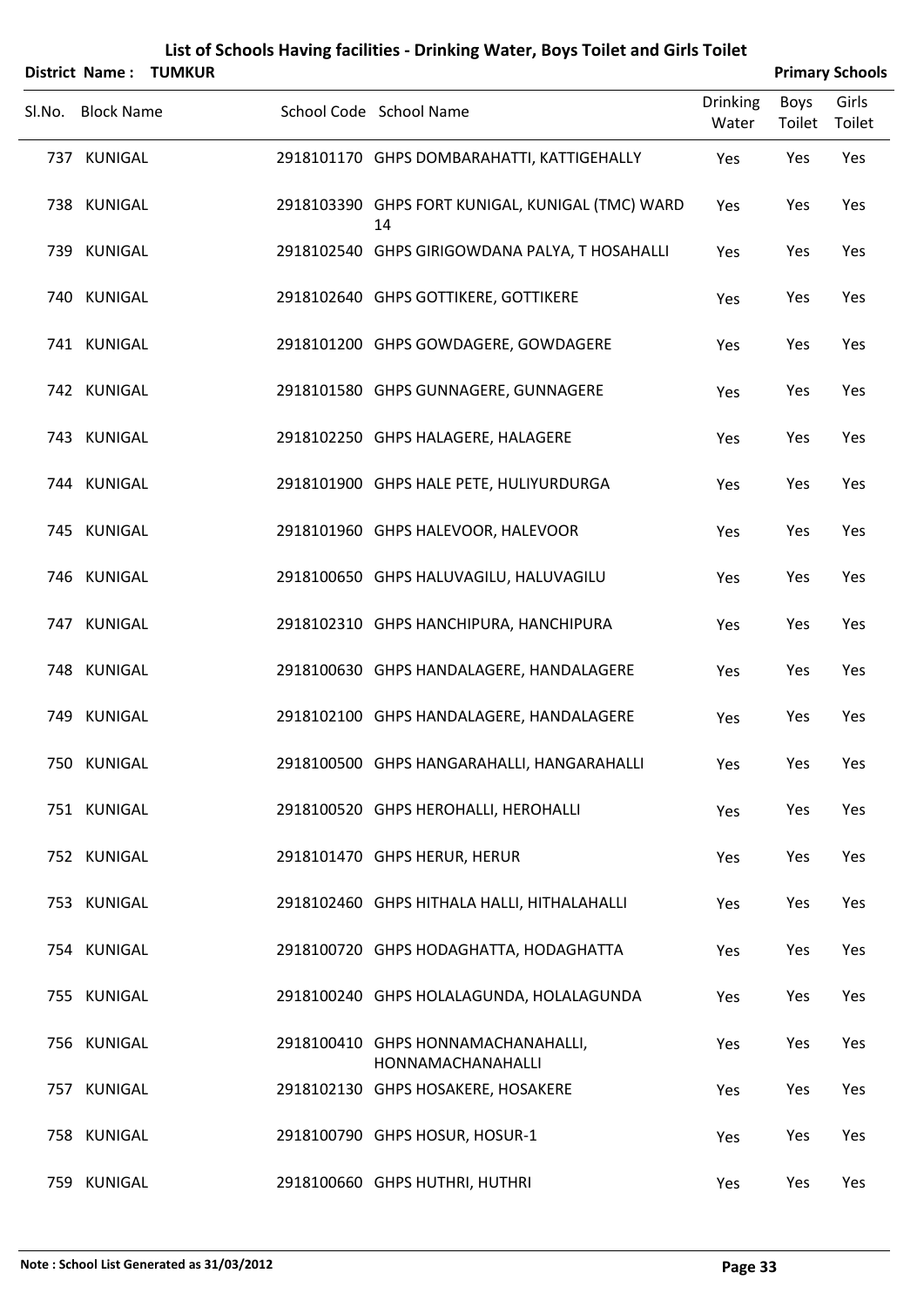# List of Schools Having facilities - Drinking Water, Boys Toilet and Girls Toilet

**District Name : TUMKUR** **Primary Schools**

| Sl.No. | Block Name | School Code | School Name | Drinking Water | Boys Toilet | Girls Toilet |
|---|---|---|---|---|---|---|
| 737 | KUNIGAL | 2918101170 | GHPS DOMBARAHATTI, KATTIGEHALLY | Yes | Yes | Yes |
| 738 | KUNIGAL | 2918103390 | GHPS FORT KUNIGAL, KUNIGAL (TMC) WARD 14 | Yes | Yes | Yes |
| 739 | KUNIGAL | 2918102540 | GHPS GIRIGOWDANA PALYA, T HOSAHALLI | Yes | Yes | Yes |
| 740 | KUNIGAL | 2918102640 | GHPS GOTTIKERE, GOTTIKERE | Yes | Yes | Yes |
| 741 | KUNIGAL | 2918101200 | GHPS GOWDAGERE, GOWDAGERE | Yes | Yes | Yes |
| 742 | KUNIGAL | 2918101580 | GHPS GUNNAGERE, GUNNAGERE | Yes | Yes | Yes |
| 743 | KUNIGAL | 2918102250 | GHPS HALAGERE, HALAGERE | Yes | Yes | Yes |
| 744 | KUNIGAL | 2918101900 | GHPS HALE PETE, HULIYURDURGA | Yes | Yes | Yes |
| 745 | KUNIGAL | 2918101960 | GHPS HALEVOOR, HALEVOOR | Yes | Yes | Yes |
| 746 | KUNIGAL | 2918100650 | GHPS HALUVAGILU, HALUVAGILU | Yes | Yes | Yes |
| 747 | KUNIGAL | 2918102310 | GHPS HANCHIPURA, HANCHIPURA | Yes | Yes | Yes |
| 748 | KUNIGAL | 2918100630 | GHPS HANDALAGERE, HANDALAGERE | Yes | Yes | Yes |
| 749 | KUNIGAL | 2918102100 | GHPS HANDALAGERE, HANDALAGERE | Yes | Yes | Yes |
| 750 | KUNIGAL | 2918100500 | GHPS HANGARAHALLI, HANGARAHALLI | Yes | Yes | Yes |
| 751 | KUNIGAL | 2918100520 | GHPS HEROHALLI, HEROHALLI | Yes | Yes | Yes |
| 752 | KUNIGAL | 2918101470 | GHPS HERUR, HERUR | Yes | Yes | Yes |
| 753 | KUNIGAL | 2918102460 | GHPS HITHALA HALLI, HITHALAHALLI | Yes | Yes | Yes |
| 754 | KUNIGAL | 2918100720 | GHPS HODAGHATTA, HODAGHATTA | Yes | Yes | Yes |
| 755 | KUNIGAL | 2918100240 | GHPS HOLALAGUNDA, HOLALAGUNDA | Yes | Yes | Yes |
| 756 | KUNIGAL | 2918100410 | GHPS HONNAMACHANAHALLI, HONNAMACHANAHALLI | Yes | Yes | Yes |
| 757 | KUNIGAL | 2918102130 | GHPS HOSAKERE, HOSAKERE | Yes | Yes | Yes |
| 758 | KUNIGAL | 2918100790 | GHPS HOSUR, HOSUR-1 | Yes | Yes | Yes |
| 759 | KUNIGAL | 2918100660 | GHPS HUTHRI, HUTHRI | Yes | Yes | Yes |

**Note : School List Generated as 31/03/2012**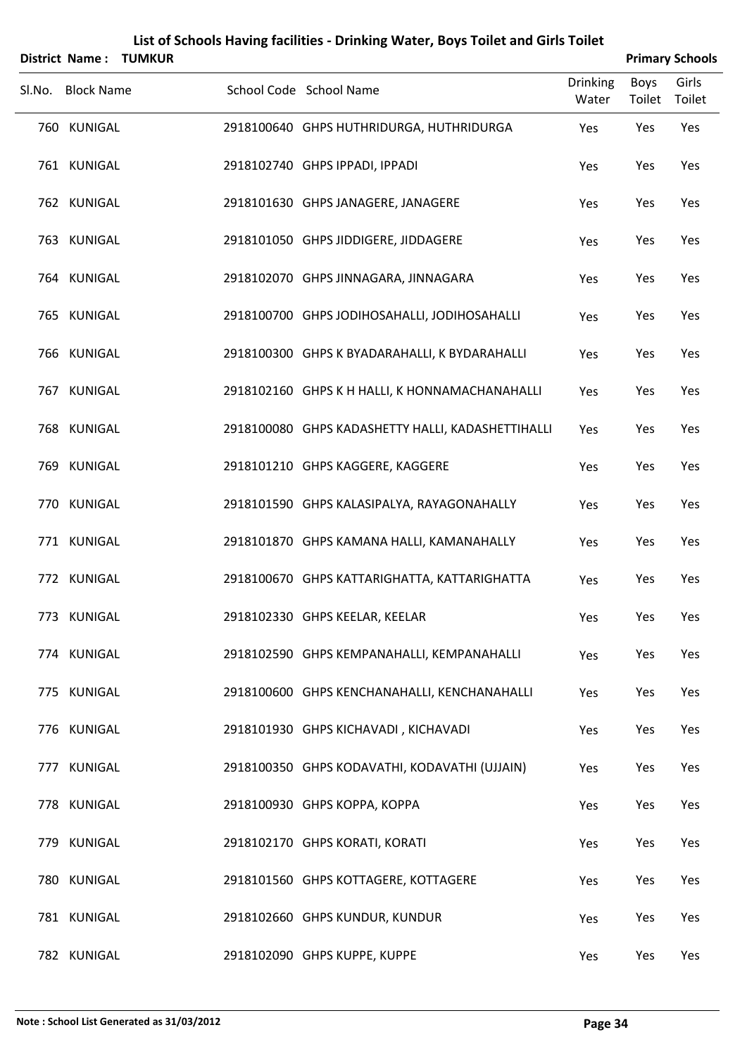# List of Schools Having facilities - Drinking Water, Boys Toilet and Girls Toilet

**District Name : TUMKUR** | **Primary Schools**

| Sl.No. | Block Name | School Code | School Name | Drinking Water | Boys Toilet | Girls Toilet |
|---|---|---|---|---|---|---|
| 760 | KUNIGAL | 2918100640 | GHPS HUTHRIDURGA, HUTHRIDURGA | Yes | Yes | Yes |
| 761 | KUNIGAL | 2918102740 | GHPS IPPADI, IPPADI | Yes | Yes | Yes |
| 762 | KUNIGAL | 2918101630 | GHPS JANAGERE, JANAGERE | Yes | Yes | Yes |
| 763 | KUNIGAL | 2918101050 | GHPS JIDDIGERE, JIDDAGERE | Yes | Yes | Yes |
| 764 | KUNIGAL | 2918102070 | GHPS JINNAGARA, JINNAGARA | Yes | Yes | Yes |
| 765 | KUNIGAL | 2918100700 | GHPS JODIHOSAHALLI, JODIHOSAHALLI | Yes | Yes | Yes |
| 766 | KUNIGAL | 2918100300 | GHPS K BYADARAHALLI, K BYDARAHALLI | Yes | Yes | Yes |
| 767 | KUNIGAL | 2918102160 | GHPS K H HALLI, K HONNAMACHANAHALLI | Yes | Yes | Yes |
| 768 | KUNIGAL | 2918100080 | GHPS KADASHETTY HALLI, KADASHETTIHALLI | Yes | Yes | Yes |
| 769 | KUNIGAL | 2918101210 | GHPS KAGGERE, KAGGERE | Yes | Yes | Yes |
| 770 | KUNIGAL | 2918101590 | GHPS KALASIPALYA, RAYAGONAHALLY | Yes | Yes | Yes |
| 771 | KUNIGAL | 2918101870 | GHPS KAMANA HALLI, KAMANAHALLY | Yes | Yes | Yes |
| 772 | KUNIGAL | 2918100670 | GHPS KATTARIGHATTA, KATTARIGHATTA | Yes | Yes | Yes |
| 773 | KUNIGAL | 2918102330 | GHPS KEELAR, KEELAR | Yes | Yes | Yes |
| 774 | KUNIGAL | 2918102590 | GHPS KEMPANAHALLI, KEMPANAHALLI | Yes | Yes | Yes |
| 775 | KUNIGAL | 2918100600 | GHPS KENCHANAHALLI, KENCHANAHALLI | Yes | Yes | Yes |
| 776 | KUNIGAL | 2918101930 | GHPS KICHAVADI , KICHAVADI | Yes | Yes | Yes |
| 777 | KUNIGAL | 2918100350 | GHPS KODAVATHI, KODAVATHI (UJJAIN) | Yes | Yes | Yes |
| 778 | KUNIGAL | 2918100930 | GHPS KOPPA, KOPPA | Yes | Yes | Yes |
| 779 | KUNIGAL | 2918102170 | GHPS KORATI, KORATI | Yes | Yes | Yes |
| 780 | KUNIGAL | 2918101560 | GHPS KOTTAGERE, KOTTAGERE | Yes | Yes | Yes |
| 781 | KUNIGAL | 2918102660 | GHPS KUNDUR, KUNDUR | Yes | Yes | Yes |
| 782 | KUNIGAL | 2918102090 | GHPS KUPPE, KUPPE | Yes | Yes | Yes |

**Note : School List Generated as 31/03/2012**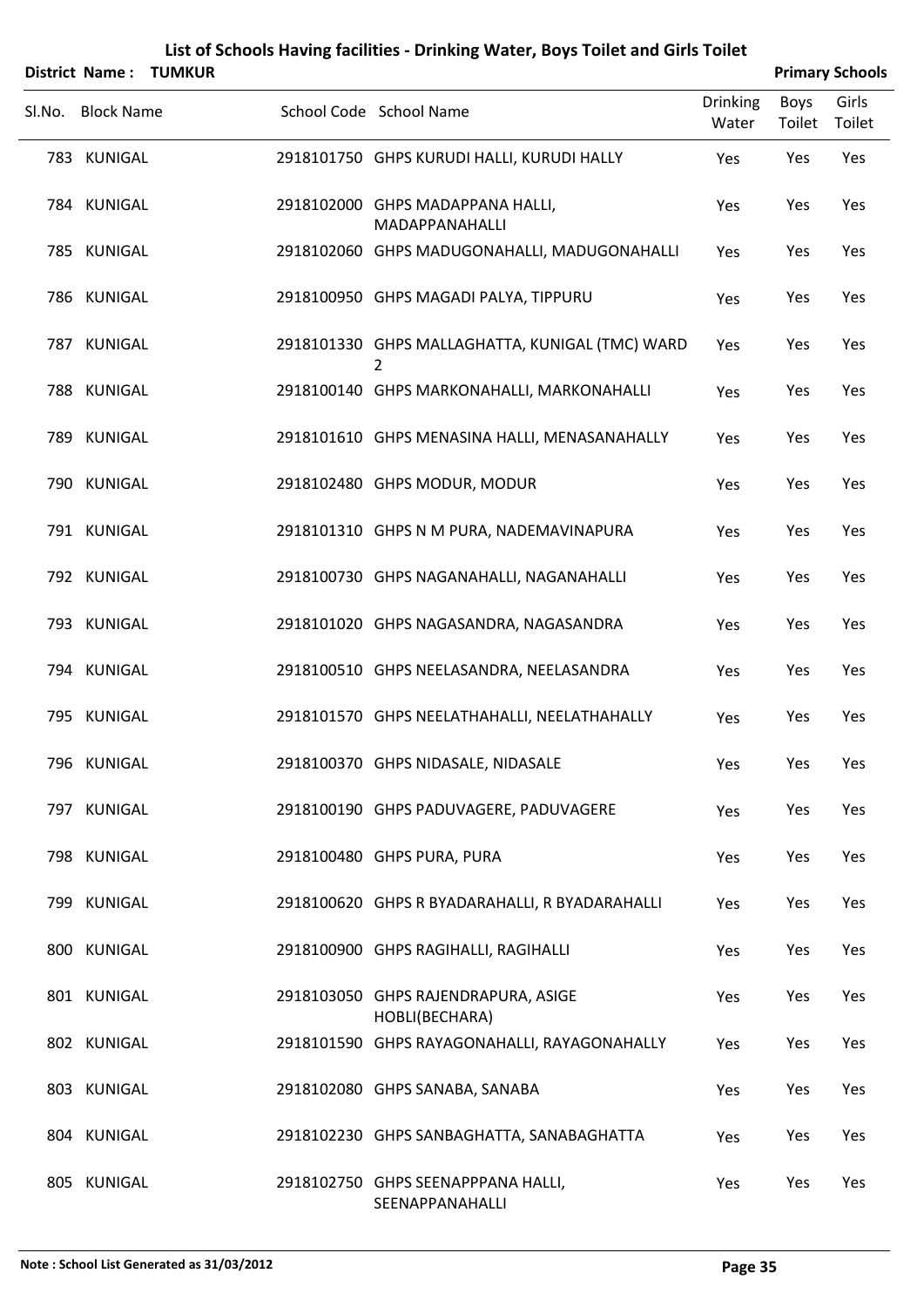# List of Schools Having facilities - Drinking Water, Boys Toilet and Girls Toilet

**District Name : TUMKUR** | **Primary Schools**

| Sl.No. | Block Name | School Code | School Name | Drinking Water | Boys Toilet | Girls Toilet |
|---|---|---|---|---|---|---|
| 783 | KUNIGAL | 2918101750 | GHPS KURUDI HALLI, KURUDI HALLY | Yes | Yes | Yes |
| 784 | KUNIGAL | 2918102000 | GHPS MADAPPANA HALLI, MADAPPANAHALLI | Yes | Yes | Yes |
| 785 | KUNIGAL | 2918102060 | GHPS MADUGONAHALLI, MADUGONAHALLI | Yes | Yes | Yes |
| 786 | KUNIGAL | 2918100950 | GHPS MAGADI PALYA, TIPPURU | Yes | Yes | Yes |
| 787 | KUNIGAL | 2918101330 | GHPS MALLAGHATTA, KUNIGAL (TMC) WARD 2 | Yes | Yes | Yes |
| 788 | KUNIGAL | 2918100140 | GHPS MARKONAHALLI, MARKONAHALLI | Yes | Yes | Yes |
| 789 | KUNIGAL | 2918101610 | GHPS MENASINA HALLI, MENASANAHALLY | Yes | Yes | Yes |
| 790 | KUNIGAL | 2918102480 | GHPS MODUR, MODUR | Yes | Yes | Yes |
| 791 | KUNIGAL | 2918101310 | GHPS N M PURA, NADEMAVINAPURA | Yes | Yes | Yes |
| 792 | KUNIGAL | 2918100730 | GHPS NAGANAHALLI, NAGANAHALLI | Yes | Yes | Yes |
| 793 | KUNIGAL | 2918101020 | GHPS NAGASANDRA, NAGASANDRA | Yes | Yes | Yes |
| 794 | KUNIGAL | 2918100510 | GHPS NEELASANDRA, NEELASANDRA | Yes | Yes | Yes |
| 795 | KUNIGAL | 2918101570 | GHPS NEELATHAHALLI, NEELATHAHALLY | Yes | Yes | Yes |
| 796 | KUNIGAL | 2918100370 | GHPS NIDASALE, NIDASALE | Yes | Yes | Yes |
| 797 | KUNIGAL | 2918100190 | GHPS PADUVAGERE, PADUVAGERE | Yes | Yes | Yes |
| 798 | KUNIGAL | 2918100480 | GHPS PURA, PURA | Yes | Yes | Yes |
| 799 | KUNIGAL | 2918100620 | GHPS R BYADARAHALLI, R BYADARAHALLI | Yes | Yes | Yes |
| 800 | KUNIGAL | 2918100900 | GHPS RAGIHALLI, RAGIHALLI | Yes | Yes | Yes |
| 801 | KUNIGAL | 2918103050 | GHPS RAJENDRAPURA, ASIGE HOBLI(BECHARA) | Yes | Yes | Yes |
| 802 | KUNIGAL | 2918101590 | GHPS RAYAGONAHALLI, RAYAGONAHALLY | Yes | Yes | Yes |
| 803 | KUNIGAL | 2918102080 | GHPS SANABA, SANABA | Yes | Yes | Yes |
| 804 | KUNIGAL | 2918102230 | GHPS SANBAGHATTA, SANABAGHATTA | Yes | Yes | Yes |
| 805 | KUNIGAL | 2918102750 | GHPS SEENAPPPANA HALLI, SEENAPPANAHALLI | Yes | Yes | Yes |

**Note : School List Generated as 31/03/2012**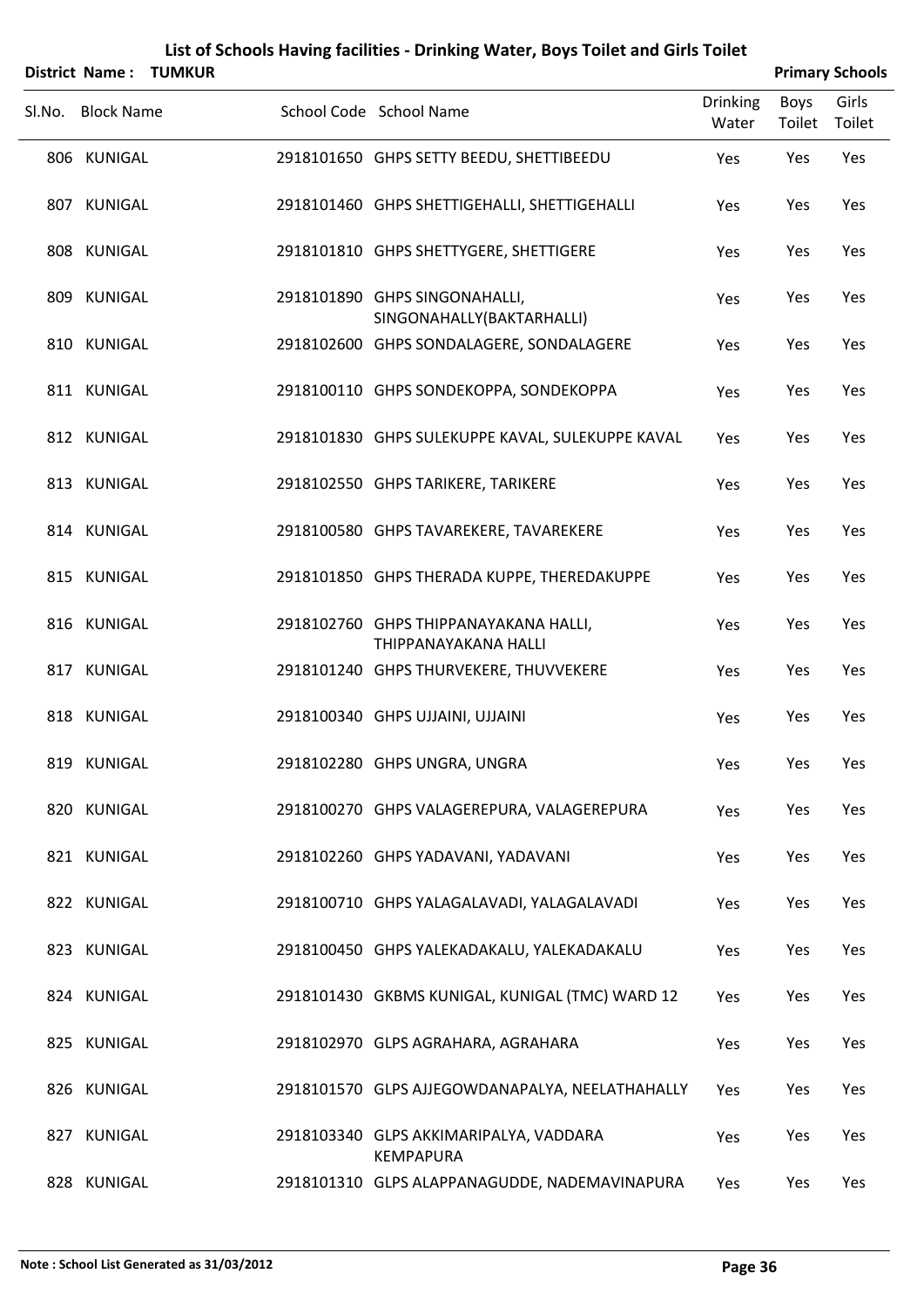# List of Schools Having facilities - Drinking Water, Boys Toilet and Girls Toilet

**District Name : TUMKUR** | **Primary Schools**

| Sl.No. | Block Name | School Code | School Name | Drinking Water | Boys Toilet | Girls Toilet |
|---|---|---|---|---|---|---|
| 806 | KUNIGAL | 2918101650 | GHPS SETTY BEEDU, SHETTIBEEDU | Yes | Yes | Yes |
| 807 | KUNIGAL | 2918101460 | GHPS SHETTIGEHALLI, SHETTIGEHALLI | Yes | Yes | Yes |
| 808 | KUNIGAL | 2918101810 | GHPS SHETTYGERE, SHETTIGERE | Yes | Yes | Yes |
| 809 | KUNIGAL | 2918101890 | GHPS SINGONAHALLI, SINGONAHALLY(BAKTARHALLI) | Yes | Yes | Yes |
| 810 | KUNIGAL | 2918102600 | GHPS SONDALAGERE, SONDALAGERE | Yes | Yes | Yes |
| 811 | KUNIGAL | 2918100110 | GHPS SONDEKOPPA, SONDEKOPPA | Yes | Yes | Yes |
| 812 | KUNIGAL | 2918101830 | GHPS SULEKUPPE KAVAL, SULEKUPPE KAVAL | Yes | Yes | Yes |
| 813 | KUNIGAL | 2918102550 | GHPS TARIKERE, TARIKERE | Yes | Yes | Yes |
| 814 | KUNIGAL | 2918100580 | GHPS TAVAREKERE, TAVAREKERE | Yes | Yes | Yes |
| 815 | KUNIGAL | 2918101850 | GHPS THERADA KUPPE, THEREDAKUPPE | Yes | Yes | Yes |
| 816 | KUNIGAL | 2918102760 | GHPS THIPPANAYAKANA HALLI, THIPPANAYAKANA HALLI | Yes | Yes | Yes |
| 817 | KUNIGAL | 2918101240 | GHPS THURVEKERE, THUVVEKERE | Yes | Yes | Yes |
| 818 | KUNIGAL | 2918100340 | GHPS UJJAINI, UJJAINI | Yes | Yes | Yes |
| 819 | KUNIGAL | 2918102280 | GHPS UNGRA, UNGRA | Yes | Yes | Yes |
| 820 | KUNIGAL | 2918100270 | GHPS VALAGEREPURA, VALAGEREPURA | Yes | Yes | Yes |
| 821 | KUNIGAL | 2918102260 | GHPS YADAVANI, YADAVANI | Yes | Yes | Yes |
| 822 | KUNIGAL | 2918100710 | GHPS YALAGALAVADI, YALAGALAVADI | Yes | Yes | Yes |
| 823 | KUNIGAL | 2918100450 | GHPS YALEKADAKALU, YALEKADAKALU | Yes | Yes | Yes |
| 824 | KUNIGAL | 2918101430 | GKBMS KUNIGAL, KUNIGAL (TMC) WARD 12 | Yes | Yes | Yes |
| 825 | KUNIGAL | 2918102970 | GLPS AGRAHARA, AGRAHARA | Yes | Yes | Yes |
| 826 | KUNIGAL | 2918101570 | GLPS AJJEGOWDANAPALYA, NEELATHAHALLY | Yes | Yes | Yes |
| 827 | KUNIGAL | 2918103340 | GLPS AKKIMARIPALYA, VADDARA KEMPAPURA | Yes | Yes | Yes |
| 828 | KUNIGAL | 2918101310 | GLPS ALAPPANAGUDDE, NADEMAVINAPURA | Yes | Yes | Yes |

**Note : School List Generated as 31/03/2012**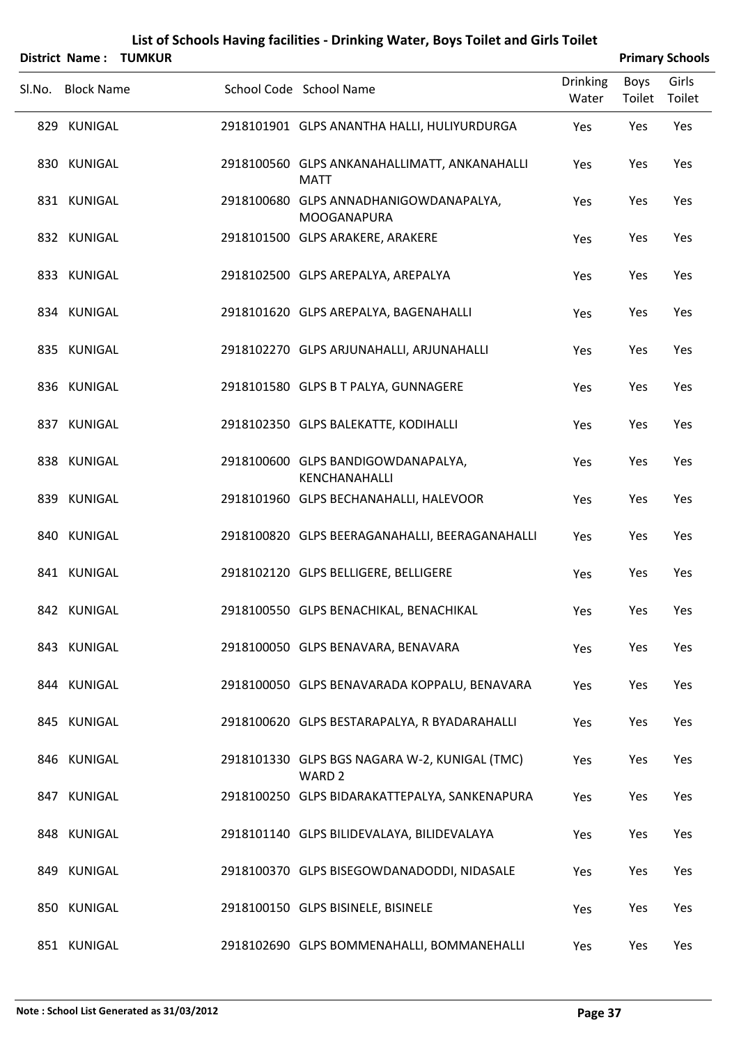# List of Schools Having facilities - Drinking Water, Boys Toilet and Girls Toilet

**District Name : TUMKUR** **Primary Schools**

| Sl.No. | Block Name | School Code | School Name | Drinking Water | Boys Toilet | Girls Toilet |
|---|---|---|---|---|---|---|
| 829 | KUNIGAL | 2918101901 | GLPS ANANTHA HALLI, HULIYURDURGA | Yes | Yes | Yes |
| 830 | KUNIGAL | 2918100560 | GLPS ANKANAHALLIMATT, ANKANAHALLI MATT | Yes | Yes | Yes |
| 831 | KUNIGAL | 2918100680 | GLPS ANNADHANIGOWDANAPALYA, MOOGANAPURA | Yes | Yes | Yes |
| 832 | KUNIGAL | 2918101500 | GLPS ARAKERE, ARAKERE | Yes | Yes | Yes |
| 833 | KUNIGAL | 2918102500 | GLPS AREPALYA, AREPALYA | Yes | Yes | Yes |
| 834 | KUNIGAL | 2918101620 | GLPS AREPALYA, BAGENAHALLI | Yes | Yes | Yes |
| 835 | KUNIGAL | 2918102270 | GLPS ARJUNAHALLI, ARJUNAHALLI | Yes | Yes | Yes |
| 836 | KUNIGAL | 2918101580 | GLPS B T PALYA, GUNNAGERE | Yes | Yes | Yes |
| 837 | KUNIGAL | 2918102350 | GLPS BALEKATTE, KODIHALLI | Yes | Yes | Yes |
| 838 | KUNIGAL | 2918100600 | GLPS BANDIGOWDANAPALYA, KENCHANAHALLI | Yes | Yes | Yes |
| 839 | KUNIGAL | 2918101960 | GLPS BECHANAHALLI, HALEVOOR | Yes | Yes | Yes |
| 840 | KUNIGAL | 2918100820 | GLPS BEERAGANAHALLI, BEERAGANAHALLI | Yes | Yes | Yes |
| 841 | KUNIGAL | 2918102120 | GLPS BELLIGERE, BELLIGERE | Yes | Yes | Yes |
| 842 | KUNIGAL | 2918100550 | GLPS BENACHIKAL, BENACHIKAL | Yes | Yes | Yes |
| 843 | KUNIGAL | 2918100050 | GLPS BENAVARA, BENAVARA | Yes | Yes | Yes |
| 844 | KUNIGAL | 2918100050 | GLPS BENAVARADA KOPPALU, BENAVARA | Yes | Yes | Yes |
| 845 | KUNIGAL | 2918100620 | GLPS BESTARAPALYA, R BYADARAHALLI | Yes | Yes | Yes |
| 846 | KUNIGAL | 2918101330 | GLPS BGS NAGARA W-2, KUNIGAL (TMC) WARD 2 | Yes | Yes | Yes |
| 847 | KUNIGAL | 2918100250 | GLPS BIDARAKATTEPALYA, SANKENAPURA | Yes | Yes | Yes |
| 848 | KUNIGAL | 2918101140 | GLPS BILIDEVALAYA, BILIDEVALAYA | Yes | Yes | Yes |
| 849 | KUNIGAL | 2918100370 | GLPS BISEGOWDANADODDI, NIDASALE | Yes | Yes | Yes |
| 850 | KUNIGAL | 2918100150 | GLPS BISINELE, BISINELE | Yes | Yes | Yes |
| 851 | KUNIGAL | 2918102690 | GLPS BOMMENAHALLI, BOMMANEHALLI | Yes | Yes | Yes |

**Note : School List Generated as 31/03/2012**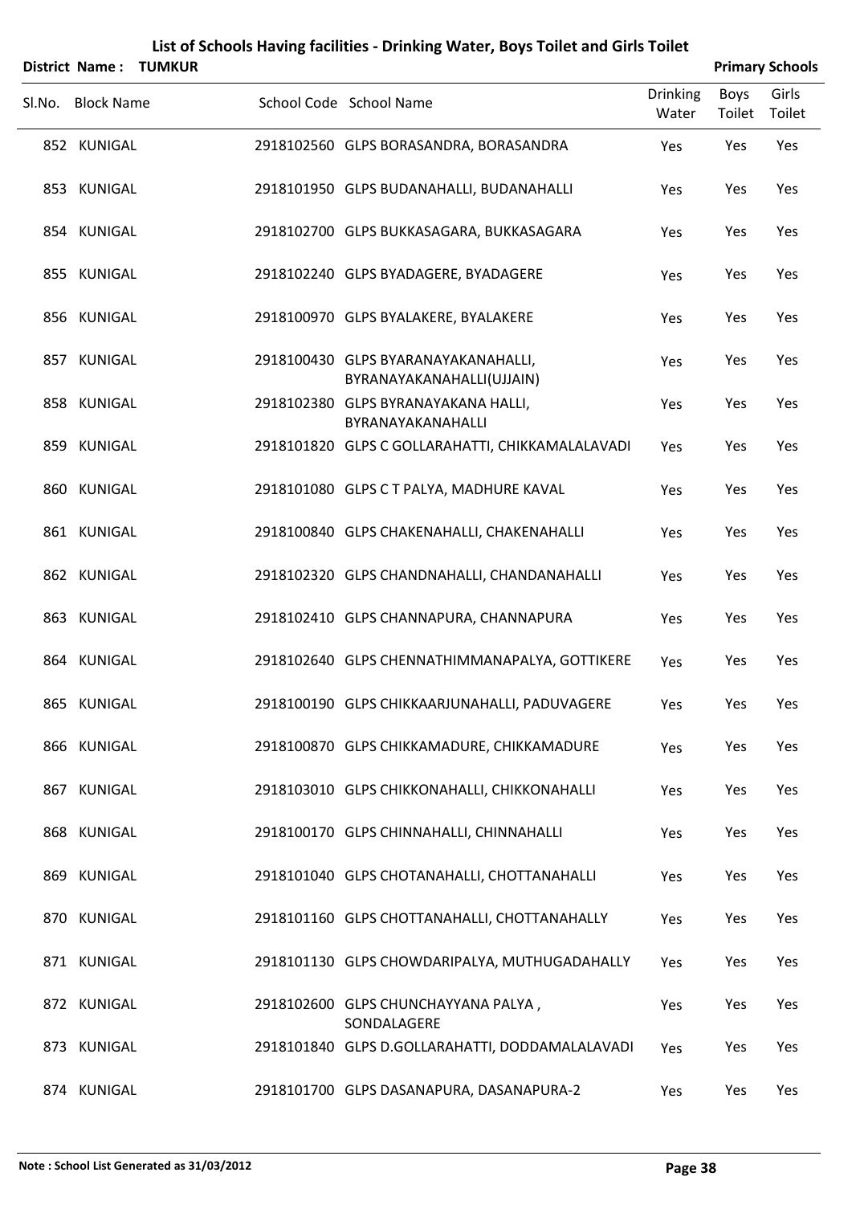# List of Schools Having facilities - Drinking Water, Boys Toilet and Girls Toilet

**District Name : TUMKUR** | **Primary Schools**

| Sl.No. | Block Name | School Code | School Name | Drinking Water | Boys Toilet | Girls Toilet |
|---|---|---|---|---|---|---|
| 852 | KUNIGAL | 2918102560 | GLPS BORASANDRA, BORASANDRA | Yes | Yes | Yes |
| 853 | KUNIGAL | 2918101950 | GLPS BUDANAHALLI, BUDANAHALLI | Yes | Yes | Yes |
| 854 | KUNIGAL | 2918102700 | GLPS BUKKASAGARA, BUKKASAGARA | Yes | Yes | Yes |
| 855 | KUNIGAL | 2918102240 | GLPS BYADAGERE, BYADAGERE | Yes | Yes | Yes |
| 856 | KUNIGAL | 2918100970 | GLPS BYALAKERE, BYALAKERE | Yes | Yes | Yes |
| 857 | KUNIGAL | 2918100430 | GLPS BYARANAYAKANAHALLI, BYRANAYAKANAHALLI(UJJAIN) | Yes | Yes | Yes |
| 858 | KUNIGAL | 2918102380 | GLPS BYRANAYAKANA HALLI, BYRANAYAKANAHALLI | Yes | Yes | Yes |
| 859 | KUNIGAL | 2918101820 | GLPS C GOLLARAHATTI, CHIKKAMALALAVADI | Yes | Yes | Yes |
| 860 | KUNIGAL | 2918101080 | GLPS C T PALYA, MADHURE KAVAL | Yes | Yes | Yes |
| 861 | KUNIGAL | 2918100840 | GLPS CHAKENAHALLI, CHAKENAHALLI | Yes | Yes | Yes |
| 862 | KUNIGAL | 2918102320 | GLPS CHANDNAHALLI, CHANDANAHALLI | Yes | Yes | Yes |
| 863 | KUNIGAL | 2918102410 | GLPS CHANNAPURA, CHANNAPURA | Yes | Yes | Yes |
| 864 | KUNIGAL | 2918102640 | GLPS CHENNATHIMMANAPALYA, GOTTIKERE | Yes | Yes | Yes |
| 865 | KUNIGAL | 2918100190 | GLPS CHIKKAARJUNAHALLI, PADUVAGERE | Yes | Yes | Yes |
| 866 | KUNIGAL | 2918100870 | GLPS CHIKKAMADURE, CHIKKAMADURE | Yes | Yes | Yes |
| 867 | KUNIGAL | 2918103010 | GLPS CHIKKONAHALLI, CHIKKONAHALLI | Yes | Yes | Yes |
| 868 | KUNIGAL | 2918100170 | GLPS CHINNAHALLI, CHINNAHALLI | Yes | Yes | Yes |
| 869 | KUNIGAL | 2918101040 | GLPS CHOTANAHALLI, CHOTTANAHALLI | Yes | Yes | Yes |
| 870 | KUNIGAL | 2918101160 | GLPS CHOTTANAHALLI, CHOTTANAHALLY | Yes | Yes | Yes |
| 871 | KUNIGAL | 2918101130 | GLPS CHOWDARIPALYA, MUTHUGADAHALLY | Yes | Yes | Yes |
| 872 | KUNIGAL | 2918102600 | GLPS CHUNCHAYYANA PALYA , SONDALAGERE | Yes | Yes | Yes |
| 873 | KUNIGAL | 2918101840 | GLPS D.GOLLARAHATTI, DODDAMALALAVADI | Yes | Yes | Yes |
| 874 | KUNIGAL | 2918101700 | GLPS DASANAPURA, DASANAPURA-2 | Yes | Yes | Yes |

**Note : School List Generated as 31/03/2012**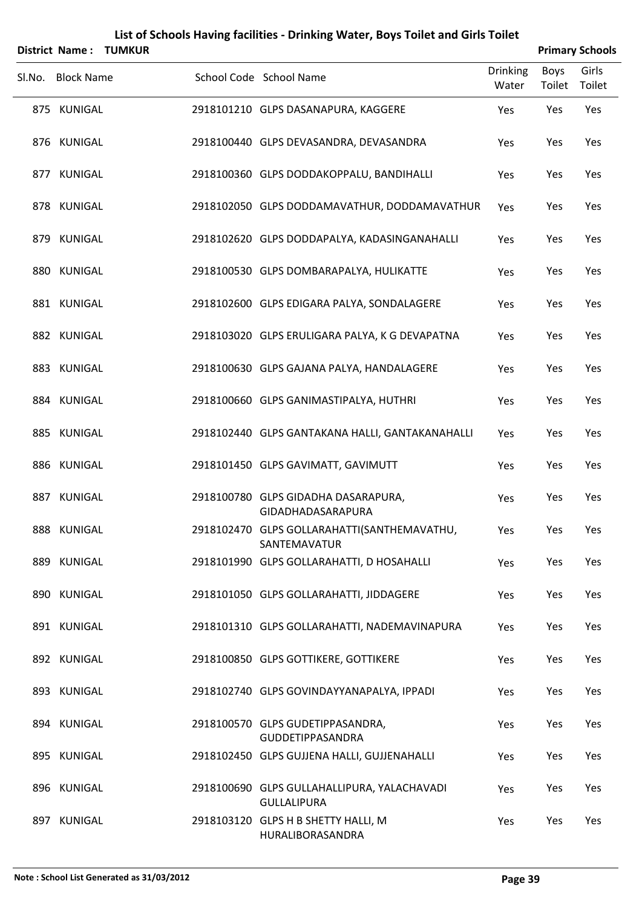# List of Schools Having facilities - Drinking Water, Boys Toilet and Girls Toilet

**District Name : TUMKUR** **Primary Schools**

| Sl.No. | Block Name | School Code | School Name | Drinking Water | Boys Toilet | Girls Toilet |
|---|---|---|---|---|---|---|
| 875 | KUNIGAL | 2918101210 | GLPS DASANAPURA, KAGGERE | Yes | Yes | Yes |
| 876 | KUNIGAL | 2918100440 | GLPS DEVASANDRA, DEVASANDRA | Yes | Yes | Yes |
| 877 | KUNIGAL | 2918100360 | GLPS DODDAKOPPALU, BANDIHALLI | Yes | Yes | Yes |
| 878 | KUNIGAL | 2918102050 | GLPS DODDAMAVATHUR, DODDAMAVATHUR | Yes | Yes | Yes |
| 879 | KUNIGAL | 2918102620 | GLPS DODDAPALYA, KADASINGANAHALLI | Yes | Yes | Yes |
| 880 | KUNIGAL | 2918100530 | GLPS DOMBARAPALYA, HULIKATTE | Yes | Yes | Yes |
| 881 | KUNIGAL | 2918102600 | GLPS EDIGARA PALYA, SONDALAGERE | Yes | Yes | Yes |
| 882 | KUNIGAL | 2918103020 | GLPS ERULIGARA PALYA, K G DEVAPATNA | Yes | Yes | Yes |
| 883 | KUNIGAL | 2918100630 | GLPS GAJANA PALYA, HANDALAGERE | Yes | Yes | Yes |
| 884 | KUNIGAL | 2918100660 | GLPS GANIMASTIPALYA, HUTHRI | Yes | Yes | Yes |
| 885 | KUNIGAL | 2918102440 | GLPS GANTAKANA HALLI, GANTAKANAHALLI | Yes | Yes | Yes |
| 886 | KUNIGAL | 2918101450 | GLPS GAVIMATT, GAVIMUTT | Yes | Yes | Yes |
| 887 | KUNIGAL | 2918100780 | GLPS GIDADHA DASARAPURA, GIDADHADASARAPURA | Yes | Yes | Yes |
| 888 | KUNIGAL | 2918102470 | GLPS GOLLARAHATTI(SANTHEMAVATHU, SANTEMAVATUR | Yes | Yes | Yes |
| 889 | KUNIGAL | 2918101990 | GLPS GOLLARAHATTI, D HOSAHALLI | Yes | Yes | Yes |
| 890 | KUNIGAL | 2918101050 | GLPS GOLLARAHATTI, JIDDAGERE | Yes | Yes | Yes |
| 891 | KUNIGAL | 2918101310 | GLPS GOLLARAHATTI, NADEMAVINAPURA | Yes | Yes | Yes |
| 892 | KUNIGAL | 2918100850 | GLPS GOTTIKERE, GOTTIKERE | Yes | Yes | Yes |
| 893 | KUNIGAL | 2918102740 | GLPS GOVINDAYYANAPALYA, IPPADI | Yes | Yes | Yes |
| 894 | KUNIGAL | 2918100570 | GLPS GUDETIPPASANDRA, GUDDETIPPASANDRA | Yes | Yes | Yes |
| 895 | KUNIGAL | 2918102450 | GLPS GUJJENA HALLI, GUJJENAHALLI | Yes | Yes | Yes |
| 896 | KUNIGAL | 2918100690 | GLPS GULLAHALLIPURA, YALACHAVADI GULLALIPURA | Yes | Yes | Yes |
| 897 | KUNIGAL | 2918103120 | GLPS H B SHETTY HALLI, M HURALIBORASANDRA | Yes | Yes | Yes |

**Note : School List Generated as 31/03/2012**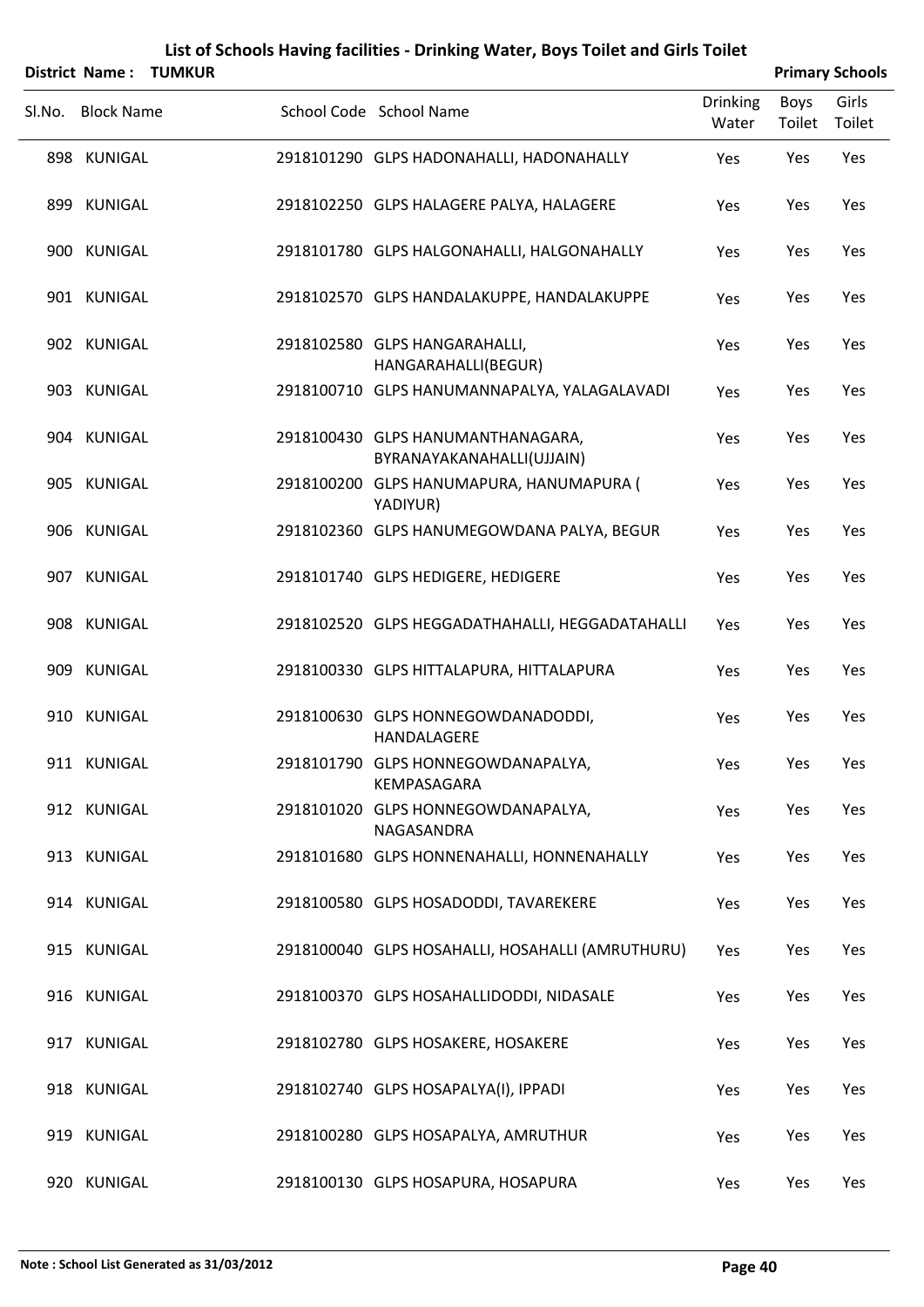# List of Schools Having facilities - Drinking Water, Boys Toilet and Girls Toilet

**District Name : TUMKUR** **Primary Schools**

| Sl.No. | Block Name | School Code | School Name | Drinking Water | Boys Toilet | Girls Toilet |
|---|---|---|---|---|---|---|
| 898 | KUNIGAL | 2918101290 | GLPS HADONAHALLI, HADONAHALLY | Yes | Yes | Yes |
| 899 | KUNIGAL | 2918102250 | GLPS HALAGERE PALYA, HALAGERE | Yes | Yes | Yes |
| 900 | KUNIGAL | 2918101780 | GLPS HALGONAHALLI, HALGONAHALLY | Yes | Yes | Yes |
| 901 | KUNIGAL | 2918102570 | GLPS HANDALAKUPPE, HANDALAKUPPE | Yes | Yes | Yes |
| 902 | KUNIGAL | 2918102580 | GLPS HANGARAHALLI, HANGARAHALLI(BEGUR) | Yes | Yes | Yes |
| 903 | KUNIGAL | 2918100710 | GLPS HANUMANNAPALYA, YALAGALAVADI | Yes | Yes | Yes |
| 904 | KUNIGAL | 2918100430 | GLPS HANUMANTHANAGARA, BYRANAYAKANAHALLI(UJJAIN) | Yes | Yes | Yes |
| 905 | KUNIGAL | 2918100200 | GLPS HANUMAPURA, HANUMAPURA ( YADIYUR) | Yes | Yes | Yes |
| 906 | KUNIGAL | 2918102360 | GLPS HANUMEGOWDANA PALYA, BEGUR | Yes | Yes | Yes |
| 907 | KUNIGAL | 2918101740 | GLPS HEDIGERE, HEDIGERE | Yes | Yes | Yes |
| 908 | KUNIGAL | 2918102520 | GLPS HEGGADATHAHALLI, HEGGADATAHALLI | Yes | Yes | Yes |
| 909 | KUNIGAL | 2918100330 | GLPS HITTALAPURA, HITTALAPURA | Yes | Yes | Yes |
| 910 | KUNIGAL | 2918100630 | GLPS HONNEGOWDANADODDI, HANDALAGERE | Yes | Yes | Yes |
| 911 | KUNIGAL | 2918101790 | GLPS HONNEGOWDANAPALYA, KEMPASAGARA | Yes | Yes | Yes |
| 912 | KUNIGAL | 2918101020 | GLPS HONNEGOWDANAPALYA, NAGASANDRA | Yes | Yes | Yes |
| 913 | KUNIGAL | 2918101680 | GLPS HONNENAHALLI, HONNENAHALLY | Yes | Yes | Yes |
| 914 | KUNIGAL | 2918100580 | GLPS HOSADODDI, TAVAREKERE | Yes | Yes | Yes |
| 915 | KUNIGAL | 2918100040 | GLPS HOSAHALLI, HOSAHALLI (AMRUTHURU) | Yes | Yes | Yes |
| 916 | KUNIGAL | 2918100370 | GLPS HOSAHALLIDODDI, NIDASALE | Yes | Yes | Yes |
| 917 | KUNIGAL | 2918102780 | GLPS HOSAKERE, HOSAKERE | Yes | Yes | Yes |
| 918 | KUNIGAL | 2918102740 | GLPS HOSAPALYA(I), IPPADI | Yes | Yes | Yes |
| 919 | KUNIGAL | 2918100280 | GLPS HOSAPALYA, AMRUTHUR | Yes | Yes | Yes |
| 920 | KUNIGAL | 2918100130 | GLPS HOSAPURA, HOSAPURA | Yes | Yes | Yes |

**Note : School List Generated as 31/03/2012**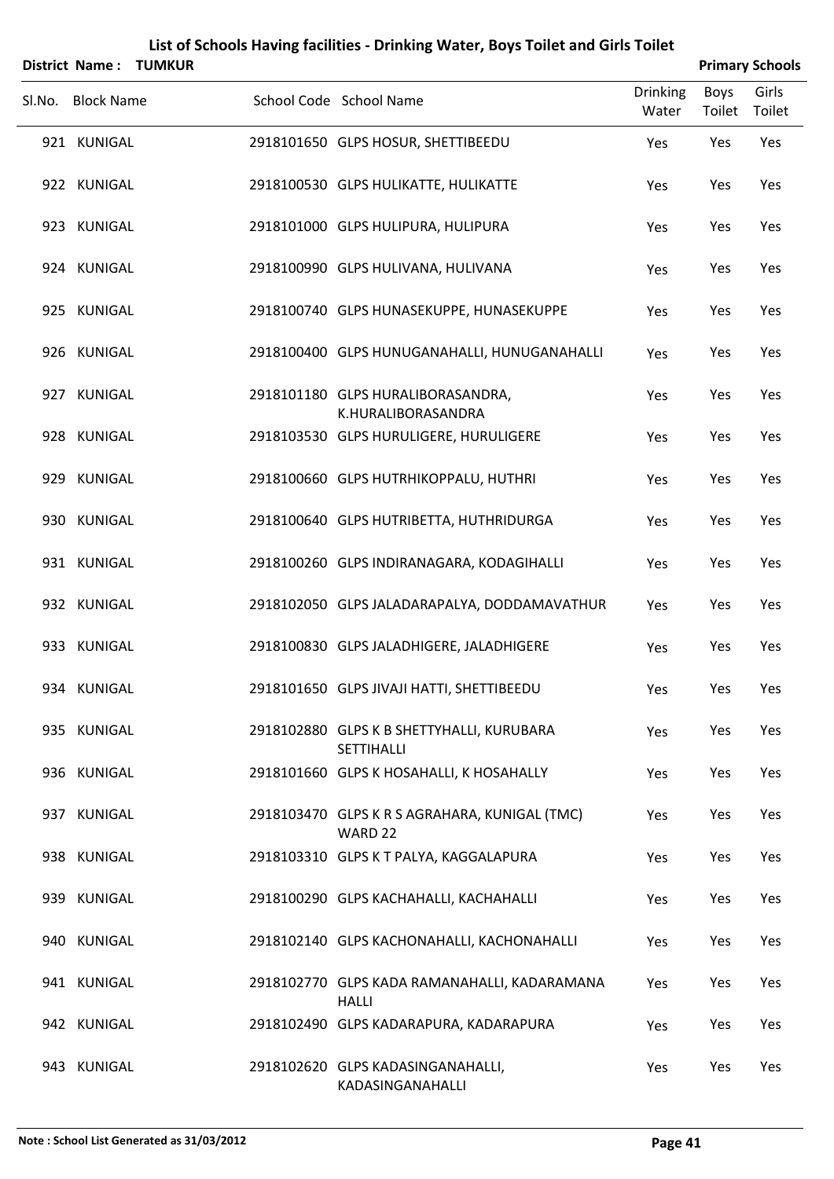# List of Schools Having facilities - Drinking Water, Boys Toilet and Girls Toilet

**District Name : TUMKUR** **Primary Schools**

| Sl.No. | Block Name | School Code | School Name | Drinking Water | Boys Toilet | Girls Toilet |
|---|---|---|---|---|---|---|
| 921 | KUNIGAL | 2918101650 | GLPS HOSUR, SHETTIBEEDU | Yes | Yes | Yes |
| 922 | KUNIGAL | 2918100530 | GLPS HULIKATTE, HULIKATTE | Yes | Yes | Yes |
| 923 | KUNIGAL | 2918101000 | GLPS HULIPURA, HULIPURA | Yes | Yes | Yes |
| 924 | KUNIGAL | 2918100990 | GLPS HULIVANA, HULIVANA | Yes | Yes | Yes |
| 925 | KUNIGAL | 2918100740 | GLPS HUNASEKUPPE, HUNASEKUPPE | Yes | Yes | Yes |
| 926 | KUNIGAL | 2918100400 | GLPS HUNUGANAHALLI, HUNUGANAHALLI | Yes | Yes | Yes |
| 927 | KUNIGAL | 2918101180 | GLPS HURALIBORASANDRA, K.HURALIBORASANDRA | Yes | Yes | Yes |
| 928 | KUNIGAL | 2918103530 | GLPS HURULIGERE, HURULIGERE | Yes | Yes | Yes |
| 929 | KUNIGAL | 2918100660 | GLPS HUTRHIKOPPALU, HUTHRI | Yes | Yes | Yes |
| 930 | KUNIGAL | 2918100640 | GLPS HUTRIBETTA, HUTHRIDURGA | Yes | Yes | Yes |
| 931 | KUNIGAL | 2918100260 | GLPS INDIRANAGARA, KODAGIHALLI | Yes | Yes | Yes |
| 932 | KUNIGAL | 2918102050 | GLPS JALADARAPALYA, DODDAMAVATHUR | Yes | Yes | Yes |
| 933 | KUNIGAL | 2918100830 | GLPS JALADHIGERE, JALADHIGERE | Yes | Yes | Yes |
| 934 | KUNIGAL | 2918101650 | GLPS JIVAJI HATTI, SHETTIBEEDU | Yes | Yes | Yes |
| 935 | KUNIGAL | 2918102880 | GLPS K B SHETTYHALLI, KURUBARA SETTIHALLI | Yes | Yes | Yes |
| 936 | KUNIGAL | 2918101660 | GLPS K HOSAHALLI, K HOSAHALLY | Yes | Yes | Yes |
| 937 | KUNIGAL | 2918103470 | GLPS K R S AGRAHARA, KUNIGAL (TMC) WARD 22 | Yes | Yes | Yes |
| 938 | KUNIGAL | 2918103310 | GLPS K T PALYA, KAGGALAPURA | Yes | Yes | Yes |
| 939 | KUNIGAL | 2918100290 | GLPS KACHAHALLI, KACHAHALLI | Yes | Yes | Yes |
| 940 | KUNIGAL | 2918102140 | GLPS KACHONAHALLI, KACHONAHALLI | Yes | Yes | Yes |
| 941 | KUNIGAL | 2918102770 | GLPS KADA RAMANAHALLI, KADARAMANA HALLI | Yes | Yes | Yes |
| 942 | KUNIGAL | 2918102490 | GLPS KADARAPURA, KADARAPURA | Yes | Yes | Yes |
| 943 | KUNIGAL | 2918102620 | GLPS KADASINGANAHALLI, KADASINGANAHALLI | Yes | Yes | Yes |

**Note : School List Generated as 31/03/2012**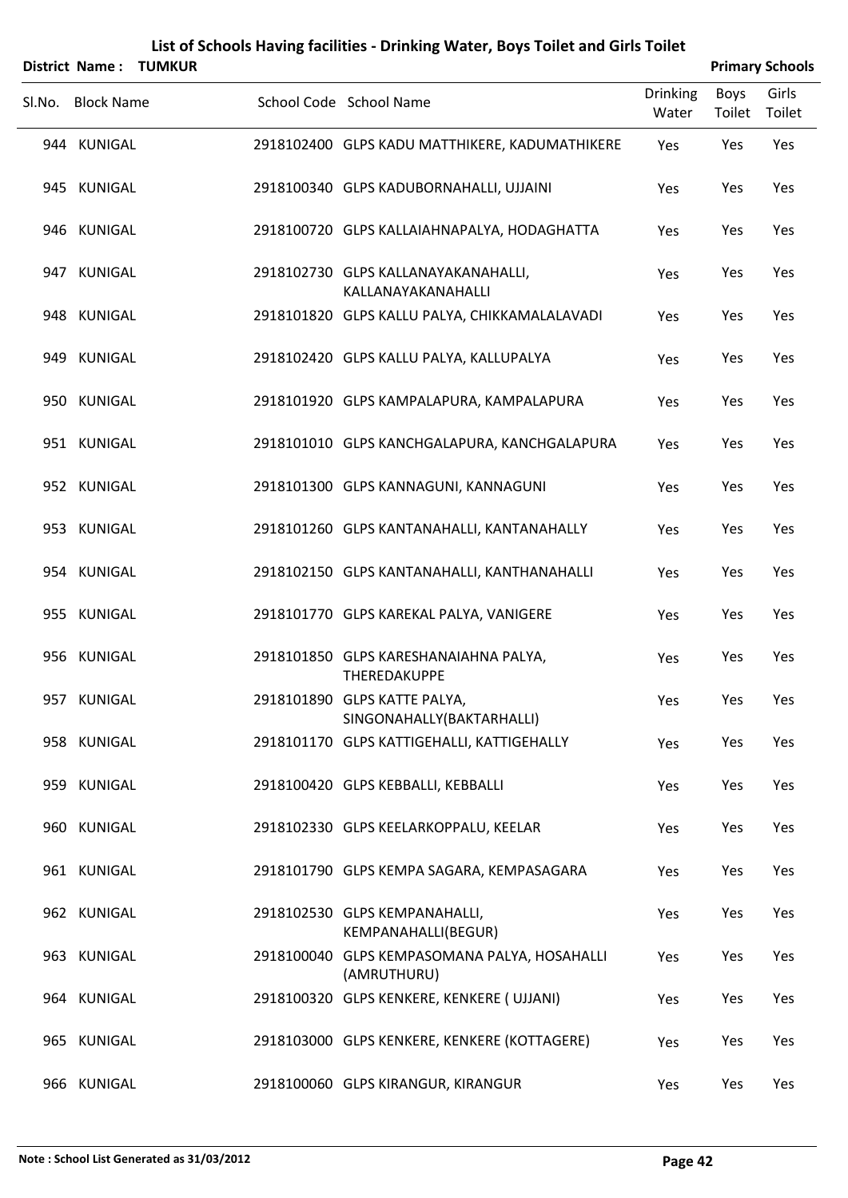# List of Schools Having facilities - Drinking Water, Boys Toilet and Girls Toilet

**District Name : TUMKUR** **Primary Schools**

| Sl.No. | Block Name | School Code | School Name | Drinking Water | Boys Toilet | Girls Toilet |
|---|---|---|---|---|---|---|
| 944 | KUNIGAL | 2918102400 | GLPS KADU MATTHIKERE, KADUMATHIKERE | Yes | Yes | Yes |
| 945 | KUNIGAL | 2918100340 | GLPS KADUBORNAHALLI, UJJAINI | Yes | Yes | Yes |
| 946 | KUNIGAL | 2918100720 | GLPS KALLAIAHNAPALYA, HODAGHATTA | Yes | Yes | Yes |
| 947 | KUNIGAL | 2918102730 | GLPS KALLANAYAKANAHALLI, KALLANAYAKANAHALLI | Yes | Yes | Yes |
| 948 | KUNIGAL | 2918101820 | GLPS KALLU PALYA, CHIKKAMALALAVADI | Yes | Yes | Yes |
| 949 | KUNIGAL | 2918102420 | GLPS KALLU PALYA, KALLUPALYA | Yes | Yes | Yes |
| 950 | KUNIGAL | 2918101920 | GLPS KAMPALAPURA, KAMPALAPURA | Yes | Yes | Yes |
| 951 | KUNIGAL | 2918101010 | GLPS KANCHGALAPURA, KANCHGALAPURA | Yes | Yes | Yes |
| 952 | KUNIGAL | 2918101300 | GLPS KANNAGUNI, KANNAGUNI | Yes | Yes | Yes |
| 953 | KUNIGAL | 2918101260 | GLPS KANTANAHALLI, KANTANAHALLY | Yes | Yes | Yes |
| 954 | KUNIGAL | 2918102150 | GLPS KANTANAHALLI, KANTHANAHALLI | Yes | Yes | Yes |
| 955 | KUNIGAL | 2918101770 | GLPS KAREKAL PALYA, VANIGERE | Yes | Yes | Yes |
| 956 | KUNIGAL | 2918101850 | GLPS KARESHANAIAHNA PALYA, THEREDAKUPPE | Yes | Yes | Yes |
| 957 | KUNIGAL | 2918101890 | GLPS KATTE PALYA, SINGONAHALLY(BAKTARHALLI) | Yes | Yes | Yes |
| 958 | KUNIGAL | 2918101170 | GLPS KATTIGEHALLI, KATTIGEHALLY | Yes | Yes | Yes |
| 959 | KUNIGAL | 2918100420 | GLPS KEBBALLI, KEBBALLI | Yes | Yes | Yes |
| 960 | KUNIGAL | 2918102330 | GLPS KEELARKOPPALU, KEELAR | Yes | Yes | Yes |
| 961 | KUNIGAL | 2918101790 | GLPS KEMPA SAGARA, KEMPASAGARA | Yes | Yes | Yes |
| 962 | KUNIGAL | 2918102530 | GLPS KEMPANAHALLI, KEMPANAHALLI(BEGUR) | Yes | Yes | Yes |
| 963 | KUNIGAL | 2918100040 | GLPS KEMPASOMANA PALYA, HOSAHALLI (AMRUTHURU) | Yes | Yes | Yes |
| 964 | KUNIGAL | 2918100320 | GLPS KENKERE, KENKERE ( UJJANI) | Yes | Yes | Yes |
| 965 | KUNIGAL | 2918103000 | GLPS KENKERE, KENKERE (KOTTAGERE) | Yes | Yes | Yes |
| 966 | KUNIGAL | 2918100060 | GLPS KIRANGUR, KIRANGUR | Yes | Yes | Yes |

Note : School List Generated as 31/03/2012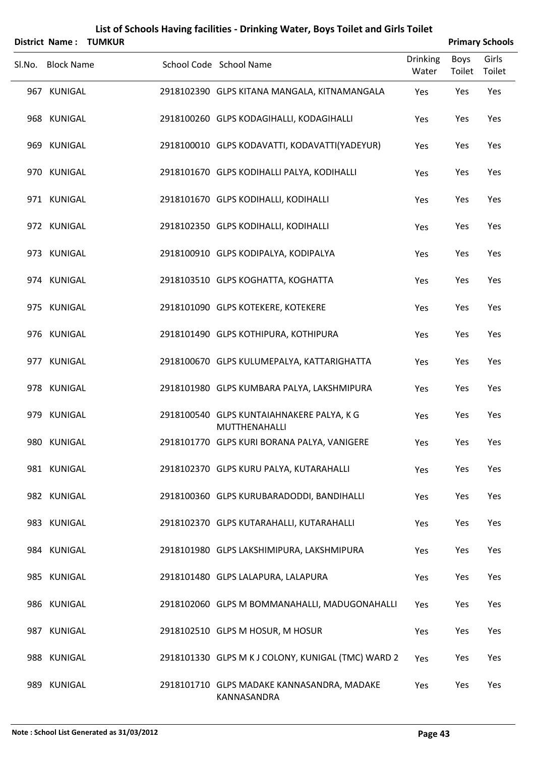# List of Schools Having facilities - Drinking Water, Boys Toilet and Girls Toilet

**District Name : TUMKUR** **Primary Schools**

| Sl.No. | Block Name | School Code | School Name | Drinking Water | Boys Toilet | Girls Toilet |
|---|---|---|---|---|---|---|
| 967 | KUNIGAL | 2918102390 | GLPS KITANA MANGALA, KITNAMANGALA | Yes | Yes | Yes |
| 968 | KUNIGAL | 2918100260 | GLPS KODAGIHALLI, KODAGIHALLI | Yes | Yes | Yes |
| 969 | KUNIGAL | 2918100010 | GLPS KODAVATTI, KODAVATTI(YADEYUR) | Yes | Yes | Yes |
| 970 | KUNIGAL | 2918101670 | GLPS KODIHALLI PALYA, KODIHALLI | Yes | Yes | Yes |
| 971 | KUNIGAL | 2918101670 | GLPS KODIHALLI, KODIHALLI | Yes | Yes | Yes |
| 972 | KUNIGAL | 2918102350 | GLPS KODIHALLI, KODIHALLI | Yes | Yes | Yes |
| 973 | KUNIGAL | 2918100910 | GLPS KODIPALYA, KODIPALYA | Yes | Yes | Yes |
| 974 | KUNIGAL | 2918103510 | GLPS KOGHATTA, KOGHATTA | Yes | Yes | Yes |
| 975 | KUNIGAL | 2918101090 | GLPS KOTEKERE, KOTEKERE | Yes | Yes | Yes |
| 976 | KUNIGAL | 2918101490 | GLPS KOTHIPURA, KOTHIPURA | Yes | Yes | Yes |
| 977 | KUNIGAL | 2918100670 | GLPS KULUMEPALYA, KATTARIGHATTA | Yes | Yes | Yes |
| 978 | KUNIGAL | 2918101980 | GLPS KUMBARA PALYA, LAKSHMIPURA | Yes | Yes | Yes |
| 979 | KUNIGAL | 2918100540 | GLPS KUNTAIAHNAKERE PALYA, K G MUTTHENAHALLI | Yes | Yes | Yes |
| 980 | KUNIGAL | 2918101770 | GLPS KURI BORANA PALYA, VANIGERE | Yes | Yes | Yes |
| 981 | KUNIGAL | 2918102370 | GLPS KURU PALYA, KUTARAHALLI | Yes | Yes | Yes |
| 982 | KUNIGAL | 2918100360 | GLPS KURUBARADODDI, BANDIHALLI | Yes | Yes | Yes |
| 983 | KUNIGAL | 2918102370 | GLPS KUTARAHALLI, KUTARAHALLI | Yes | Yes | Yes |
| 984 | KUNIGAL | 2918101980 | GLPS LAKSHIMIPURA, LAKSHMIPURA | Yes | Yes | Yes |
| 985 | KUNIGAL | 2918101480 | GLPS LALAPURA, LALAPURA | Yes | Yes | Yes |
| 986 | KUNIGAL | 2918102060 | GLPS M BOMMANAHALLI, MADUGONAHALLI | Yes | Yes | Yes |
| 987 | KUNIGAL | 2918102510 | GLPS M HOSUR, M HOSUR | Yes | Yes | Yes |
| 988 | KUNIGAL | 2918101330 | GLPS M K J COLONY, KUNIGAL (TMC) WARD 2 | Yes | Yes | Yes |
| 989 | KUNIGAL | 2918101710 | GLPS MADAKE KANNASANDRA, MADAKE KANNASANDRA | Yes | Yes | Yes |

**Note : School List Generated as 31/03/2012**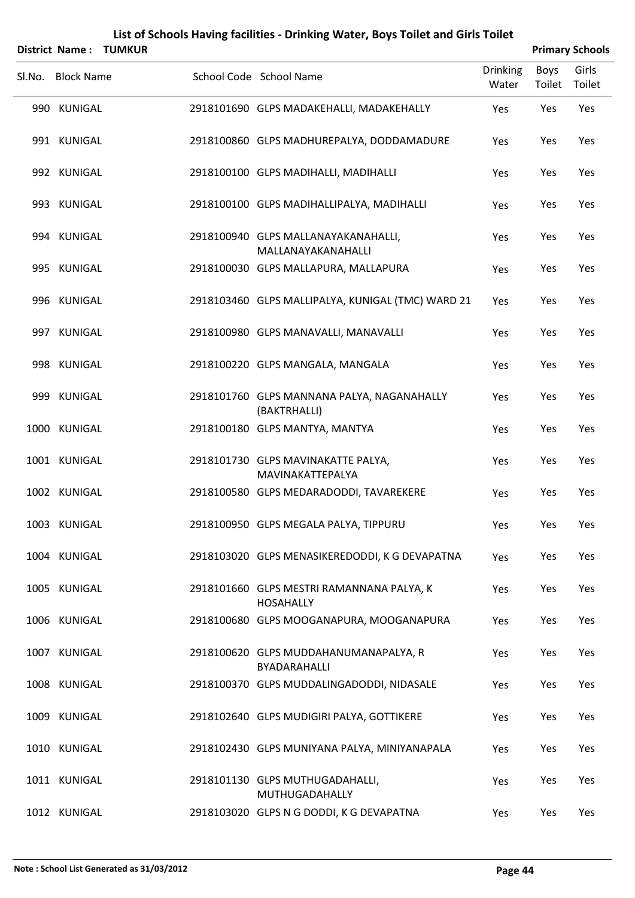# List of Schools Having facilities - Drinking Water, Boys Toilet and Girls Toilet

**District Name : TUMKUR** **Primary Schools**

| Sl.No. | Block Name | School Code | School Name | Drinking Water | Boys Toilet | Girls Toilet |
|---|---|---|---|---|---|---|
| 990 | KUNIGAL | 2918101690 | GLPS MADAKEHALLI, MADAKEHALLY | Yes | Yes | Yes |
| 991 | KUNIGAL | 2918100860 | GLPS MADHUREPALYA, DODDAMADURE | Yes | Yes | Yes |
| 992 | KUNIGAL | 2918100100 | GLPS MADIHALLI, MADIHALLI | Yes | Yes | Yes |
| 993 | KUNIGAL | 2918100100 | GLPS MADIHALLIPALYA, MADIHALLI | Yes | Yes | Yes |
| 994 | KUNIGAL | 2918100940 | GLPS MALLANAYAKANAHALLI, MALLANAYAKANAHALLI | Yes | Yes | Yes |
| 995 | KUNIGAL | 2918100030 | GLPS MALLAPURA, MALLAPURA | Yes | Yes | Yes |
| 996 | KUNIGAL | 2918103460 | GLPS MALLIPALYA, KUNIGAL (TMC) WARD 21 | Yes | Yes | Yes |
| 997 | KUNIGAL | 2918100980 | GLPS MANAVALLI, MANAVALLI | Yes | Yes | Yes |
| 998 | KUNIGAL | 2918100220 | GLPS MANGALA, MANGALA | Yes | Yes | Yes |
| 999 | KUNIGAL | 2918101760 | GLPS MANNANA PALYA, NAGANAHALLY (BAKTRHALLI) | Yes | Yes | Yes |
| 1000 | KUNIGAL | 2918100180 | GLPS MANTYA, MANTYA | Yes | Yes | Yes |
| 1001 | KUNIGAL | 2918101730 | GLPS MAVINAKATTE PALYA, MAVINAKATTEPALYA | Yes | Yes | Yes |
| 1002 | KUNIGAL | 2918100580 | GLPS MEDARADODDI, TAVAREKERE | Yes | Yes | Yes |
| 1003 | KUNIGAL | 2918100950 | GLPS MEGALA PALYA, TIPPURU | Yes | Yes | Yes |
| 1004 | KUNIGAL | 2918103020 | GLPS MENASIKEREDODDI, K G DEVAPATNA | Yes | Yes | Yes |
| 1005 | KUNIGAL | 2918101660 | GLPS MESTRI RAMANNANA PALYA, K HOSAHALLY | Yes | Yes | Yes |
| 1006 | KUNIGAL | 2918100680 | GLPS MOOGANAPURA, MOOGANAPURA | Yes | Yes | Yes |
| 1007 | KUNIGAL | 2918100620 | GLPS MUDDAHANUMANAPALYA, R BYADARAHALLI | Yes | Yes | Yes |
| 1008 | KUNIGAL | 2918100370 | GLPS MUDDALINGADODDI, NIDASALE | Yes | Yes | Yes |
| 1009 | KUNIGAL | 2918102640 | GLPS MUDIGIRI PALYA, GOTTIKERE | Yes | Yes | Yes |
| 1010 | KUNIGAL | 2918102430 | GLPS MUNIYANA PALYA, MINIYANAPALA | Yes | Yes | Yes |
| 1011 | KUNIGAL | 2918101130 | GLPS MUTHUGADAHALLI, MUTHUGADAHALLY | Yes | Yes | Yes |
| 1012 | KUNIGAL | 2918103020 | GLPS N G DODDI, K G DEVAPATNA | Yes | Yes | Yes |

**Note : School List Generated as 31/03/2012**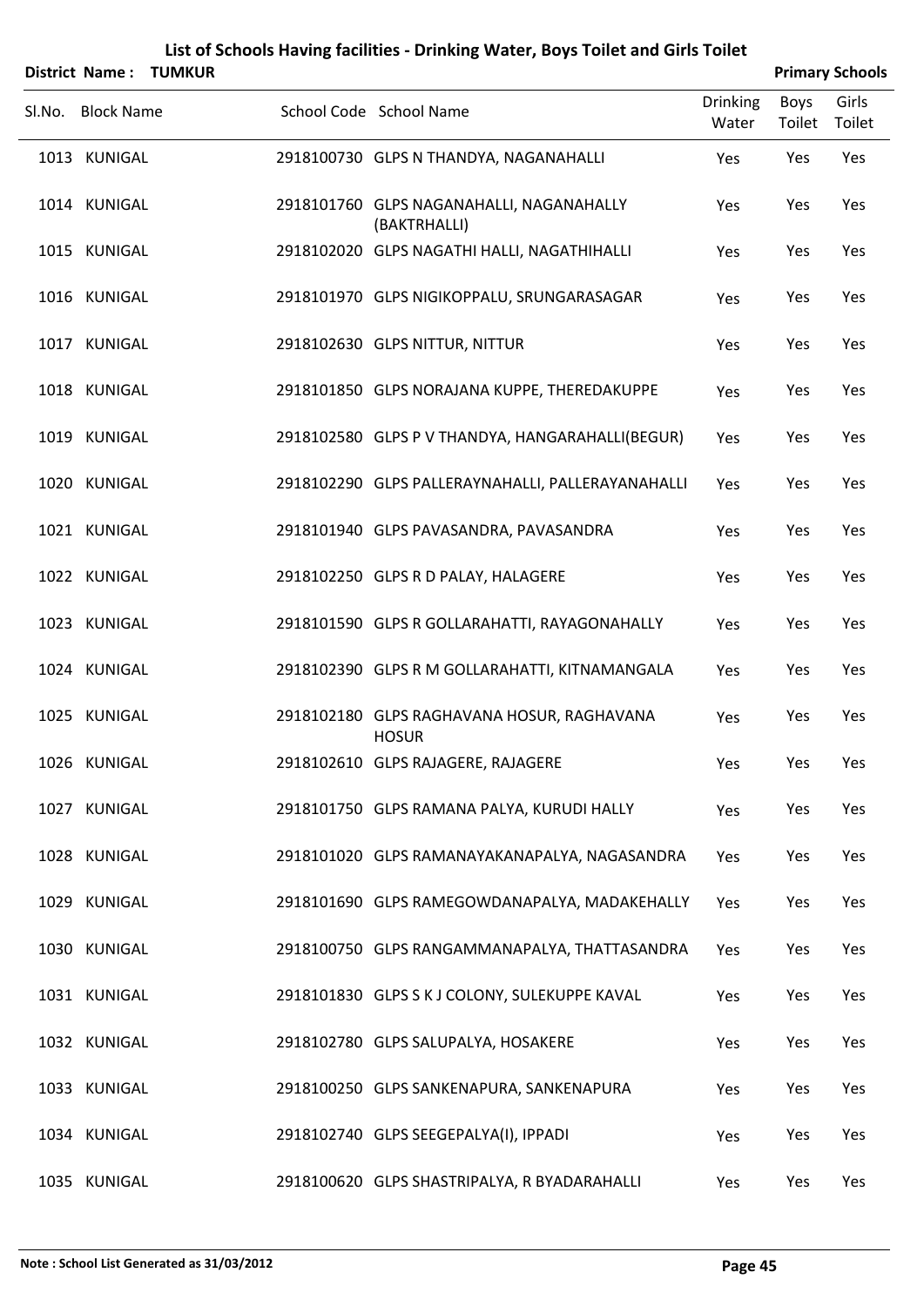# List of Schools Having facilities - Drinking Water, Boys Toilet and Girls Toilet

**District Name : TUMKUR** **Primary Schools**

| Sl.No. | Block Name | School Code | School Name | Drinking Water | Boys Toilet | Girls Toilet |
|---|---|---|---|---|---|---|
| 1013 | KUNIGAL | 2918100730 | GLPS N THANDYA, NAGANAHALLI | Yes | Yes | Yes |
| 1014 | KUNIGAL | 2918101760 | GLPS NAGANAHALLI, NAGANAHALLY (BAKTRHALLI) | Yes | Yes | Yes |
| 1015 | KUNIGAL | 2918102020 | GLPS NAGATHI HALLI, NAGATHIHALLI | Yes | Yes | Yes |
| 1016 | KUNIGAL | 2918101970 | GLPS NIGIKOPPALU, SRUNGARASAGAR | Yes | Yes | Yes |
| 1017 | KUNIGAL | 2918102630 | GLPS NITTUR, NITTUR | Yes | Yes | Yes |
| 1018 | KUNIGAL | 2918101850 | GLPS NORAJANA KUPPE, THEREDAKUPPE | Yes | Yes | Yes |
| 1019 | KUNIGAL | 2918102580 | GLPS P V THANDYA, HANGARAHALLI(BEGUR) | Yes | Yes | Yes |
| 1020 | KUNIGAL | 2918102290 | GLPS PALLERAYNAHALLI, PALLERAYANAHALLI | Yes | Yes | Yes |
| 1021 | KUNIGAL | 2918101940 | GLPS PAVASANDRA, PAVASANDRA | Yes | Yes | Yes |
| 1022 | KUNIGAL | 2918102250 | GLPS R D PALAY, HALAGERE | Yes | Yes | Yes |
| 1023 | KUNIGAL | 2918101590 | GLPS R GOLLARAHATTI, RAYAGONAHALLY | Yes | Yes | Yes |
| 1024 | KUNIGAL | 2918102390 | GLPS R M GOLLARAHATTI, KITNAMANGALA | Yes | Yes | Yes |
| 1025 | KUNIGAL | 2918102180 | GLPS RAGHAVANA HOSUR, RAGHAVANA HOSUR | Yes | Yes | Yes |
| 1026 | KUNIGAL | 2918102610 | GLPS RAJAGERE, RAJAGERE | Yes | Yes | Yes |
| 1027 | KUNIGAL | 2918101750 | GLPS RAMANA PALYA, KURUDI HALLY | Yes | Yes | Yes |
| 1028 | KUNIGAL | 2918101020 | GLPS RAMANAYAKANAPALYA, NAGASANDRA | Yes | Yes | Yes |
| 1029 | KUNIGAL | 2918101690 | GLPS RAMEGOWDANAPALYA, MADAKEHALLY | Yes | Yes | Yes |
| 1030 | KUNIGAL | 2918100750 | GLPS RANGAMMANAPALYA, THATTASANDRA | Yes | Yes | Yes |
| 1031 | KUNIGAL | 2918101830 | GLPS S K J COLONY, SULEKUPPE KAVAL | Yes | Yes | Yes |
| 1032 | KUNIGAL | 2918102780 | GLPS SALUPALYA, HOSAKERE | Yes | Yes | Yes |
| 1033 | KUNIGAL | 2918100250 | GLPS SANKENAPURA, SANKENAPURA | Yes | Yes | Yes |
| 1034 | KUNIGAL | 2918102740 | GLPS SEEGEPALYA(I), IPPADI | Yes | Yes | Yes |
| 1035 | KUNIGAL | 2918100620 | GLPS SHASTRIPALYA, R BYADARAHALLI | Yes | Yes | Yes |

**Note : School List Generated as 31/03/2012**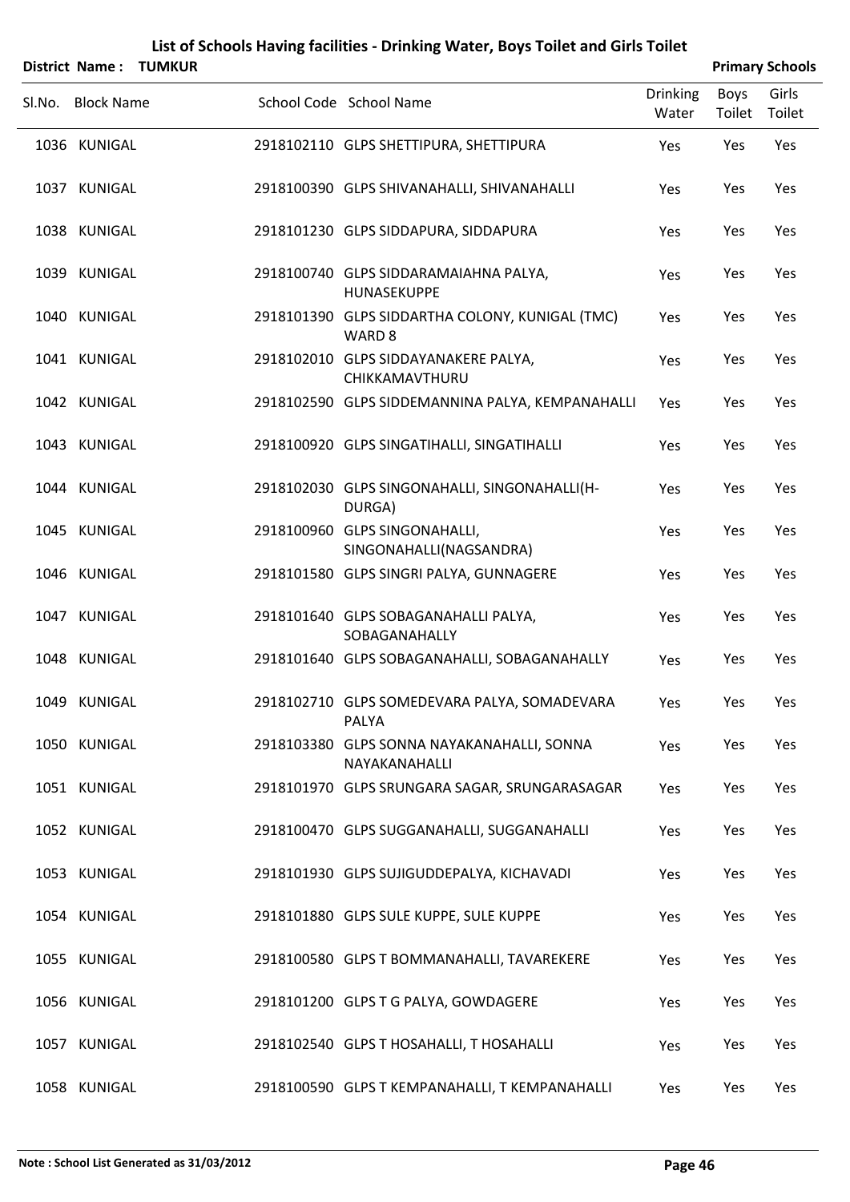# List of Schools Having facilities - Drinking Water, Boys Toilet and Girls Toilet

**District Name : TUMKUR** **Primary Schools**

| Sl.No. | Block Name | School Code | School Name | Drinking Water | Boys Toilet | Girls Toilet |
|---|---|---|---|---|---|---|
| 1036 | KUNIGAL | 2918102110 | GLPS SHETTIPURA, SHETTIPURA | Yes | Yes | Yes |
| 1037 | KUNIGAL | 2918100390 | GLPS SHIVANAHALLI, SHIVANAHALLI | Yes | Yes | Yes |
| 1038 | KUNIGAL | 2918101230 | GLPS SIDDAPURA, SIDDAPURA | Yes | Yes | Yes |
| 1039 | KUNIGAL | 2918100740 | GLPS SIDDARAMAIAHNA PALYA, HUNASEKUPPE | Yes | Yes | Yes |
| 1040 | KUNIGAL | 2918101390 | GLPS SIDDARTHA COLONY, KUNIGAL (TMC) WARD 8 | Yes | Yes | Yes |
| 1041 | KUNIGAL | 2918102010 | GLPS SIDDAYANAKERE PALYA, CHIKKAMAVTHURU | Yes | Yes | Yes |
| 1042 | KUNIGAL | 2918102590 | GLPS SIDDEMANNINA PALYA, KEMPANAHALLI | Yes | Yes | Yes |
| 1043 | KUNIGAL | 2918100920 | GLPS SINGATIHALLI, SINGATIHALLI | Yes | Yes | Yes |
| 1044 | KUNIGAL | 2918102030 | GLPS SINGONAHALLI, SINGONAHALLI(H-DURGA) | Yes | Yes | Yes |
| 1045 | KUNIGAL | 2918100960 | GLPS SINGONAHALLI, SINGONAHALLI(NAGSANDRA) | Yes | Yes | Yes |
| 1046 | KUNIGAL | 2918101580 | GLPS SINGRI PALYA, GUNNAGERE | Yes | Yes | Yes |
| 1047 | KUNIGAL | 2918101640 | GLPS SOBAGANAHALLI PALYA, SOBAGANAHALLY | Yes | Yes | Yes |
| 1048 | KUNIGAL | 2918101640 | GLPS SOBAGANAHALLI, SOBAGANAHALLY | Yes | Yes | Yes |
| 1049 | KUNIGAL | 2918102710 | GLPS SOMEDEVARA PALYA, SOMADEVARA PALYA | Yes | Yes | Yes |
| 1050 | KUNIGAL | 2918103380 | GLPS SONNA NAYAKANAHALLI, SONNA NAYAKANAHALLI | Yes | Yes | Yes |
| 1051 | KUNIGAL | 2918101970 | GLPS SRUNGARA SAGAR, SRUNGARASAGAR | Yes | Yes | Yes |
| 1052 | KUNIGAL | 2918100470 | GLPS SUGGANAHALLI, SUGGANAHALLI | Yes | Yes | Yes |
| 1053 | KUNIGAL | 2918101930 | GLPS SUJIGUDDEPALYA, KICHAVADI | Yes | Yes | Yes |
| 1054 | KUNIGAL | 2918101880 | GLPS SULE KUPPE, SULE KUPPE | Yes | Yes | Yes |
| 1055 | KUNIGAL | 2918100580 | GLPS T BOMMANAHALLI, TAVAREKERE | Yes | Yes | Yes |
| 1056 | KUNIGAL | 2918101200 | GLPS T G PALYA, GOWDAGERE | Yes | Yes | Yes |
| 1057 | KUNIGAL | 2918102540 | GLPS T HOSAHALLI, T HOSAHALLI | Yes | Yes | Yes |
| 1058 | KUNIGAL | 2918100590 | GLPS T KEMPANAHALLI, T KEMPANAHALLI | Yes | Yes | Yes |

**Note : School List Generated as 31/03/2012**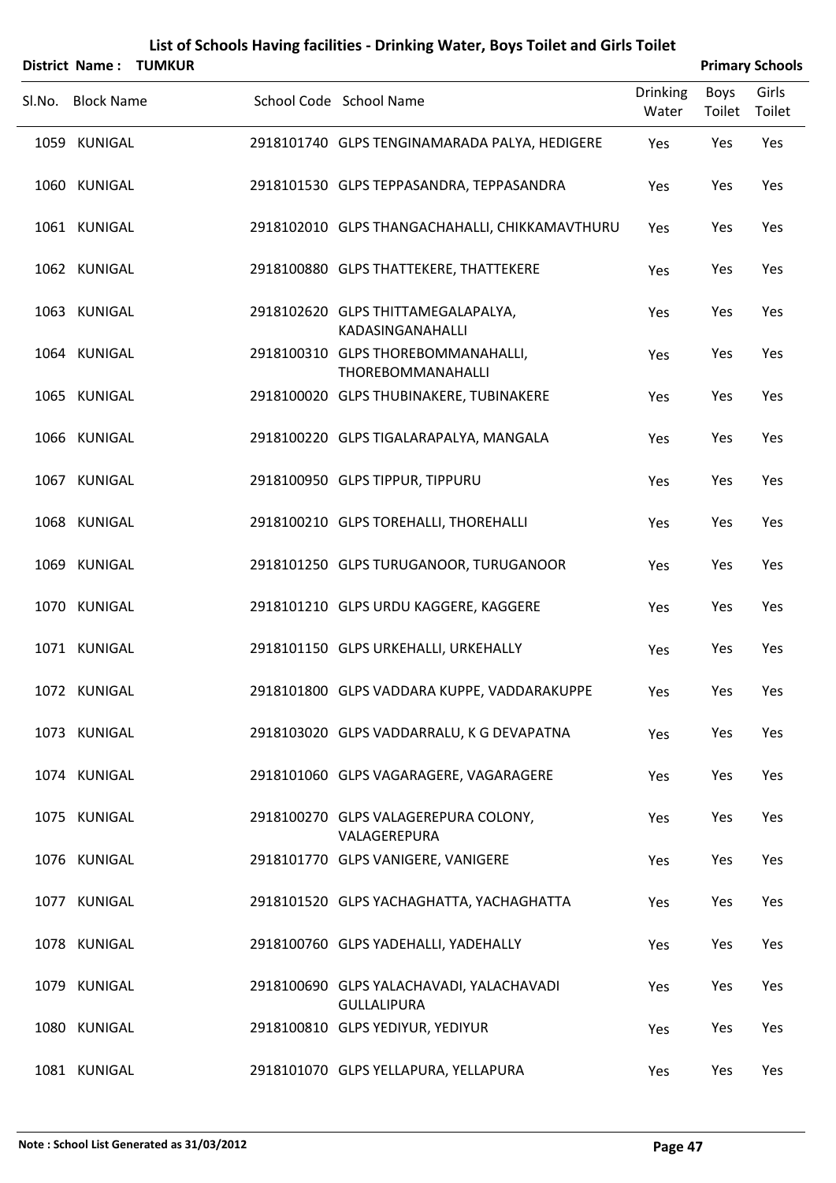# List of Schools Having facilities - Drinking Water, Boys Toilet and Girls Toilet

**District Name : TUMKUR** **Primary Schools**

| Sl.No. | Block Name | School Code | School Name | Drinking Water | Boys Toilet | Girls Toilet |
|---|---|---|---|---|---|---|
| 1059 | KUNIGAL | 2918101740 | GLPS TENGINAMARADA PALYA, HEDIGERE | Yes | Yes | Yes |
| 1060 | KUNIGAL | 2918101530 | GLPS TEPPASANDRA, TEPPASANDRA | Yes | Yes | Yes |
| 1061 | KUNIGAL | 2918102010 | GLPS THANGACHAHALLI, CHIKKAMAVTHURU | Yes | Yes | Yes |
| 1062 | KUNIGAL | 2918100880 | GLPS THATTEKERE, THATTEKERE | Yes | Yes | Yes |
| 1063 | KUNIGAL | 2918102620 | GLPS THITTAMEGALAPALYA, KADASINGANAHALLI | Yes | Yes | Yes |
| 1064 | KUNIGAL | 2918100310 | GLPS THOREBOMMANAHALLI, THOREBOMMANAHALLI | Yes | Yes | Yes |
| 1065 | KUNIGAL | 2918100020 | GLPS THUBINAKERE, TUBINAKERE | Yes | Yes | Yes |
| 1066 | KUNIGAL | 2918100220 | GLPS TIGALARAPALYA, MANGALA | Yes | Yes | Yes |
| 1067 | KUNIGAL | 2918100950 | GLPS TIPPUR, TIPPURU | Yes | Yes | Yes |
| 1068 | KUNIGAL | 2918100210 | GLPS TOREHALLI, THOREHALLI | Yes | Yes | Yes |
| 1069 | KUNIGAL | 2918101250 | GLPS TURUGANOOR, TURUGANOOR | Yes | Yes | Yes |
| 1070 | KUNIGAL | 2918101210 | GLPS URDU KAGGERE, KAGGERE | Yes | Yes | Yes |
| 1071 | KUNIGAL | 2918101150 | GLPS URKEHALLI, URKEHALLY | Yes | Yes | Yes |
| 1072 | KUNIGAL | 2918101800 | GLPS VADDARA KUPPE, VADDARAKUPPE | Yes | Yes | Yes |
| 1073 | KUNIGAL | 2918103020 | GLPS VADDARRALU, K G DEVAPATNA | Yes | Yes | Yes |
| 1074 | KUNIGAL | 2918101060 | GLPS VAGARAGERE, VAGARAGERE | Yes | Yes | Yes |
| 1075 | KUNIGAL | 2918100270 | GLPS VALAGEREPURA COLONY, VALAGEREPURA | Yes | Yes | Yes |
| 1076 | KUNIGAL | 2918101770 | GLPS VANIGERE, VANIGERE | Yes | Yes | Yes |
| 1077 | KUNIGAL | 2918101520 | GLPS YACHAGHATTA, YACHAGHATTA | Yes | Yes | Yes |
| 1078 | KUNIGAL | 2918100760 | GLPS YADEHALLI, YADEHALLY | Yes | Yes | Yes |
| 1079 | KUNIGAL | 2918100690 | GLPS YALACHAVADI, YALACHAVADI GULLALIPURA | Yes | Yes | Yes |
| 1080 | KUNIGAL | 2918100810 | GLPS YEDIYUR, YEDIYUR | Yes | Yes | Yes |
| 1081 | KUNIGAL | 2918101070 | GLPS YELLAPURA, YELLAPURA | Yes | Yes | Yes |

**Note : School List Generated as 31/03/2012**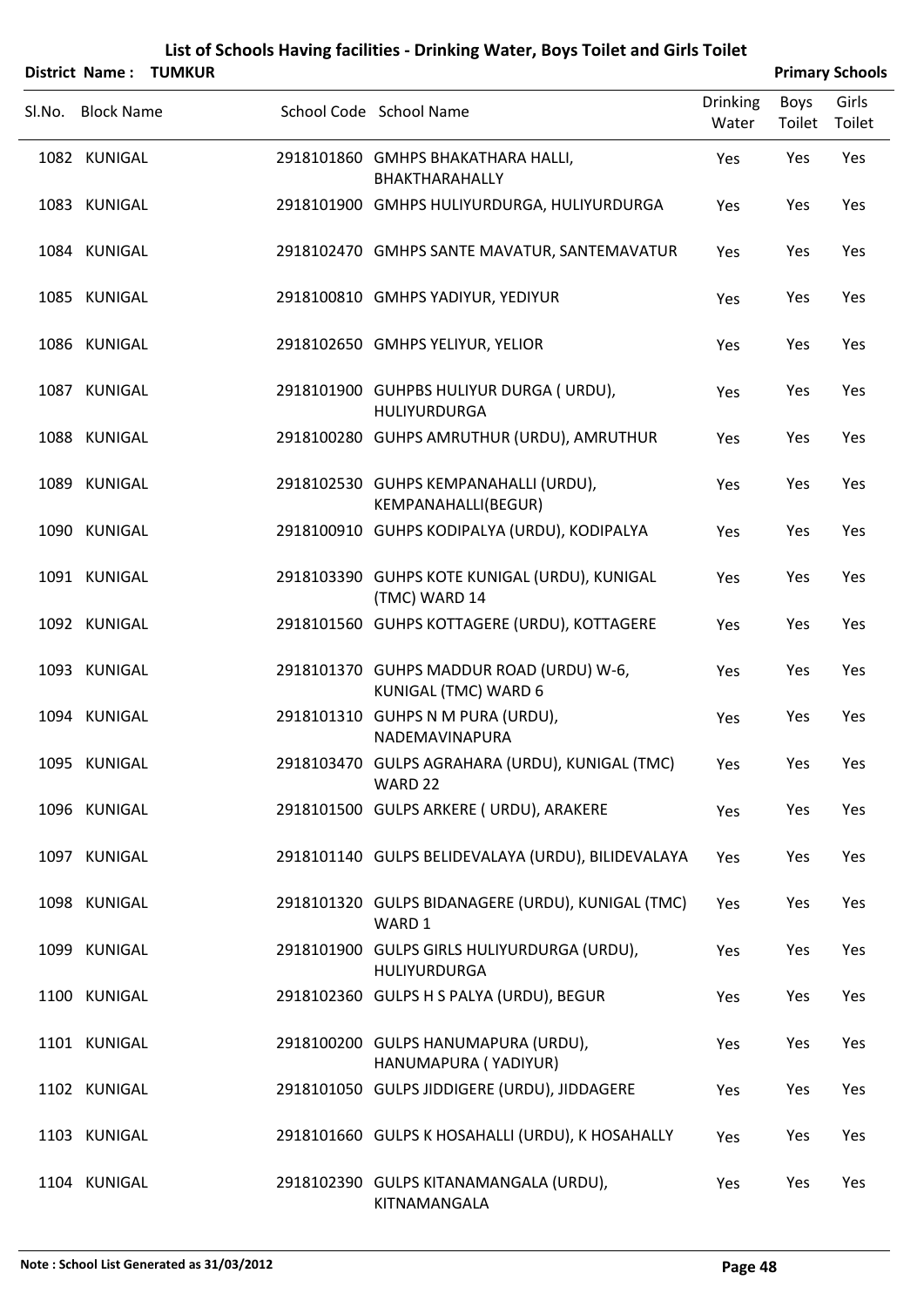# List of Schools Having facilities - Drinking Water, Boys Toilet and Girls Toilet

**District Name : TUMKUR** **Primary Schools**

| Sl.No. | Block Name | School Code | School Name | Drinking Water | Boys Toilet | Girls Toilet |
|---|---|---|---|---|---|---|
| 1082 | KUNIGAL | 2918101860 | GMHPS BHAKATHARA HALLI, BHAKTHARAHALLY | Yes | Yes | Yes |
| 1083 | KUNIGAL | 2918101900 | GMHPS HULIYURDURGA, HULIYURDURGA | Yes | Yes | Yes |
| 1084 | KUNIGAL | 2918102470 | GMHPS SANTE MAVATUR, SANTEMAVATUR | Yes | Yes | Yes |
| 1085 | KUNIGAL | 2918100810 | GMHPS YADIYUR, YEDIYUR | Yes | Yes | Yes |
| 1086 | KUNIGAL | 2918102650 | GMHPS YELIYUR, YELIOR | Yes | Yes | Yes |
| 1087 | KUNIGAL | 2918101900 | GUHPBS HULIYUR DURGA ( URDU), HULIYURDURGA | Yes | Yes | Yes |
| 1088 | KUNIGAL | 2918100280 | GUHPS AMRUTHUR (URDU), AMRUTHUR | Yes | Yes | Yes |
| 1089 | KUNIGAL | 2918102530 | GUHPS KEMPANAHALLI (URDU), KEMPANAHALLI(BEGUR) | Yes | Yes | Yes |
| 1090 | KUNIGAL | 2918100910 | GUHPS KODIPALYA (URDU), KODIPALYA | Yes | Yes | Yes |
| 1091 | KUNIGAL | 2918103390 | GUHPS KOTE KUNIGAL (URDU), KUNIGAL (TMC) WARD 14 | Yes | Yes | Yes |
| 1092 | KUNIGAL | 2918101560 | GUHPS KOTTAGERE (URDU), KOTTAGERE | Yes | Yes | Yes |
| 1093 | KUNIGAL | 2918101370 | GUHPS MADDUR ROAD (URDU) W-6, KUNIGAL (TMC) WARD 6 | Yes | Yes | Yes |
| 1094 | KUNIGAL | 2918101310 | GUHPS N M PURA (URDU), NADEMAVINAPURA | Yes | Yes | Yes |
| 1095 | KUNIGAL | 2918103470 | GULPS AGRAHARA (URDU), KUNIGAL (TMC) WARD 22 | Yes | Yes | Yes |
| 1096 | KUNIGAL | 2918101500 | GULPS ARKERE ( URDU), ARAKERE | Yes | Yes | Yes |
| 1097 | KUNIGAL | 2918101140 | GULPS BELIDEVALAYA (URDU), BILIDEVALAYA | Yes | Yes | Yes |
| 1098 | KUNIGAL | 2918101320 | GULPS BIDANAGERE (URDU), KUNIGAL (TMC) WARD 1 | Yes | Yes | Yes |
| 1099 | KUNIGAL | 2918101900 | GULPS GIRLS HULIYURDURGA (URDU), HULIYURDURGA | Yes | Yes | Yes |
| 1100 | KUNIGAL | 2918102360 | GULPS H S PALYA (URDU), BEGUR | Yes | Yes | Yes |
| 1101 | KUNIGAL | 2918100200 | GULPS HANUMAPURA (URDU), HANUMAPURA ( YADIYUR) | Yes | Yes | Yes |
| 1102 | KUNIGAL | 2918101050 | GULPS JIDDIGERE (URDU), JIDDAGERE | Yes | Yes | Yes |
| 1103 | KUNIGAL | 2918101660 | GULPS K HOSAHALLI (URDU), K HOSAHALLY | Yes | Yes | Yes |
| 1104 | KUNIGAL | 2918102390 | GULPS KITANAMANGALA (URDU), KITNAMANGALA | Yes | Yes | Yes |

**Note : School List Generated as 31/03/2012**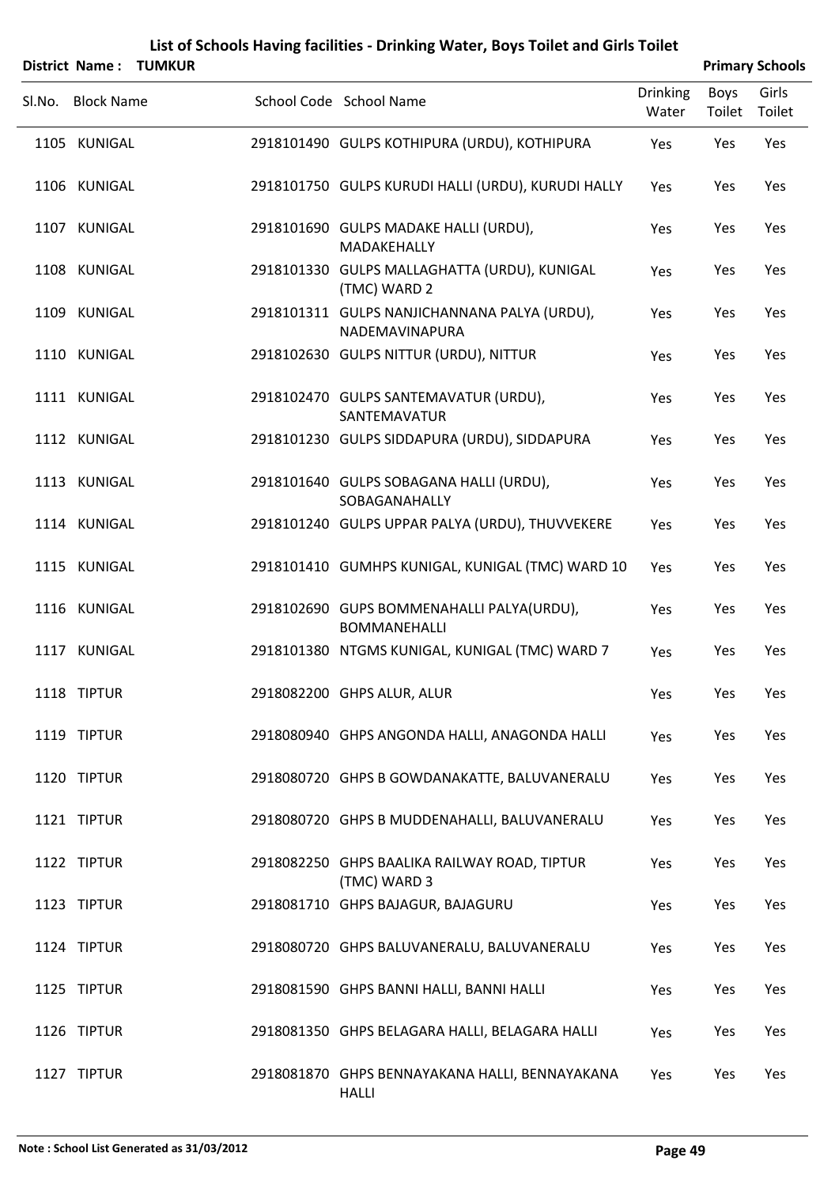# List of Schools Having facilities - Drinking Water, Boys Toilet and Girls Toilet

**District Name : TUMKUR** **Primary Schools**

| Sl.No. | Block Name | School Code | School Name | Drinking Water | Boys Toilet | Girls Toilet |
|---|---|---|---|---|---|---|
| 1105 | KUNIGAL | 2918101490 | GULPS KOTHIPURA (URDU), KOTHIPURA | Yes | Yes | Yes |
| 1106 | KUNIGAL | 2918101750 | GULPS KURUDI HALLI (URDU), KURUDI HALLY | Yes | Yes | Yes |
| 1107 | KUNIGAL | 2918101690 | GULPS MADAKE HALLI (URDU), MADAKEHALLY | Yes | Yes | Yes |
| 1108 | KUNIGAL | 2918101330 | GULPS MALLAGHATTA (URDU), KUNIGAL (TMC) WARD 2 | Yes | Yes | Yes |
| 1109 | KUNIGAL | 2918101311 | GULPS NANJICHANNANA PALYA (URDU), NADEMAVINAPURA | Yes | Yes | Yes |
| 1110 | KUNIGAL | 2918102630 | GULPS NITTUR (URDU), NITTUR | Yes | Yes | Yes |
| 1111 | KUNIGAL | 2918102470 | GULPS SANTEMAVATUR (URDU), SANTEMAVATUR | Yes | Yes | Yes |
| 1112 | KUNIGAL | 2918101230 | GULPS SIDDAPURA (URDU), SIDDAPURA | Yes | Yes | Yes |
| 1113 | KUNIGAL | 2918101640 | GULPS SOBAGANA HALLI (URDU), SOBAGANAHALLY | Yes | Yes | Yes |
| 1114 | KUNIGAL | 2918101240 | GULPS UPPAR PALYA (URDU), THUVVEKERE | Yes | Yes | Yes |
| 1115 | KUNIGAL | 2918101410 | GUMHPS KUNIGAL, KUNIGAL (TMC) WARD 10 | Yes | Yes | Yes |
| 1116 | KUNIGAL | 2918102690 | GUPS BOMMENAHALLI PALYA(URDU), BOMMANEHALLI | Yes | Yes | Yes |
| 1117 | KUNIGAL | 2918101380 | NTGMS KUNIGAL, KUNIGAL (TMC) WARD 7 | Yes | Yes | Yes |
| 1118 | TIPTUR | 2918082200 | GHPS ALUR, ALUR | Yes | Yes | Yes |
| 1119 | TIPTUR | 2918080940 | GHPS ANGONDA HALLI, ANAGONDA HALLI | Yes | Yes | Yes |
| 1120 | TIPTUR | 2918080720 | GHPS B GOWDANAKATTE, BALUVANERALU | Yes | Yes | Yes |
| 1121 | TIPTUR | 2918080720 | GHPS B MUDDENAHALLI, BALUVANERALU | Yes | Yes | Yes |
| 1122 | TIPTUR | 2918082250 | GHPS BAALIKA RAILWAY ROAD, TIPTUR (TMC) WARD 3 | Yes | Yes | Yes |
| 1123 | TIPTUR | 2918081710 | GHPS BAJAGUR, BAJAGURU | Yes | Yes | Yes |
| 1124 | TIPTUR | 2918080720 | GHPS BALUVANERALU, BALUVANERALU | Yes | Yes | Yes |
| 1125 | TIPTUR | 2918081590 | GHPS BANNI HALLI, BANNI HALLI | Yes | Yes | Yes |
| 1126 | TIPTUR | 2918081350 | GHPS BELAGARA HALLI, BELAGARA HALLI | Yes | Yes | Yes |
| 1127 | TIPTUR | 2918081870 | GHPS BENNAYAKANA HALLI, BENNAYAKANA HALLI | Yes | Yes | Yes |

**Note : School List Generated as 31/03/2012**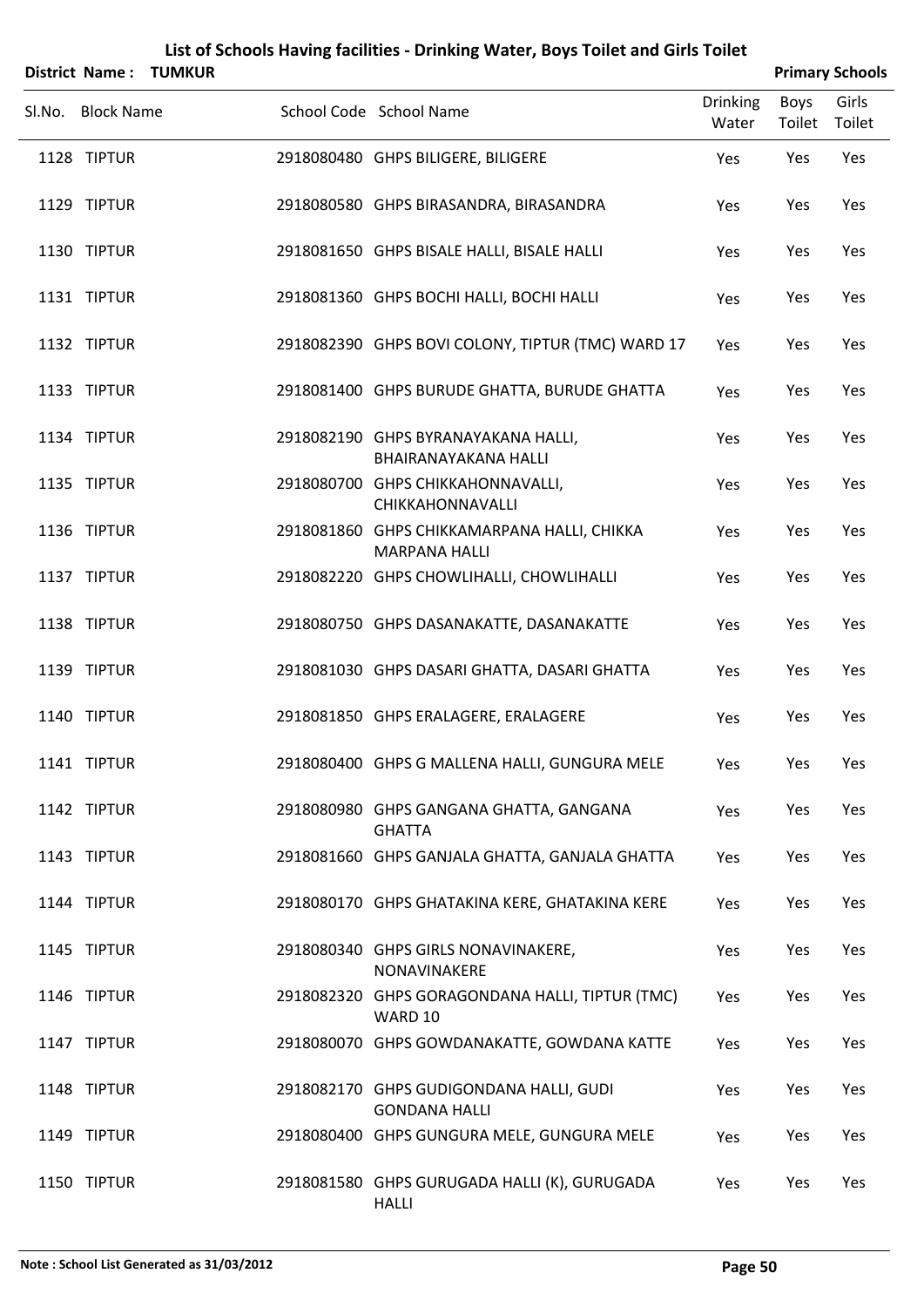# List of Schools Having facilities - Drinking Water, Boys Toilet and Girls Toilet

**District Name : TUMKUR** **Primary Schools**

| Sl.No. | Block Name | School Code | School Name | Drinking Water | Boys Toilet | Girls Toilet |
|---|---|---|---|---|---|---|
| 1128 | TIPTUR | 2918080480 | GHPS BILIGERE, BILIGERE | Yes | Yes | Yes |
| 1129 | TIPTUR | 2918080580 | GHPS BIRASANDRA, BIRASANDRA | Yes | Yes | Yes |
| 1130 | TIPTUR | 2918081650 | GHPS BISALE HALLI, BISALE HALLI | Yes | Yes | Yes |
| 1131 | TIPTUR | 2918081360 | GHPS BOCHI HALLI, BOCHI HALLI | Yes | Yes | Yes |
| 1132 | TIPTUR | 2918082390 | GHPS BOVI COLONY, TIPTUR (TMC) WARD 17 | Yes | Yes | Yes |
| 1133 | TIPTUR | 2918081400 | GHPS BURUDE GHATTA, BURUDE GHATTA | Yes | Yes | Yes |
| 1134 | TIPTUR | 2918082190 | GHPS BYRANAYAKANA HALLI, BHAIRANAYAKANA HALLI | Yes | Yes | Yes |
| 1135 | TIPTUR | 2918080700 | GHPS CHIKKAHONNAVALLI, CHIKKAHONNAVALLI | Yes | Yes | Yes |
| 1136 | TIPTUR | 2918081860 | GHPS CHIKKAMARPANA HALLI, CHIKKA MARPANA HALLI | Yes | Yes | Yes |
| 1137 | TIPTUR | 2918082220 | GHPS CHOWLIHALLI, CHOWLIHALLI | Yes | Yes | Yes |
| 1138 | TIPTUR | 2918080750 | GHPS DASANAKATTE, DASANAKATTE | Yes | Yes | Yes |
| 1139 | TIPTUR | 2918081030 | GHPS DASARI GHATTA, DASARI GHATTA | Yes | Yes | Yes |
| 1140 | TIPTUR | 2918081850 | GHPS ERALAGERE, ERALAGERE | Yes | Yes | Yes |
| 1141 | TIPTUR | 2918080400 | GHPS G MALLENA HALLI, GUNGURA MELE | Yes | Yes | Yes |
| 1142 | TIPTUR | 2918080980 | GHPS GANGANA GHATTA, GANGANA GHATTA | Yes | Yes | Yes |
| 1143 | TIPTUR | 2918081660 | GHPS GANJALA GHATTA, GANJALA GHATTA | Yes | Yes | Yes |
| 1144 | TIPTUR | 2918080170 | GHPS GHATAKINA KERE, GHATAKINA KERE | Yes | Yes | Yes |
| 1145 | TIPTUR | 2918080340 | GHPS GIRLS NONAVINAKERE, NONAVINAKERE | Yes | Yes | Yes |
| 1146 | TIPTUR | 2918082320 | GHPS GORAGONDANA HALLI, TIPTUR (TMC) WARD 10 | Yes | Yes | Yes |
| 1147 | TIPTUR | 2918080070 | GHPS GOWDANAKATTE, GOWDANA KATTE | Yes | Yes | Yes |
| 1148 | TIPTUR | 2918082170 | GHPS GUDIGONDANA HALLI, GUDI GONDANA HALLI | Yes | Yes | Yes |
| 1149 | TIPTUR | 2918080400 | GHPS GUNGURA MELE, GUNGURA MELE | Yes | Yes | Yes |
| 1150 | TIPTUR | 2918081580 | GHPS GURUGADA HALLI (K), GURUGADA HALLI | Yes | Yes | Yes |

**Note : School List Generated as 31/03/2012**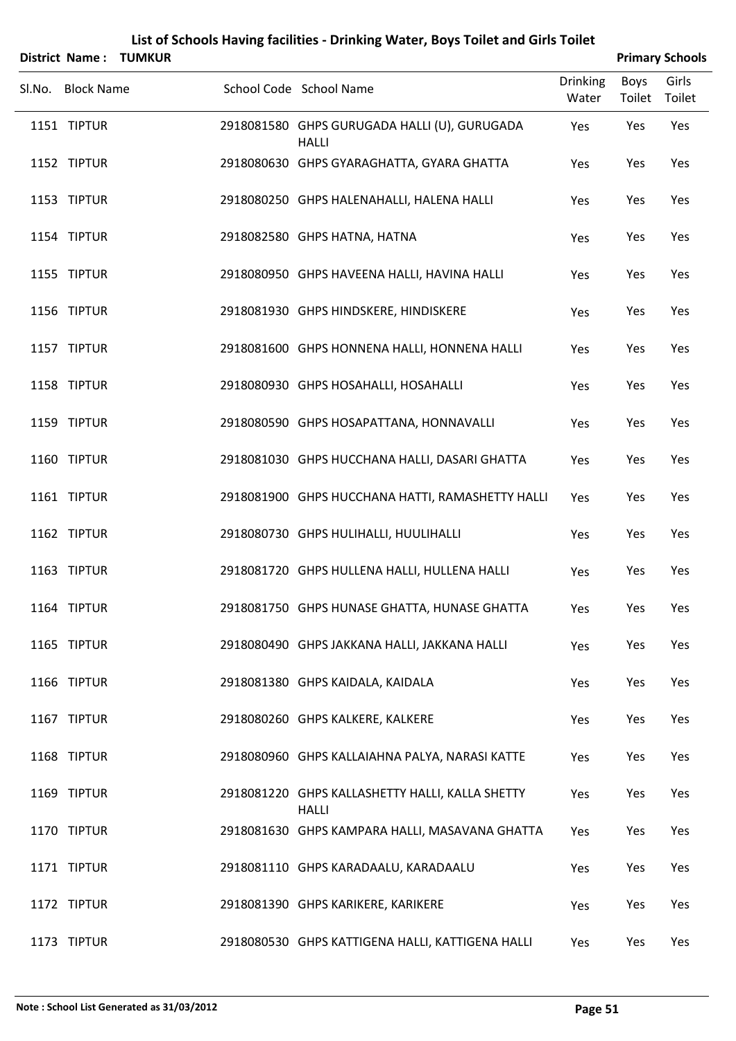# List of Schools Having facilities - Drinking Water, Boys Toilet and Girls Toilet

**District Name : TUMKUR** **Primary Schools**

| Sl.No. | Block Name | School Code | School Name | Drinking Water | Boys Toilet | Girls Toilet |
|---|---|---|---|---|---|---|
| 1151 | TIPTUR | 2918081580 | GHPS GURUGADA HALLI (U), GURUGADA HALLI | Yes | Yes | Yes |
| 1152 | TIPTUR | 2918080630 | GHPS GYARAGHATTA, GYARA GHATTA | Yes | Yes | Yes |
| 1153 | TIPTUR | 2918080250 | GHPS HALENAHALLI, HALENA HALLI | Yes | Yes | Yes |
| 1154 | TIPTUR | 2918082580 | GHPS HATNA, HATNA | Yes | Yes | Yes |
| 1155 | TIPTUR | 2918080950 | GHPS HAVEENA HALLI, HAVINA HALLI | Yes | Yes | Yes |
| 1156 | TIPTUR | 2918081930 | GHPS HINDSKERE, HINDISKERE | Yes | Yes | Yes |
| 1157 | TIPTUR | 2918081600 | GHPS HONNENA HALLI, HONNENA HALLI | Yes | Yes | Yes |
| 1158 | TIPTUR | 2918080930 | GHPS HOSAHALLI, HOSAHALLI | Yes | Yes | Yes |
| 1159 | TIPTUR | 2918080590 | GHPS HOSAPATTANA, HONNAVALLI | Yes | Yes | Yes |
| 1160 | TIPTUR | 2918081030 | GHPS HUCCHANA HALLI, DASARI GHATTA | Yes | Yes | Yes |
| 1161 | TIPTUR | 2918081900 | GHPS HUCCHANA HATTI, RAMASHETTY HALLI | Yes | Yes | Yes |
| 1162 | TIPTUR | 2918080730 | GHPS HULIHALLI, HUULIHALLI | Yes | Yes | Yes |
| 1163 | TIPTUR | 2918081720 | GHPS HULLENA HALLI, HULLENA HALLI | Yes | Yes | Yes |
| 1164 | TIPTUR | 2918081750 | GHPS HUNASE GHATTA, HUNASE GHATTA | Yes | Yes | Yes |
| 1165 | TIPTUR | 2918080490 | GHPS JAKKANA HALLI, JAKKANA HALLI | Yes | Yes | Yes |
| 1166 | TIPTUR | 2918081380 | GHPS KAIDALA, KAIDALA | Yes | Yes | Yes |
| 1167 | TIPTUR | 2918080260 | GHPS KALKERE, KALKERE | Yes | Yes | Yes |
| 1168 | TIPTUR | 2918080960 | GHPS KALLAIAHNA PALYA, NARASI KATTE | Yes | Yes | Yes |
| 1169 | TIPTUR | 2918081220 | GHPS KALLASHETTY HALLI, KALLA SHETTY HALLI | Yes | Yes | Yes |
| 1170 | TIPTUR | 2918081630 | GHPS KAMPARA HALLI, MASAVANA GHATTA | Yes | Yes | Yes |
| 1171 | TIPTUR | 2918081110 | GHPS KARADAALU, KARADAALU | Yes | Yes | Yes |
| 1172 | TIPTUR | 2918081390 | GHPS KARIKERE, KARIKERE | Yes | Yes | Yes |
| 1173 | TIPTUR | 2918080530 | GHPS KATTIGENA HALLI, KATTIGENA HALLI | Yes | Yes | Yes |

**Note : School List Generated as 31/03/2012**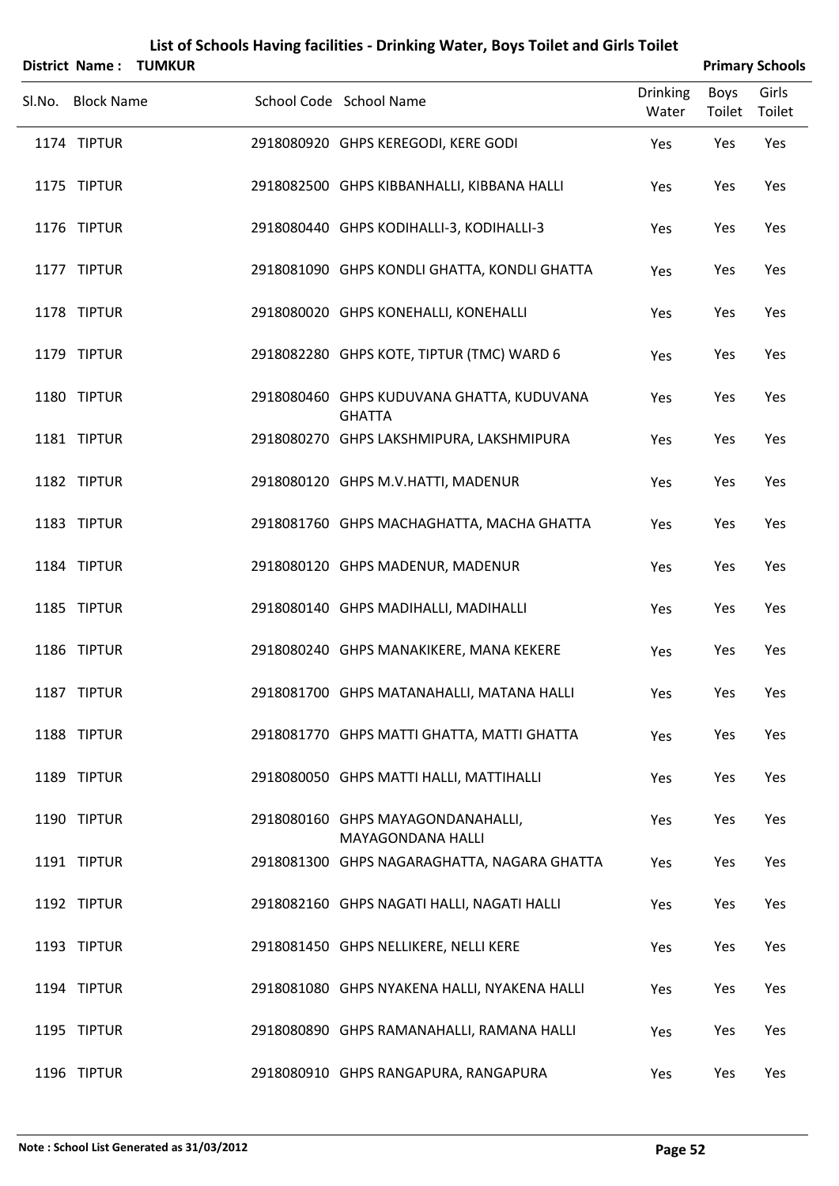# List of Schools Having facilities - Drinking Water, Boys Toilet and Girls Toilet

**District Name : TUMKUR** **Primary Schools**

| Sl.No. | Block Name | School Code | School Name | Drinking Water | Boys Toilet | Girls Toilet |
|---|---|---|---|---|---|---|
| 1174 | TIPTUR | 2918080920 | GHPS KEREGODI, KERE GODI | Yes | Yes | Yes |
| 1175 | TIPTUR | 2918082500 | GHPS KIBBANHALLI, KIBBANA HALLI | Yes | Yes | Yes |
| 1176 | TIPTUR | 2918080440 | GHPS KODIHALLI-3, KODIHALLI-3 | Yes | Yes | Yes |
| 1177 | TIPTUR | 2918081090 | GHPS KONDLI GHATTA, KONDLI GHATTA | Yes | Yes | Yes |
| 1178 | TIPTUR | 2918080020 | GHPS KONEHALLI, KONEHALLI | Yes | Yes | Yes |
| 1179 | TIPTUR | 2918082280 | GHPS KOTE, TIPTUR (TMC) WARD 6 | Yes | Yes | Yes |
| 1180 | TIPTUR | 2918080460 | GHPS KUDUVANA GHATTA, KUDUVANA GHATTA | Yes | Yes | Yes |
| 1181 | TIPTUR | 2918080270 | GHPS LAKSHMIPURA, LAKSHMIPURA | Yes | Yes | Yes |
| 1182 | TIPTUR | 2918080120 | GHPS M.V.HATTI, MADENUR | Yes | Yes | Yes |
| 1183 | TIPTUR | 2918081760 | GHPS MACHAGHATTA, MACHA GHATTA | Yes | Yes | Yes |
| 1184 | TIPTUR | 2918080120 | GHPS MADENUR, MADENUR | Yes | Yes | Yes |
| 1185 | TIPTUR | 2918080140 | GHPS MADIHALLI, MADIHALLI | Yes | Yes | Yes |
| 1186 | TIPTUR | 2918080240 | GHPS MANAKIKERE, MANA KEKERE | Yes | Yes | Yes |
| 1187 | TIPTUR | 2918081700 | GHPS MATANAHALLI, MATANA HALLI | Yes | Yes | Yes |
| 1188 | TIPTUR | 2918081770 | GHPS MATTI GHATTA, MATTI GHATTA | Yes | Yes | Yes |
| 1189 | TIPTUR | 2918080050 | GHPS MATTI HALLI, MATTIHALLI | Yes | Yes | Yes |
| 1190 | TIPTUR | 2918080160 | GHPS MAYAGONDANAHALLI, MAYAGONDANA HALLI | Yes | Yes | Yes |
| 1191 | TIPTUR | 2918081300 | GHPS NAGARAGHATTA, NAGARA GHATTA | Yes | Yes | Yes |
| 1192 | TIPTUR | 2918082160 | GHPS NAGATI HALLI, NAGATI HALLI | Yes | Yes | Yes |
| 1193 | TIPTUR | 2918081450 | GHPS NELLIKERE, NELLI KERE | Yes | Yes | Yes |
| 1194 | TIPTUR | 2918081080 | GHPS NYAKENA HALLI, NYAKENA HALLI | Yes | Yes | Yes |
| 1195 | TIPTUR | 2918080890 | GHPS RAMANAHALLI, RAMANA HALLI | Yes | Yes | Yes |
| 1196 | TIPTUR | 2918080910 | GHPS RANGAPURA, RANGAPURA | Yes | Yes | Yes |

**Note : School List Generated as 31/03/2012**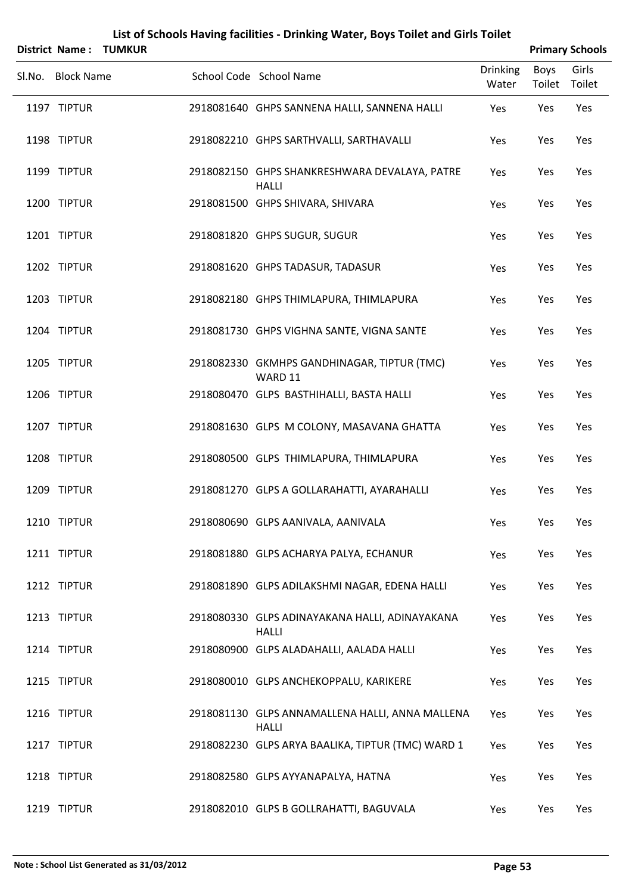# List of Schools Having facilities - Drinking Water, Boys Toilet and Girls Toilet

**District Name : TUMKUR** **Primary Schools**

| Sl.No. | Block Name | School Code | School Name | Drinking Water | Boys Toilet | Girls Toilet |
|---|---|---|---|---|---|---|
| 1197 | TIPTUR | 2918081640 | GHPS SANNENA HALLI, SANNENA HALLI | Yes | Yes | Yes |
| 1198 | TIPTUR | 2918082210 | GHPS SARTHVALLI, SARTHAVALLI | Yes | Yes | Yes |
| 1199 | TIPTUR | 2918082150 | GHPS SHANKRESHWARA DEVALAYA, PATRE HALLI | Yes | Yes | Yes |
| 1200 | TIPTUR | 2918081500 | GHPS SHIVARA, SHIVARA | Yes | Yes | Yes |
| 1201 | TIPTUR | 2918081820 | GHPS SUGUR, SUGUR | Yes | Yes | Yes |
| 1202 | TIPTUR | 2918081620 | GHPS TADASUR, TADASUR | Yes | Yes | Yes |
| 1203 | TIPTUR | 2918082180 | GHPS THIMLAPURA, THIMLAPURA | Yes | Yes | Yes |
| 1204 | TIPTUR | 2918081730 | GHPS VIGHNA SANTE, VIGNA SANTE | Yes | Yes | Yes |
| 1205 | TIPTUR | 2918082330 | GKMHPS GANDHINAGAR, TIPTUR (TMC) WARD 11 | Yes | Yes | Yes |
| 1206 | TIPTUR | 2918080470 | GLPS BASTHIHALLI, BASTA HALLI | Yes | Yes | Yes |
| 1207 | TIPTUR | 2918081630 | GLPS M COLONY, MASAVANA GHATTA | Yes | Yes | Yes |
| 1208 | TIPTUR | 2918080500 | GLPS THIMLAPURA, THIMLAPURA | Yes | Yes | Yes |
| 1209 | TIPTUR | 2918081270 | GLPS A GOLLARAHATTI, AYARAHALLI | Yes | Yes | Yes |
| 1210 | TIPTUR | 2918080690 | GLPS AANIVALA, AANIVALA | Yes | Yes | Yes |
| 1211 | TIPTUR | 2918081880 | GLPS ACHARYA PALYA, ECHANUR | Yes | Yes | Yes |
| 1212 | TIPTUR | 2918081890 | GLPS ADILAKSHMI NAGAR, EDENA HALLI | Yes | Yes | Yes |
| 1213 | TIPTUR | 2918080330 | GLPS ADINAYAKANA HALLI, ADINAYAKANA HALLI | Yes | Yes | Yes |
| 1214 | TIPTUR | 2918080900 | GLPS ALADAHALLI, AALADA HALLI | Yes | Yes | Yes |
| 1215 | TIPTUR | 2918080010 | GLPS ANCHEKOPPALU, KARIKERE | Yes | Yes | Yes |
| 1216 | TIPTUR | 2918081130 | GLPS ANNAMALLENA HALLI, ANNA MALLENA HALLI | Yes | Yes | Yes |
| 1217 | TIPTUR | 2918082230 | GLPS ARYA BAALIKA, TIPTUR (TMC) WARD 1 | Yes | Yes | Yes |
| 1218 | TIPTUR | 2918082580 | GLPS AYYANAPALYA, HATNA | Yes | Yes | Yes |
| 1219 | TIPTUR | 2918082010 | GLPS B GOLLRAHATTI, BAGUVALA | Yes | Yes | Yes |

**Note : School List Generated as 31/03/2012**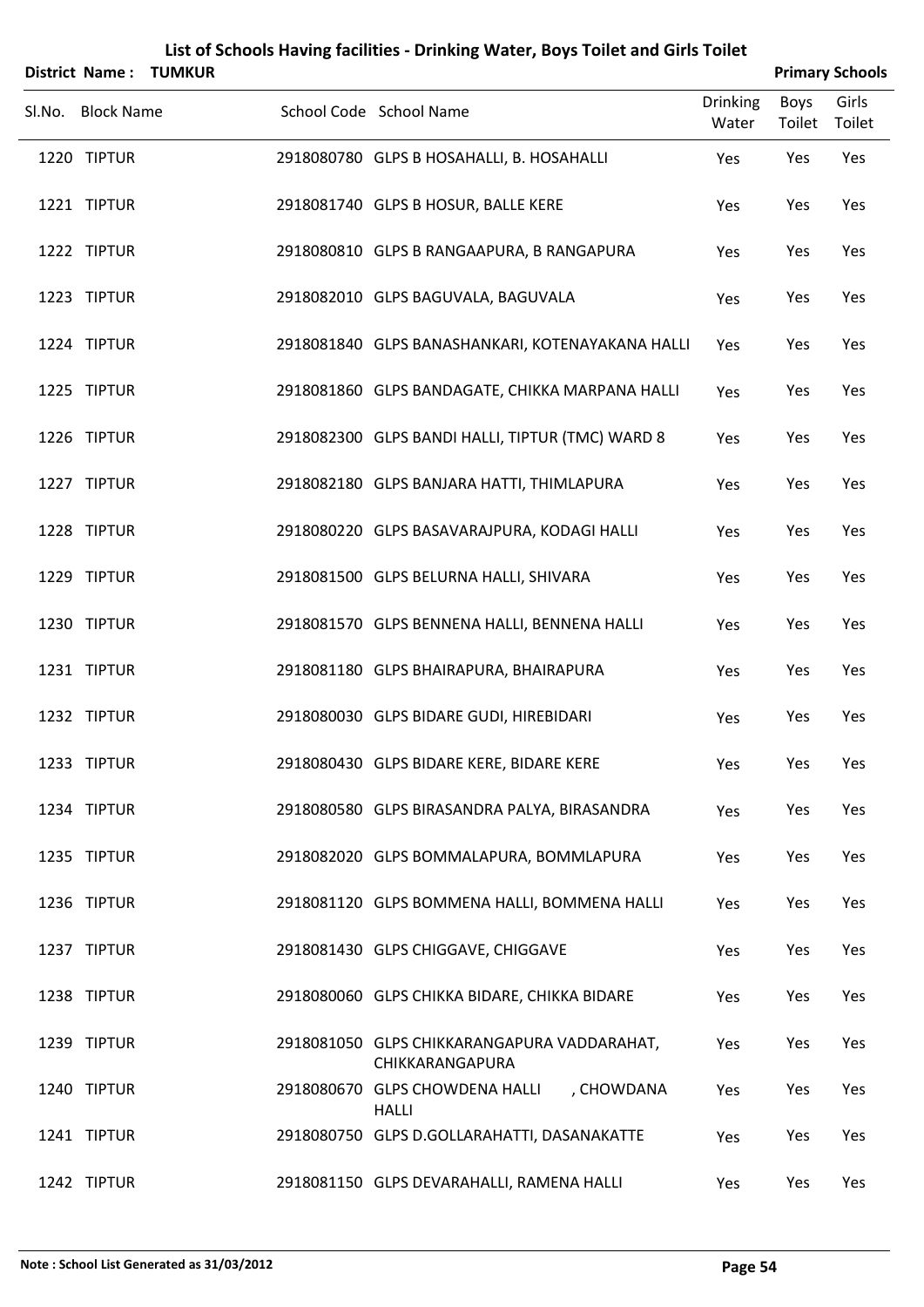# List of Schools Having facilities - Drinking Water, Boys Toilet and Girls Toilet

**District Name : TUMKUR** **Primary Schools**

| Sl.No. | Block Name | School Code | School Name | Drinking Water | Boys Toilet | Girls Toilet |
|---|---|---|---|---|---|---|
| 1220 | TIPTUR | 2918080780 | GLPS B HOSAHALLI, B. HOSAHALLI | Yes | Yes | Yes |
| 1221 | TIPTUR | 2918081740 | GLPS B HOSUR, BALLE KERE | Yes | Yes | Yes |
| 1222 | TIPTUR | 2918080810 | GLPS B RANGAAPURA, B RANGAPURA | Yes | Yes | Yes |
| 1223 | TIPTUR | 2918082010 | GLPS BAGUVALA, BAGUVALA | Yes | Yes | Yes |
| 1224 | TIPTUR | 2918081840 | GLPS BANASHANKARI, KOTENAYAKANA HALLI | Yes | Yes | Yes |
| 1225 | TIPTUR | 2918081860 | GLPS BANDAGATE, CHIKKA MARPANA HALLI | Yes | Yes | Yes |
| 1226 | TIPTUR | 2918082300 | GLPS BANDI HALLI, TIPTUR (TMC) WARD 8 | Yes | Yes | Yes |
| 1227 | TIPTUR | 2918082180 | GLPS BANJARA HATTI, THIMLAPURA | Yes | Yes | Yes |
| 1228 | TIPTUR | 2918080220 | GLPS BASAVARAJPURA, KODAGI HALLI | Yes | Yes | Yes |
| 1229 | TIPTUR | 2918081500 | GLPS BELURNA HALLI, SHIVARA | Yes | Yes | Yes |
| 1230 | TIPTUR | 2918081570 | GLPS BENNENA HALLI, BENNENA HALLI | Yes | Yes | Yes |
| 1231 | TIPTUR | 2918081180 | GLPS BHAIRAPURA, BHAIRAPURA | Yes | Yes | Yes |
| 1232 | TIPTUR | 2918080030 | GLPS BIDARE GUDI, HIREBIDARI | Yes | Yes | Yes |
| 1233 | TIPTUR | 2918080430 | GLPS BIDARE KERE, BIDARE KERE | Yes | Yes | Yes |
| 1234 | TIPTUR | 2918080580 | GLPS BIRASANDRA PALYA, BIRASANDRA | Yes | Yes | Yes |
| 1235 | TIPTUR | 2918082020 | GLPS BOMMALAPURA, BOMMLAPURA | Yes | Yes | Yes |
| 1236 | TIPTUR | 2918081120 | GLPS BOMMENA HALLI, BOMMENA HALLI | Yes | Yes | Yes |
| 1237 | TIPTUR | 2918081430 | GLPS CHIGGAVE, CHIGGAVE | Yes | Yes | Yes |
| 1238 | TIPTUR | 2918080060 | GLPS CHIKKA BIDARE, CHIKKA BIDARE | Yes | Yes | Yes |
| 1239 | TIPTUR | 2918081050 | GLPS CHIKKARANGAPURA VADDARAHAT, CHIKKARANGAPURA | Yes | Yes | Yes |
| 1240 | TIPTUR | 2918080670 | GLPS CHOWDENA HALLI , CHOWDANA HALLI | Yes | Yes | Yes |
| 1241 | TIPTUR | 2918080750 | GLPS D.GOLLARAHATTI, DASANAKATTE | Yes | Yes | Yes |
| 1242 | TIPTUR | 2918081150 | GLPS DEVARAHALLI, RAMENA HALLI | Yes | Yes | Yes |

Note : School List Generated as 31/03/2012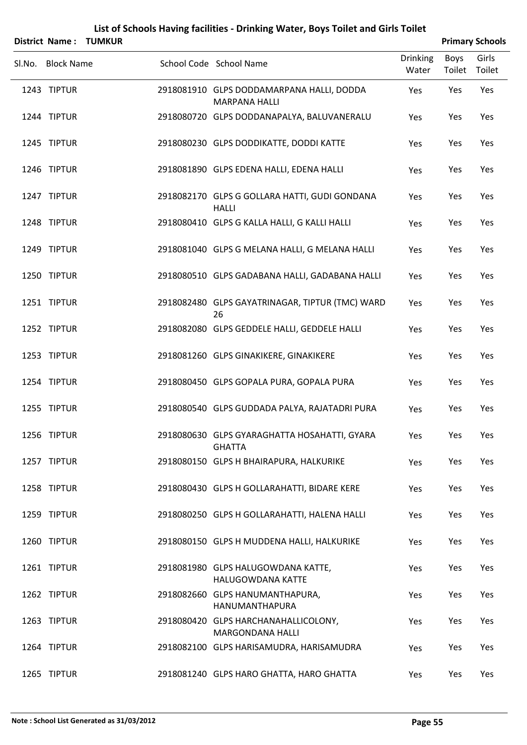# List of Schools Having facilities - Drinking Water, Boys Toilet and Girls Toilet

**District Name : TUMKUR** **Primary Schools**

| Sl.No. | Block Name | School Code | School Name | Drinking Water | Boys Toilet | Girls Toilet |
|---|---|---|---|---|---|---|
| 1243 | TIPTUR | 2918081910 | GLPS DODDAMARPANA HALLI, DODDA MARPANA HALLI | Yes | Yes | Yes |
| 1244 | TIPTUR | 2918080720 | GLPS DODDANAPALYA, BALUVANERALU | Yes | Yes | Yes |
| 1245 | TIPTUR | 2918080230 | GLPS DODDIKATTE, DODDI KATTE | Yes | Yes | Yes |
| 1246 | TIPTUR | 2918081890 | GLPS EDENA HALLI, EDENA HALLI | Yes | Yes | Yes |
| 1247 | TIPTUR | 2918082170 | GLPS G GOLLARA HATTI, GUDI GONDANA HALLI | Yes | Yes | Yes |
| 1248 | TIPTUR | 2918080410 | GLPS G KALLA HALLI, G KALLI HALLI | Yes | Yes | Yes |
| 1249 | TIPTUR | 2918081040 | GLPS G MELANA HALLI, G MELANA HALLI | Yes | Yes | Yes |
| 1250 | TIPTUR | 2918080510 | GLPS GADABANA HALLI, GADABANA HALLI | Yes | Yes | Yes |
| 1251 | TIPTUR | 2918082480 | GLPS GAYATRINAGAR, TIPTUR (TMC) WARD 26 | Yes | Yes | Yes |
| 1252 | TIPTUR | 2918082080 | GLPS GEDDELE HALLI, GEDDELE HALLI | Yes | Yes | Yes |
| 1253 | TIPTUR | 2918081260 | GLPS GINAKIKERE, GINAKIKERE | Yes | Yes | Yes |
| 1254 | TIPTUR | 2918080450 | GLPS GOPALA PURA, GOPALA PURA | Yes | Yes | Yes |
| 1255 | TIPTUR | 2918080540 | GLPS GUDDADA PALYA, RAJATADRI PURA | Yes | Yes | Yes |
| 1256 | TIPTUR | 2918080630 | GLPS GYARAGHATTA HOSAHATTI, GYARA GHATTA | Yes | Yes | Yes |
| 1257 | TIPTUR | 2918080150 | GLPS H BHAIRAPURA, HALKURIKE | Yes | Yes | Yes |
| 1258 | TIPTUR | 2918080430 | GLPS H GOLLARAHATTI, BIDARE KERE | Yes | Yes | Yes |
| 1259 | TIPTUR | 2918080250 | GLPS H GOLLARAHATTI, HALENA HALLI | Yes | Yes | Yes |
| 1260 | TIPTUR | 2918080150 | GLPS H MUDDENA HALLI, HALKURIKE | Yes | Yes | Yes |
| 1261 | TIPTUR | 2918081980 | GLPS HALUGOWDANA KATTE, HALUGOWDANA KATTE | Yes | Yes | Yes |
| 1262 | TIPTUR | 2918082660 | GLPS HANUMANTHAPURA, HANUMANTHAPURA | Yes | Yes | Yes |
| 1263 | TIPTUR | 2918080420 | GLPS HARCHANAHALLICOLONY, MARGONDANA HALLI | Yes | Yes | Yes |
| 1264 | TIPTUR | 2918082100 | GLPS HARISAMUDRA, HARISAMUDRA | Yes | Yes | Yes |
| 1265 | TIPTUR | 2918081240 | GLPS HARO GHATTA, HARO GHATTA | Yes | Yes | Yes |

**Note : School List Generated as 31/03/2012**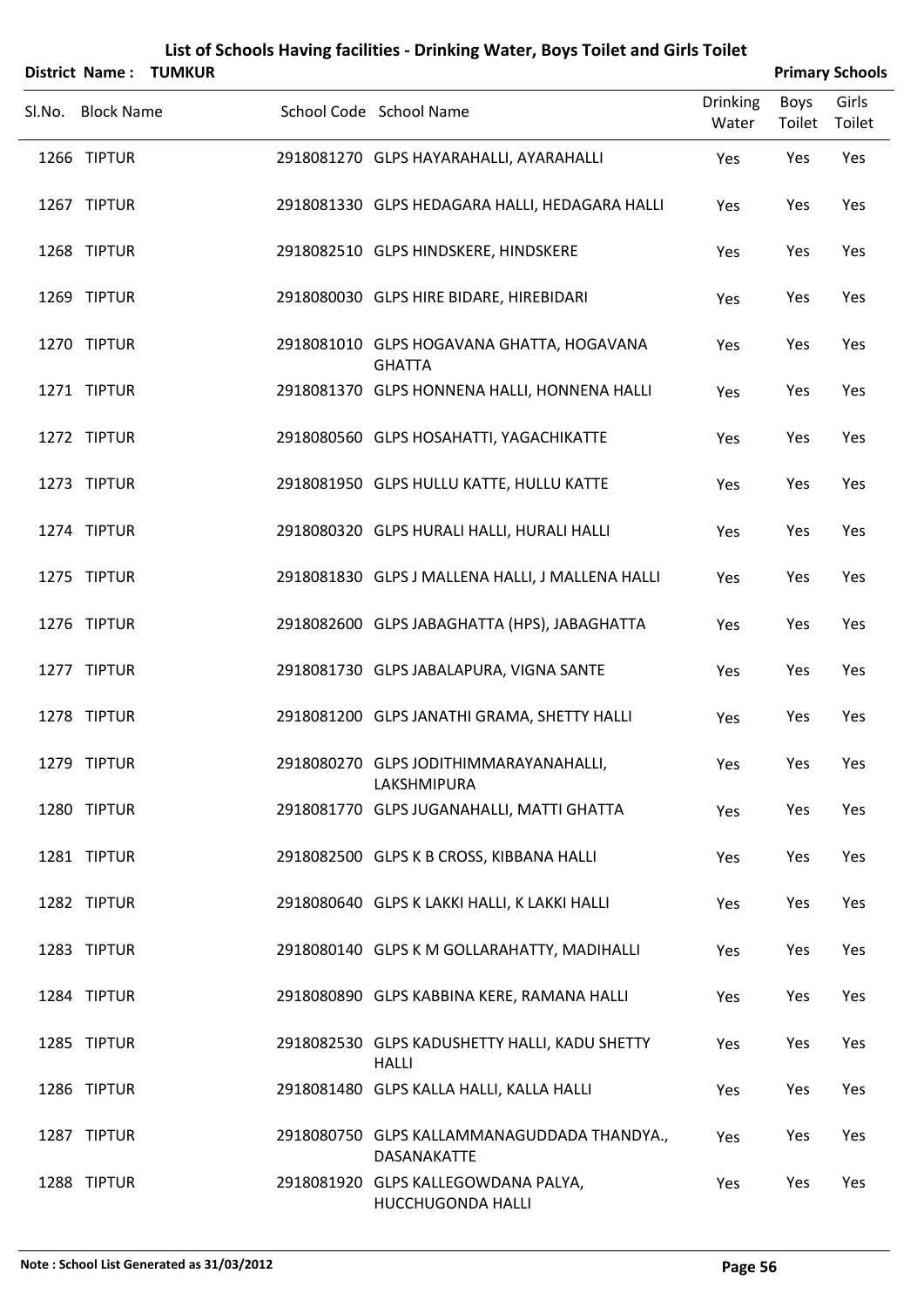# List of Schools Having facilities - Drinking Water, Boys Toilet and Girls Toilet

**District Name : TUMKUR** | **Primary Schools**

| Sl.No. | Block Name | School Code | School Name | Drinking Water | Boys Toilet | Girls Toilet |
|---|---|---|---|---|---|---|
| 1266 | TIPTUR | 2918081270 | GLPS HAYARAHALLI, AYARAHALLI | Yes | Yes | Yes |
| 1267 | TIPTUR | 2918081330 | GLPS HEDAGARA HALLI, HEDAGARA HALLI | Yes | Yes | Yes |
| 1268 | TIPTUR | 2918082510 | GLPS HINDSKERE, HINDSKERE | Yes | Yes | Yes |
| 1269 | TIPTUR | 2918080030 | GLPS HIRE BIDARE, HIREBIDARI | Yes | Yes | Yes |
| 1270 | TIPTUR | 2918081010 | GLPS HOGAVANA GHATTA, HOGAVANA GHATTA | Yes | Yes | Yes |
| 1271 | TIPTUR | 2918081370 | GLPS HONNENA HALLI, HONNENA HALLI | Yes | Yes | Yes |
| 1272 | TIPTUR | 2918080560 | GLPS HOSAHATTI, YAGACHIKATTE | Yes | Yes | Yes |
| 1273 | TIPTUR | 2918081950 | GLPS HULLU KATTE, HULLU KATTE | Yes | Yes | Yes |
| 1274 | TIPTUR | 2918080320 | GLPS HURALI HALLI, HURALI HALLI | Yes | Yes | Yes |
| 1275 | TIPTUR | 2918081830 | GLPS J MALLENA HALLI, J MALLENA HALLI | Yes | Yes | Yes |
| 1276 | TIPTUR | 2918082600 | GLPS JABAGHATTA (HPS), JABAGHATTA | Yes | Yes | Yes |
| 1277 | TIPTUR | 2918081730 | GLPS JABALAPURA, VIGNA SANTE | Yes | Yes | Yes |
| 1278 | TIPTUR | 2918081200 | GLPS JANATHI GRAMA, SHETTY HALLI | Yes | Yes | Yes |
| 1279 | TIPTUR | 2918080270 | GLPS JODITHIMMARAYANAHALLI, LAKSHMIPURA | Yes | Yes | Yes |
| 1280 | TIPTUR | 2918081770 | GLPS JUGANAHALLI, MATTI GHATTA | Yes | Yes | Yes |
| 1281 | TIPTUR | 2918082500 | GLPS K B CROSS, KIBBANA HALLI | Yes | Yes | Yes |
| 1282 | TIPTUR | 2918080640 | GLPS K LAKKI HALLI, K LAKKI HALLI | Yes | Yes | Yes |
| 1283 | TIPTUR | 2918080140 | GLPS K M GOLLARAHATTY, MADIHALLI | Yes | Yes | Yes |
| 1284 | TIPTUR | 2918080890 | GLPS KABBINA KERE, RAMANA HALLI | Yes | Yes | Yes |
| 1285 | TIPTUR | 2918082530 | GLPS KADUSHETTY HALLI, KADU SHETTY HALLI | Yes | Yes | Yes |
| 1286 | TIPTUR | 2918081480 | GLPS KALLA HALLI, KALLA HALLI | Yes | Yes | Yes |
| 1287 | TIPTUR | 2918080750 | GLPS KALLAMMANAGUDDADA THANDYA., DASANAKATTE | Yes | Yes | Yes |
| 1288 | TIPTUR | 2918081920 | GLPS KALLEGOWDANA PALYA, HUCCHUGONDA HALLI | Yes | Yes | Yes |

**Note : School List Generated as 31/03/2012**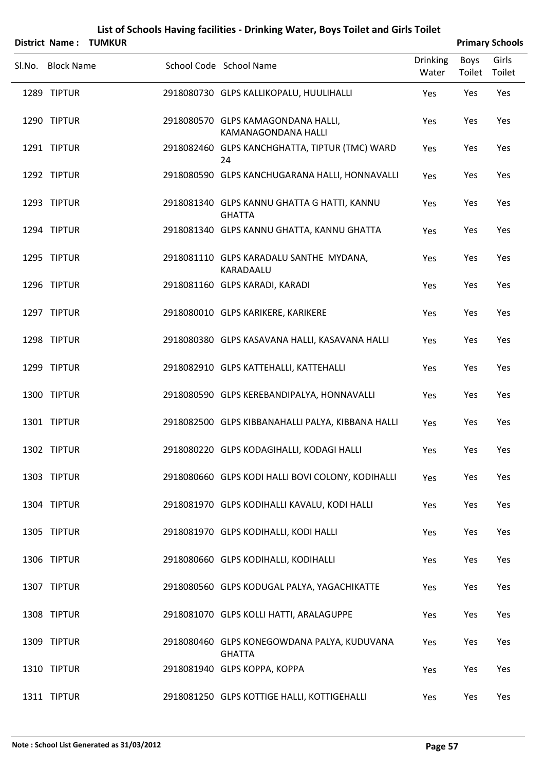# List of Schools Having facilities - Drinking Water, Boys Toilet and Girls Toilet

**District Name : TUMKUR** | **Primary Schools**

| Sl.No. | Block Name | School Code | School Name | Drinking Water | Boys Toilet | Girls Toilet |
|---|---|---|---|---|---|---|
| 1289 | TIPTUR | 2918080730 | GLPS KALLIKOPALU, HUULIHALLI | Yes | Yes | Yes |
| 1290 | TIPTUR | 2918080570 | GLPS KAMAGONDANA HALLI, KAMANAGONDANA HALLI | Yes | Yes | Yes |
| 1291 | TIPTUR | 2918082460 | GLPS KANCHGHATTA, TIPTUR (TMC) WARD 24 | Yes | Yes | Yes |
| 1292 | TIPTUR | 2918080590 | GLPS KANCHUGARANA HALLI, HONNAVALLI | Yes | Yes | Yes |
| 1293 | TIPTUR | 2918081340 | GLPS KANNU GHATTA G HATTI, KANNU GHATTA | Yes | Yes | Yes |
| 1294 | TIPTUR | 2918081340 | GLPS KANNU GHATTA, KANNU GHATTA | Yes | Yes | Yes |
| 1295 | TIPTUR | 2918081110 | GLPS KARADALU SANTHE MYDANA, KARADAALU | Yes | Yes | Yes |
| 1296 | TIPTUR | 2918081160 | GLPS KARADI, KARADI | Yes | Yes | Yes |
| 1297 | TIPTUR | 2918080010 | GLPS KARIKERE, KARIKERE | Yes | Yes | Yes |
| 1298 | TIPTUR | 2918080380 | GLPS KASAVANA HALLI, KASAVANA HALLI | Yes | Yes | Yes |
| 1299 | TIPTUR | 2918082910 | GLPS KATTEHALLI, KATTEHALLI | Yes | Yes | Yes |
| 1300 | TIPTUR | 2918080590 | GLPS KEREBANDIPALYA, HONNAVALLI | Yes | Yes | Yes |
| 1301 | TIPTUR | 2918082500 | GLPS KIBBANAHALLI PALYA, KIBBANA HALLI | Yes | Yes | Yes |
| 1302 | TIPTUR | 2918080220 | GLPS KODAGIHALLI, KODAGI HALLI | Yes | Yes | Yes |
| 1303 | TIPTUR | 2918080660 | GLPS KODI HALLI BOVI COLONY, KODIHALLI | Yes | Yes | Yes |
| 1304 | TIPTUR | 2918081970 | GLPS KODIHALLI KAVALU, KODI HALLI | Yes | Yes | Yes |
| 1305 | TIPTUR | 2918081970 | GLPS KODIHALLI, KODI HALLI | Yes | Yes | Yes |
| 1306 | TIPTUR | 2918080660 | GLPS KODIHALLI, KODIHALLI | Yes | Yes | Yes |
| 1307 | TIPTUR | 2918080560 | GLPS KODUGAL PALYA, YAGACHIKATTE | Yes | Yes | Yes |
| 1308 | TIPTUR | 2918081070 | GLPS KOLLI HATTI, ARALAGUPPE | Yes | Yes | Yes |
| 1309 | TIPTUR | 2918080460 | GLPS KONEGOWDANA PALYA, KUDUVANA GHATTA | Yes | Yes | Yes |
| 1310 | TIPTUR | 2918081940 | GLPS KOPPA, KOPPA | Yes | Yes | Yes |
| 1311 | TIPTUR | 2918081250 | GLPS KOTTIGE HALLI, KOTTIGEHALLI | Yes | Yes | Yes |

**Note : School List Generated as 31/03/2012**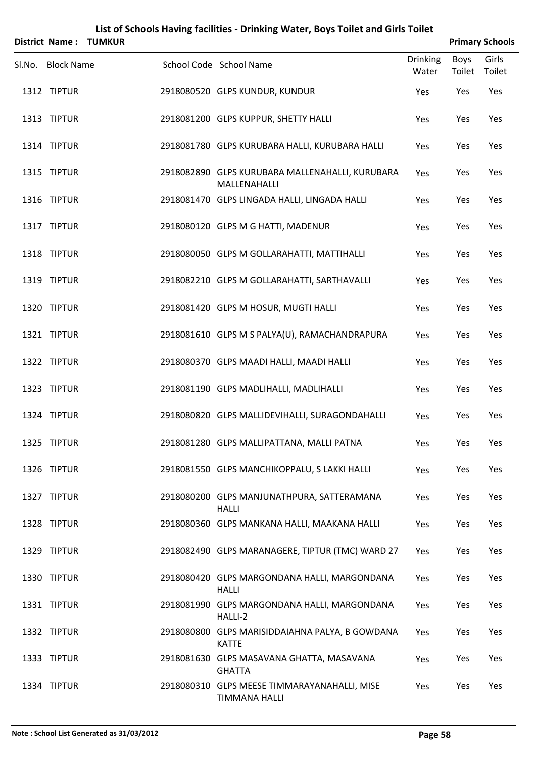# List of Schools Having facilities - Drinking Water, Boys Toilet and Girls Toilet

**District Name : TUMKUR** | **Primary Schools**

| Sl.No. | Block Name | School Code | School Name | Drinking Water | Boys Toilet | Girls Toilet |
|---|---|---|---|---|---|---|
| 1312 | TIPTUR | 2918080520 | GLPS KUNDUR, KUNDUR | Yes | Yes | Yes |
| 1313 | TIPTUR | 2918081200 | GLPS KUPPUR, SHETTY HALLI | Yes | Yes | Yes |
| 1314 | TIPTUR | 2918081780 | GLPS KURUBARA HALLI, KURUBARA HALLI | Yes | Yes | Yes |
| 1315 | TIPTUR | 2918082890 | GLPS KURUBARA MALLENAHALLI, KURUBARA MALLENAHALLI | Yes | Yes | Yes |
| 1316 | TIPTUR | 2918081470 | GLPS LINGADA HALLI, LINGADA HALLI | Yes | Yes | Yes |
| 1317 | TIPTUR | 2918080120 | GLPS M G HATTI, MADENUR | Yes | Yes | Yes |
| 1318 | TIPTUR | 2918080050 | GLPS M GOLLARAHATTI, MATTIHALLI | Yes | Yes | Yes |
| 1319 | TIPTUR | 2918082210 | GLPS M GOLLARAHATTI, SARTHAVALLI | Yes | Yes | Yes |
| 1320 | TIPTUR | 2918081420 | GLPS M HOSUR, MUGTI HALLI | Yes | Yes | Yes |
| 1321 | TIPTUR | 2918081610 | GLPS M S PALYA(U), RAMACHANDRAPURA | Yes | Yes | Yes |
| 1322 | TIPTUR | 2918080370 | GLPS MAADI HALLI, MAADI HALLI | Yes | Yes | Yes |
| 1323 | TIPTUR | 2918081190 | GLPS MADLIHALLI, MADLIHALLI | Yes | Yes | Yes |
| 1324 | TIPTUR | 2918080820 | GLPS MALLIDEVIHALLI, SURAGONDAHALLI | Yes | Yes | Yes |
| 1325 | TIPTUR | 2918081280 | GLPS MALLIPATTANA, MALLI PATNA | Yes | Yes | Yes |
| 1326 | TIPTUR | 2918081550 | GLPS MANCHIKOPPALU, S LAKKI HALLI | Yes | Yes | Yes |
| 1327 | TIPTUR | 2918080200 | GLPS MANJUNATHPURA, SATTERAMANA HALLI | Yes | Yes | Yes |
| 1328 | TIPTUR | 2918080360 | GLPS MANKANA HALLI, MAAKANA HALLI | Yes | Yes | Yes |
| 1329 | TIPTUR | 2918082490 | GLPS MARANAGERE, TIPTUR (TMC) WARD 27 | Yes | Yes | Yes |
| 1330 | TIPTUR | 2918080420 | GLPS MARGONDANA HALLI, MARGONDANA HALLI | Yes | Yes | Yes |
| 1331 | TIPTUR | 2918081990 | GLPS MARGONDANA HALLI, MARGONDANA HALLI-2 | Yes | Yes | Yes |
| 1332 | TIPTUR | 2918080800 | GLPS MARISIDDAIAHNA PALYA, B GOWDANA KATTE | Yes | Yes | Yes |
| 1333 | TIPTUR | 2918081630 | GLPS MASAVANA GHATTA, MASAVANA GHATTA | Yes | Yes | Yes |
| 1334 | TIPTUR | 2918080310 | GLPS MEESE TIMMARAYANAHALLI, MISE TIMMANA HALLI | Yes | Yes | Yes |

**Note : School List Generated as 31/03/2012**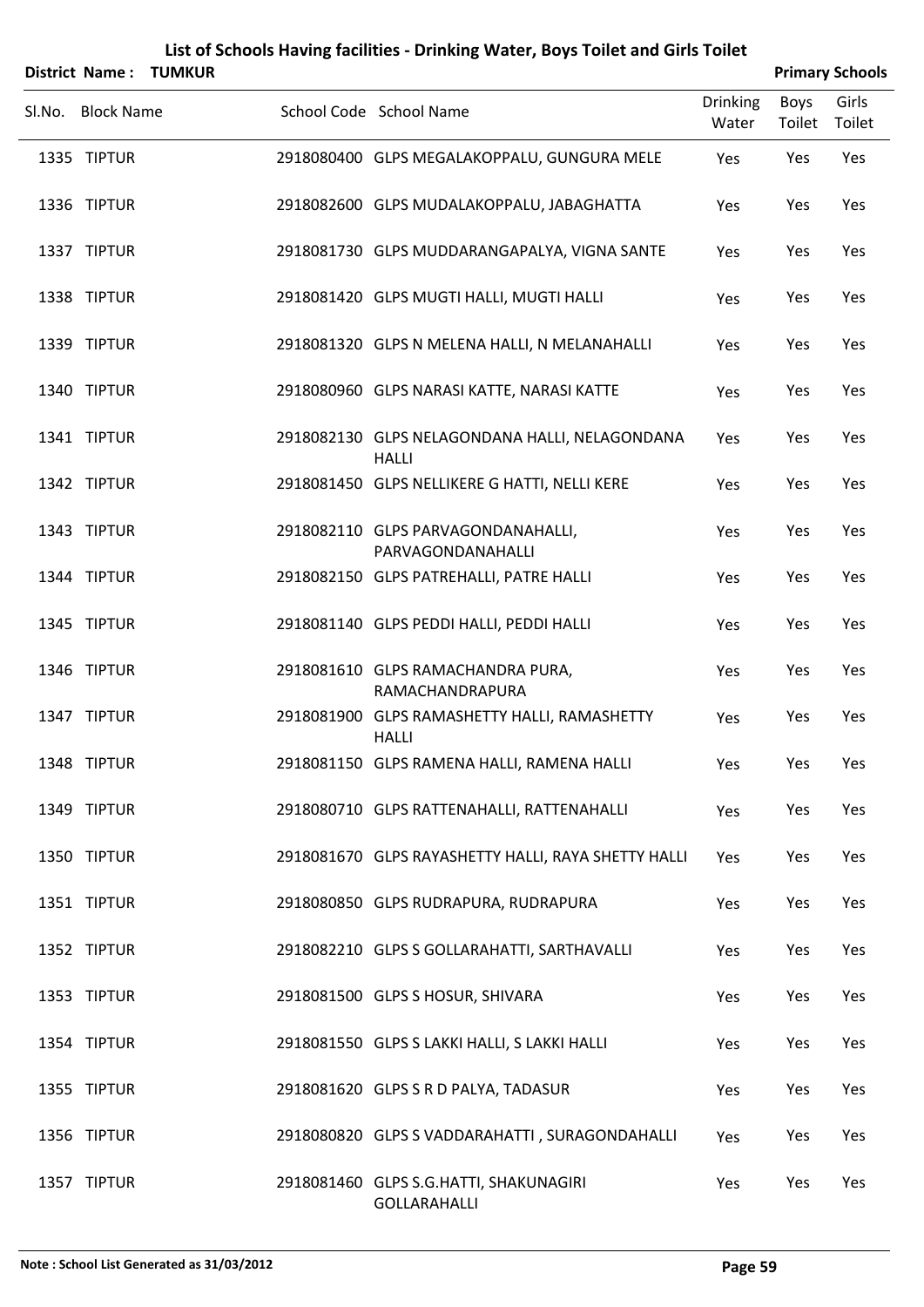# List of Schools Having facilities - Drinking Water, Boys Toilet and Girls Toilet

**District Name : TUMKUR** | **Primary Schools**

| Sl.No. | Block Name | School Code | School Name | Drinking Water | Boys Toilet | Girls Toilet |
|---|---|---|---|---|---|---|
| 1335 | TIPTUR | 2918080400 | GLPS MEGALAKOPPALU, GUNGURA MELE | Yes | Yes | Yes |
| 1336 | TIPTUR | 2918082600 | GLPS MUDALAKOPPALU, JABAGHATTA | Yes | Yes | Yes |
| 1337 | TIPTUR | 2918081730 | GLPS MUDDARANGAPALYA, VIGNA SANTE | Yes | Yes | Yes |
| 1338 | TIPTUR | 2918081420 | GLPS MUGTI HALLI, MUGTI HALLI | Yes | Yes | Yes |
| 1339 | TIPTUR | 2918081320 | GLPS N MELENA HALLI, N MELANAHALLI | Yes | Yes | Yes |
| 1340 | TIPTUR | 2918080960 | GLPS NARASI KATTE, NARASI KATTE | Yes | Yes | Yes |
| 1341 | TIPTUR | 2918082130 | GLPS NELAGONDANA HALLI, NELAGONDANA HALLI | Yes | Yes | Yes |
| 1342 | TIPTUR | 2918081450 | GLPS NELLIKERE G HATTI, NELLI KERE | Yes | Yes | Yes |
| 1343 | TIPTUR | 2918082110 | GLPS PARVAGONDANAHALLI, PARVAGONDANAHALLI | Yes | Yes | Yes |
| 1344 | TIPTUR | 2918082150 | GLPS PATREHALLI, PATRE HALLI | Yes | Yes | Yes |
| 1345 | TIPTUR | 2918081140 | GLPS PEDDI HALLI, PEDDI HALLI | Yes | Yes | Yes |
| 1346 | TIPTUR | 2918081610 | GLPS RAMACHANDRA PURA, RAMACHANDRAPURA | Yes | Yes | Yes |
| 1347 | TIPTUR | 2918081900 | GLPS RAMASHETTY HALLI, RAMASHETTY HALLI | Yes | Yes | Yes |
| 1348 | TIPTUR | 2918081150 | GLPS RAMENA HALLI, RAMENA HALLI | Yes | Yes | Yes |
| 1349 | TIPTUR | 2918080710 | GLPS RATTENAHALLI, RATTENAHALLI | Yes | Yes | Yes |
| 1350 | TIPTUR | 2918081670 | GLPS RAYASHETTY HALLI, RAYA SHETTY HALLI | Yes | Yes | Yes |
| 1351 | TIPTUR | 2918080850 | GLPS RUDRAPURA, RUDRAPURA | Yes | Yes | Yes |
| 1352 | TIPTUR | 2918082210 | GLPS S GOLLARAHATTI, SARTHAVALLI | Yes | Yes | Yes |
| 1353 | TIPTUR | 2918081500 | GLPS S HOSUR, SHIVARA | Yes | Yes | Yes |
| 1354 | TIPTUR | 2918081550 | GLPS S LAKKI HALLI, S LAKKI HALLI | Yes | Yes | Yes |
| 1355 | TIPTUR | 2918081620 | GLPS S R D PALYA, TADASUR | Yes | Yes | Yes |
| 1356 | TIPTUR | 2918080820 | GLPS S VADDARAHATTI , SURAGONDAHALLI | Yes | Yes | Yes |
| 1357 | TIPTUR | 2918081460 | GLPS S.G.HATTI, SHAKUNAGIRI GOLLARAHALLI | Yes | Yes | Yes |

**Note : School List Generated as 31/03/2012**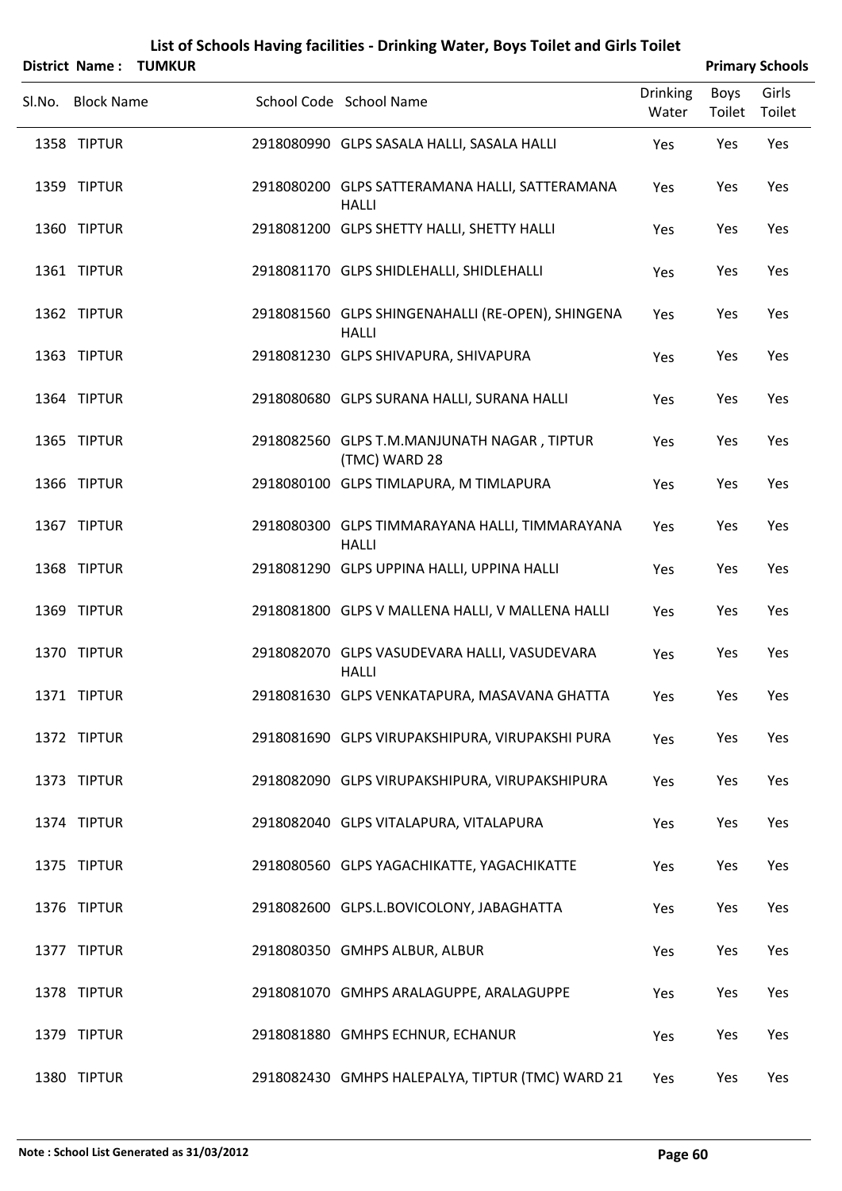# List of Schools Having facilities - Drinking Water, Boys Toilet and Girls Toilet

**District Name : TUMKUR** **Primary Schools**

| Sl.No. | Block Name | School Code | School Name | Drinking Water | Boys Toilet | Girls Toilet |
|---|---|---|---|---|---|---|
| 1358 | TIPTUR | 2918080990 | GLPS SASALA HALLI, SASALA HALLI | Yes | Yes | Yes |
| 1359 | TIPTUR | 2918080200 | GLPS SATTERAMANA HALLI, SATTERAMANA HALLI | Yes | Yes | Yes |
| 1360 | TIPTUR | 2918081200 | GLPS SHETTY HALLI, SHETTY HALLI | Yes | Yes | Yes |
| 1361 | TIPTUR | 2918081170 | GLPS SHIDLEHALLI, SHIDLEHALLI | Yes | Yes | Yes |
| 1362 | TIPTUR | 2918081560 | GLPS SHINGENAHALLI (RE-OPEN), SHINGENA HALLI | Yes | Yes | Yes |
| 1363 | TIPTUR | 2918081230 | GLPS SHIVAPURA, SHIVAPURA | Yes | Yes | Yes |
| 1364 | TIPTUR | 2918080680 | GLPS SURANA HALLI, SURANA HALLI | Yes | Yes | Yes |
| 1365 | TIPTUR | 2918082560 | GLPS T.M.MANJUNATH NAGAR , TIPTUR (TMC) WARD 28 | Yes | Yes | Yes |
| 1366 | TIPTUR | 2918080100 | GLPS TIMLAPURA, M TIMLAPURA | Yes | Yes | Yes |
| 1367 | TIPTUR | 2918080300 | GLPS TIMMARAYANA HALLI, TIMMARAYANA HALLI | Yes | Yes | Yes |
| 1368 | TIPTUR | 2918081290 | GLPS UPPINA HALLI, UPPINA HALLI | Yes | Yes | Yes |
| 1369 | TIPTUR | 2918081800 | GLPS V MALLENA HALLI, V MALLENA HALLI | Yes | Yes | Yes |
| 1370 | TIPTUR | 2918082070 | GLPS VASUDEVARA HALLI, VASUDEVARA HALLI | Yes | Yes | Yes |
| 1371 | TIPTUR | 2918081630 | GLPS VENKATAPURA, MASAVANA GHATTA | Yes | Yes | Yes |
| 1372 | TIPTUR | 2918081690 | GLPS VIRUPAKSHIPURA, VIRUPAKSHI PURA | Yes | Yes | Yes |
| 1373 | TIPTUR | 2918082090 | GLPS VIRUPAKSHIPURA, VIRUPAKSHIPURA | Yes | Yes | Yes |
| 1374 | TIPTUR | 2918082040 | GLPS VITALAPURA, VITALAPURA | Yes | Yes | Yes |
| 1375 | TIPTUR | 2918080560 | GLPS YAGACHIKATTE, YAGACHIKATTE | Yes | Yes | Yes |
| 1376 | TIPTUR | 2918082600 | GLPS.L.BOVICOLONY, JABAGHATTA | Yes | Yes | Yes |
| 1377 | TIPTUR | 2918080350 | GMHPS ALBUR, ALBUR | Yes | Yes | Yes |
| 1378 | TIPTUR | 2918081070 | GMHPS ARALAGUPPE, ARALAGUPPE | Yes | Yes | Yes |
| 1379 | TIPTUR | 2918081880 | GMHPS ECHNUR, ECHANUR | Yes | Yes | Yes |
| 1380 | TIPTUR | 2918082430 | GMHPS HALEPALYA, TIPTUR (TMC) WARD 21 | Yes | Yes | Yes |

**Note : School List Generated as 31/03/2012**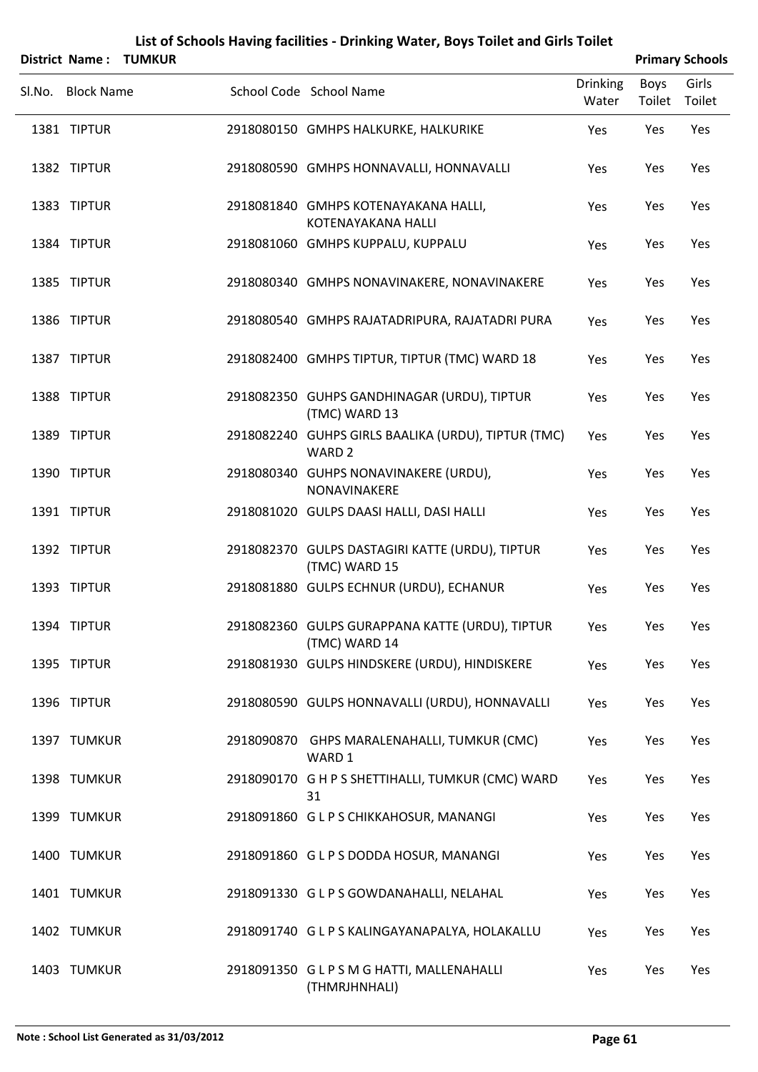# List of Schools Having facilities - Drinking Water, Boys Toilet and Girls Toilet

**District Name : TUMKUR** **Primary Schools**

| Sl.No. | Block Name | School Code | School Name | Drinking Water | Boys Toilet | Girls Toilet |
|---|---|---|---|---|---|---|
| 1381 | TIPTUR | 2918080150 | GMHPS HALKURKE, HALKURIKE | Yes | Yes | Yes |
| 1382 | TIPTUR | 2918080590 | GMHPS HONNAVALLI, HONNAVALLI | Yes | Yes | Yes |
| 1383 | TIPTUR | 2918081840 | GMHPS KOTENAYAKANA HALLI, KOTENAYAKANA HALLI | Yes | Yes | Yes |
| 1384 | TIPTUR | 2918081060 | GMHPS KUPPALU, KUPPALU | Yes | Yes | Yes |
| 1385 | TIPTUR | 2918080340 | GMHPS NONAVINAKERE, NONAVINAKERE | Yes | Yes | Yes |
| 1386 | TIPTUR | 2918080540 | GMHPS RAJATADRIPURA, RAJATADRI PURA | Yes | Yes | Yes |
| 1387 | TIPTUR | 2918082400 | GMHPS TIPTUR, TIPTUR (TMC) WARD 18 | Yes | Yes | Yes |
| 1388 | TIPTUR | 2918082350 | GUHPS GANDHINAGAR (URDU), TIPTUR (TMC) WARD 13 | Yes | Yes | Yes |
| 1389 | TIPTUR | 2918082240 | GUHPS GIRLS BAALIKA (URDU), TIPTUR (TMC) WARD 2 | Yes | Yes | Yes |
| 1390 | TIPTUR | 2918080340 | GUHPS NONAVINAKERE (URDU), NONAVINAKERE | Yes | Yes | Yes |
| 1391 | TIPTUR | 2918081020 | GULPS DAASI HALLI, DASI HALLI | Yes | Yes | Yes |
| 1392 | TIPTUR | 2918082370 | GULPS DASTAGIRI KATTE (URDU), TIPTUR (TMC) WARD 15 | Yes | Yes | Yes |
| 1393 | TIPTUR | 2918081880 | GULPS ECHNUR (URDU), ECHANUR | Yes | Yes | Yes |
| 1394 | TIPTUR | 2918082360 | GULPS GURAPPANA KATTE (URDU), TIPTUR (TMC) WARD 14 | Yes | Yes | Yes |
| 1395 | TIPTUR | 2918081930 | GULPS HINDSKERE (URDU), HINDISKERE | Yes | Yes | Yes |
| 1396 | TIPTUR | 2918080590 | GULPS HONNAVALLI (URDU), HONNAVALLI | Yes | Yes | Yes |
| 1397 | TUMKUR | 2918090870 | GHPS MARALENAHALLI, TUMKUR (CMC) WARD 1 | Yes | Yes | Yes |
| 1398 | TUMKUR | 2918090170 | G H P S SHETTIHALLI, TUMKUR (CMC) WARD 31 | Yes | Yes | Yes |
| 1399 | TUMKUR | 2918091860 | G L P S CHIKKAHOSUR, MANANGI | Yes | Yes | Yes |
| 1400 | TUMKUR | 2918091860 | G L P S DODDA HOSUR, MANANGI | Yes | Yes | Yes |
| 1401 | TUMKUR | 2918091330 | G L P S GOWDANAHALLI, NELAHAL | Yes | Yes | Yes |
| 1402 | TUMKUR | 2918091740 | G L P S KALINGAYANAPALYA, HOLAKALLU | Yes | Yes | Yes |
| 1403 | TUMKUR | 2918091350 | G L P S M G HATTI, MALLENAHALLI (THMRJHNHALI) | Yes | Yes | Yes |

**Note : School List Generated as 31/03/2012**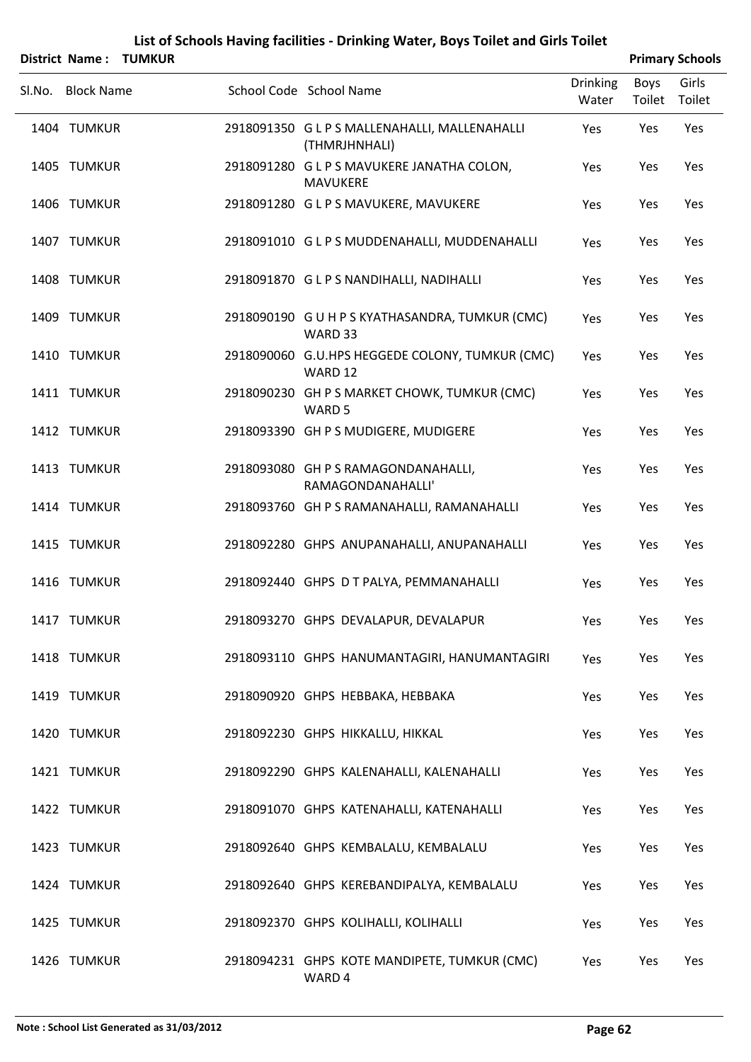# List of Schools Having facilities - Drinking Water, Boys Toilet and Girls Toilet

**District Name : TUMKUR** **Primary Schools**

| Sl.No. | Block Name | School Code | School Name | Drinking Water | Boys Toilet | Girls Toilet |
|---|---|---|---|---|---|---|
| 1404 | TUMKUR | 2918091350 | G L P S MALLENAHALLI, MALLENAHALLI (THMRJHNHALI) | Yes | Yes | Yes |
| 1405 | TUMKUR | 2918091280 | G L P S MAVUKERE JANATHA COLON, MAVUKERE | Yes | Yes | Yes |
| 1406 | TUMKUR | 2918091280 | G L P S MAVUKERE, MAVUKERE | Yes | Yes | Yes |
| 1407 | TUMKUR | 2918091010 | G L P S MUDDENAHALLI, MUDDENAHALLI | Yes | Yes | Yes |
| 1408 | TUMKUR | 2918091870 | G L P S NANDIHALLI, NADIHALLI | Yes | Yes | Yes |
| 1409 | TUMKUR | 2918090190 | G U H P S KYATHASANDRA, TUMKUR (CMC) WARD 33 | Yes | Yes | Yes |
| 1410 | TUMKUR | 2918090060 | G.U.HPS HEGGEDE COLONY, TUMKUR (CMC) WARD 12 | Yes | Yes | Yes |
| 1411 | TUMKUR | 2918090230 | GH P S MARKET CHOWK, TUMKUR (CMC) WARD 5 | Yes | Yes | Yes |
| 1412 | TUMKUR | 2918093390 | GH P S MUDIGERE, MUDIGERE | Yes | Yes | Yes |
| 1413 | TUMKUR | 2918093080 | GH P S RAMAGONDANAHALLI, RAMAGONDANAHALLI' | Yes | Yes | Yes |
| 1414 | TUMKUR | 2918093760 | GH P S RAMANAHALLI, RAMANAHALLI | Yes | Yes | Yes |
| 1415 | TUMKUR | 2918092280 | GHPS ANUPANAHALLI, ANUPANAHALLI | Yes | Yes | Yes |
| 1416 | TUMKUR | 2918092440 | GHPS D T PALYA, PEMMANAHALLI | Yes | Yes | Yes |
| 1417 | TUMKUR | 2918093270 | GHPS DEVALAPUR, DEVALAPUR | Yes | Yes | Yes |
| 1418 | TUMKUR | 2918093110 | GHPS HANUMANTAGIRI, HANUMANTAGIRI | Yes | Yes | Yes |
| 1419 | TUMKUR | 2918090920 | GHPS HEBBAKA, HEBBAKA | Yes | Yes | Yes |
| 1420 | TUMKUR | 2918092230 | GHPS HIKKALLU, HIKKAL | Yes | Yes | Yes |
| 1421 | TUMKUR | 2918092290 | GHPS KALENAHALLI, KALENAHALLI | Yes | Yes | Yes |
| 1422 | TUMKUR | 2918091070 | GHPS KATENAHALLI, KATENAHALLI | Yes | Yes | Yes |
| 1423 | TUMKUR | 2918092640 | GHPS KEMBALALU, KEMBALALU | Yes | Yes | Yes |
| 1424 | TUMKUR | 2918092640 | GHPS KEREBANDIPALYA, KEMBALALU | Yes | Yes | Yes |
| 1425 | TUMKUR | 2918092370 | GHPS KOLIHALLI, KOLIHALLI | Yes | Yes | Yes |
| 1426 | TUMKUR | 2918094231 | GHPS KOTE MANDIPETE, TUMKUR (CMC) WARD 4 | Yes | Yes | Yes |

**Note : School List Generated as 31/03/2012**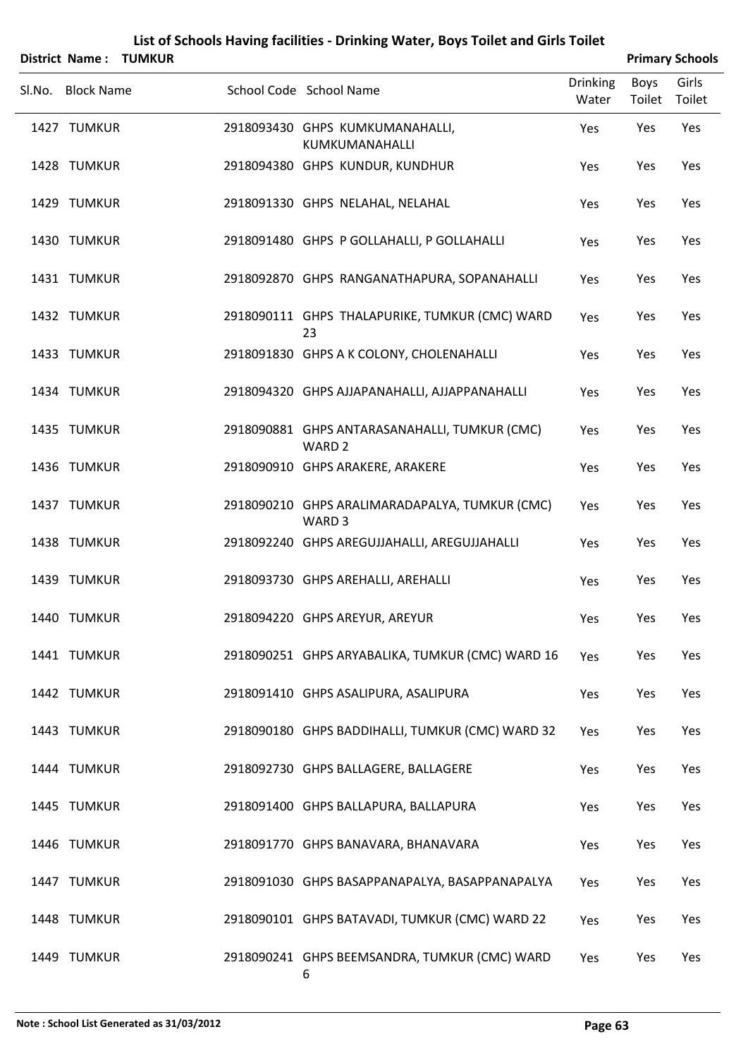# List of Schools Having facilities - Drinking Water, Boys Toilet and Girls Toilet

**District Name : TUMKUR** **Primary Schools**

| Sl.No. | Block Name | School Code | School Name | Drinking Water | Boys Toilet | Girls Toilet |
|---|---|---|---|---|---|---|
| 1427 | TUMKUR | 2918093430 | GHPS KUMKUMANAHALLI, KUMKUMANAHALLI | Yes | Yes | Yes |
| 1428 | TUMKUR | 2918094380 | GHPS KUNDUR, KUNDHUR | Yes | Yes | Yes |
| 1429 | TUMKUR | 2918091330 | GHPS NELAHAL, NELAHAL | Yes | Yes | Yes |
| 1430 | TUMKUR | 2918091480 | GHPS P GOLLAHALLI, P GOLLAHALLI | Yes | Yes | Yes |
| 1431 | TUMKUR | 2918092870 | GHPS RANGANATHAPURA, SOPANAHALLI | Yes | Yes | Yes |
| 1432 | TUMKUR | 2918090111 | GHPS THALAPURIKE, TUMKUR (CMC) WARD 23 | Yes | Yes | Yes |
| 1433 | TUMKUR | 2918091830 | GHPS A K COLONY, CHOLENAHALLI | Yes | Yes | Yes |
| 1434 | TUMKUR | 2918094320 | GHPS AJJAPANAHALLI, AJJAPPANAHALLI | Yes | Yes | Yes |
| 1435 | TUMKUR | 2918090881 | GHPS ANTARASANAHALLI, TUMKUR (CMC) WARD 2 | Yes | Yes | Yes |
| 1436 | TUMKUR | 2918090910 | GHPS ARAKERE, ARAKERE | Yes | Yes | Yes |
| 1437 | TUMKUR | 2918090210 | GHPS ARALIMARADAPALYA, TUMKUR (CMC) WARD 3 | Yes | Yes | Yes |
| 1438 | TUMKUR | 2918092240 | GHPS AREGUJJAHALLI, AREGUJJAHALLI | Yes | Yes | Yes |
| 1439 | TUMKUR | 2918093730 | GHPS AREHALLI, AREHALLI | Yes | Yes | Yes |
| 1440 | TUMKUR | 2918094220 | GHPS AREYUR, AREYUR | Yes | Yes | Yes |
| 1441 | TUMKUR | 2918090251 | GHPS ARYABALIKA, TUMKUR (CMC) WARD 16 | Yes | Yes | Yes |
| 1442 | TUMKUR | 2918091410 | GHPS ASALIPURA, ASALIPURA | Yes | Yes | Yes |
| 1443 | TUMKUR | 2918090180 | GHPS BADDIHALLI, TUMKUR (CMC) WARD 32 | Yes | Yes | Yes |
| 1444 | TUMKUR | 2918092730 | GHPS BALLAGERE, BALLAGERE | Yes | Yes | Yes |
| 1445 | TUMKUR | 2918091400 | GHPS BALLAPURA, BALLAPURA | Yes | Yes | Yes |
| 1446 | TUMKUR | 2918091770 | GHPS BANAVARA, BHANAVARA | Yes | Yes | Yes |
| 1447 | TUMKUR | 2918091030 | GHPS BASAPPANAPALYA, BASAPPANAPALYA | Yes | Yes | Yes |
| 1448 | TUMKUR | 2918090101 | GHPS BATAVADI, TUMKUR (CMC) WARD 22 | Yes | Yes | Yes |
| 1449 | TUMKUR | 2918090241 | GHPS BEEMSANDRA, TUMKUR (CMC) WARD 6 | Yes | Yes | Yes |

Note : School List Generated as 31/03/2012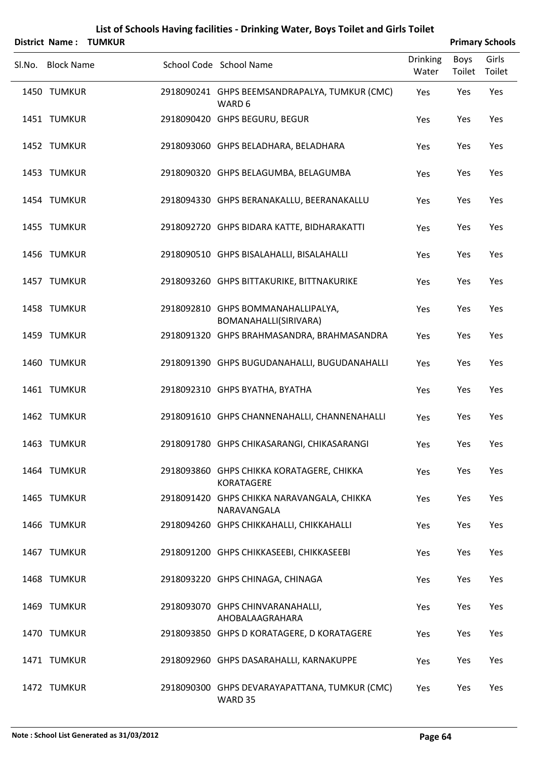# List of Schools Having facilities - Drinking Water, Boys Toilet and Girls Toilet

**District Name : TUMKUR** **Primary Schools**

| Sl.No. | Block Name | School Code | School Name | Drinking Water | Boys Toilet | Girls Toilet |
|---|---|---|---|---|---|---|
| 1450 | TUMKUR | 2918090241 | GHPS BEEMSANDRAPALYA, TUMKUR (CMC) WARD 6 | Yes | Yes | Yes |
| 1451 | TUMKUR | 2918090420 | GHPS BEGURU, BEGUR | Yes | Yes | Yes |
| 1452 | TUMKUR | 2918093060 | GHPS BELADHARA, BELADHARA | Yes | Yes | Yes |
| 1453 | TUMKUR | 2918090320 | GHPS BELAGUMBA, BELAGUMBA | Yes | Yes | Yes |
| 1454 | TUMKUR | 2918094330 | GHPS BERANAKALLU, BEERANAKALLU | Yes | Yes | Yes |
| 1455 | TUMKUR | 2918092720 | GHPS BIDARA KATTE, BIDHARAKATTI | Yes | Yes | Yes |
| 1456 | TUMKUR | 2918090510 | GHPS BISALAHALLI, BISALAHALLI | Yes | Yes | Yes |
| 1457 | TUMKUR | 2918093260 | GHPS BITTAKURIKE, BITTNAKURIKE | Yes | Yes | Yes |
| 1458 | TUMKUR | 2918092810 | GHPS BOMMANAHALLIPALYA, BOMANAHALLI(SIRIVARA) | Yes | Yes | Yes |
| 1459 | TUMKUR | 2918091320 | GHPS BRAHMASANDRA, BRAHMASANDRA | Yes | Yes | Yes |
| 1460 | TUMKUR | 2918091390 | GHPS BUGUDANAHALLI, BUGUDANAHALLI | Yes | Yes | Yes |
| 1461 | TUMKUR | 2918092310 | GHPS BYATHA, BYATHA | Yes | Yes | Yes |
| 1462 | TUMKUR | 2918091610 | GHPS CHANNENAHALLI, CHANNENAHALLI | Yes | Yes | Yes |
| 1463 | TUMKUR | 2918091780 | GHPS CHIKASARANGI, CHIKASARANGI | Yes | Yes | Yes |
| 1464 | TUMKUR | 2918093860 | GHPS CHIKKA KORATAGERE, CHIKKA KORATAGERE | Yes | Yes | Yes |
| 1465 | TUMKUR | 2918091420 | GHPS CHIKKA NARAVANGALA, CHIKKA NARAVANGALA | Yes | Yes | Yes |
| 1466 | TUMKUR | 2918094260 | GHPS CHIKKAHALLI, CHIKKAHALLI | Yes | Yes | Yes |
| 1467 | TUMKUR | 2918091200 | GHPS CHIKKASEEBI, CHIKKASEEBI | Yes | Yes | Yes |
| 1468 | TUMKUR | 2918093220 | GHPS CHINAGA, CHINAGA | Yes | Yes | Yes |
| 1469 | TUMKUR | 2918093070 | GHPS CHINVARANAHALLI, AHOBALAAGRAHARA | Yes | Yes | Yes |
| 1470 | TUMKUR | 2918093850 | GHPS D KORATAGERE, D KORATAGERE | Yes | Yes | Yes |
| 1471 | TUMKUR | 2918092960 | GHPS DASARAHALLI, KARNAKUPPE | Yes | Yes | Yes |
| 1472 | TUMKUR | 2918090300 | GHPS DEVARAYAPATTANA, TUMKUR (CMC) WARD 35 | Yes | Yes | Yes |

**Note : School List Generated as 31/03/2012**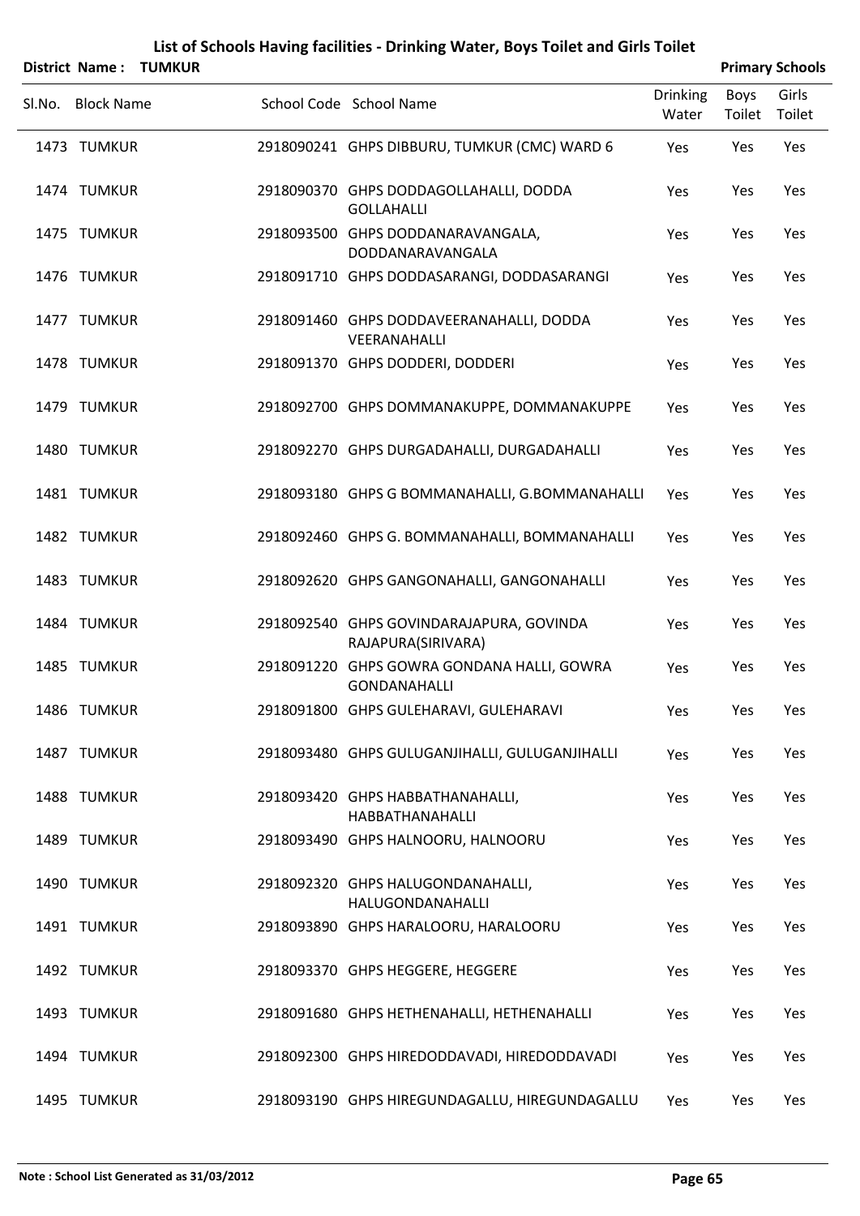# List of Schools Having facilities - Drinking Water, Boys Toilet and Girls Toilet

**District Name : TUMKUR** **Primary Schools**

| Sl.No. | Block Name | School Code | School Name | Drinking Water | Boys Toilet | Girls Toilet |
|---|---|---|---|---|---|---|
| 1473 | TUMKUR | 2918090241 | GHPS DIBBURU, TUMKUR (CMC) WARD 6 | Yes | Yes | Yes |
| 1474 | TUMKUR | 2918090370 | GHPS DODDAGOLLAHALLI, DODDA GOLLAHALLI | Yes | Yes | Yes |
| 1475 | TUMKUR | 2918093500 | GHPS DODDANARAVANGALA, DODDANARAVANGALA | Yes | Yes | Yes |
| 1476 | TUMKUR | 2918091710 | GHPS DODDASARANGI, DODDASARANGI | Yes | Yes | Yes |
| 1477 | TUMKUR | 2918091460 | GHPS DODDAVEERANAHALLI, DODDA VEERANAHALLI | Yes | Yes | Yes |
| 1478 | TUMKUR | 2918091370 | GHPS DODDERI, DODDERI | Yes | Yes | Yes |
| 1479 | TUMKUR | 2918092700 | GHPS DOMMANAKUPPE, DOMMANAKUPPE | Yes | Yes | Yes |
| 1480 | TUMKUR | 2918092270 | GHPS DURGADAHALLI, DURGADAHALLI | Yes | Yes | Yes |
| 1481 | TUMKUR | 2918093180 | GHPS G BOMMANAHALLI, G.BOMMANAHALLI | Yes | Yes | Yes |
| 1482 | TUMKUR | 2918092460 | GHPS G. BOMMANAHALLI, BOMMANAHALLI | Yes | Yes | Yes |
| 1483 | TUMKUR | 2918092620 | GHPS GANGONAHALLI, GANGONAHALLI | Yes | Yes | Yes |
| 1484 | TUMKUR | 2918092540 | GHPS GOVINDARAJAPURA, GOVINDA RAJAPURA(SIRIVARA) | Yes | Yes | Yes |
| 1485 | TUMKUR | 2918091220 | GHPS GOWRA GONDANA HALLI, GOWRA GONDANAHALLI | Yes | Yes | Yes |
| 1486 | TUMKUR | 2918091800 | GHPS GULEHARAVI, GULEHARAVI | Yes | Yes | Yes |
| 1487 | TUMKUR | 2918093480 | GHPS GULUGANJIHALLI, GULUGANJIHALLI | Yes | Yes | Yes |
| 1488 | TUMKUR | 2918093420 | GHPS HABBATHANAHALLI, HABBATHANAHALLI | Yes | Yes | Yes |
| 1489 | TUMKUR | 2918093490 | GHPS HALNOORU, HALNOORU | Yes | Yes | Yes |
| 1490 | TUMKUR | 2918092320 | GHPS HALUGONDANAHALLI, HALUGONDANAHALLI | Yes | Yes | Yes |
| 1491 | TUMKUR | 2918093890 | GHPS HARALOORU, HARALOORU | Yes | Yes | Yes |
| 1492 | TUMKUR | 2918093370 | GHPS HEGGERE, HEGGERE | Yes | Yes | Yes |
| 1493 | TUMKUR | 2918091680 | GHPS HETHENAHALLI, HETHENAHALLI | Yes | Yes | Yes |
| 1494 | TUMKUR | 2918092300 | GHPS HIREDODDAVADI, HIREDODDAVADI | Yes | Yes | Yes |
| 1495 | TUMKUR | 2918093190 | GHPS HIREGUNDAGALLU, HIREGUNDAGALLU | Yes | Yes | Yes |

**Note : School List Generated as 31/03/2012**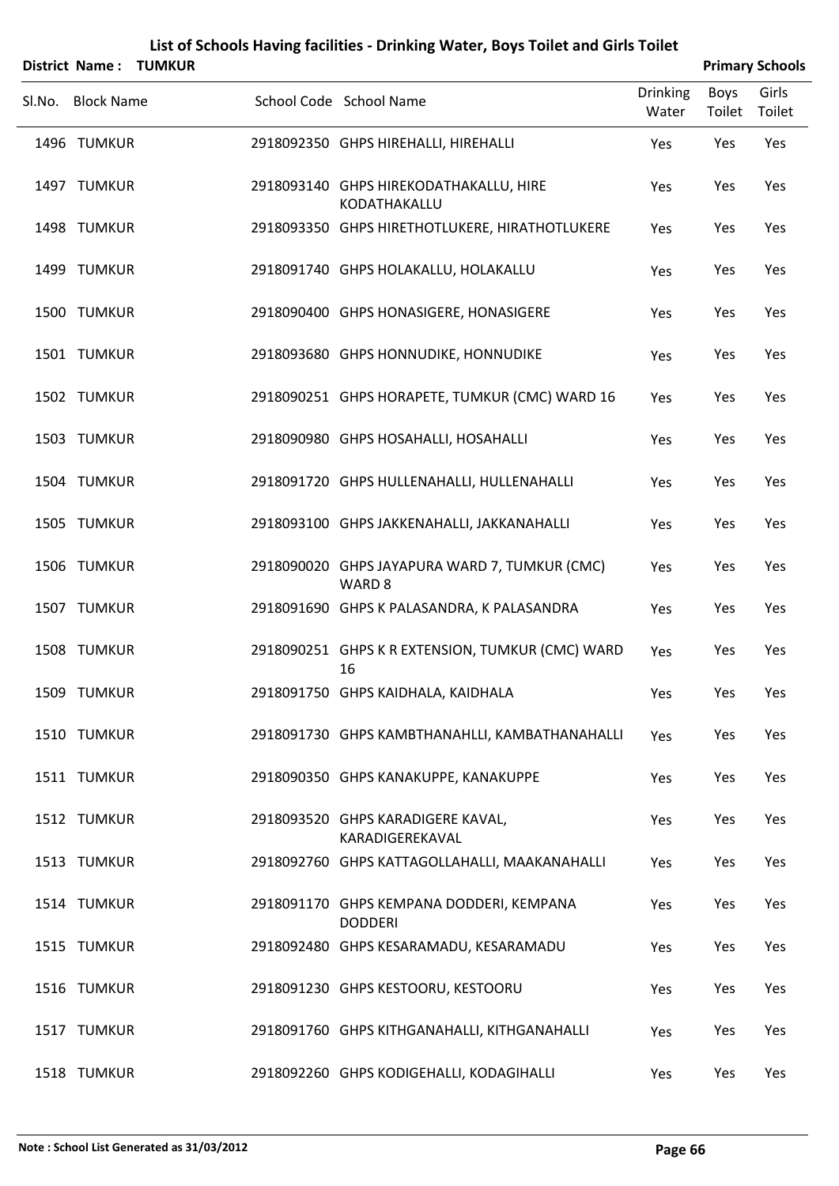# List of Schools Having facilities - Drinking Water, Boys Toilet and Girls Toilet

**District Name : TUMKUR** | **Primary Schools**

| Sl.No. | Block Name | School Code | School Name | Drinking Water | Boys Toilet | Girls Toilet |
|---|---|---|---|---|---|---|
| 1496 | TUMKUR | 2918092350 | GHPS HIREHALLI, HIREHALLI | Yes | Yes | Yes |
| 1497 | TUMKUR | 2918093140 | GHPS HIREKODATHAKALLU, HIRE KODATHAKALLU | Yes | Yes | Yes |
| 1498 | TUMKUR | 2918093350 | GHPS HIRETHOTLUKERE, HIRATHOTLUKERE | Yes | Yes | Yes |
| 1499 | TUMKUR | 2918091740 | GHPS HOLAKALLU, HOLAKALLU | Yes | Yes | Yes |
| 1500 | TUMKUR | 2918090400 | GHPS HONASIGERE, HONASIGERE | Yes | Yes | Yes |
| 1501 | TUMKUR | 2918093680 | GHPS HONNUDIKE, HONNUDIKE | Yes | Yes | Yes |
| 1502 | TUMKUR | 2918090251 | GHPS HORAPETE, TUMKUR (CMC) WARD 16 | Yes | Yes | Yes |
| 1503 | TUMKUR | 2918090980 | GHPS HOSAHALLI, HOSAHALLI | Yes | Yes | Yes |
| 1504 | TUMKUR | 2918091720 | GHPS HULLENAHALLI, HULLENAHALLI | Yes | Yes | Yes |
| 1505 | TUMKUR | 2918093100 | GHPS JAKKENAHALLI, JAKKANAHALLI | Yes | Yes | Yes |
| 1506 | TUMKUR | 2918090020 | GHPS JAYAPURA WARD 7, TUMKUR (CMC) WARD 8 | Yes | Yes | Yes |
| 1507 | TUMKUR | 2918091690 | GHPS K PALASANDRA, K PALASANDRA | Yes | Yes | Yes |
| 1508 | TUMKUR | 2918090251 | GHPS K R EXTENSION, TUMKUR (CMC) WARD 16 | Yes | Yes | Yes |
| 1509 | TUMKUR | 2918091750 | GHPS KAIDHALA, KAIDHALA | Yes | Yes | Yes |
| 1510 | TUMKUR | 2918091730 | GHPS KAMBTHANAHLLI, KAMBATHANAHALLI | Yes | Yes | Yes |
| 1511 | TUMKUR | 2918090350 | GHPS KANAKUPPE, KANAKUPPE | Yes | Yes | Yes |
| 1512 | TUMKUR | 2918093520 | GHPS KARADIGERE KAVAL, KARADIGEREKAVAL | Yes | Yes | Yes |
| 1513 | TUMKUR | 2918092760 | GHPS KATTAGOLLAHALLI, MAAKANAHALLI | Yes | Yes | Yes |
| 1514 | TUMKUR | 2918091170 | GHPS KEMPANA DODDERI, KEMPANA DODDERI | Yes | Yes | Yes |
| 1515 | TUMKUR | 2918092480 | GHPS KESARAMADU, KESARAMADU | Yes | Yes | Yes |
| 1516 | TUMKUR | 2918091230 | GHPS KESTOORU, KESTOORU | Yes | Yes | Yes |
| 1517 | TUMKUR | 2918091760 | GHPS KITHGANAHALLI, KITHGANAHALLI | Yes | Yes | Yes |
| 1518 | TUMKUR | 2918092260 | GHPS KODIGEHALLI, KODAGIHALLI | Yes | Yes | Yes |

**Note : School List Generated as 31/03/2012**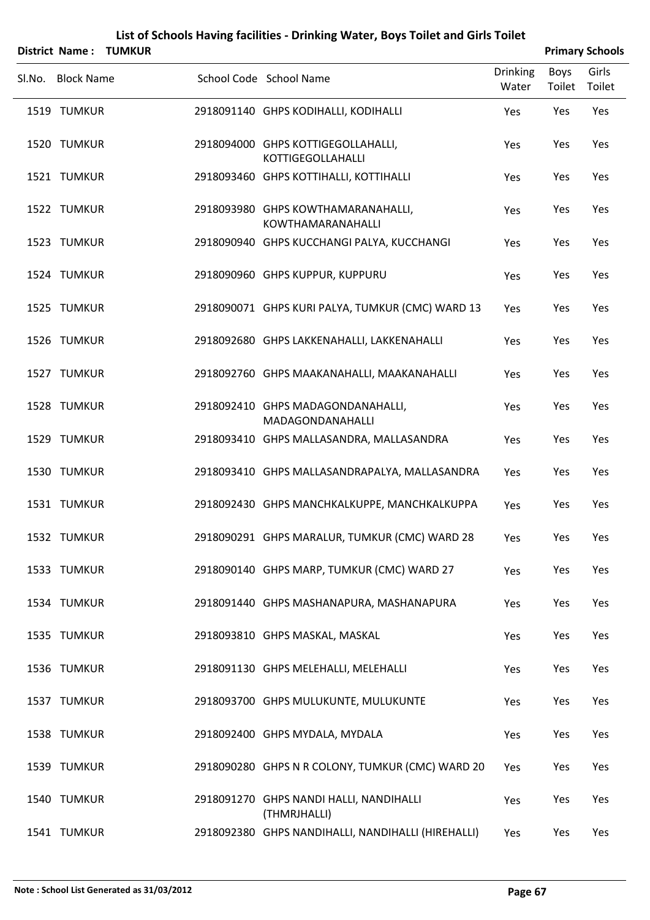# List of Schools Having facilities - Drinking Water, Boys Toilet and Girls Toilet

**District Name : TUMKUR** **Primary Schools**

| Sl.No. | Block Name | School Code | School Name | Drinking Water | Boys Toilet | Girls Toilet |
|---|---|---|---|---|---|---|
| 1519 | TUMKUR | 2918091140 | GHPS KODIHALLI, KODIHALLI | Yes | Yes | Yes |
| 1520 | TUMKUR | 2918094000 | GHPS KOTTIGEGOLLAHALLI, KOTTIGEGOLLAHALLI | Yes | Yes | Yes |
| 1521 | TUMKUR | 2918093460 | GHPS KOTTIHALLI, KOTTIHALLI | Yes | Yes | Yes |
| 1522 | TUMKUR | 2918093980 | GHPS KOWTHAMARANAHALLI, KOWTHAMARANAHALLI | Yes | Yes | Yes |
| 1523 | TUMKUR | 2918090940 | GHPS KUCCHANGI PALYA, KUCCHANGI | Yes | Yes | Yes |
| 1524 | TUMKUR | 2918090960 | GHPS KUPPUR, KUPPURU | Yes | Yes | Yes |
| 1525 | TUMKUR | 2918090071 | GHPS KURI PALYA, TUMKUR (CMC) WARD 13 | Yes | Yes | Yes |
| 1526 | TUMKUR | 2918092680 | GHPS LAKKENAHALLI, LAKKENAHALLI | Yes | Yes | Yes |
| 1527 | TUMKUR | 2918092760 | GHPS MAAKANAHALLI, MAAKANAHALLI | Yes | Yes | Yes |
| 1528 | TUMKUR | 2918092410 | GHPS MADAGONDANAHALLI, MADAGONDANAHALLI | Yes | Yes | Yes |
| 1529 | TUMKUR | 2918093410 | GHPS MALLASANDRA, MALLASANDRA | Yes | Yes | Yes |
| 1530 | TUMKUR | 2918093410 | GHPS MALLASANDRAPALYA, MALLASANDRA | Yes | Yes | Yes |
| 1531 | TUMKUR | 2918092430 | GHPS MANCHKALKUPPE, MANCHKALKUPPA | Yes | Yes | Yes |
| 1532 | TUMKUR | 2918090291 | GHPS MARALUR, TUMKUR (CMC) WARD 28 | Yes | Yes | Yes |
| 1533 | TUMKUR | 2918090140 | GHPS MARP, TUMKUR (CMC) WARD 27 | Yes | Yes | Yes |
| 1534 | TUMKUR | 2918091440 | GHPS MASHANAPURA, MASHANAPURA | Yes | Yes | Yes |
| 1535 | TUMKUR | 2918093810 | GHPS MASKAL, MASKAL | Yes | Yes | Yes |
| 1536 | TUMKUR | 2918091130 | GHPS MELEHALLI, MELEHALLI | Yes | Yes | Yes |
| 1537 | TUMKUR | 2918093700 | GHPS MULUKUNTE, MULUKUNTE | Yes | Yes | Yes |
| 1538 | TUMKUR | 2918092400 | GHPS MYDALA, MYDALA | Yes | Yes | Yes |
| 1539 | TUMKUR | 2918090280 | GHPS N R COLONY, TUMKUR (CMC) WARD 20 | Yes | Yes | Yes |
| 1540 | TUMKUR | 2918091270 | GHPS NANDI HALLI, NANDIHALLI (THMRJHALLI) | Yes | Yes | Yes |
| 1541 | TUMKUR | 2918092380 | GHPS NANDIHALLI, NANDIHALLI (HIREHALLI) | Yes | Yes | Yes |

**Note : School List Generated as 31/03/2012**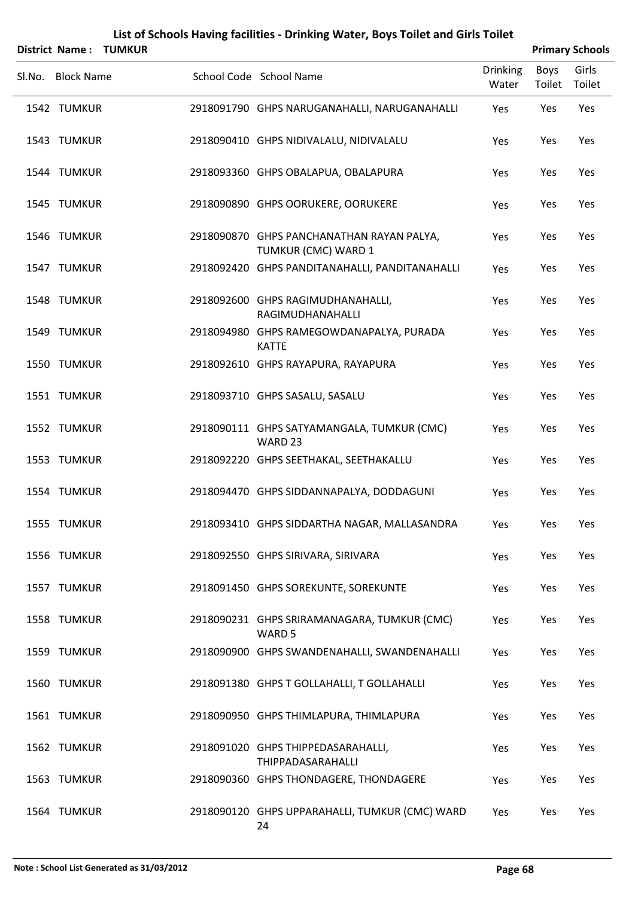# List of Schools Having facilities - Drinking Water, Boys Toilet and Girls Toilet

**District Name : TUMKUR** **Primary Schools**

| Sl.No. | Block Name | School Code | School Name | Drinking Water | Boys Toilet | Girls Toilet |
|---|---|---|---|---|---|---|
| 1542 | TUMKUR | 2918091790 | GHPS NARUGANAHALLI, NARUGANAHALLI | Yes | Yes | Yes |
| 1543 | TUMKUR | 2918090410 | GHPS NIDIVALALU, NIDIVALALU | Yes | Yes | Yes |
| 1544 | TUMKUR | 2918093360 | GHPS OBALAPUA, OBALAPURA | Yes | Yes | Yes |
| 1545 | TUMKUR | 2918090890 | GHPS OORUKERE, OORUKERE | Yes | Yes | Yes |
| 1546 | TUMKUR | 2918090870 | GHPS PANCHANATHAN RAYAN PALYA, TUMKUR (CMC) WARD 1 | Yes | Yes | Yes |
| 1547 | TUMKUR | 2918092420 | GHPS PANDITANAHALLI, PANDITANAHALLI | Yes | Yes | Yes |
| 1548 | TUMKUR | 2918092600 | GHPS RAGIMUDHANAHALLI, RAGIMUDHANAHALLI | Yes | Yes | Yes |
| 1549 | TUMKUR | 2918094980 | GHPS RAMEGOWDANAPALYA, PURADA KATTE | Yes | Yes | Yes |
| 1550 | TUMKUR | 2918092610 | GHPS RAYAPURA, RAYAPURA | Yes | Yes | Yes |
| 1551 | TUMKUR | 2918093710 | GHPS SASALU, SASALU | Yes | Yes | Yes |
| 1552 | TUMKUR | 2918090111 | GHPS SATYAMANGALA, TUMKUR (CMC) WARD 23 | Yes | Yes | Yes |
| 1553 | TUMKUR | 2918092220 | GHPS SEETHAKAL, SEETHAKALLU | Yes | Yes | Yes |
| 1554 | TUMKUR | 2918094470 | GHPS SIDDANNAPALYA, DODDAGUNI | Yes | Yes | Yes |
| 1555 | TUMKUR | 2918093410 | GHPS SIDDARTHA NAGAR, MALLASANDRA | Yes | Yes | Yes |
| 1556 | TUMKUR | 2918092550 | GHPS SIRIVARA, SIRIVARA | Yes | Yes | Yes |
| 1557 | TUMKUR | 2918091450 | GHPS SOREKUNTE, SOREKUNTE | Yes | Yes | Yes |
| 1558 | TUMKUR | 2918090231 | GHPS SRIRAMANAGARA, TUMKUR (CMC) WARD 5 | Yes | Yes | Yes |
| 1559 | TUMKUR | 2918090900 | GHPS SWANDENAHALLI, SWANDENAHALLI | Yes | Yes | Yes |
| 1560 | TUMKUR | 2918091380 | GHPS T GOLLAHALLI, T GOLLAHALLI | Yes | Yes | Yes |
| 1561 | TUMKUR | 2918090950 | GHPS THIMLAPURA, THIMLAPURA | Yes | Yes | Yes |
| 1562 | TUMKUR | 2918091020 | GHPS THIPPEDASARAHALLI, THIPPADASARAHALLI | Yes | Yes | Yes |
| 1563 | TUMKUR | 2918090360 | GHPS THONDAGERE, THONDAGERE | Yes | Yes | Yes |
| 1564 | TUMKUR | 2918090120 | GHPS UPPARAHALLI, TUMKUR (CMC) WARD 24 | Yes | Yes | Yes |

**Note : School List Generated as 31/03/2012**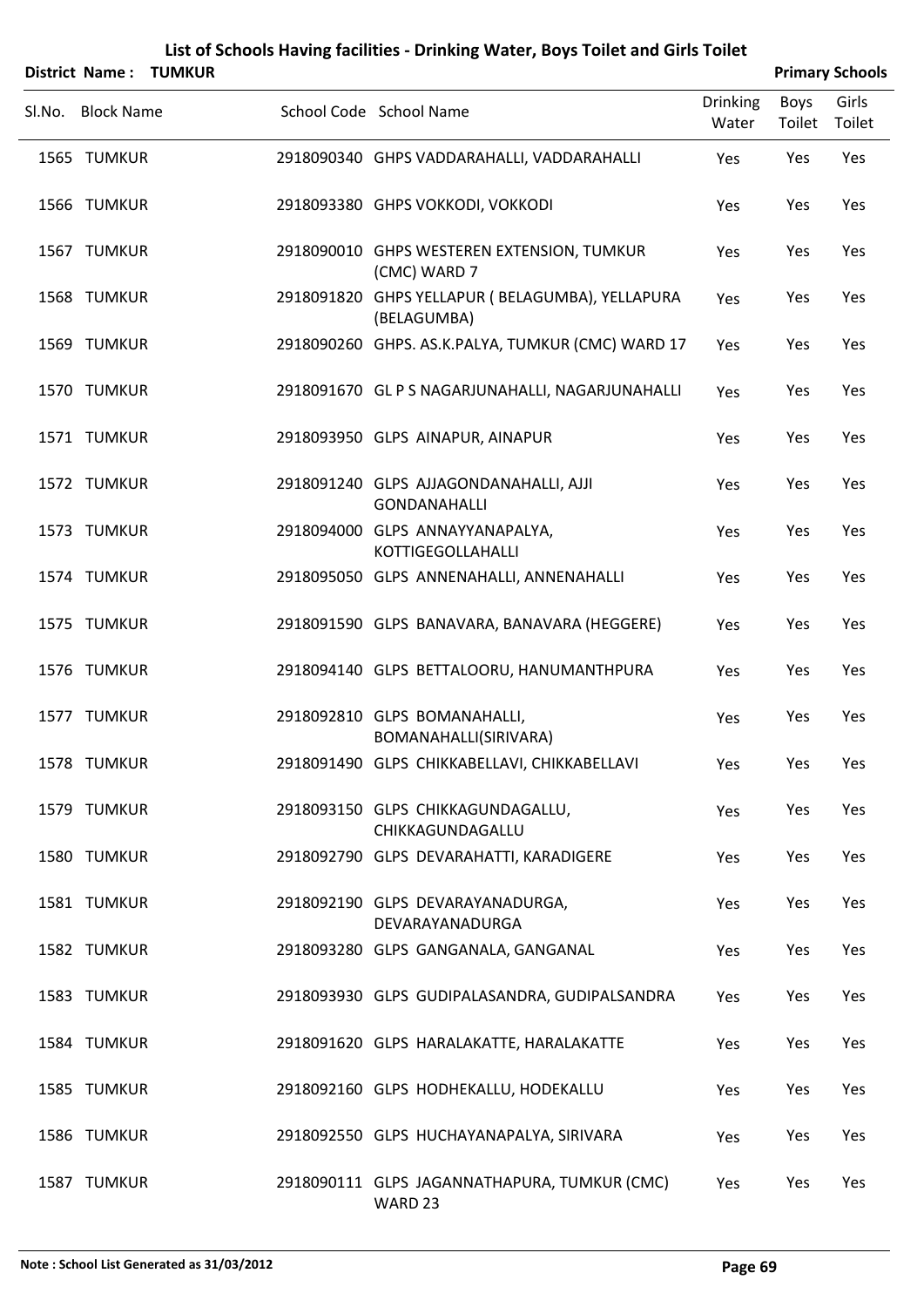# List of Schools Having facilities - Drinking Water, Boys Toilet and Girls Toilet

**District Name : TUMKUR** **Primary Schools**

| Sl.No. | Block Name | School Code | School Name | Drinking Water | Boys Toilet | Girls Toilet |
|---|---|---|---|---|---|---|
| 1565 | TUMKUR | 2918090340 | GHPS VADDARAHALLI, VADDARAHALLI | Yes | Yes | Yes |
| 1566 | TUMKUR | 2918093380 | GHPS VOKKODI, VOKKODI | Yes | Yes | Yes |
| 1567 | TUMKUR | 2918090010 | GHPS WESTEREN EXTENSION, TUMKUR (CMC) WARD 7 | Yes | Yes | Yes |
| 1568 | TUMKUR | 2918091820 | GHPS YELLAPUR ( BELAGUMBA), YELLAPURA (BELAGUMBA) | Yes | Yes | Yes |
| 1569 | TUMKUR | 2918090260 | GHPS. AS.K.PALYA, TUMKUR (CMC) WARD 17 | Yes | Yes | Yes |
| 1570 | TUMKUR | 2918091670 | GL P S NAGARJUNAHALLI, NAGARJUNAHALLI | Yes | Yes | Yes |
| 1571 | TUMKUR | 2918093950 | GLPS AINAPUR, AINAPUR | Yes | Yes | Yes |
| 1572 | TUMKUR | 2918091240 | GLPS AJJAGONDANAHALLI, AJJI GONDANAHALLI | Yes | Yes | Yes |
| 1573 | TUMKUR | 2918094000 | GLPS ANNAYYANAPALYA, KOTTIGEGOLLAHALLI | Yes | Yes | Yes |
| 1574 | TUMKUR | 2918095050 | GLPS ANNENAHALLI, ANNENAHALLI | Yes | Yes | Yes |
| 1575 | TUMKUR | 2918091590 | GLPS BANAVARA, BANAVARA (HEGGERE) | Yes | Yes | Yes |
| 1576 | TUMKUR | 2918094140 | GLPS BETTALOORU, HANUMANTHPURA | Yes | Yes | Yes |
| 1577 | TUMKUR | 2918092810 | GLPS BOMANAHALLI, BOMANAHALLI(SIRIVARA) | Yes | Yes | Yes |
| 1578 | TUMKUR | 2918091490 | GLPS CHIKKABELLAVI, CHIKKABELLAVI | Yes | Yes | Yes |
| 1579 | TUMKUR | 2918093150 | GLPS CHIKKAGUNDAGALLU, CHIKKAGUNDAGALLU | Yes | Yes | Yes |
| 1580 | TUMKUR | 2918092790 | GLPS DEVARAHATTI, KARADIGERE | Yes | Yes | Yes |
| 1581 | TUMKUR | 2918092190 | GLPS DEVARAYANADURGA, DEVARAYANADURGA | Yes | Yes | Yes |
| 1582 | TUMKUR | 2918093280 | GLPS GANGANALA, GANGANAL | Yes | Yes | Yes |
| 1583 | TUMKUR | 2918093930 | GLPS GUDIPALASANDRA, GUDIPALSANDRA | Yes | Yes | Yes |
| 1584 | TUMKUR | 2918091620 | GLPS HARALAKATTE, HARALAKATTE | Yes | Yes | Yes |
| 1585 | TUMKUR | 2918092160 | GLPS HODHEKALLU, HODEKALLU | Yes | Yes | Yes |
| 1586 | TUMKUR | 2918092550 | GLPS HUCHAYANAPALYA, SIRIVARA | Yes | Yes | Yes |
| 1587 | TUMKUR | 2918090111 | GLPS JAGANNATHAPURA, TUMKUR (CMC) WARD 23 | Yes | Yes | Yes |

**Note : School List Generated as 31/03/2012**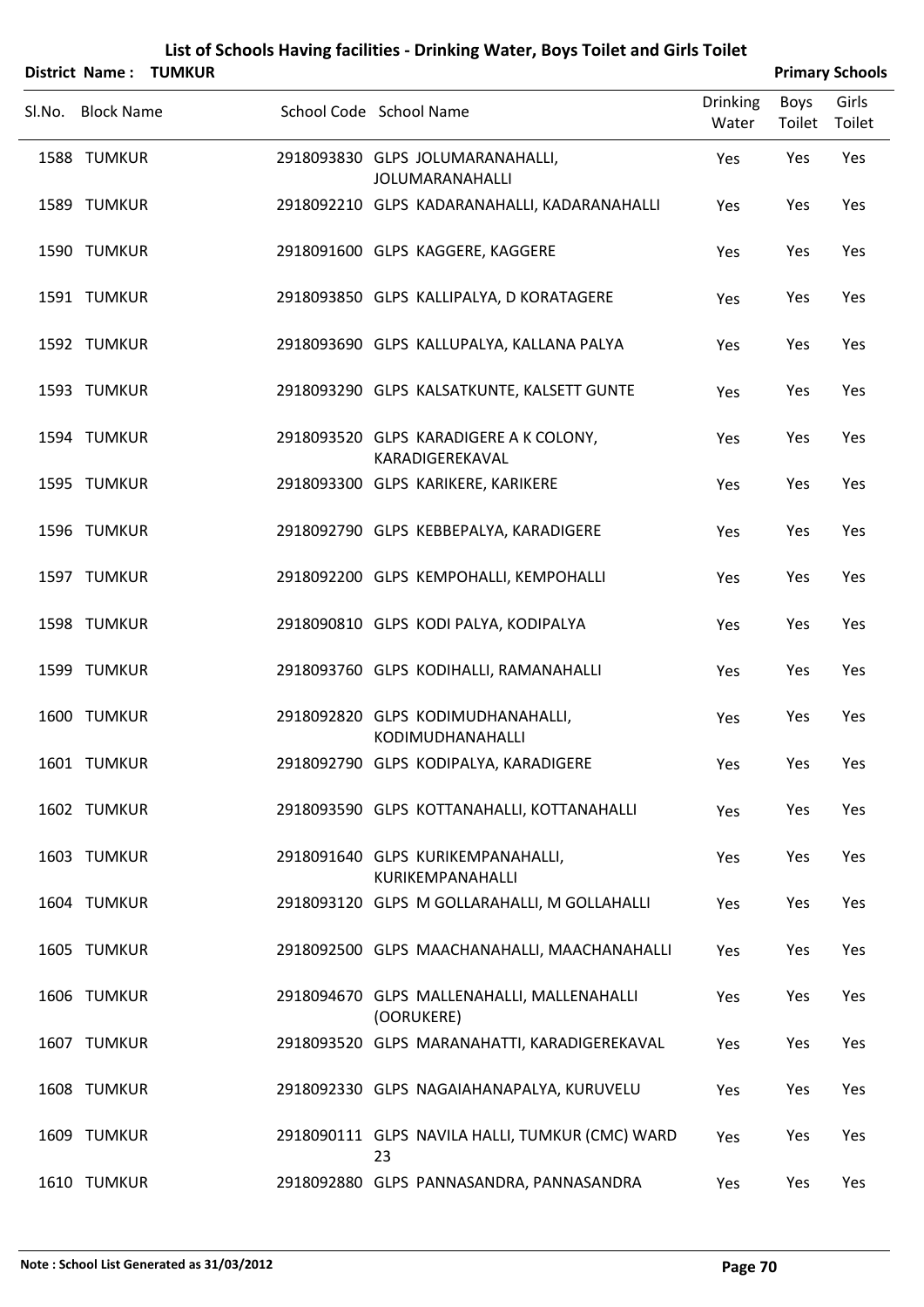# List of Schools Having facilities - Drinking Water, Boys Toilet and Girls Toilet

**District Name : TUMKUR** | **Primary Schools**

| Sl.No. | Block Name | School Code | School Name | Drinking Water | Boys Toilet | Girls Toilet |
|---|---|---|---|---|---|---|
| 1588 | TUMKUR | 2918093830 | GLPS JOLUMARANAHALLI, JOLUMARANAHALLI | Yes | Yes | Yes |
| 1589 | TUMKUR | 2918092210 | GLPS KADARANAHALLI, KADARANAHALLI | Yes | Yes | Yes |
| 1590 | TUMKUR | 2918091600 | GLPS KAGGERE, KAGGERE | Yes | Yes | Yes |
| 1591 | TUMKUR | 2918093850 | GLPS KALLIPALYA, D KORATAGERE | Yes | Yes | Yes |
| 1592 | TUMKUR | 2918093690 | GLPS KALLUPALYA, KALLANA PALYA | Yes | Yes | Yes |
| 1593 | TUMKUR | 2918093290 | GLPS KALSATKUNTE, KALSETT GUNTE | Yes | Yes | Yes |
| 1594 | TUMKUR | 2918093520 | GLPS KARADIGERE A K COLONY, KARADIGEREKAVAL | Yes | Yes | Yes |
| 1595 | TUMKUR | 2918093300 | GLPS KARIKERE, KARIKERE | Yes | Yes | Yes |
| 1596 | TUMKUR | 2918092790 | GLPS KEBBEPALYA, KARADIGERE | Yes | Yes | Yes |
| 1597 | TUMKUR | 2918092200 | GLPS KEMPOHALLI, KEMPOHALLI | Yes | Yes | Yes |
| 1598 | TUMKUR | 2918090810 | GLPS KODI PALYA, KODIPALYA | Yes | Yes | Yes |
| 1599 | TUMKUR | 2918093760 | GLPS KODIHALLI, RAMANAHALLI | Yes | Yes | Yes |
| 1600 | TUMKUR | 2918092820 | GLPS KODIMUDHANAHALLI, KODIMUDHANAHALLI | Yes | Yes | Yes |
| 1601 | TUMKUR | 2918092790 | GLPS KODIPALYA, KARADIGERE | Yes | Yes | Yes |
| 1602 | TUMKUR | 2918093590 | GLPS KOTTANAHALLI, KOTTANAHALLI | Yes | Yes | Yes |
| 1603 | TUMKUR | 2918091640 | GLPS KURIKEMPANAHALLI, KURIKEMPANAHALLI | Yes | Yes | Yes |
| 1604 | TUMKUR | 2918093120 | GLPS M GOLLARAHALLI, M GOLLAHALLI | Yes | Yes | Yes |
| 1605 | TUMKUR | 2918092500 | GLPS MAACHANAHALLI, MAACHANAHALLI | Yes | Yes | Yes |
| 1606 | TUMKUR | 2918094670 | GLPS MALLENAHALLI, MALLENAHALLI (OORUKERE) | Yes | Yes | Yes |
| 1607 | TUMKUR | 2918093520 | GLPS MARANAHATTI, KARADIGEREKAVAL | Yes | Yes | Yes |
| 1608 | TUMKUR | 2918092330 | GLPS NAGAIAHANAPALYA, KURUVELU | Yes | Yes | Yes |
| 1609 | TUMKUR | 2918090111 | GLPS NAVILA HALLI, TUMKUR (CMC) WARD 23 | Yes | Yes | Yes |
| 1610 | TUMKUR | 2918092880 | GLPS PANNASANDRA, PANNASANDRA | Yes | Yes | Yes |

**Note : School List Generated as 31/03/2012**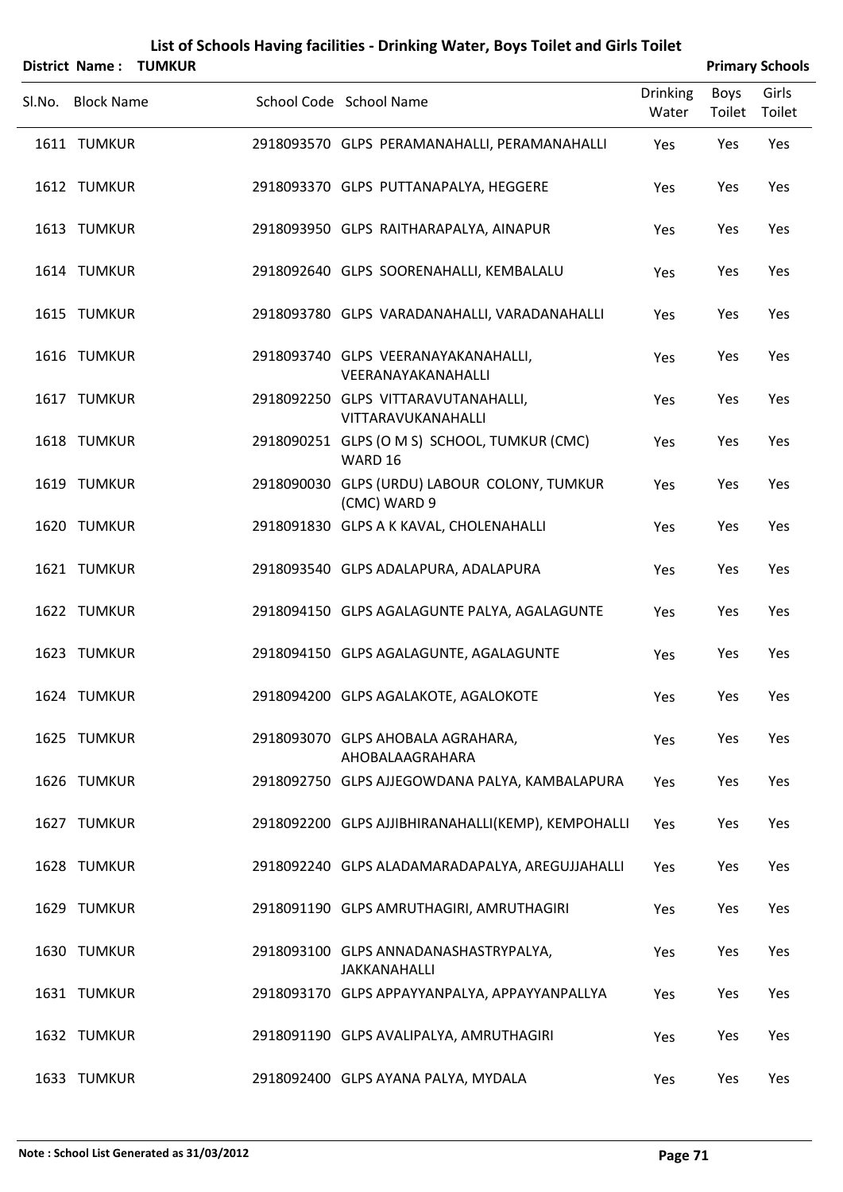# List of Schools Having facilities - Drinking Water, Boys Toilet and Girls Toilet

**District Name : TUMKUR** | **Primary Schools**

| Sl.No. | Block Name | School Code | School Name | Drinking Water | Boys Toilet | Girls Toilet |
|---|---|---|---|---|---|---|
| 1611 | TUMKUR | 2918093570 | GLPS PERAMANAHALLI, PERAMANAHALLI | Yes | Yes | Yes |
| 1612 | TUMKUR | 2918093370 | GLPS PUTTANAPALYA, HEGGERE | Yes | Yes | Yes |
| 1613 | TUMKUR | 2918093950 | GLPS RAITHARAPALYA, AINAPUR | Yes | Yes | Yes |
| 1614 | TUMKUR | 2918092640 | GLPS SOORENAHALLI, KEMBALALU | Yes | Yes | Yes |
| 1615 | TUMKUR | 2918093780 | GLPS VARADANAHALLI, VARADANAHALLI | Yes | Yes | Yes |
| 1616 | TUMKUR | 2918093740 | GLPS VEERANAYAKANAHALLI, VEERANAYAKANAHALLI | Yes | Yes | Yes |
| 1617 | TUMKUR | 2918092250 | GLPS VITTARAVUTANAHALLI, VITTARAVUKANAHALLI | Yes | Yes | Yes |
| 1618 | TUMKUR | 2918090251 | GLPS (O M S) SCHOOL, TUMKUR (CMC) WARD 16 | Yes | Yes | Yes |
| 1619 | TUMKUR | 2918090030 | GLPS (URDU) LABOUR COLONY, TUMKUR (CMC) WARD 9 | Yes | Yes | Yes |
| 1620 | TUMKUR | 2918091830 | GLPS A K KAVAL, CHOLENAHALLI | Yes | Yes | Yes |
| 1621 | TUMKUR | 2918093540 | GLPS ADALAPURA, ADALAPURA | Yes | Yes | Yes |
| 1622 | TUMKUR | 2918094150 | GLPS AGALAGUNTE PALYA, AGALAGUNTE | Yes | Yes | Yes |
| 1623 | TUMKUR | 2918094150 | GLPS AGALAGUNTE, AGALAGUNTE | Yes | Yes | Yes |
| 1624 | TUMKUR | 2918094200 | GLPS AGALAKOTE, AGALOKOTE | Yes | Yes | Yes |
| 1625 | TUMKUR | 2918093070 | GLPS AHOBALA AGRAHARA, AHOBALAAGRAHARA | Yes | Yes | Yes |
| 1626 | TUMKUR | 2918092750 | GLPS AJJEGOWDANA PALYA, KAMBALAPURA | Yes | Yes | Yes |
| 1627 | TUMKUR | 2918092200 | GLPS AJJIBHIRANAHALLI(KEMP), KEMPOHALLI | Yes | Yes | Yes |
| 1628 | TUMKUR | 2918092240 | GLPS ALADAMARADAPALYA, AREGUJJAHALLI | Yes | Yes | Yes |
| 1629 | TUMKUR | 2918091190 | GLPS AMRUTHAGIRI, AMRUTHAGIRI | Yes | Yes | Yes |
| 1630 | TUMKUR | 2918093100 | GLPS ANNADANASHASTRYPALYA, JAKKANAHALLI | Yes | Yes | Yes |
| 1631 | TUMKUR | 2918093170 | GLPS APPAYYANPALYA, APPAYYANPALLYA | Yes | Yes | Yes |
| 1632 | TUMKUR | 2918091190 | GLPS AVALIPALYA, AMRUTHAGIRI | Yes | Yes | Yes |
| 1633 | TUMKUR | 2918092400 | GLPS AYANA PALYA, MYDALA | Yes | Yes | Yes |

**Note : School List Generated as 31/03/2012**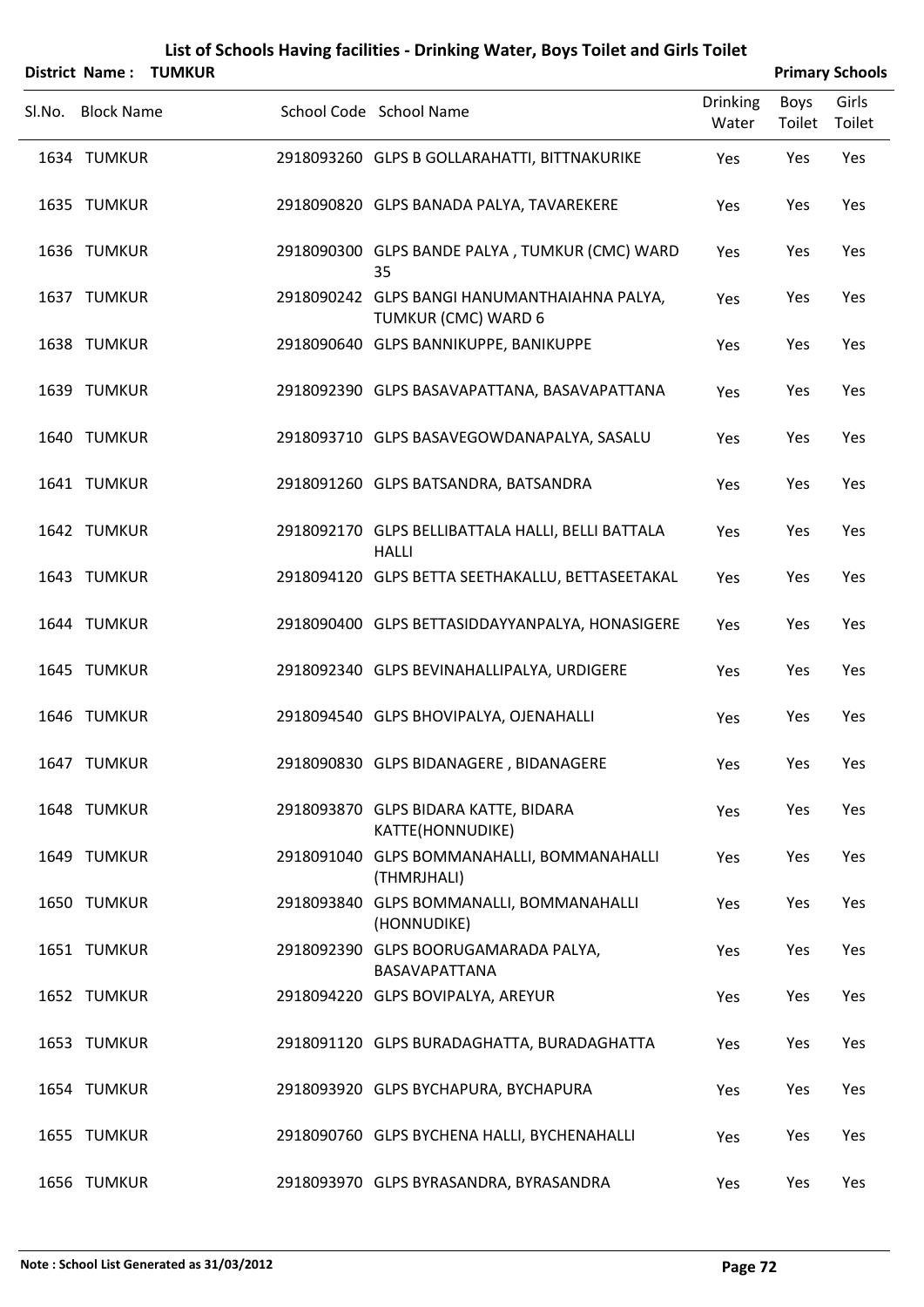# List of Schools Having facilities - Drinking Water, Boys Toilet and Girls Toilet

**District Name : TUMKUR** **Primary Schools**

| Sl.No. | Block Name | School Code | School Name | Drinking Water | Boys Toilet | Girls Toilet |
|---|---|---|---|---|---|---|
| 1634 | TUMKUR | 2918093260 | GLPS B GOLLARAHATTI, BITTNAKURIKE | Yes | Yes | Yes |
| 1635 | TUMKUR | 2918090820 | GLPS BANADA PALYA, TAVAREKERE | Yes | Yes | Yes |
| 1636 | TUMKUR | 2918090300 | GLPS BANDE PALYA , TUMKUR (CMC) WARD 35 | Yes | Yes | Yes |
| 1637 | TUMKUR | 2918090242 | GLPS BANGI HANUMANTHAIAHNA PALYA, TUMKUR (CMC) WARD 6 | Yes | Yes | Yes |
| 1638 | TUMKUR | 2918090640 | GLPS BANNIKUPPE, BANIKUPPE | Yes | Yes | Yes |
| 1639 | TUMKUR | 2918092390 | GLPS BASAVAPATTANA, BASAVAPATTANA | Yes | Yes | Yes |
| 1640 | TUMKUR | 2918093710 | GLPS BASAVEGOWDANAPALYA, SASALU | Yes | Yes | Yes |
| 1641 | TUMKUR | 2918091260 | GLPS BATSANDRA, BATSANDRA | Yes | Yes | Yes |
| 1642 | TUMKUR | 2918092170 | GLPS BELLIBATTALA HALLI, BELLI BATTALA HALLI | Yes | Yes | Yes |
| 1643 | TUMKUR | 2918094120 | GLPS BETTA SEETHAKALLU, BETTASEETAKAL | Yes | Yes | Yes |
| 1644 | TUMKUR | 2918090400 | GLPS BETTASIDDAYYANPALYA, HONASIGERE | Yes | Yes | Yes |
| 1645 | TUMKUR | 2918092340 | GLPS BEVINAHALLIPALYA, URDIGERE | Yes | Yes | Yes |
| 1646 | TUMKUR | 2918094540 | GLPS BHOVIPALYA, OJENAHALLI | Yes | Yes | Yes |
| 1647 | TUMKUR | 2918090830 | GLPS BIDANAGERE , BIDANAGERE | Yes | Yes | Yes |
| 1648 | TUMKUR | 2918093870 | GLPS BIDARA KATTE, BIDARA KATTE(HONNUDIKE) | Yes | Yes | Yes |
| 1649 | TUMKUR | 2918091040 | GLPS BOMMANAHALLI, BOMMANAHALLI (THMRJHALI) | Yes | Yes | Yes |
| 1650 | TUMKUR | 2918093840 | GLPS BOMMANALLI, BOMMANAHALLI (HONNUDIKE) | Yes | Yes | Yes |
| 1651 | TUMKUR | 2918092390 | GLPS BOORUGAMARADA PALYA, BASAVAPATTANA | Yes | Yes | Yes |
| 1652 | TUMKUR | 2918094220 | GLPS BOVIPALYA, AREYUR | Yes | Yes | Yes |
| 1653 | TUMKUR | 2918091120 | GLPS BURADAGHATTA, BURADAGHATTA | Yes | Yes | Yes |
| 1654 | TUMKUR | 2918093920 | GLPS BYCHAPURA, BYCHAPURA | Yes | Yes | Yes |
| 1655 | TUMKUR | 2918090760 | GLPS BYCHENA HALLI, BYCHENAHALLI | Yes | Yes | Yes |
| 1656 | TUMKUR | 2918093970 | GLPS BYRASANDRA, BYRASANDRA | Yes | Yes | Yes |

Note : School List Generated as 31/03/2012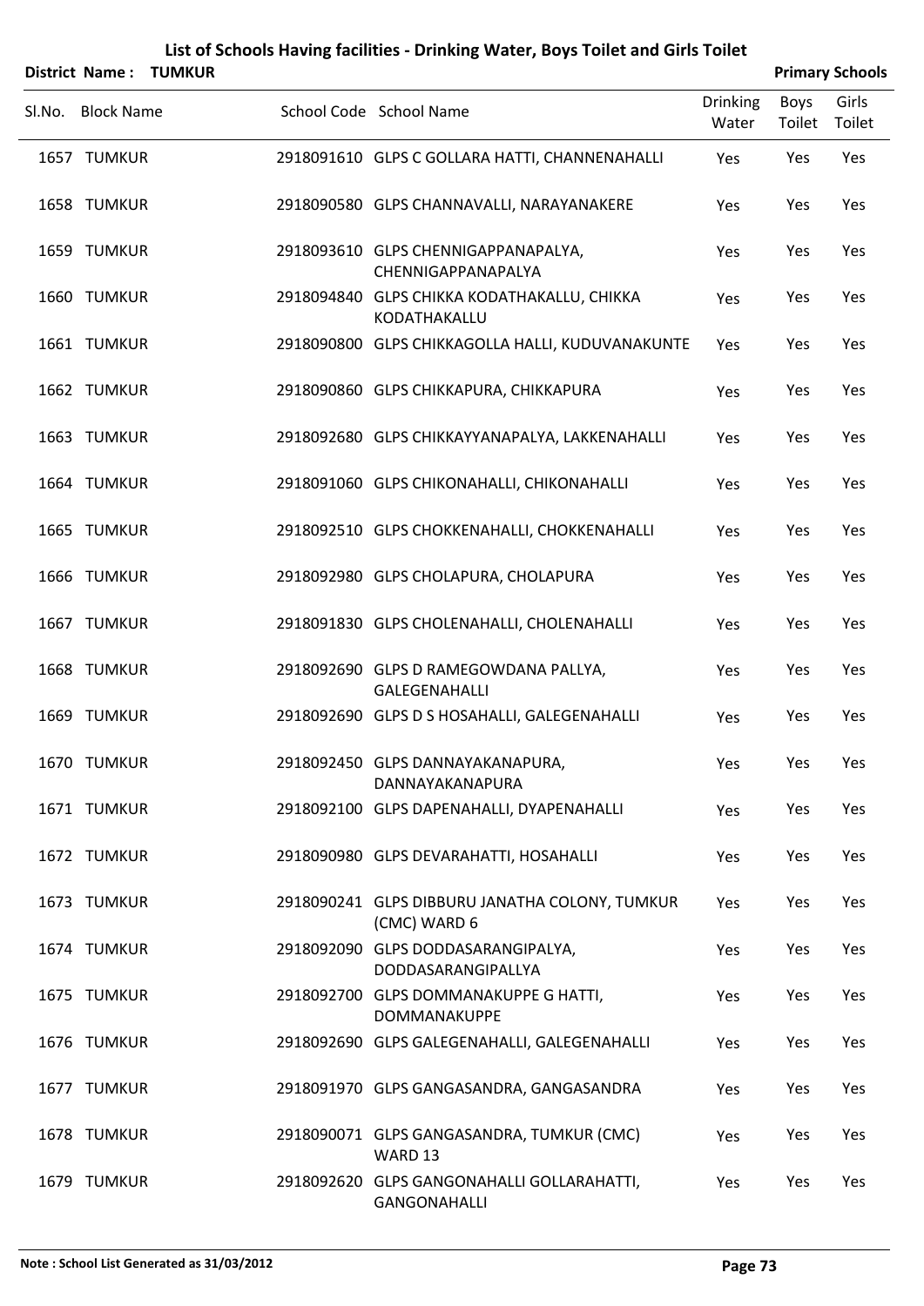# List of Schools Having facilities - Drinking Water, Boys Toilet and Girls Toilet

**District Name : TUMKUR** | **Primary Schools**

| Sl.No. | Block Name | School Code | School Name | Drinking Water | Boys Toilet | Girls Toilet |
|---|---|---|---|---|---|---|
| 1657 | TUMKUR | 2918091610 | GLPS C GOLLARA HATTI, CHANNENAHALLI | Yes | Yes | Yes |
| 1658 | TUMKUR | 2918090580 | GLPS CHANNAVALLI, NARAYANAKERE | Yes | Yes | Yes |
| 1659 | TUMKUR | 2918093610 | GLPS CHENNIGAPPANAPALYA, CHENNIGAPPANAPALYA | Yes | Yes | Yes |
| 1660 | TUMKUR | 2918094840 | GLPS CHIKKA KODATHAKALLU, CHIKKA KODATHAKALLU | Yes | Yes | Yes |
| 1661 | TUMKUR | 2918090800 | GLPS CHIKKAGOLLA HALLI, KUDUVANAKUNTE | Yes | Yes | Yes |
| 1662 | TUMKUR | 2918090860 | GLPS CHIKKAPURA, CHIKKAPURA | Yes | Yes | Yes |
| 1663 | TUMKUR | 2918092680 | GLPS CHIKKAYYANAPALYA, LAKKENAHALLI | Yes | Yes | Yes |
| 1664 | TUMKUR | 2918091060 | GLPS CHIKONAHALLI, CHIKONAHALLI | Yes | Yes | Yes |
| 1665 | TUMKUR | 2918092510 | GLPS CHOKKENAHALLI, CHOKKENAHALLI | Yes | Yes | Yes |
| 1666 | TUMKUR | 2918092980 | GLPS CHOLAPURA, CHOLAPURA | Yes | Yes | Yes |
| 1667 | TUMKUR | 2918091830 | GLPS CHOLENAHALLI, CHOLENAHALLI | Yes | Yes | Yes |
| 1668 | TUMKUR | 2918092690 | GLPS D RAMEGOWDANA PALLYA, GALEGENAHALLI | Yes | Yes | Yes |
| 1669 | TUMKUR | 2918092690 | GLPS D S HOSAHALLI, GALEGENAHALLI | Yes | Yes | Yes |
| 1670 | TUMKUR | 2918092450 | GLPS DANNAYAKANAPURA, DANNAYAKANAPURA | Yes | Yes | Yes |
| 1671 | TUMKUR | 2918092100 | GLPS DAPENAHALLI, DYAPENAHALLI | Yes | Yes | Yes |
| 1672 | TUMKUR | 2918090980 | GLPS DEVARAHATTI, HOSAHALLI | Yes | Yes | Yes |
| 1673 | TUMKUR | 2918090241 | GLPS DIBBURU JANATHA COLONY, TUMKUR (CMC) WARD 6 | Yes | Yes | Yes |
| 1674 | TUMKUR | 2918092090 | GLPS DODDASARANGIPALYA, DODDASARANGIPALLYA | Yes | Yes | Yes |
| 1675 | TUMKUR | 2918092700 | GLPS DOMMANAKUPPE G HATTI, DOMMANAKUPPE | Yes | Yes | Yes |
| 1676 | TUMKUR | 2918092690 | GLPS GALEGENAHALLI, GALEGENAHALLI | Yes | Yes | Yes |
| 1677 | TUMKUR | 2918091970 | GLPS GANGASANDRA, GANGASANDRA | Yes | Yes | Yes |
| 1678 | TUMKUR | 2918090071 | GLPS GANGASANDRA, TUMKUR (CMC) WARD 13 | Yes | Yes | Yes |
| 1679 | TUMKUR | 2918092620 | GLPS GANGONAHALLI GOLLARAHATTI, GANGONAHALLI | Yes | Yes | Yes |

**Note : School List Generated as 31/03/2012**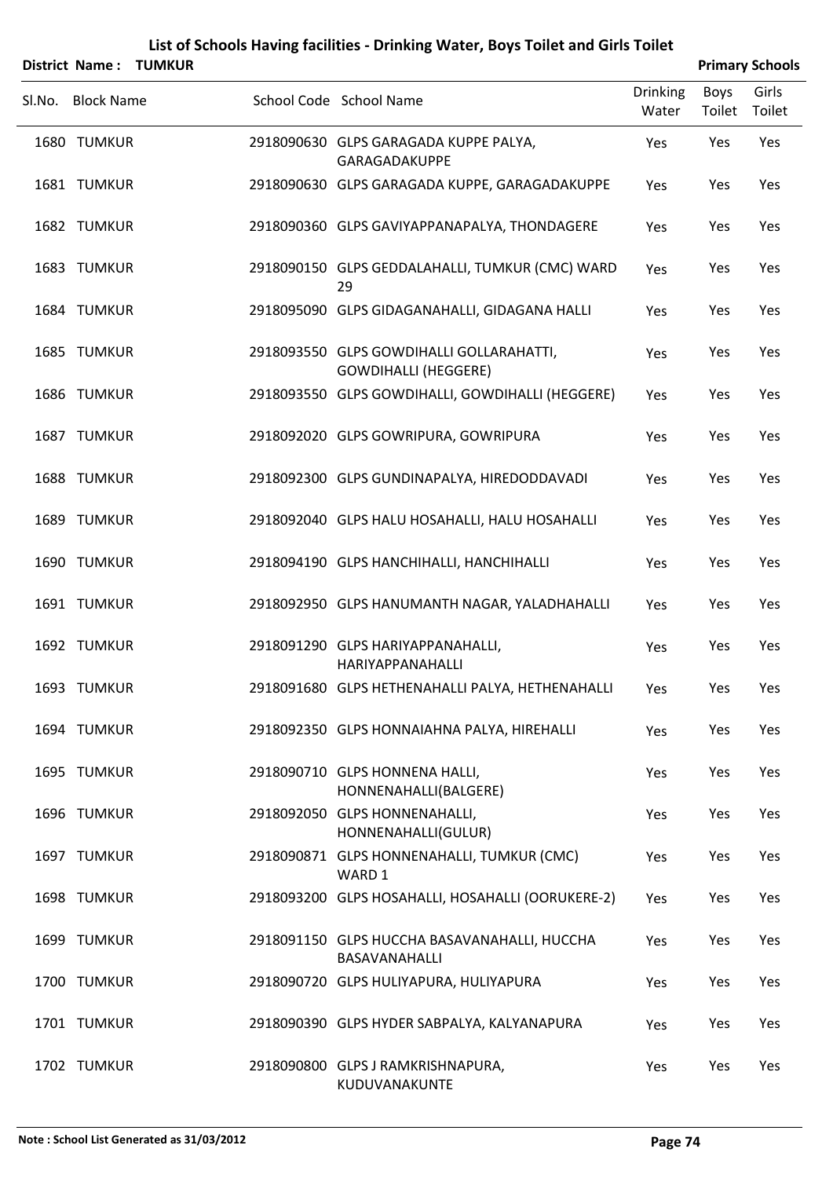# List of Schools Having facilities - Drinking Water, Boys Toilet and Girls Toilet

**District Name : TUMKUR** **Primary Schools**

| Sl.No. | Block Name | School Code | School Name | Drinking Water | Boys Toilet | Girls Toilet |
|---|---|---|---|---|---|---|
| 1680 | TUMKUR | 2918090630 | GLPS GARAGADA KUPPE PALYA, GARAGADAKUPPE | Yes | Yes | Yes |
| 1681 | TUMKUR | 2918090630 | GLPS GARAGADA KUPPE, GARAGADAKUPPE | Yes | Yes | Yes |
| 1682 | TUMKUR | 2918090360 | GLPS GAVIYAPPANAPALYA, THONDAGERE | Yes | Yes | Yes |
| 1683 | TUMKUR | 2918090150 | GLPS GEDDALAHALLI, TUMKUR (CMC) WARD 29 | Yes | Yes | Yes |
| 1684 | TUMKUR | 2918095090 | GLPS GIDAGANAHALLI, GIDAGANA HALLI | Yes | Yes | Yes |
| 1685 | TUMKUR | 2918093550 | GLPS GOWDIHALLI GOLLARAHATTI, GOWDIHALLI (HEGGERE) | Yes | Yes | Yes |
| 1686 | TUMKUR | 2918093550 | GLPS GOWDIHALLI, GOWDIHALLI (HEGGERE) | Yes | Yes | Yes |
| 1687 | TUMKUR | 2918092020 | GLPS GOWRIPURA, GOWRIPURA | Yes | Yes | Yes |
| 1688 | TUMKUR | 2918092300 | GLPS GUNDINAPALYA, HIREDODDAVADI | Yes | Yes | Yes |
| 1689 | TUMKUR | 2918092040 | GLPS HALU HOSAHALLI, HALU HOSAHALLI | Yes | Yes | Yes |
| 1690 | TUMKUR | 2918094190 | GLPS HANCHIHALLI, HANCHIHALLI | Yes | Yes | Yes |
| 1691 | TUMKUR | 2918092950 | GLPS HANUMANTH NAGAR, YALADHAHALLI | Yes | Yes | Yes |
| 1692 | TUMKUR | 2918091290 | GLPS HARIYAPPANAHALLI, HARIYAPPANAHALLI | Yes | Yes | Yes |
| 1693 | TUMKUR | 2918091680 | GLPS HETHENAHALLI PALYA, HETHENAHALLI | Yes | Yes | Yes |
| 1694 | TUMKUR | 2918092350 | GLPS HONNAIAHNA PALYA, HIREHALLI | Yes | Yes | Yes |
| 1695 | TUMKUR | 2918090710 | GLPS HONNENA HALLI, HONNENAHALLI(BALGERE) | Yes | Yes | Yes |
| 1696 | TUMKUR | 2918092050 | GLPS HONNENAHALLI, HONNENAHALLI(GULUR) | Yes | Yes | Yes |
| 1697 | TUMKUR | 2918090871 | GLPS HONNENAHALLI, TUMKUR (CMC) WARD 1 | Yes | Yes | Yes |
| 1698 | TUMKUR | 2918093200 | GLPS HOSAHALLI, HOSAHALLI (OORUKERE-2) | Yes | Yes | Yes |
| 1699 | TUMKUR | 2918091150 | GLPS HUCCHA BASAVANAHALLI, HUCCHA BASAVANAHALLI | Yes | Yes | Yes |
| 1700 | TUMKUR | 2918090720 | GLPS HULIYAPURA, HULIYAPURA | Yes | Yes | Yes |
| 1701 | TUMKUR | 2918090390 | GLPS HYDER SABPALYA, KALYANAPURA | Yes | Yes | Yes |
| 1702 | TUMKUR | 2918090800 | GLPS J RAMKRISHNAPURA, KUDUVANAKUNTE | Yes | Yes | Yes |

**Note : School List Generated as 31/03/2012**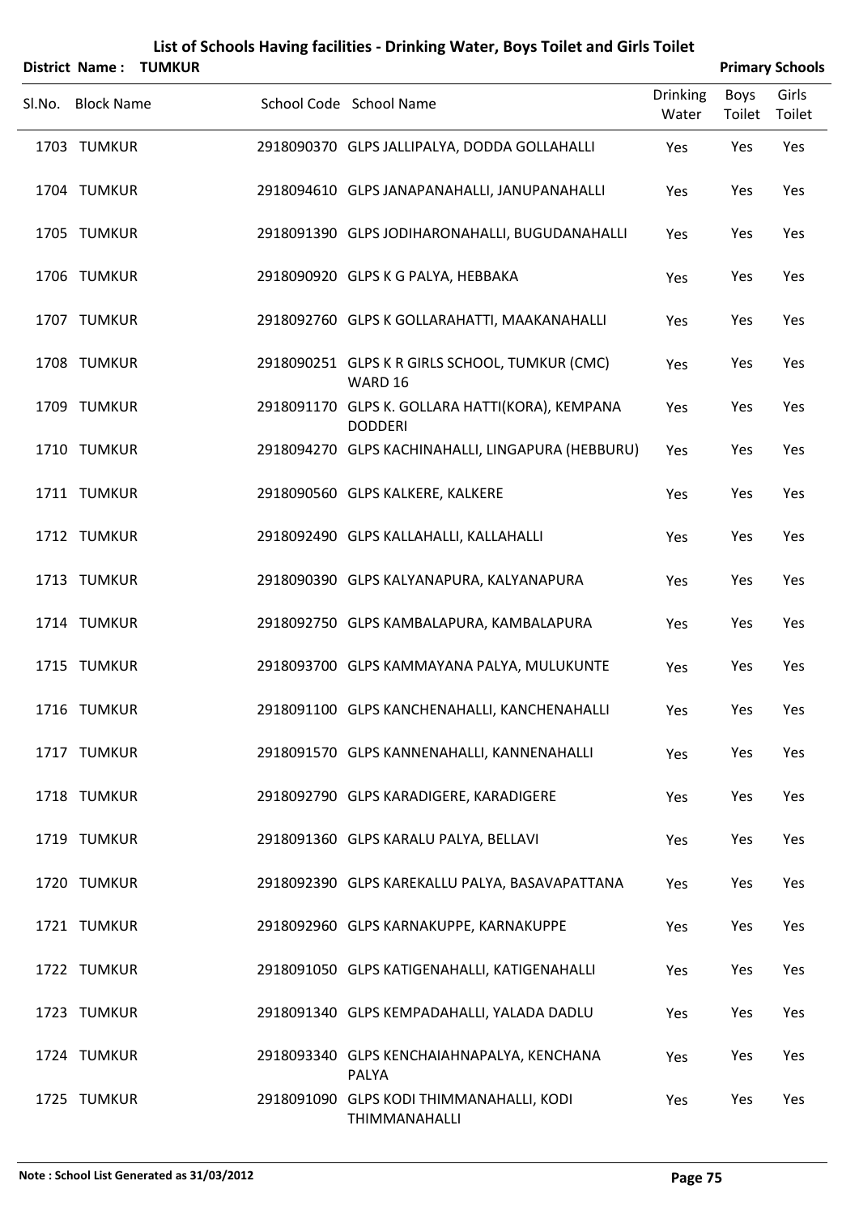# List of Schools Having facilities - Drinking Water, Boys Toilet and Girls Toilet

**District Name : TUMKUR** **Primary Schools**

| Sl.No. | Block Name | School Code | School Name | Drinking Water | Boys Toilet | Girls Toilet |
|---|---|---|---|---|---|---|
| 1703 | TUMKUR | 2918090370 | GLPS JALLIPALYA, DODDA GOLLAHALLI | Yes | Yes | Yes |
| 1704 | TUMKUR | 2918094610 | GLPS JANAPANAHALLI, JANUPANAHALLI | Yes | Yes | Yes |
| 1705 | TUMKUR | 2918091390 | GLPS JODIHARONAHALLI, BUGUDANAHALLI | Yes | Yes | Yes |
| 1706 | TUMKUR | 2918090920 | GLPS K G PALYA, HEBBAKA | Yes | Yes | Yes |
| 1707 | TUMKUR | 2918092760 | GLPS K GOLLARAHATTI, MAAKANAHALLI | Yes | Yes | Yes |
| 1708 | TUMKUR | 2918090251 | GLPS K R GIRLS SCHOOL, TUMKUR (CMC) WARD 16 | Yes | Yes | Yes |
| 1709 | TUMKUR | 2918091170 | GLPS K. GOLLARA HATTI(KORA), KEMPANA DODDERI | Yes | Yes | Yes |
| 1710 | TUMKUR | 2918094270 | GLPS KACHINAHALLI, LINGAPURA (HEBBURU) | Yes | Yes | Yes |
| 1711 | TUMKUR | 2918090560 | GLPS KALKERE, KALKERE | Yes | Yes | Yes |
| 1712 | TUMKUR | 2918092490 | GLPS KALLAHALLI, KALLAHALLI | Yes | Yes | Yes |
| 1713 | TUMKUR | 2918090390 | GLPS KALYANAPURA, KALYANAPURA | Yes | Yes | Yes |
| 1714 | TUMKUR | 2918092750 | GLPS KAMBALAPURA, KAMBALAPURA | Yes | Yes | Yes |
| 1715 | TUMKUR | 2918093700 | GLPS KAMMAYANA PALYA, MULUKUNTE | Yes | Yes | Yes |
| 1716 | TUMKUR | 2918091100 | GLPS KANCHENAHALLI, KANCHENAHALLI | Yes | Yes | Yes |
| 1717 | TUMKUR | 2918091570 | GLPS KANNENAHALLI, KANNENAHALLI | Yes | Yes | Yes |
| 1718 | TUMKUR | 2918092790 | GLPS KARADIGERE, KARADIGERE | Yes | Yes | Yes |
| 1719 | TUMKUR | 2918091360 | GLPS KARALU PALYA, BELLAVI | Yes | Yes | Yes |
| 1720 | TUMKUR | 2918092390 | GLPS KAREKALLU PALYA, BASAVAPATTANA | Yes | Yes | Yes |
| 1721 | TUMKUR | 2918092960 | GLPS KARNAKUPPE, KARNAKUPPE | Yes | Yes | Yes |
| 1722 | TUMKUR | 2918091050 | GLPS KATIGENAHALLI, KATIGENAHALLI | Yes | Yes | Yes |
| 1723 | TUMKUR | 2918091340 | GLPS KEMPADAHALLI, YALADA DADLU | Yes | Yes | Yes |
| 1724 | TUMKUR | 2918093340 | GLPS KENCHAIAHNAPALYA, KENCHANA PALYA | Yes | Yes | Yes |
| 1725 | TUMKUR | 2918091090 | GLPS KODI THIMMANAHALLI, KODI THIMMANAHALLI | Yes | Yes | Yes |

**Note : School List Generated as 31/03/2012**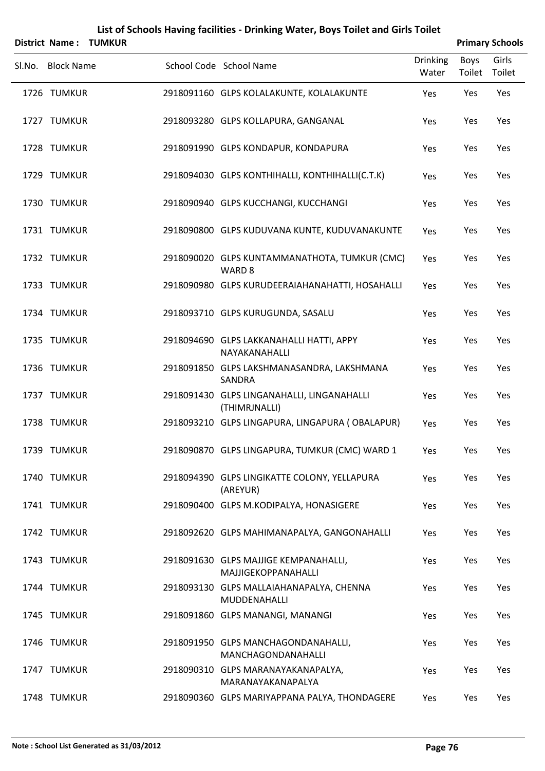# List of Schools Having facilities - Drinking Water, Boys Toilet and Girls Toilet

**District Name : TUMKUR** **Primary Schools**

| Sl.No. | Block Name | School Code | School Name | Drinking Water | Boys Toilet | Girls Toilet |
|---|---|---|---|---|---|---|
| 1726 | TUMKUR | 2918091160 | GLPS KOLALAKUNTE, KOLALAKUNTE | Yes | Yes | Yes |
| 1727 | TUMKUR | 2918093280 | GLPS KOLLAPURA, GANGANAL | Yes | Yes | Yes |
| 1728 | TUMKUR | 2918091990 | GLPS KONDAPUR, KONDAPURA | Yes | Yes | Yes |
| 1729 | TUMKUR | 2918094030 | GLPS KONTHIHALLI, KONTHIHALLI(C.T.K) | Yes | Yes | Yes |
| 1730 | TUMKUR | 2918090940 | GLPS KUCCHANGI, KUCCHANGI | Yes | Yes | Yes |
| 1731 | TUMKUR | 2918090800 | GLPS KUDUVANA KUNTE, KUDUVANAKUNTE | Yes | Yes | Yes |
| 1732 | TUMKUR | 2918090020 | GLPS KUNTAMMANATHOTA, TUMKUR (CMC) WARD 8 | Yes | Yes | Yes |
| 1733 | TUMKUR | 2918090980 | GLPS KURUDEERAIAHANAHATTI, HOSAHALLI | Yes | Yes | Yes |
| 1734 | TUMKUR | 2918093710 | GLPS KURUGUNDA, SASALU | Yes | Yes | Yes |
| 1735 | TUMKUR | 2918094690 | GLPS LAKKANAHALLI HATTI, APPY NAYAKANAHALLI | Yes | Yes | Yes |
| 1736 | TUMKUR | 2918091850 | GLPS LAKSHMANASANDRA, LAKSHMANA SANDRA | Yes | Yes | Yes |
| 1737 | TUMKUR | 2918091430 | GLPS LINGANAHALLI, LINGANAHALLI (THIMRJNALLI) | Yes | Yes | Yes |
| 1738 | TUMKUR | 2918093210 | GLPS LINGAPURA, LINGAPURA ( OBALAPUR) | Yes | Yes | Yes |
| 1739 | TUMKUR | 2918090870 | GLPS LINGAPURA, TUMKUR (CMC) WARD 1 | Yes | Yes | Yes |
| 1740 | TUMKUR | 2918094390 | GLPS LINGIKATTE COLONY, YELLAPURA (AREYUR) | Yes | Yes | Yes |
| 1741 | TUMKUR | 2918090400 | GLPS M.KODIPALYA, HONASIGERE | Yes | Yes | Yes |
| 1742 | TUMKUR | 2918092620 | GLPS MAHIMANAPALYA, GANGONAHALLI | Yes | Yes | Yes |
| 1743 | TUMKUR | 2918091630 | GLPS MAJJIGE KEMPANAHALLI, MAJJIGEKOPPANAHALLI | Yes | Yes | Yes |
| 1744 | TUMKUR | 2918093130 | GLPS MALLAIAHANAPALYA, CHENNA MUDDENAHALLI | Yes | Yes | Yes |
| 1745 | TUMKUR | 2918091860 | GLPS MANANGI, MANANGI | Yes | Yes | Yes |
| 1746 | TUMKUR | 2918091950 | GLPS MANCHAGONDANAHALLI, MANCHAGONDANAHALLI | Yes | Yes | Yes |
| 1747 | TUMKUR | 2918090310 | GLPS MARANAYAKANAPALYA, MARANAYAKANAPALYA | Yes | Yes | Yes |
| 1748 | TUMKUR | 2918090360 | GLPS MARIYAPPANA PALYA, THONDAGERE | Yes | Yes | Yes |

**Note : School List Generated as 31/03/2012**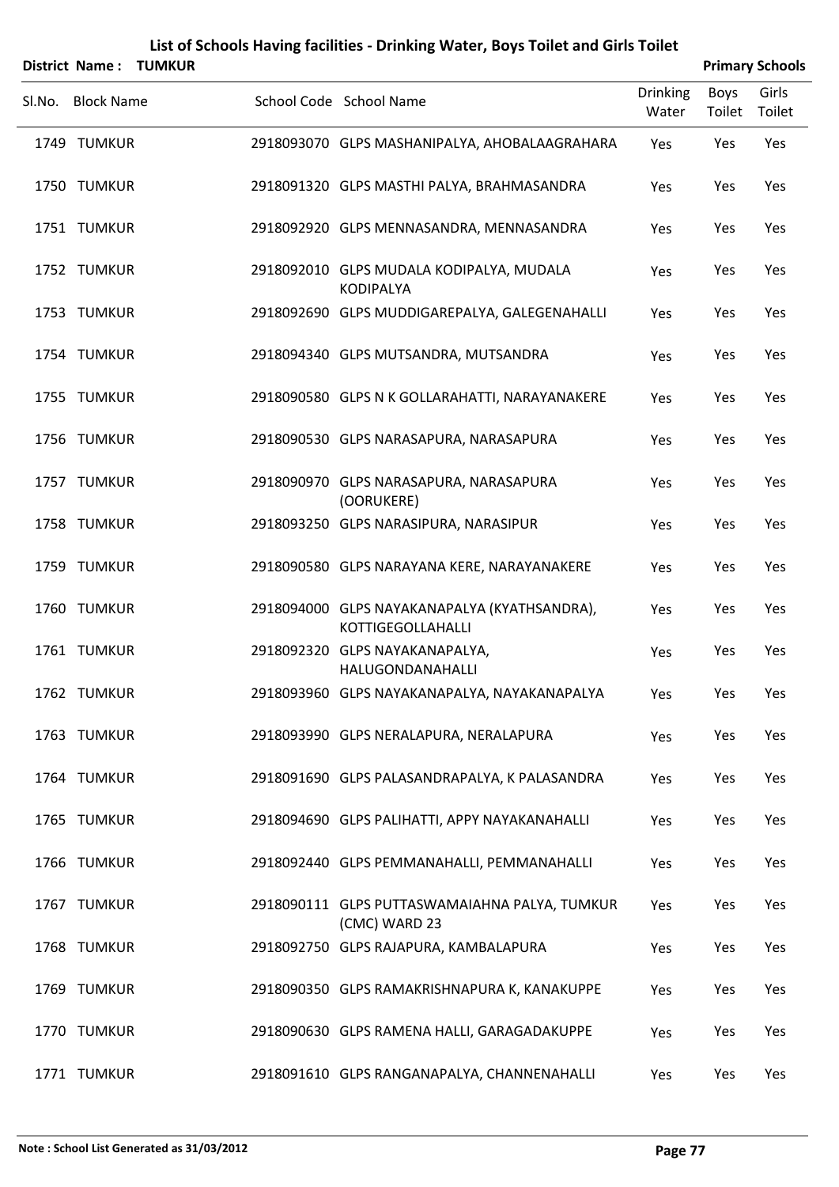# List of Schools Having facilities - Drinking Water, Boys Toilet and Girls Toilet

**District Name : TUMKUR** **Primary Schools**

| Sl.No. | Block Name | School Code | School Name | Drinking Water | Boys Toilet | Girls Toilet |
|---|---|---|---|---|---|---|
| 1749 | TUMKUR | 2918093070 | GLPS MASHANIPALYA, AHOBALAAGRAHARA | Yes | Yes | Yes |
| 1750 | TUMKUR | 2918091320 | GLPS MASTHI PALYA, BRAHMASANDRA | Yes | Yes | Yes |
| 1751 | TUMKUR | 2918092920 | GLPS MENNASANDRA, MENNASANDRA | Yes | Yes | Yes |
| 1752 | TUMKUR | 2918092010 | GLPS MUDALA KODIPALYA, MUDALA KODIPALYA | Yes | Yes | Yes |
| 1753 | TUMKUR | 2918092690 | GLPS MUDDIGAREPALYA, GALEGENAHALLI | Yes | Yes | Yes |
| 1754 | TUMKUR | 2918094340 | GLPS MUTSANDRA, MUTSANDRA | Yes | Yes | Yes |
| 1755 | TUMKUR | 2918090580 | GLPS N K GOLLARAHATTI, NARAYANAKERE | Yes | Yes | Yes |
| 1756 | TUMKUR | 2918090530 | GLPS NARASAPURA, NARASAPURA | Yes | Yes | Yes |
| 1757 | TUMKUR | 2918090970 | GLPS NARASAPURA, NARASAPURA (OORUKERE) | Yes | Yes | Yes |
| 1758 | TUMKUR | 2918093250 | GLPS NARASIPURA, NARASIPUR | Yes | Yes | Yes |
| 1759 | TUMKUR | 2918090580 | GLPS NARAYANA KERE, NARAYANAKERE | Yes | Yes | Yes |
| 1760 | TUMKUR | 2918094000 | GLPS NAYAKANAPALYA (KYATHSANDRA), KOTTIGEGOLLAHALLI | Yes | Yes | Yes |
| 1761 | TUMKUR | 2918092320 | GLPS NAYAKANAPALYA, HALUGONDANAHALLI | Yes | Yes | Yes |
| 1762 | TUMKUR | 2918093960 | GLPS NAYAKANAPALYA, NAYAKANAPALYA | Yes | Yes | Yes |
| 1763 | TUMKUR | 2918093990 | GLPS NERALAPURA, NERALAPURA | Yes | Yes | Yes |
| 1764 | TUMKUR | 2918091690 | GLPS PALASANDRAPALYA, K PALASANDRA | Yes | Yes | Yes |
| 1765 | TUMKUR | 2918094690 | GLPS PALIHATTI, APPY NAYAKANAHALLI | Yes | Yes | Yes |
| 1766 | TUMKUR | 2918092440 | GLPS PEMMANAHALLI, PEMMANAHALLI | Yes | Yes | Yes |
| 1767 | TUMKUR | 2918090111 | GLPS PUTTASWAMAIAHNA PALYA, TUMKUR (CMC) WARD 23 | Yes | Yes | Yes |
| 1768 | TUMKUR | 2918092750 | GLPS RAJAPURA, KAMBALAPURA | Yes | Yes | Yes |
| 1769 | TUMKUR | 2918090350 | GLPS RAMAKRISHNAPURA K, KANAKUPPE | Yes | Yes | Yes |
| 1770 | TUMKUR | 2918090630 | GLPS RAMENA HALLI, GARAGADAKUPPE | Yes | Yes | Yes |
| 1771 | TUMKUR | 2918091610 | GLPS RANGANAPALYA, CHANNENAHALLI | Yes | Yes | Yes |

**Note : School List Generated as 31/03/2012**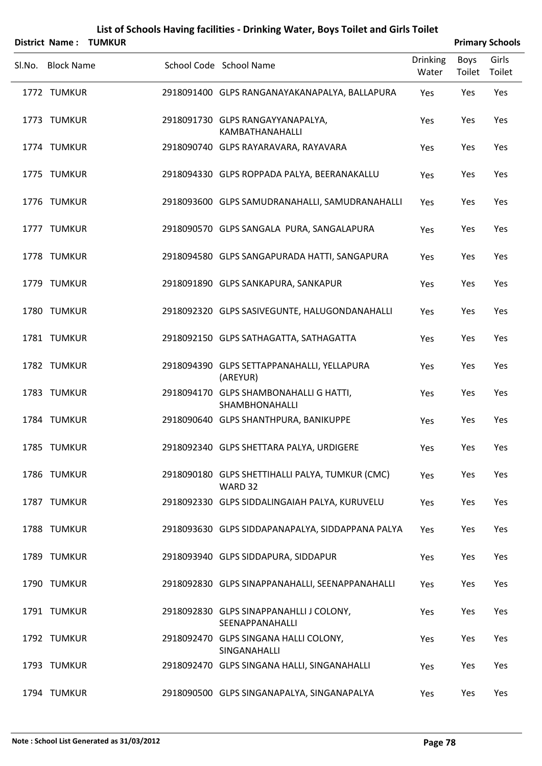# List of Schools Having facilities - Drinking Water, Boys Toilet and Girls Toilet

**District Name : TUMKUR** **Primary Schools**

| Sl.No. | Block Name | School Code | School Name | Drinking Water | Boys Toilet | Girls Toilet |
|---|---|---|---|---|---|---|
| 1772 | TUMKUR | 2918091400 | GLPS RANGANAYAKANAPALYA, BALLAPURA | Yes | Yes | Yes |
| 1773 | TUMKUR | 2918091730 | GLPS RANGAYYANAPALYA, KAMBATHANAHALLI | Yes | Yes | Yes |
| 1774 | TUMKUR | 2918090740 | GLPS RAYARAVARA, RAYAVARA | Yes | Yes | Yes |
| 1775 | TUMKUR | 2918094330 | GLPS ROPPADA PALYA, BEERANAKALLU | Yes | Yes | Yes |
| 1776 | TUMKUR | 2918093600 | GLPS SAMUDRANAHALLI, SAMUDRANAHALLI | Yes | Yes | Yes |
| 1777 | TUMKUR | 2918090570 | GLPS SANGALA PURA, SANGALAPURA | Yes | Yes | Yes |
| 1778 | TUMKUR | 2918094580 | GLPS SANGAPURADA HATTI, SANGAPURA | Yes | Yes | Yes |
| 1779 | TUMKUR | 2918091890 | GLPS SANKAPURA, SANKAPUR | Yes | Yes | Yes |
| 1780 | TUMKUR | 2918092320 | GLPS SASIVEGUNTE, HALUGONDANAHALLI | Yes | Yes | Yes |
| 1781 | TUMKUR | 2918092150 | GLPS SATHAGATTA, SATHAGATTA | Yes | Yes | Yes |
| 1782 | TUMKUR | 2918094390 | GLPS SETTAPPANAHALLI, YELLAPURA (AREYUR) | Yes | Yes | Yes |
| 1783 | TUMKUR | 2918094170 | GLPS SHAMBONAHALLI G HATTI, SHAMBHONAHALLI | Yes | Yes | Yes |
| 1784 | TUMKUR | 2918090640 | GLPS SHANTHPURA, BANIKUPPE | Yes | Yes | Yes |
| 1785 | TUMKUR | 2918092340 | GLPS SHETTARA PALYA, URDIGERE | Yes | Yes | Yes |
| 1786 | TUMKUR | 2918090180 | GLPS SHETTIHALLI PALYA, TUMKUR (CMC) WARD 32 | Yes | Yes | Yes |
| 1787 | TUMKUR | 2918092330 | GLPS SIDDALINGAIAH PALYA, KURUVELU | Yes | Yes | Yes |
| 1788 | TUMKUR | 2918093630 | GLPS SIDDAPANAPALYA, SIDDAPPANA PALYA | Yes | Yes | Yes |
| 1789 | TUMKUR | 2918093940 | GLPS SIDDAPURA, SIDDAPUR | Yes | Yes | Yes |
| 1790 | TUMKUR | 2918092830 | GLPS SINAPPANAHALLI, SEENAPPANAHALLI | Yes | Yes | Yes |
| 1791 | TUMKUR | 2918092830 | GLPS SINAPPANAHLLI J COLONY, SEENAPPANAHALLI | Yes | Yes | Yes |
| 1792 | TUMKUR | 2918092470 | GLPS SINGANA HALLI COLONY, SINGANAHALLI | Yes | Yes | Yes |
| 1793 | TUMKUR | 2918092470 | GLPS SINGANA HALLI, SINGANAHALLI | Yes | Yes | Yes |
| 1794 | TUMKUR | 2918090500 | GLPS SINGANAPALYA, SINGANAPALYA | Yes | Yes | Yes |

**Note : School List Generated as 31/03/2012**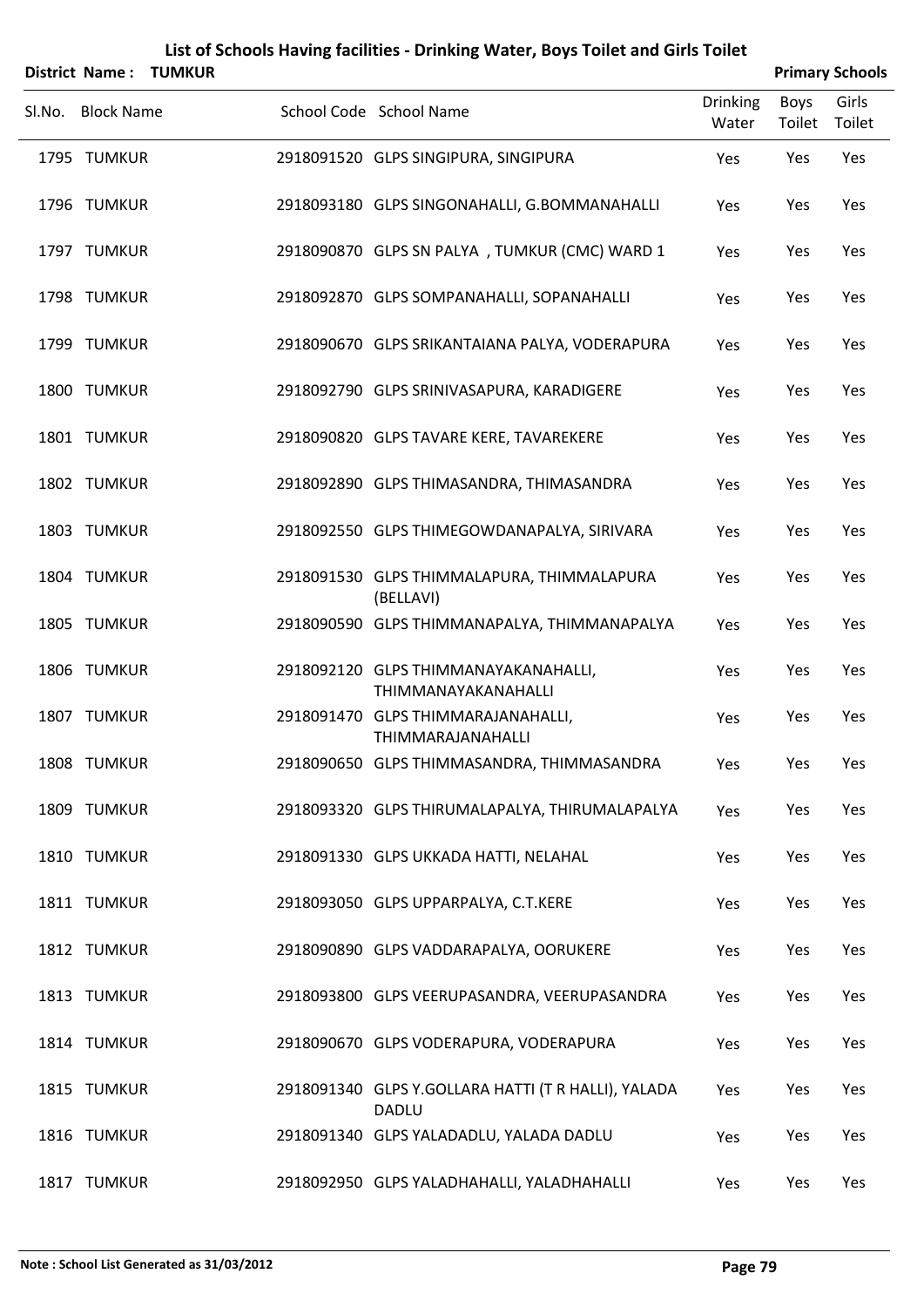# List of Schools Having facilities - Drinking Water, Boys Toilet and Girls Toilet

**District Name : TUMKUR** **Primary Schools**

| Sl.No. | Block Name | School Code | School Name | Drinking Water | Boys Toilet | Girls Toilet |
|---|---|---|---|---|---|---|
| 1795 | TUMKUR | 2918091520 | GLPS SINGIPURA, SINGIPURA | Yes | Yes | Yes |
| 1796 | TUMKUR | 2918093180 | GLPS SINGONAHALLI, G.BOMMANAHALLI | Yes | Yes | Yes |
| 1797 | TUMKUR | 2918090870 | GLPS SN PALYA , TUMKUR (CMC) WARD 1 | Yes | Yes | Yes |
| 1798 | TUMKUR | 2918092870 | GLPS SOMPANAHALLI, SOPANAHALLI | Yes | Yes | Yes |
| 1799 | TUMKUR | 2918090670 | GLPS SRIKANTAIANA PALYA, VODERAPURA | Yes | Yes | Yes |
| 1800 | TUMKUR | 2918092790 | GLPS SRINIVASAPURA, KARADIGERE | Yes | Yes | Yes |
| 1801 | TUMKUR | 2918090820 | GLPS TAVARE KERE, TAVAREKERE | Yes | Yes | Yes |
| 1802 | TUMKUR | 2918092890 | GLPS THIMASANDRA, THIMASANDRA | Yes | Yes | Yes |
| 1803 | TUMKUR | 2918092550 | GLPS THIMEGOWDANAPALYA, SIRIVARA | Yes | Yes | Yes |
| 1804 | TUMKUR | 2918091530 | GLPS THIMMALAPURA, THIMMALAPURA (BELLAVI) | Yes | Yes | Yes |
| 1805 | TUMKUR | 2918090590 | GLPS THIMMANAPALYA, THIMMANAPALYA | Yes | Yes | Yes |
| 1806 | TUMKUR | 2918092120 | GLPS THIMMANAYAKANAHALLI, THIMMANAYAKANAHALLI | Yes | Yes | Yes |
| 1807 | TUMKUR | 2918091470 | GLPS THIMMARAJANAHALLI, THIMMARAJANAHALLI | Yes | Yes | Yes |
| 1808 | TUMKUR | 2918090650 | GLPS THIMMASANDRA, THIMMASANDRA | Yes | Yes | Yes |
| 1809 | TUMKUR | 2918093320 | GLPS THIRUMALAPALYA, THIRUMALAPALYA | Yes | Yes | Yes |
| 1810 | TUMKUR | 2918091330 | GLPS UKKADA HATTI, NELAHAL | Yes | Yes | Yes |
| 1811 | TUMKUR | 2918093050 | GLPS UPPARPALYA, C.T.KERE | Yes | Yes | Yes |
| 1812 | TUMKUR | 2918090890 | GLPS VADDARAPALYA, OORUKERE | Yes | Yes | Yes |
| 1813 | TUMKUR | 2918093800 | GLPS VEERUPASANDRA, VEERUPASANDRA | Yes | Yes | Yes |
| 1814 | TUMKUR | 2918090670 | GLPS VODERAPURA, VODERAPURA | Yes | Yes | Yes |
| 1815 | TUMKUR | 2918091340 | GLPS Y.GOLLARA HATTI (T R HALLI), YALADA DADLU | Yes | Yes | Yes |
| 1816 | TUMKUR | 2918091340 | GLPS YALADADLU, YALADA DADLU | Yes | Yes | Yes |
| 1817 | TUMKUR | 2918092950 | GLPS YALADHAHALLI, YALADHAHALLI | Yes | Yes | Yes |

**Note : School List Generated as 31/03/2012**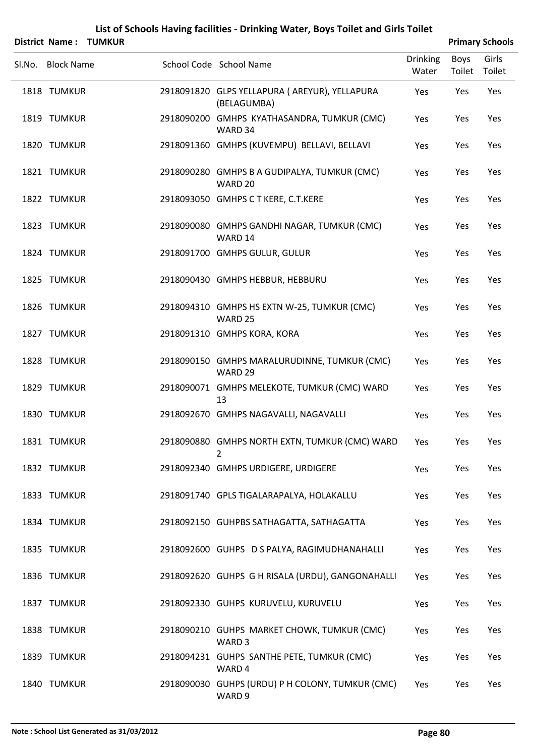# List of Schools Having facilities - Drinking Water, Boys Toilet and Girls Toilet

**District Name : TUMKUR** | **Primary Schools**

| Sl.No. | Block Name | School Code | School Name | Drinking Water | Boys Toilet | Girls Toilet |
|---|---|---|---|---|---|---|
| 1818 | TUMKUR | 2918091820 | GLPS YELLAPURA ( AREYUR), YELLAPURA (BELAGUMBA) | Yes | Yes | Yes |
| 1819 | TUMKUR | 2918090200 | GMHPS KYATHASANDRA, TUMKUR (CMC) WARD 34 | Yes | Yes | Yes |
| 1820 | TUMKUR | 2918091360 | GMHPS (KUVEMPU) BELLAVI, BELLAVI | Yes | Yes | Yes |
| 1821 | TUMKUR | 2918090280 | GMHPS B A GUDIPALYA, TUMKUR (CMC) WARD 20 | Yes | Yes | Yes |
| 1822 | TUMKUR | 2918093050 | GMHPS C T KERE, C.T.KERE | Yes | Yes | Yes |
| 1823 | TUMKUR | 2918090080 | GMHPS GANDHI NAGAR, TUMKUR (CMC) WARD 14 | Yes | Yes | Yes |
| 1824 | TUMKUR | 2918091700 | GMHPS GULUR, GULUR | Yes | Yes | Yes |
| 1825 | TUMKUR | 2918090430 | GMHPS HEBBUR, HEBBURU | Yes | Yes | Yes |
| 1826 | TUMKUR | 2918094310 | GMHPS HS EXTN W-25, TUMKUR (CMC) WARD 25 | Yes | Yes | Yes |
| 1827 | TUMKUR | 2918091310 | GMHPS KORA, KORA | Yes | Yes | Yes |
| 1828 | TUMKUR | 2918090150 | GMHPS MARALURUDINNE, TUMKUR (CMC) WARD 29 | Yes | Yes | Yes |
| 1829 | TUMKUR | 2918090071 | GMHPS MELEKOTE, TUMKUR (CMC) WARD 13 | Yes | Yes | Yes |
| 1830 | TUMKUR | 2918092670 | GMHPS NAGAVALLI, NAGAVALLI | Yes | Yes | Yes |
| 1831 | TUMKUR | 2918090880 | GMHPS NORTH EXTN, TUMKUR (CMC) WARD 2 | Yes | Yes | Yes |
| 1832 | TUMKUR | 2918092340 | GMHPS URDIGERE, URDIGERE | Yes | Yes | Yes |
| 1833 | TUMKUR | 2918091740 | GPLS TIGALARAPALYA, HOLAKALLU | Yes | Yes | Yes |
| 1834 | TUMKUR | 2918092150 | GUHPBS SATHAGATTA, SATHAGATTA | Yes | Yes | Yes |
| 1835 | TUMKUR | 2918092600 | GUHPS D S PALYA, RAGIMUDHANAHALLI | Yes | Yes | Yes |
| 1836 | TUMKUR | 2918092620 | GUHPS G H RISALA (URDU), GANGONAHALLI | Yes | Yes | Yes |
| 1837 | TUMKUR | 2918092330 | GUHPS KURUVELU, KURUVELU | Yes | Yes | Yes |
| 1838 | TUMKUR | 2918090210 | GUHPS MARKET CHOWK, TUMKUR (CMC) WARD 3 | Yes | Yes | Yes |
| 1839 | TUMKUR | 2918094231 | GUHPS SANTHE PETE, TUMKUR (CMC) WARD 4 | Yes | Yes | Yes |
| 1840 | TUMKUR | 2918090030 | GUHPS (URDU) P H COLONY, TUMKUR (CMC) WARD 9 | Yes | Yes | Yes |

Note : School List Generated as 31/03/2012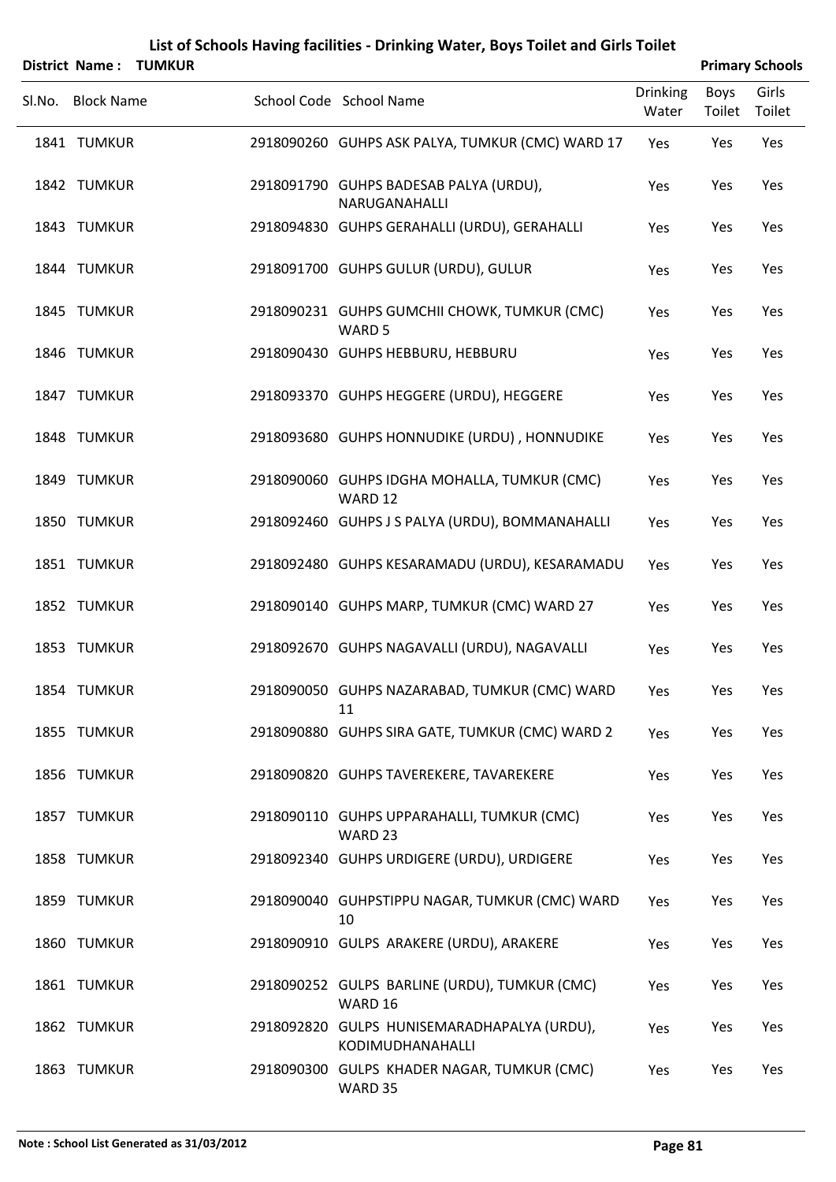# List of Schools Having facilities - Drinking Water, Boys Toilet and Girls Toilet

**District Name : TUMKUR** **Primary Schools**

| Sl.No. | Block Name | School Code | School Name | Drinking Water | Boys Toilet | Girls Toilet |
|---|---|---|---|---|---|---|
| 1841 | TUMKUR | 2918090260 | GUHPS ASK PALYA, TUMKUR (CMC) WARD 17 | Yes | Yes | Yes |
| 1842 | TUMKUR | 2918091790 | GUHPS BADESAB PALYA (URDU), NARUGANAHALLI | Yes | Yes | Yes |
| 1843 | TUMKUR | 2918094830 | GUHPS GERAHALLI (URDU), GERAHALLI | Yes | Yes | Yes |
| 1844 | TUMKUR | 2918091700 | GUHPS GULUR (URDU), GULUR | Yes | Yes | Yes |
| 1845 | TUMKUR | 2918090231 | GUHPS GUMCHII CHOWK, TUMKUR (CMC) WARD 5 | Yes | Yes | Yes |
| 1846 | TUMKUR | 2918090430 | GUHPS HEBBURU, HEBBURU | Yes | Yes | Yes |
| 1847 | TUMKUR | 2918093370 | GUHPS HEGGERE (URDU), HEGGERE | Yes | Yes | Yes |
| 1848 | TUMKUR | 2918093680 | GUHPS HONNUDIKE (URDU) , HONNUDIKE | Yes | Yes | Yes |
| 1849 | TUMKUR | 2918090060 | GUHPS IDGHA MOHALLA, TUMKUR (CMC) WARD 12 | Yes | Yes | Yes |
| 1850 | TUMKUR | 2918092460 | GUHPS J S PALYA (URDU), BOMMANAHALLI | Yes | Yes | Yes |
| 1851 | TUMKUR | 2918092480 | GUHPS KESARAMADU (URDU), KESARAMADU | Yes | Yes | Yes |
| 1852 | TUMKUR | 2918090140 | GUHPS MARP, TUMKUR (CMC) WARD 27 | Yes | Yes | Yes |
| 1853 | TUMKUR | 2918092670 | GUHPS NAGAVALLI (URDU), NAGAVALLI | Yes | Yes | Yes |
| 1854 | TUMKUR | 2918090050 | GUHPS NAZARABAD, TUMKUR (CMC) WARD 11 | Yes | Yes | Yes |
| 1855 | TUMKUR | 2918090880 | GUHPS SIRA GATE, TUMKUR (CMC) WARD 2 | Yes | Yes | Yes |
| 1856 | TUMKUR | 2918090820 | GUHPS TAVEREKERE, TAVAREKERE | Yes | Yes | Yes |
| 1857 | TUMKUR | 2918090110 | GUHPS UPPARAHALLI, TUMKUR (CMC) WARD 23 | Yes | Yes | Yes |
| 1858 | TUMKUR | 2918092340 | GUHPS URDIGERE (URDU), URDIGERE | Yes | Yes | Yes |
| 1859 | TUMKUR | 2918090040 | GUHPSTIPPU NAGAR, TUMKUR (CMC) WARD 10 | Yes | Yes | Yes |
| 1860 | TUMKUR | 2918090910 | GULPS ARAKERE (URDU), ARAKERE | Yes | Yes | Yes |
| 1861 | TUMKUR | 2918090252 | GULPS BARLINE (URDU), TUMKUR (CMC) WARD 16 | Yes | Yes | Yes |
| 1862 | TUMKUR | 2918092820 | GULPS HUNISEMARADHAPALYA (URDU), KODIMUDHANAHALLI | Yes | Yes | Yes |
| 1863 | TUMKUR | 2918090300 | GULPS KHADER NAGAR, TUMKUR (CMC) WARD 35 | Yes | Yes | Yes |

**Note : School List Generated as 31/03/2012**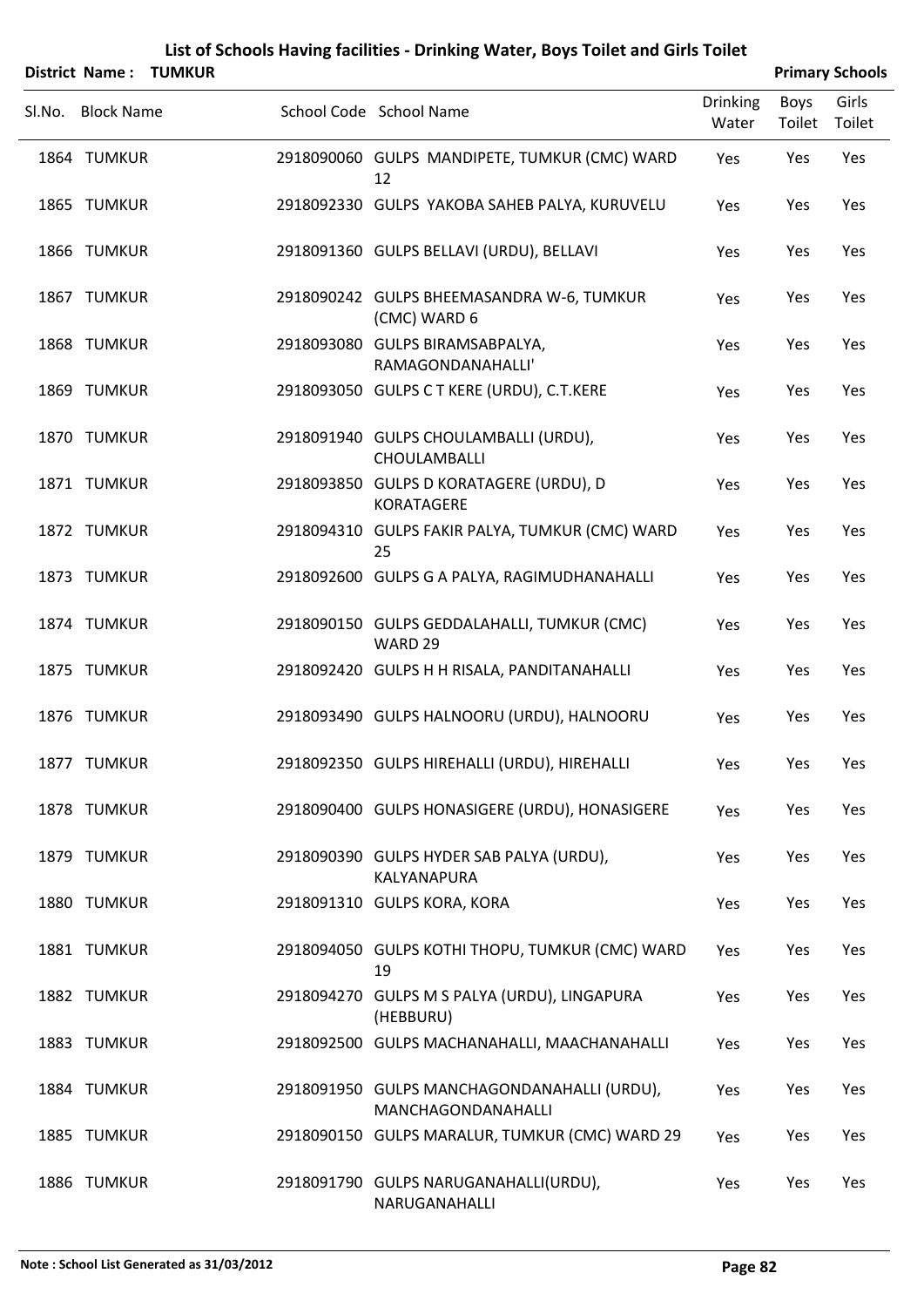# List of Schools Having facilities - Drinking Water, Boys Toilet and Girls Toilet

**District Name : TUMKUR** **Primary Schools**

| Sl.No. | Block Name | School Code | School Name | Drinking Water | Boys Toilet | Girls Toilet |
|---|---|---|---|---|---|---|
| 1864 | TUMKUR | 2918090060 | GULPS MANDIPETE, TUMKUR (CMC) WARD 12 | Yes | Yes | Yes |
| 1865 | TUMKUR | 2918092330 | GULPS YAKOBA SAHEB PALYA, KURUVELU | Yes | Yes | Yes |
| 1866 | TUMKUR | 2918091360 | GULPS BELLAVI (URDU), BELLAVI | Yes | Yes | Yes |
| 1867 | TUMKUR | 2918090242 | GULPS BHEEMASANDRA W-6, TUMKUR (CMC) WARD 6 | Yes | Yes | Yes |
| 1868 | TUMKUR | 2918093080 | GULPS BIRAMSABPALYA, RAMAGONDANAHALLI' | Yes | Yes | Yes |
| 1869 | TUMKUR | 2918093050 | GULPS C T KERE (URDU), C.T.KERE | Yes | Yes | Yes |
| 1870 | TUMKUR | 2918091940 | GULPS CHOULAMBALLI (URDU), CHOULAMBALLI | Yes | Yes | Yes |
| 1871 | TUMKUR | 2918093850 | GULPS D KORATAGERE (URDU), D KORATAGERE | Yes | Yes | Yes |
| 1872 | TUMKUR | 2918094310 | GULPS FAKIR PALYA, TUMKUR (CMC) WARD 25 | Yes | Yes | Yes |
| 1873 | TUMKUR | 2918092600 | GULPS G A PALYA, RAGIMUDHANAHALLI | Yes | Yes | Yes |
| 1874 | TUMKUR | 2918090150 | GULPS GEDDALAHALLI, TUMKUR (CMC) WARD 29 | Yes | Yes | Yes |
| 1875 | TUMKUR | 2918092420 | GULPS H H RISALA, PANDITANAHALLI | Yes | Yes | Yes |
| 1876 | TUMKUR | 2918093490 | GULPS HALNOORU (URDU), HALNOORU | Yes | Yes | Yes |
| 1877 | TUMKUR | 2918092350 | GULPS HIREHALLI (URDU), HIREHALLI | Yes | Yes | Yes |
| 1878 | TUMKUR | 2918090400 | GULPS HONASIGERE (URDU), HONASIGERE | Yes | Yes | Yes |
| 1879 | TUMKUR | 2918090390 | GULPS HYDER SAB PALYA (URDU), KALYANAPURA | Yes | Yes | Yes |
| 1880 | TUMKUR | 2918091310 | GULPS KORA, KORA | Yes | Yes | Yes |
| 1881 | TUMKUR | 2918094050 | GULPS KOTHI THOPU, TUMKUR (CMC) WARD 19 | Yes | Yes | Yes |
| 1882 | TUMKUR | 2918094270 | GULPS M S PALYA (URDU), LINGAPURA (HEBBURU) | Yes | Yes | Yes |
| 1883 | TUMKUR | 2918092500 | GULPS MACHANAHALLI, MAACHANAHALLI | Yes | Yes | Yes |
| 1884 | TUMKUR | 2918091950 | GULPS MANCHAGONDANAHALLI (URDU), MANCHAGONDANAHALLI | Yes | Yes | Yes |
| 1885 | TUMKUR | 2918090150 | GULPS MARALUR, TUMKUR (CMC) WARD 29 | Yes | Yes | Yes |
| 1886 | TUMKUR | 2918091790 | GULPS NARUGANAHALLI(URDU), NARUGANAHALLI | Yes | Yes | Yes |

**Note : School List Generated as 31/03/2012**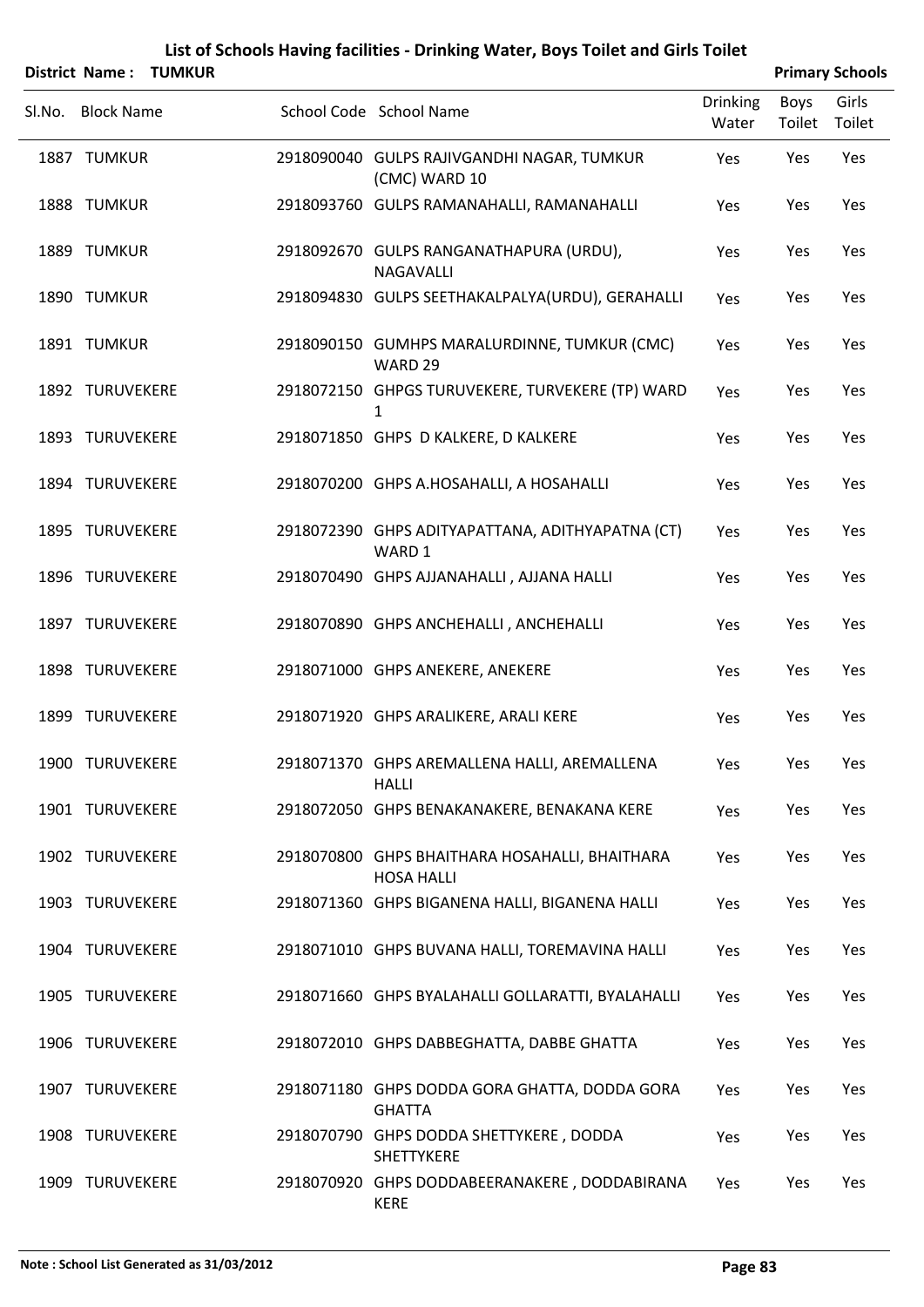# List of Schools Having facilities - Drinking Water, Boys Toilet and Girls Toilet

**District Name : TUMKUR** **Primary Schools**

| Sl.No. | Block Name | School Code | School Name | Drinking Water | Boys Toilet | Girls Toilet |
|---|---|---|---|---|---|---|
| 1887 | TUMKUR | 2918090040 | GULPS RAJIVGANDHI NAGAR, TUMKUR (CMC) WARD 10 | Yes | Yes | Yes |
| 1888 | TUMKUR | 2918093760 | GULPS RAMANAHALLI, RAMANAHALLI | Yes | Yes | Yes |
| 1889 | TUMKUR | 2918092670 | GULPS RANGANATHAPURA (URDU), NAGAVALLI | Yes | Yes | Yes |
| 1890 | TUMKUR | 2918094830 | GULPS SEETHAKALPALYA(URDU), GERAHALLI | Yes | Yes | Yes |
| 1891 | TUMKUR | 2918090150 | GUMHPS MARALURDINNE, TUMKUR (CMC) WARD 29 | Yes | Yes | Yes |
| 1892 | TURUVEKERE | 2918072150 | GHPGS TURUVEKERE, TURVEKERE (TP) WARD 1 | Yes | Yes | Yes |
| 1893 | TURUVEKERE | 2918071850 | GHPS D KALKERE, D KALKERE | Yes | Yes | Yes |
| 1894 | TURUVEKERE | 2918070200 | GHPS A.HOSAHALLI, A HOSAHALLI | Yes | Yes | Yes |
| 1895 | TURUVEKERE | 2918072390 | GHPS ADITYAPATTANA, ADITHYAPATNA (CT) WARD 1 | Yes | Yes | Yes |
| 1896 | TURUVEKERE | 2918070490 | GHPS AJJANAHALLI , AJJANA HALLI | Yes | Yes | Yes |
| 1897 | TURUVEKERE | 2918070890 | GHPS ANCHEHALLI , ANCHEHALLI | Yes | Yes | Yes |
| 1898 | TURUVEKERE | 2918071000 | GHPS ANEKERE, ANEKERE | Yes | Yes | Yes |
| 1899 | TURUVEKERE | 2918071920 | GHPS ARALIKERE, ARALI KERE | Yes | Yes | Yes |
| 1900 | TURUVEKERE | 2918071370 | GHPS AREMALLENA HALLI, AREMALLENA HALLI | Yes | Yes | Yes |
| 1901 | TURUVEKERE | 2918072050 | GHPS BENAKANAKERE, BENAKANA KERE | Yes | Yes | Yes |
| 1902 | TURUVEKERE | 2918070800 | GHPS BHAITHARA HOSAHALLI, BHAITHARA HOSA HALLI | Yes | Yes | Yes |
| 1903 | TURUVEKERE | 2918071360 | GHPS BIGANENA HALLI, BIGANENA HALLI | Yes | Yes | Yes |
| 1904 | TURUVEKERE | 2918071010 | GHPS BUVANA HALLI, TOREMAVINA HALLI | Yes | Yes | Yes |
| 1905 | TURUVEKERE | 2918071660 | GHPS BYALAHALLI GOLLARATTI, BYALAHALLI | Yes | Yes | Yes |
| 1906 | TURUVEKERE | 2918072010 | GHPS DABBEGHATTA, DABBE GHATTA | Yes | Yes | Yes |
| 1907 | TURUVEKERE | 2918071180 | GHPS DODDA GORA GHATTA, DODDA GORA GHATTA | Yes | Yes | Yes |
| 1908 | TURUVEKERE | 2918070790 | GHPS DODDA SHETTYKERE , DODDA SHETTYKERE | Yes | Yes | Yes |
| 1909 | TURUVEKERE | 2918070920 | GHPS DODDABEERANAKERE , DODDABIRANA KERE | Yes | Yes | Yes |

**Note : School List Generated as 31/03/2012**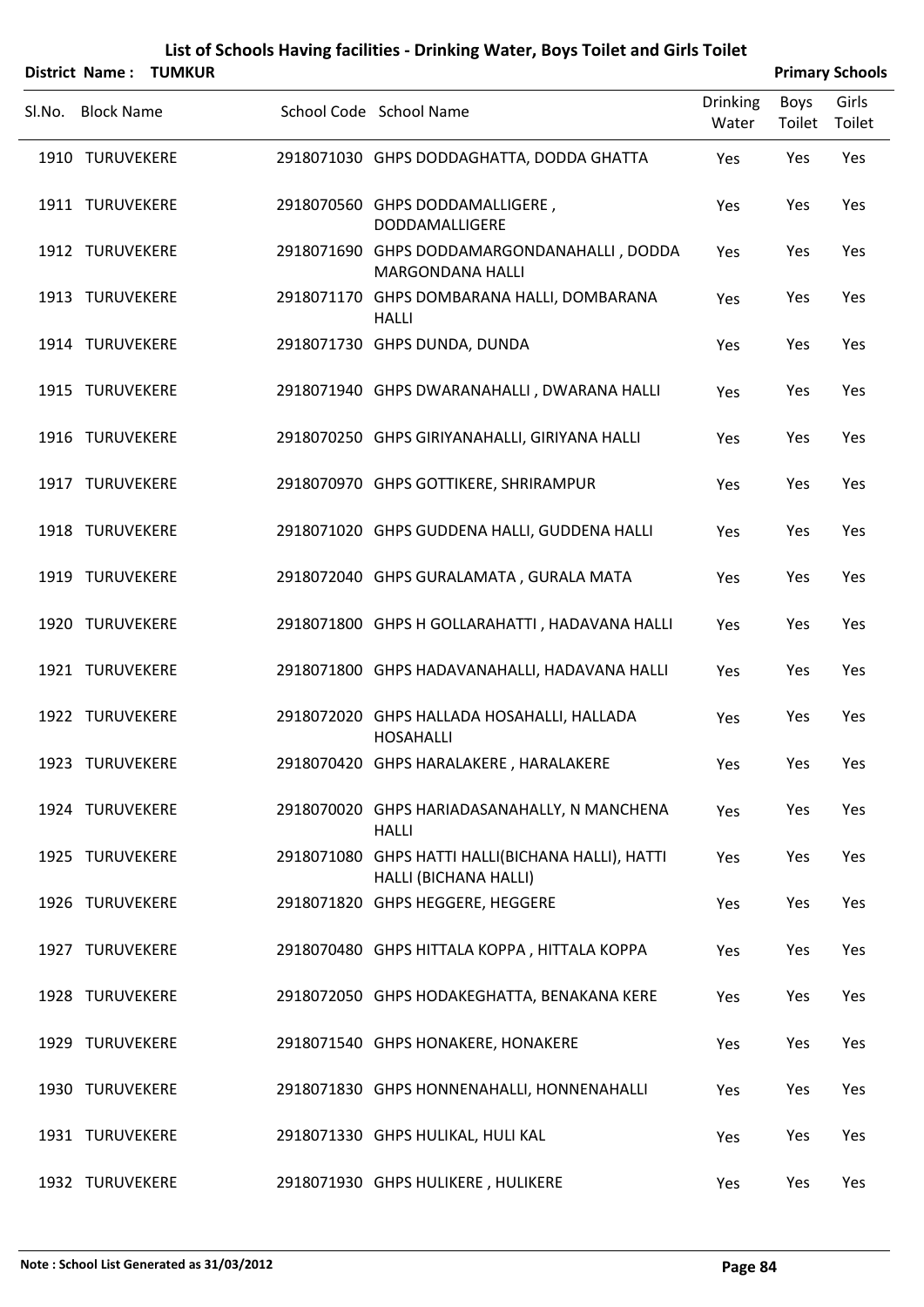# List of Schools Having facilities - Drinking Water, Boys Toilet and Girls Toilet

**District Name : TUMKUR** | **Primary Schools**

| Sl.No. | Block Name | School Code | School Name | Drinking Water | Boys Toilet | Girls Toilet |
|---|---|---|---|---|---|---|
| 1910 | TURUVEKERE | 2918071030 | GHPS DODDAGHATTA, DODDA GHATTA | Yes | Yes | Yes |
| 1911 | TURUVEKERE | 2918070560 | GHPS DODDAMALLIGERE , DODDAMALLIGERE | Yes | Yes | Yes |
| 1912 | TURUVEKERE | 2918071690 | GHPS DODDAMARGONDANAHALLI , DODDA MARGONDANA HALLI | Yes | Yes | Yes |
| 1913 | TURUVEKERE | 2918071170 | GHPS DOMBARANA HALLI, DOMBARANA HALLI | Yes | Yes | Yes |
| 1914 | TURUVEKERE | 2918071730 | GHPS DUNDA, DUNDA | Yes | Yes | Yes |
| 1915 | TURUVEKERE | 2918071940 | GHPS DWARANAHALLI , DWARANA HALLI | Yes | Yes | Yes |
| 1916 | TURUVEKERE | 2918070250 | GHPS GIRIYANAHALLI, GIRIYANA HALLI | Yes | Yes | Yes |
| 1917 | TURUVEKERE | 2918070970 | GHPS GOTTIKERE, SHRIRAMPUR | Yes | Yes | Yes |
| 1918 | TURUVEKERE | 2918071020 | GHPS GUDDENA HALLI, GUDDENA HALLI | Yes | Yes | Yes |
| 1919 | TURUVEKERE | 2918072040 | GHPS GURALAMATA , GURALA MATA | Yes | Yes | Yes |
| 1920 | TURUVEKERE | 2918071800 | GHPS H GOLLARAHATTI , HADAVANA HALLI | Yes | Yes | Yes |
| 1921 | TURUVEKERE | 2918071800 | GHPS HADAVANAHALLI, HADAVANA HALLI | Yes | Yes | Yes |
| 1922 | TURUVEKERE | 2918072020 | GHPS HALLADA HOSAHALLI, HALLADA HOSAHALLI | Yes | Yes | Yes |
| 1923 | TURUVEKERE | 2918070420 | GHPS HARALAKERE , HARALAKERE | Yes | Yes | Yes |
| 1924 | TURUVEKERE | 2918070020 | GHPS HARIADASANAHALLY, N MANCHENA HALLI | Yes | Yes | Yes |
| 1925 | TURUVEKERE | 2918071080 | GHPS HATTI HALLI(BICHANA HALLI), HATTI HALLI (BICHANA HALLI) | Yes | Yes | Yes |
| 1926 | TURUVEKERE | 2918071820 | GHPS HEGGERE, HEGGERE | Yes | Yes | Yes |
| 1927 | TURUVEKERE | 2918070480 | GHPS HITTALA KOPPA , HITTALA KOPPA | Yes | Yes | Yes |
| 1928 | TURUVEKERE | 2918072050 | GHPS HODAKEGHATTA, BENAKANA KERE | Yes | Yes | Yes |
| 1929 | TURUVEKERE | 2918071540 | GHPS HONAKERE, HONAKERE | Yes | Yes | Yes |
| 1930 | TURUVEKERE | 2918071830 | GHPS HONNENAHALLI, HONNENAHALLI | Yes | Yes | Yes |
| 1931 | TURUVEKERE | 2918071330 | GHPS HULIKAL, HULI KAL | Yes | Yes | Yes |
| 1932 | TURUVEKERE | 2918071930 | GHPS HULIKERE , HULIKERE | Yes | Yes | Yes |

**Note : School List Generated as 31/03/2012**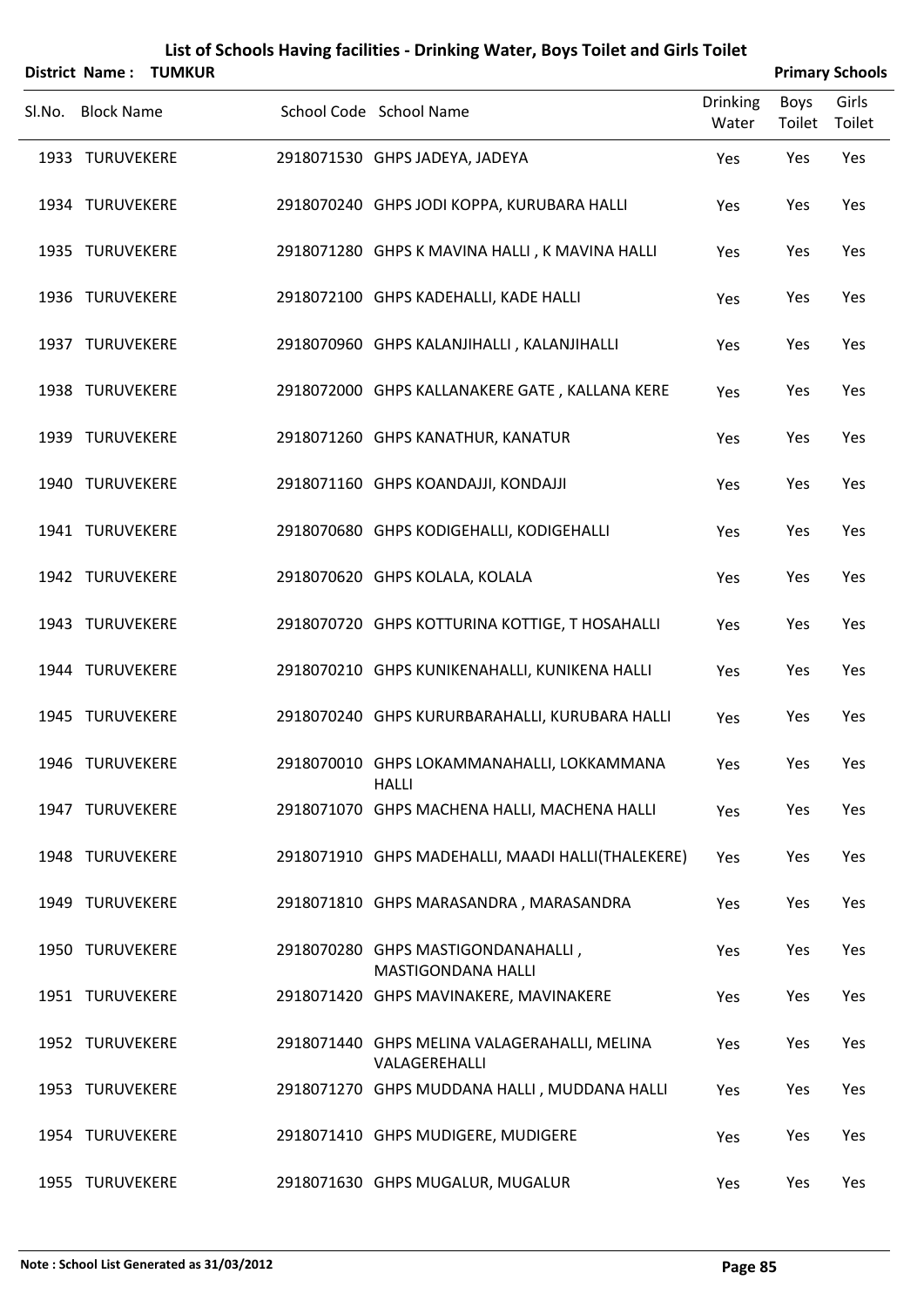# List of Schools Having facilities - Drinking Water, Boys Toilet and Girls Toilet

**District Name : TUMKUR** — **Primary Schools**

| Sl.No. | Block Name | School Code | School Name | Drinking Water | Boys Toilet | Girls Toilet |
|---|---|---|---|---|---|---|
| 1933 | TURUVEKERE | 2918071530 | GHPS JADEYA, JADEYA | Yes | Yes | Yes |
| 1934 | TURUVEKERE | 2918070240 | GHPS JODI KOPPA, KURUBARA HALLI | Yes | Yes | Yes |
| 1935 | TURUVEKERE | 2918071280 | GHPS K MAVINA HALLI , K MAVINA HALLI | Yes | Yes | Yes |
| 1936 | TURUVEKERE | 2918072100 | GHPS KADEHALLI, KADE HALLI | Yes | Yes | Yes |
| 1937 | TURUVEKERE | 2918070960 | GHPS KALANJIHALLI , KALANJIHALLI | Yes | Yes | Yes |
| 1938 | TURUVEKERE | 2918072000 | GHPS KALLANAKERE GATE , KALLANA KERE | Yes | Yes | Yes |
| 1939 | TURUVEKERE | 2918071260 | GHPS KANATHUR, KANATUR | Yes | Yes | Yes |
| 1940 | TURUVEKERE | 2918071160 | GHPS KOANDAJJI, KONDAJJI | Yes | Yes | Yes |
| 1941 | TURUVEKERE | 2918070680 | GHPS KODIGEHALLI, KODIGEHALLI | Yes | Yes | Yes |
| 1942 | TURUVEKERE | 2918070620 | GHPS KOLALA, KOLALA | Yes | Yes | Yes |
| 1943 | TURUVEKERE | 2918070720 | GHPS KOTTURINA KOTTIGE, T HOSAHALLI | Yes | Yes | Yes |
| 1944 | TURUVEKERE | 2918070210 | GHPS KUNIKENAHALLI, KUNIKENA HALLI | Yes | Yes | Yes |
| 1945 | TURUVEKERE | 2918070240 | GHPS KURURBARAHALLI, KURUBARA HALLI | Yes | Yes | Yes |
| 1946 | TURUVEKERE | 2918070010 | GHPS LOKAMMANAHALLI, LOKKAMMANA HALLI | Yes | Yes | Yes |
| 1947 | TURUVEKERE | 2918071070 | GHPS MACHENA HALLI, MACHENA HALLI | Yes | Yes | Yes |
| 1948 | TURUVEKERE | 2918071910 | GHPS MADEHALLI, MAADI HALLI(THALEKERE) | Yes | Yes | Yes |
| 1949 | TURUVEKERE | 2918071810 | GHPS MARASANDRA , MARASANDRA | Yes | Yes | Yes |
| 1950 | TURUVEKERE | 2918070280 | GHPS MASTIGONDANAHALLI , MASTIGONDANA HALLI | Yes | Yes | Yes |
| 1951 | TURUVEKERE | 2918071420 | GHPS MAVINAKERE, MAVINAKERE | Yes | Yes | Yes |
| 1952 | TURUVEKERE | 2918071440 | GHPS MELINA VALAGERAHALLI, MELINA VALAGEREHALLI | Yes | Yes | Yes |
| 1953 | TURUVEKERE | 2918071270 | GHPS MUDDANA HALLI , MUDDANA HALLI | Yes | Yes | Yes |
| 1954 | TURUVEKERE | 2918071410 | GHPS MUDIGERE, MUDIGERE | Yes | Yes | Yes |
| 1955 | TURUVEKERE | 2918071630 | GHPS MUGALUR, MUGALUR | Yes | Yes | Yes |

**Note : School List Generated as 31/03/2012**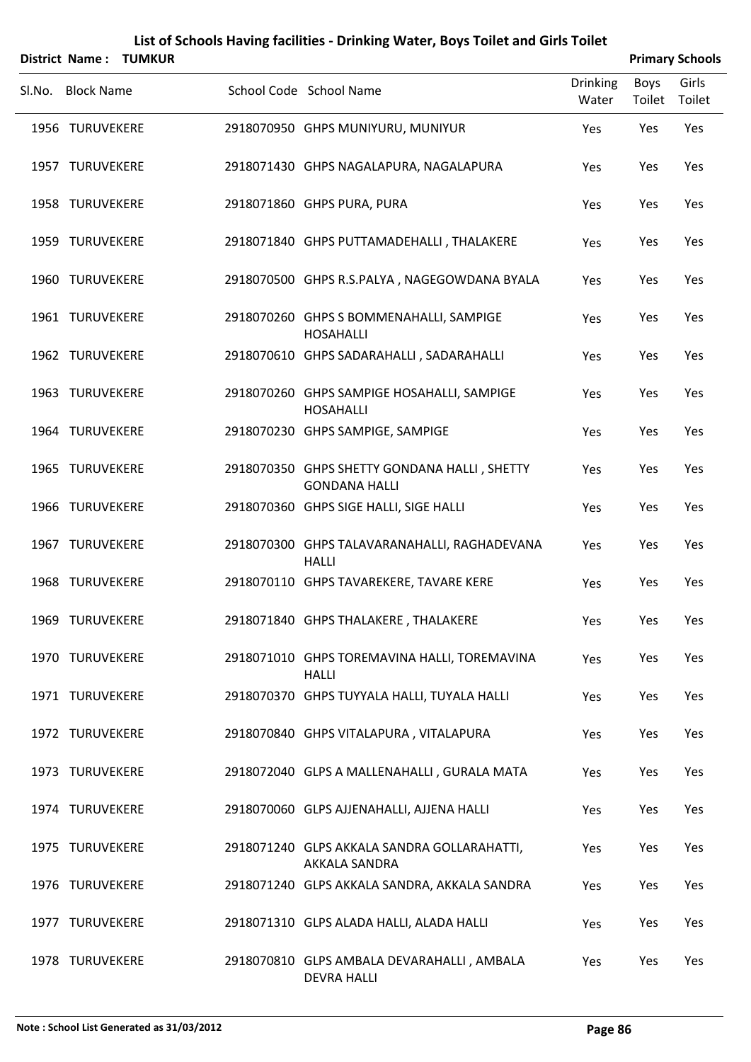# List of Schools Having facilities - Drinking Water, Boys Toilet and Girls Toilet

**District Name : TUMKUR** **Primary Schools**

| Sl.No. | Block Name | School Code | School Name | Drinking Water | Boys Toilet | Girls Toilet |
|---|---|---|---|---|---|---|
| 1956 | TURUVEKERE | 2918070950 | GHPS MUNIYURU, MUNIYUR | Yes | Yes | Yes |
| 1957 | TURUVEKERE | 2918071430 | GHPS NAGALAPURA, NAGALAPURA | Yes | Yes | Yes |
| 1958 | TURUVEKERE | 2918071860 | GHPS PURA, PURA | Yes | Yes | Yes |
| 1959 | TURUVEKERE | 2918071840 | GHPS PUTTAMADEHALLI , THALAKERE | Yes | Yes | Yes |
| 1960 | TURUVEKERE | 2918070500 | GHPS R.S.PALYA , NAGEGOWDANA BYALA | Yes | Yes | Yes |
| 1961 | TURUVEKERE | 2918070260 | GHPS S BOMMENAHALLI, SAMPIGE HOSAHALLI | Yes | Yes | Yes |
| 1962 | TURUVEKERE | 2918070610 | GHPS SADARAHALLI , SADARAHALLI | Yes | Yes | Yes |
| 1963 | TURUVEKERE | 2918070260 | GHPS SAMPIGE HOSAHALLI, SAMPIGE HOSAHALLI | Yes | Yes | Yes |
| 1964 | TURUVEKERE | 2918070230 | GHPS SAMPIGE, SAMPIGE | Yes | Yes | Yes |
| 1965 | TURUVEKERE | 2918070350 | GHPS SHETTY GONDANA HALLI , SHETTY GONDANA HALLI | Yes | Yes | Yes |
| 1966 | TURUVEKERE | 2918070360 | GHPS SIGE HALLI, SIGE HALLI | Yes | Yes | Yes |
| 1967 | TURUVEKERE | 2918070300 | GHPS TALAVARANAHALLI, RAGHADEVANA HALLI | Yes | Yes | Yes |
| 1968 | TURUVEKERE | 2918070110 | GHPS TAVAREKERE, TAVARE KERE | Yes | Yes | Yes |
| 1969 | TURUVEKERE | 2918071840 | GHPS THALAKERE , THALAKERE | Yes | Yes | Yes |
| 1970 | TURUVEKERE | 2918071010 | GHPS TOREMAVINA HALLI, TOREMAVINA HALLI | Yes | Yes | Yes |
| 1971 | TURUVEKERE | 2918070370 | GHPS TUYYALA HALLI, TUYALA HALLI | Yes | Yes | Yes |
| 1972 | TURUVEKERE | 2918070840 | GHPS VITALAPURA , VITALAPURA | Yes | Yes | Yes |
| 1973 | TURUVEKERE | 2918072040 | GLPS A MALLENAHALLI , GURALA MATA | Yes | Yes | Yes |
| 1974 | TURUVEKERE | 2918070060 | GLPS AJJENAHALLI, AJJENA HALLI | Yes | Yes | Yes |
| 1975 | TURUVEKERE | 2918071240 | GLPS AKKALA SANDRA GOLLARAHATTI, AKKALA SANDRA | Yes | Yes | Yes |
| 1976 | TURUVEKERE | 2918071240 | GLPS AKKALA SANDRA, AKKALA SANDRA | Yes | Yes | Yes |
| 1977 | TURUVEKERE | 2918071310 | GLPS ALADA HALLI, ALADA HALLI | Yes | Yes | Yes |
| 1978 | TURUVEKERE | 2918070810 | GLPS AMBALA DEVARAHALLI , AMBALA DEVRA HALLI | Yes | Yes | Yes |

**Note : School List Generated as 31/03/2012**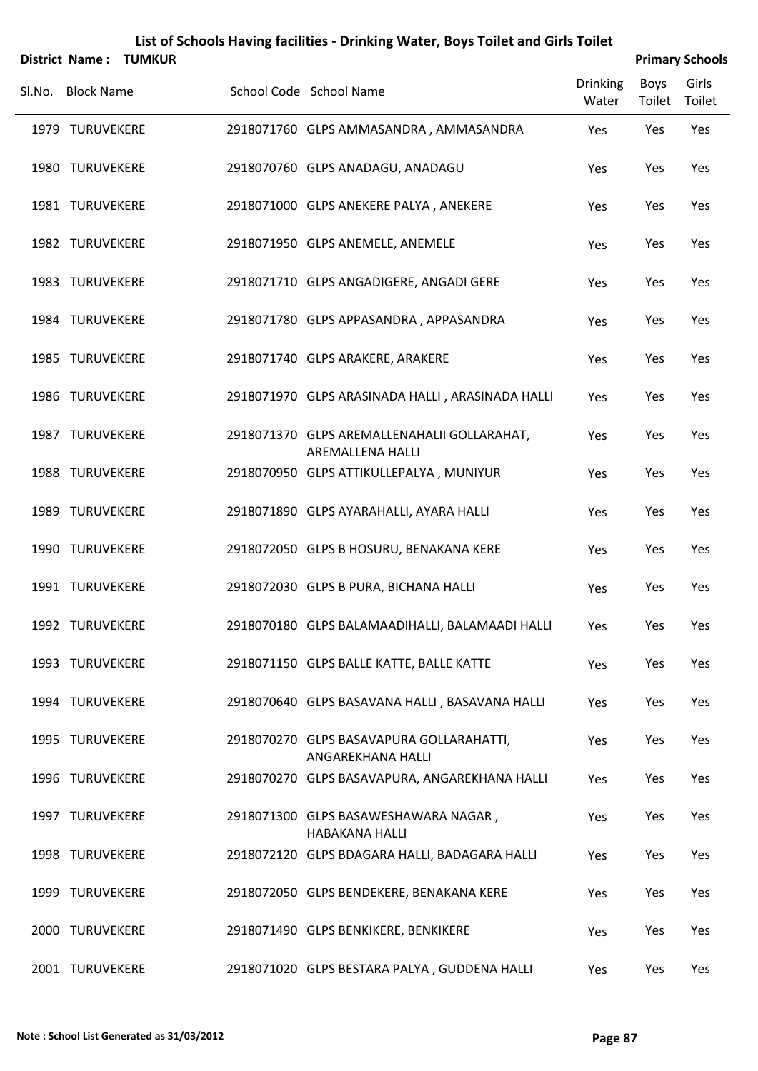# List of Schools Having facilities - Drinking Water, Boys Toilet and Girls Toilet

**District Name : TUMKUR** **Primary Schools**

| Sl.No. | Block Name | School Code | School Name | Drinking Water | Boys Toilet | Girls Toilet |
|---|---|---|---|---|---|---|
| 1979 | TURUVEKERE | 2918071760 | GLPS AMMASANDRA , AMMASANDRA | Yes | Yes | Yes |
| 1980 | TURUVEKERE | 2918070760 | GLPS ANADAGU, ANADAGU | Yes | Yes | Yes |
| 1981 | TURUVEKERE | 2918071000 | GLPS ANEKERE PALYA , ANEKERE | Yes | Yes | Yes |
| 1982 | TURUVEKERE | 2918071950 | GLPS ANEMELE, ANEMELE | Yes | Yes | Yes |
| 1983 | TURUVEKERE | 2918071710 | GLPS ANGADIGERE, ANGADI GERE | Yes | Yes | Yes |
| 1984 | TURUVEKERE | 2918071780 | GLPS APPASANDRA , APPASANDRA | Yes | Yes | Yes |
| 1985 | TURUVEKERE | 2918071740 | GLPS ARAKERE, ARAKERE | Yes | Yes | Yes |
| 1986 | TURUVEKERE | 2918071970 | GLPS ARASINADA HALLI , ARASINADA HALLI | Yes | Yes | Yes |
| 1987 | TURUVEKERE | 2918071370 | GLPS AREMALLENAHALII GOLLARAHAT, AREMALLENA HALLI | Yes | Yes | Yes |
| 1988 | TURUVEKERE | 2918070950 | GLPS ATTIKULLEPALYA , MUNIYUR | Yes | Yes | Yes |
| 1989 | TURUVEKERE | 2918071890 | GLPS AYARAHALLI, AYARA HALLI | Yes | Yes | Yes |
| 1990 | TURUVEKERE | 2918072050 | GLPS B HOSURU, BENAKANA KERE | Yes | Yes | Yes |
| 1991 | TURUVEKERE | 2918072030 | GLPS B PURA, BICHANA HALLI | Yes | Yes | Yes |
| 1992 | TURUVEKERE | 2918070180 | GLPS BALAMAADIHALLI, BALAMAADI HALLI | Yes | Yes | Yes |
| 1993 | TURUVEKERE | 2918071150 | GLPS BALLE KATTE, BALLE KATTE | Yes | Yes | Yes |
| 1994 | TURUVEKERE | 2918070640 | GLPS BASAVANA HALLI , BASAVANA HALLI | Yes | Yes | Yes |
| 1995 | TURUVEKERE | 2918070270 | GLPS BASAVAPURA GOLLARAHATTI, ANGAREKHANA HALLI | Yes | Yes | Yes |
| 1996 | TURUVEKERE | 2918070270 | GLPS BASAVAPURA, ANGAREKHANA HALLI | Yes | Yes | Yes |
| 1997 | TURUVEKERE | 2918071300 | GLPS BASAWESHAWARA NAGAR , HABAKANA HALLI | Yes | Yes | Yes |
| 1998 | TURUVEKERE | 2918072120 | GLPS BDAGARA HALLI, BADAGARA HALLI | Yes | Yes | Yes |
| 1999 | TURUVEKERE | 2918072050 | GLPS BENDEKERE, BENAKANA KERE | Yes | Yes | Yes |
| 2000 | TURUVEKERE | 2918071490 | GLPS BENKIKERE, BENKIKERE | Yes | Yes | Yes |
| 2001 | TURUVEKERE | 2918071020 | GLPS BESTARA PALYA , GUDDENA HALLI | Yes | Yes | Yes |

**Note : School List Generated as 31/03/2012**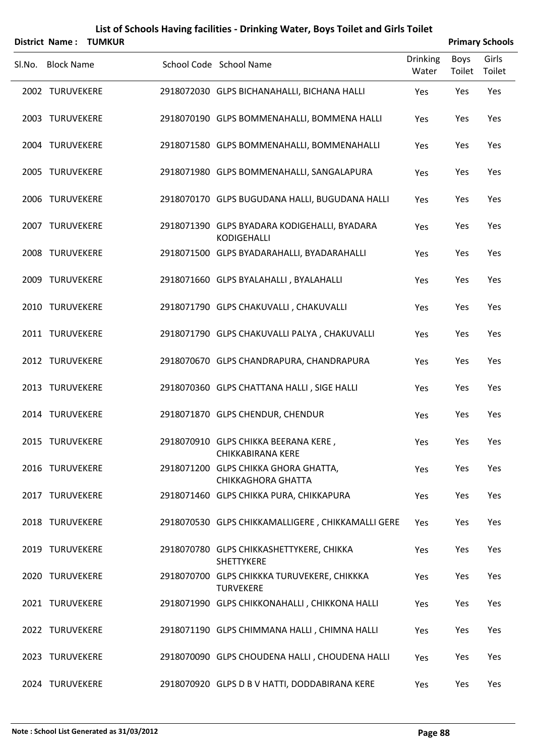# List of Schools Having facilities - Drinking Water, Boys Toilet and Girls Toilet

**District Name : TUMKUR** **Primary Schools**

| Sl.No. | Block Name | School Code | School Name | Drinking Water | Boys Toilet | Girls Toilet |
|---|---|---|---|---|---|---|
| 2002 | TURUVEKERE | 2918072030 | GLPS BICHANAHALLI, BICHANA HALLI | Yes | Yes | Yes |
| 2003 | TURUVEKERE | 2918070190 | GLPS BOMMENAHALLI, BOMMENA HALLI | Yes | Yes | Yes |
| 2004 | TURUVEKERE | 2918071580 | GLPS BOMMENAHALLI, BOMMENAHALLI | Yes | Yes | Yes |
| 2005 | TURUVEKERE | 2918071980 | GLPS BOMMENAHALLI, SANGALAPURA | Yes | Yes | Yes |
| 2006 | TURUVEKERE | 2918070170 | GLPS BUGUDANA HALLI, BUGUDANA HALLI | Yes | Yes | Yes |
| 2007 | TURUVEKERE | 2918071390 | GLPS BYADARA KODIGEHALLI, BYADARA KODIGEHALLI | Yes | Yes | Yes |
| 2008 | TURUVEKERE | 2918071500 | GLPS BYADARAHALLI, BYADARAHALLI | Yes | Yes | Yes |
| 2009 | TURUVEKERE | 2918071660 | GLPS BYALAHALLI , BYALAHALLI | Yes | Yes | Yes |
| 2010 | TURUVEKERE | 2918071790 | GLPS CHAKUVALLI , CHAKUVALLI | Yes | Yes | Yes |
| 2011 | TURUVEKERE | 2918071790 | GLPS CHAKUVALLI PALYA , CHAKUVALLI | Yes | Yes | Yes |
| 2012 | TURUVEKERE | 2918070670 | GLPS CHANDRAPURA, CHANDRAPURA | Yes | Yes | Yes |
| 2013 | TURUVEKERE | 2918070360 | GLPS CHATTANA HALLI , SIGE HALLI | Yes | Yes | Yes |
| 2014 | TURUVEKERE | 2918071870 | GLPS CHENDUR, CHENDUR | Yes | Yes | Yes |
| 2015 | TURUVEKERE | 2918070910 | GLPS CHIKKA BEERANA KERE , CHIKKABIRANA KERE | Yes | Yes | Yes |
| 2016 | TURUVEKERE | 2918071200 | GLPS CHIKKA GHORA GHATTA, CHIKKAGHORA GHATTA | Yes | Yes | Yes |
| 2017 | TURUVEKERE | 2918071460 | GLPS CHIKKA PURA, CHIKKAPURA | Yes | Yes | Yes |
| 2018 | TURUVEKERE | 2918070530 | GLPS CHIKKAMALLIGERE , CHIKKAMALLI GERE | Yes | Yes | Yes |
| 2019 | TURUVEKERE | 2918070780 | GLPS CHIKKASHETTYKERE, CHIKKA SHETTYKERE | Yes | Yes | Yes |
| 2020 | TURUVEKERE | 2918070700 | GLPS CHIKKKA TURUVEKERE, CHIKKKA TURVEKERE | Yes | Yes | Yes |
| 2021 | TURUVEKERE | 2918071990 | GLPS CHIKKONAHALLI , CHIKKONA HALLI | Yes | Yes | Yes |
| 2022 | TURUVEKERE | 2918071190 | GLPS CHIMMANA HALLI , CHIMNA HALLI | Yes | Yes | Yes |
| 2023 | TURUVEKERE | 2918070090 | GLPS CHOUDENA HALLI , CHOUDENA HALLI | Yes | Yes | Yes |
| 2024 | TURUVEKERE | 2918070920 | GLPS D B V HATTI, DODDABIRANA KERE | Yes | Yes | Yes |

**Note : School List Generated as 31/03/2012**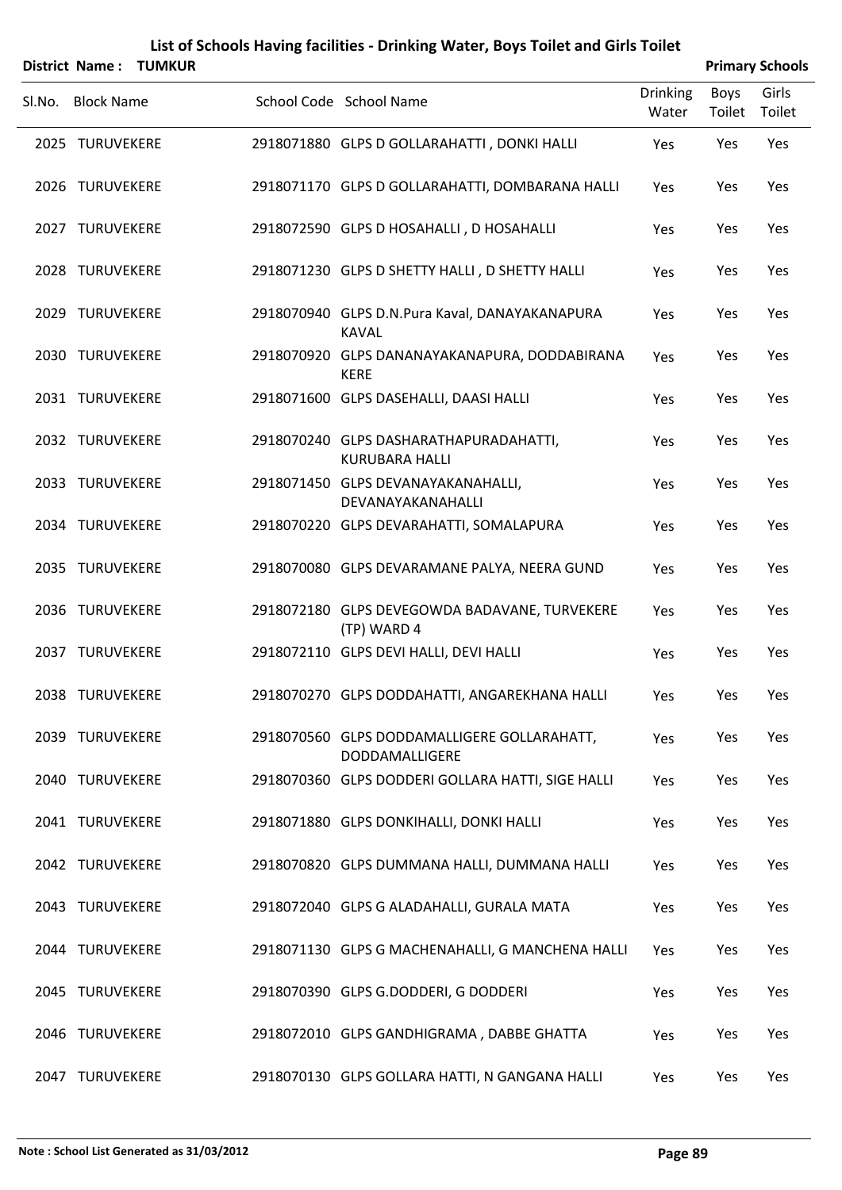# List of Schools Having facilities - Drinking Water, Boys Toilet and Girls Toilet

**District Name : TUMKUR** | **Primary Schools**

| Sl.No. | Block Name | School Code | School Name | Drinking Water | Boys Toilet | Girls Toilet |
|---|---|---|---|---|---|---|
| 2025 | TURUVEKERE | 2918071880 | GLPS D GOLLARAHATTI , DONKI HALLI | Yes | Yes | Yes |
| 2026 | TURUVEKERE | 2918071170 | GLPS D GOLLARAHATTI, DOMBARANA HALLI | Yes | Yes | Yes |
| 2027 | TURUVEKERE | 2918072590 | GLPS D HOSAHALLI , D HOSAHALLI | Yes | Yes | Yes |
| 2028 | TURUVEKERE | 2918071230 | GLPS D SHETTY HALLI , D SHETTY HALLI | Yes | Yes | Yes |
| 2029 | TURUVEKERE | 2918070940 | GLPS D.N.Pura Kaval, DANAYAKANAPURA KAVAL | Yes | Yes | Yes |
| 2030 | TURUVEKERE | 2918070920 | GLPS DANANAYAKANAPURA, DODDABIRANA KERE | Yes | Yes | Yes |
| 2031 | TURUVEKERE | 2918071600 | GLPS DASEHALLI, DAASI HALLI | Yes | Yes | Yes |
| 2032 | TURUVEKERE | 2918070240 | GLPS DASHARATHAPURADAHATTI, KURUBARA HALLI | Yes | Yes | Yes |
| 2033 | TURUVEKERE | 2918071450 | GLPS DEVANAYAKANAHALLI, DEVANAYAKANAHALLI | Yes | Yes | Yes |
| 2034 | TURUVEKERE | 2918070220 | GLPS DEVARAHATTI, SOMALAPURA | Yes | Yes | Yes |
| 2035 | TURUVEKERE | 2918070080 | GLPS DEVARAMANE PALYA, NEERA GUND | Yes | Yes | Yes |
| 2036 | TURUVEKERE | 2918072180 | GLPS DEVEGOWDA BADAVANE, TURVEKERE (TP) WARD 4 | Yes | Yes | Yes |
| 2037 | TURUVEKERE | 2918072110 | GLPS DEVI HALLI, DEVI HALLI | Yes | Yes | Yes |
| 2038 | TURUVEKERE | 2918070270 | GLPS DODDAHATTI, ANGAREKHANA HALLI | Yes | Yes | Yes |
| 2039 | TURUVEKERE | 2918070560 | GLPS DODDAMALLIGERE GOLLARAHATT, DODDAMALLIGERE | Yes | Yes | Yes |
| 2040 | TURUVEKERE | 2918070360 | GLPS DODDERI GOLLARA HATTI, SIGE HALLI | Yes | Yes | Yes |
| 2041 | TURUVEKERE | 2918071880 | GLPS DONKIHALLI, DONKI HALLI | Yes | Yes | Yes |
| 2042 | TURUVEKERE | 2918070820 | GLPS DUMMANA HALLI, DUMMANA HALLI | Yes | Yes | Yes |
| 2043 | TURUVEKERE | 2918072040 | GLPS G ALADAHALLI, GURALA MATA | Yes | Yes | Yes |
| 2044 | TURUVEKERE | 2918071130 | GLPS G MACHENAHALLI, G MANCHENA HALLI | Yes | Yes | Yes |
| 2045 | TURUVEKERE | 2918070390 | GLPS G.DODDERI, G DODDERI | Yes | Yes | Yes |
| 2046 | TURUVEKERE | 2918072010 | GLPS GANDHIGRAMA , DABBE GHATTA | Yes | Yes | Yes |
| 2047 | TURUVEKERE | 2918070130 | GLPS GOLLARA HATTI, N GANGANA HALLI | Yes | Yes | Yes |

Note : School List Generated as 31/03/2012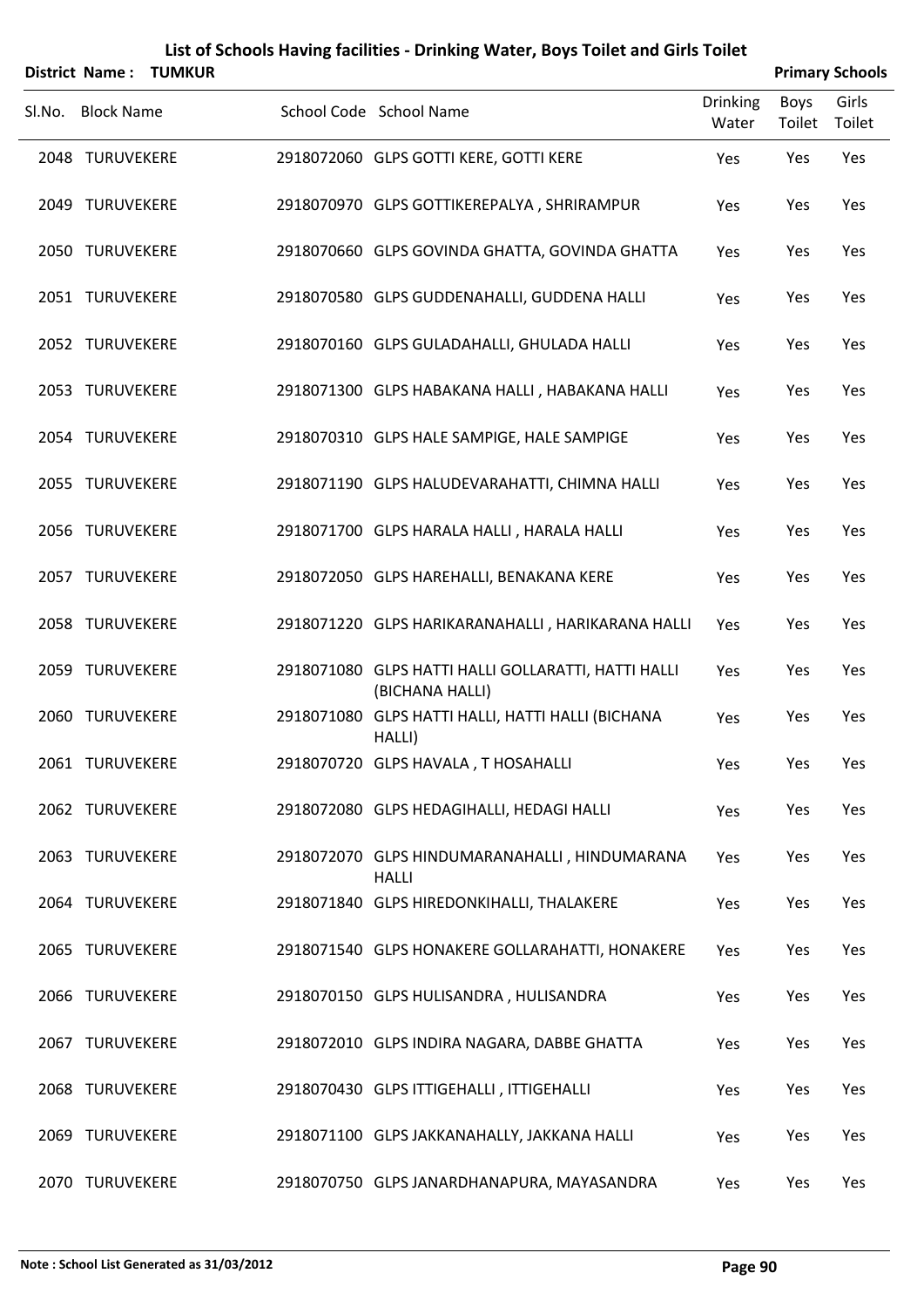# List of Schools Having facilities - Drinking Water, Boys Toilet and Girls Toilet

**District Name : TUMKUR** | **Primary Schools**

| Sl.No. | Block Name | School Code | School Name | Drinking Water | Boys Toilet | Girls Toilet |
|---|---|---|---|---|---|---|
| 2048 | TURUVEKERE | 2918072060 | GLPS GOTTI KERE, GOTTI KERE | Yes | Yes | Yes |
| 2049 | TURUVEKERE | 2918070970 | GLPS GOTTIKEREPALYA , SHRIRAMPUR | Yes | Yes | Yes |
| 2050 | TURUVEKERE | 2918070660 | GLPS GOVINDA GHATTA, GOVINDA GHATTA | Yes | Yes | Yes |
| 2051 | TURUVEKERE | 2918070580 | GLPS GUDDENAHALLI, GUDDENA HALLI | Yes | Yes | Yes |
| 2052 | TURUVEKERE | 2918070160 | GLPS GULADAHALLI, GHULADA HALLI | Yes | Yes | Yes |
| 2053 | TURUVEKERE | 2918071300 | GLPS HABAKANA HALLI , HABAKANA HALLI | Yes | Yes | Yes |
| 2054 | TURUVEKERE | 2918070310 | GLPS HALE SAMPIGE, HALE SAMPIGE | Yes | Yes | Yes |
| 2055 | TURUVEKERE | 2918071190 | GLPS HALUDEVARAHATTI, CHIMNA HALLI | Yes | Yes | Yes |
| 2056 | TURUVEKERE | 2918071700 | GLPS HARALA HALLI , HARALA HALLI | Yes | Yes | Yes |
| 2057 | TURUVEKERE | 2918072050 | GLPS HAREHALLI, BENAKANA KERE | Yes | Yes | Yes |
| 2058 | TURUVEKERE | 2918071220 | GLPS HARIKARANAHALLI , HARIKARANA HALLI | Yes | Yes | Yes |
| 2059 | TURUVEKERE | 2918071080 | GLPS HATTI HALLI GOLLARATTI, HATTI HALLI (BICHANA HALLI) | Yes | Yes | Yes |
| 2060 | TURUVEKERE | 2918071080 | GLPS HATTI HALLI, HATTI HALLI (BICHANA HALLI) | Yes | Yes | Yes |
| 2061 | TURUVEKERE | 2918070720 | GLPS HAVALA , T HOSAHALLI | Yes | Yes | Yes |
| 2062 | TURUVEKERE | 2918072080 | GLPS HEDAGIHALLI, HEDAGI HALLI | Yes | Yes | Yes |
| 2063 | TURUVEKERE | 2918072070 | GLPS HINDUMARANAHALLI , HINDUMARANA HALLI | Yes | Yes | Yes |
| 2064 | TURUVEKERE | 2918071840 | GLPS HIREDONKIHALLI, THALAKERE | Yes | Yes | Yes |
| 2065 | TURUVEKERE | 2918071540 | GLPS HONAKERE GOLLARAHATTI, HONAKERE | Yes | Yes | Yes |
| 2066 | TURUVEKERE | 2918070150 | GLPS HULISANDRA , HULISANDRA | Yes | Yes | Yes |
| 2067 | TURUVEKERE | 2918072010 | GLPS INDIRA NAGARA, DABBE GHATTA | Yes | Yes | Yes |
| 2068 | TURUVEKERE | 2918070430 | GLPS ITTIGEHALLI , ITTIGEHALLI | Yes | Yes | Yes |
| 2069 | TURUVEKERE | 2918071100 | GLPS JAKKANAHALLY, JAKKANA HALLI | Yes | Yes | Yes |
| 2070 | TURUVEKERE | 2918070750 | GLPS JANARDHANAPURA, MAYASANDRA | Yes | Yes | Yes |

**Note : School List Generated as 31/03/2012**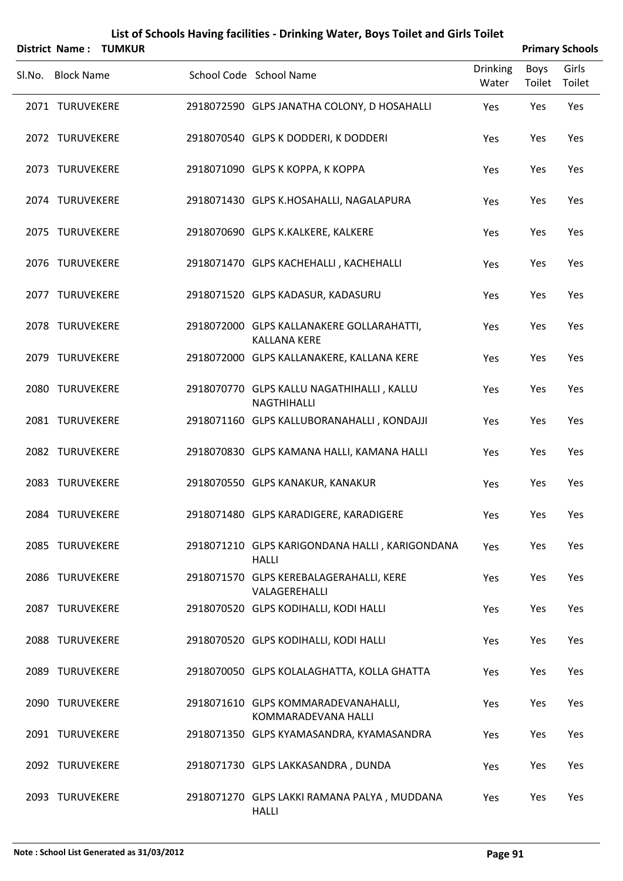# List of Schools Having facilities - Drinking Water, Boys Toilet and Girls Toilet

**District Name : TUMKUR** | **Primary Schools**

| Sl.No. | Block Name | School Code | School Name | Drinking Water | Boys Toilet | Girls Toilet |
|---|---|---|---|---|---|---|
| 2071 | TURUVEKERE | 2918072590 | GLPS JANATHA COLONY, D HOSAHALLI | Yes | Yes | Yes |
| 2072 | TURUVEKERE | 2918070540 | GLPS K DODDERI, K DODDERI | Yes | Yes | Yes |
| 2073 | TURUVEKERE | 2918071090 | GLPS K KOPPA, K KOPPA | Yes | Yes | Yes |
| 2074 | TURUVEKERE | 2918071430 | GLPS K.HOSAHALLI, NAGALAPURA | Yes | Yes | Yes |
| 2075 | TURUVEKERE | 2918070690 | GLPS K.KALKERE, KALKERE | Yes | Yes | Yes |
| 2076 | TURUVEKERE | 2918071470 | GLPS KACHEHALLI , KACHEHALLI | Yes | Yes | Yes |
| 2077 | TURUVEKERE | 2918071520 | GLPS KADASUR, KADASURU | Yes | Yes | Yes |
| 2078 | TURUVEKERE | 2918072000 | GLPS KALLANAKERE GOLLARAHATTI, KALLANA KERE | Yes | Yes | Yes |
| 2079 | TURUVEKERE | 2918072000 | GLPS KALLANAKERE, KALLANA KERE | Yes | Yes | Yes |
| 2080 | TURUVEKERE | 2918070770 | GLPS KALLU NAGATHIHALLI , KALLU NAGTHIHALLI | Yes | Yes | Yes |
| 2081 | TURUVEKERE | 2918071160 | GLPS KALLUBORANAHALLI , KONDAJJI | Yes | Yes | Yes |
| 2082 | TURUVEKERE | 2918070830 | GLPS KAMANA HALLI, KAMANA HALLI | Yes | Yes | Yes |
| 2083 | TURUVEKERE | 2918070550 | GLPS KANAKUR, KANAKUR | Yes | Yes | Yes |
| 2084 | TURUVEKERE | 2918071480 | GLPS KARADIGERE, KARADIGERE | Yes | Yes | Yes |
| 2085 | TURUVEKERE | 2918071210 | GLPS KARIGONDANA HALLI , KARIGONDANA HALLI | Yes | Yes | Yes |
| 2086 | TURUVEKERE | 2918071570 | GLPS KEREBALAGERAHALLI, KERE VALAGEREHALLI | Yes | Yes | Yes |
| 2087 | TURUVEKERE | 2918070520 | GLPS KODIHALLI, KODI HALLI | Yes | Yes | Yes |
| 2088 | TURUVEKERE | 2918070520 | GLPS KODIHALLI, KODI HALLI | Yes | Yes | Yes |
| 2089 | TURUVEKERE | 2918070050 | GLPS KOLALAGHATTA, KOLLA GHATTA | Yes | Yes | Yes |
| 2090 | TURUVEKERE | 2918071610 | GLPS KOMMARADEVANAHALLI, KOMMARADEVANA HALLI | Yes | Yes | Yes |
| 2091 | TURUVEKERE | 2918071350 | GLPS KYAMASANDRA, KYAMASANDRA | Yes | Yes | Yes |
| 2092 | TURUVEKERE | 2918071730 | GLPS LAKKASANDRA , DUNDA | Yes | Yes | Yes |
| 2093 | TURUVEKERE | 2918071270 | GLPS LAKKI RAMANA PALYA , MUDDANA HALLI | Yes | Yes | Yes |

**Note : School List Generated as 31/03/2012**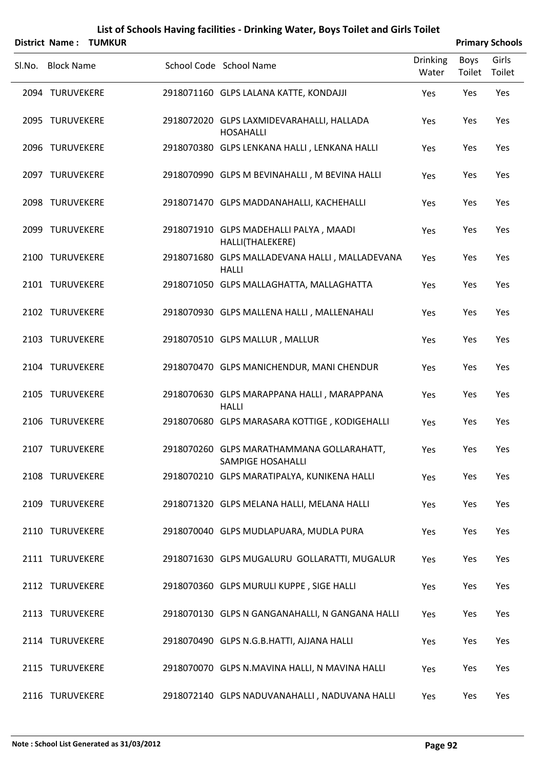# List of Schools Having facilities - Drinking Water, Boys Toilet and Girls Toilet

**District Name : TUMKUR** **Primary Schools**

| Sl.No. | Block Name | School Code | School Name | Drinking Water | Boys Toilet | Girls Toilet |
|---|---|---|---|---|---|---|
| 2094 | TURUVEKERE | 2918071160 | GLPS LALANA KATTE, KONDAJJI | Yes | Yes | Yes |
| 2095 | TURUVEKERE | 2918072020 | GLPS LAXMIDEVARAHALLI, HALLADA HOSAHALLI | Yes | Yes | Yes |
| 2096 | TURUVEKERE | 2918070380 | GLPS LENKANA HALLI , LENKANA HALLI | Yes | Yes | Yes |
| 2097 | TURUVEKERE | 2918070990 | GLPS M BEVINAHALLI , M BEVINA HALLI | Yes | Yes | Yes |
| 2098 | TURUVEKERE | 2918071470 | GLPS MADDANAHALLI, KACHEHALLI | Yes | Yes | Yes |
| 2099 | TURUVEKERE | 2918071910 | GLPS MADEHALLI PALYA , MAADI HALLI(THALEKERE) | Yes | Yes | Yes |
| 2100 | TURUVEKERE | 2918071680 | GLPS MALLADEVANA HALLI , MALLADEVANA HALLI | Yes | Yes | Yes |
| 2101 | TURUVEKERE | 2918071050 | GLPS MALLAGHATTA, MALLAGHATTA | Yes | Yes | Yes |
| 2102 | TURUVEKERE | 2918070930 | GLPS MALLENA HALLI , MALLENAHALI | Yes | Yes | Yes |
| 2103 | TURUVEKERE | 2918070510 | GLPS MALLUR , MALLUR | Yes | Yes | Yes |
| 2104 | TURUVEKERE | 2918070470 | GLPS MANICHENDUR, MANI CHENDUR | Yes | Yes | Yes |
| 2105 | TURUVEKERE | 2918070630 | GLPS MARAPPANA HALLI , MARAPPANA HALLI | Yes | Yes | Yes |
| 2106 | TURUVEKERE | 2918070680 | GLPS MARASARA KOTTIGE , KODIGEHALLI | Yes | Yes | Yes |
| 2107 | TURUVEKERE | 2918070260 | GLPS MARATHAMMANA GOLLARAHATT, SAMPIGE HOSAHALLI | Yes | Yes | Yes |
| 2108 | TURUVEKERE | 2918070210 | GLPS MARATIPALYA, KUNIKENA HALLI | Yes | Yes | Yes |
| 2109 | TURUVEKERE | 2918071320 | GLPS MELANA HALLI, MELANA HALLI | Yes | Yes | Yes |
| 2110 | TURUVEKERE | 2918070040 | GLPS MUDLAPUARA, MUDLA PURA | Yes | Yes | Yes |
| 2111 | TURUVEKERE | 2918071630 | GLPS MUGALURU GOLLARATTI, MUGALUR | Yes | Yes | Yes |
| 2112 | TURUVEKERE | 2918070360 | GLPS MURULI KUPPE , SIGE HALLI | Yes | Yes | Yes |
| 2113 | TURUVEKERE | 2918070130 | GLPS N GANGANAHALLI, N GANGANA HALLI | Yes | Yes | Yes |
| 2114 | TURUVEKERE | 2918070490 | GLPS N.G.B.HATTI, AJJANA HALLI | Yes | Yes | Yes |
| 2115 | TURUVEKERE | 2918070070 | GLPS N.MAVINA HALLI, N MAVINA HALLI | Yes | Yes | Yes |
| 2116 | TURUVEKERE | 2918072140 | GLPS NADUVANAHALLI , NADUVANA HALLI | Yes | Yes | Yes |

**Note : School List Generated as 31/03/2012**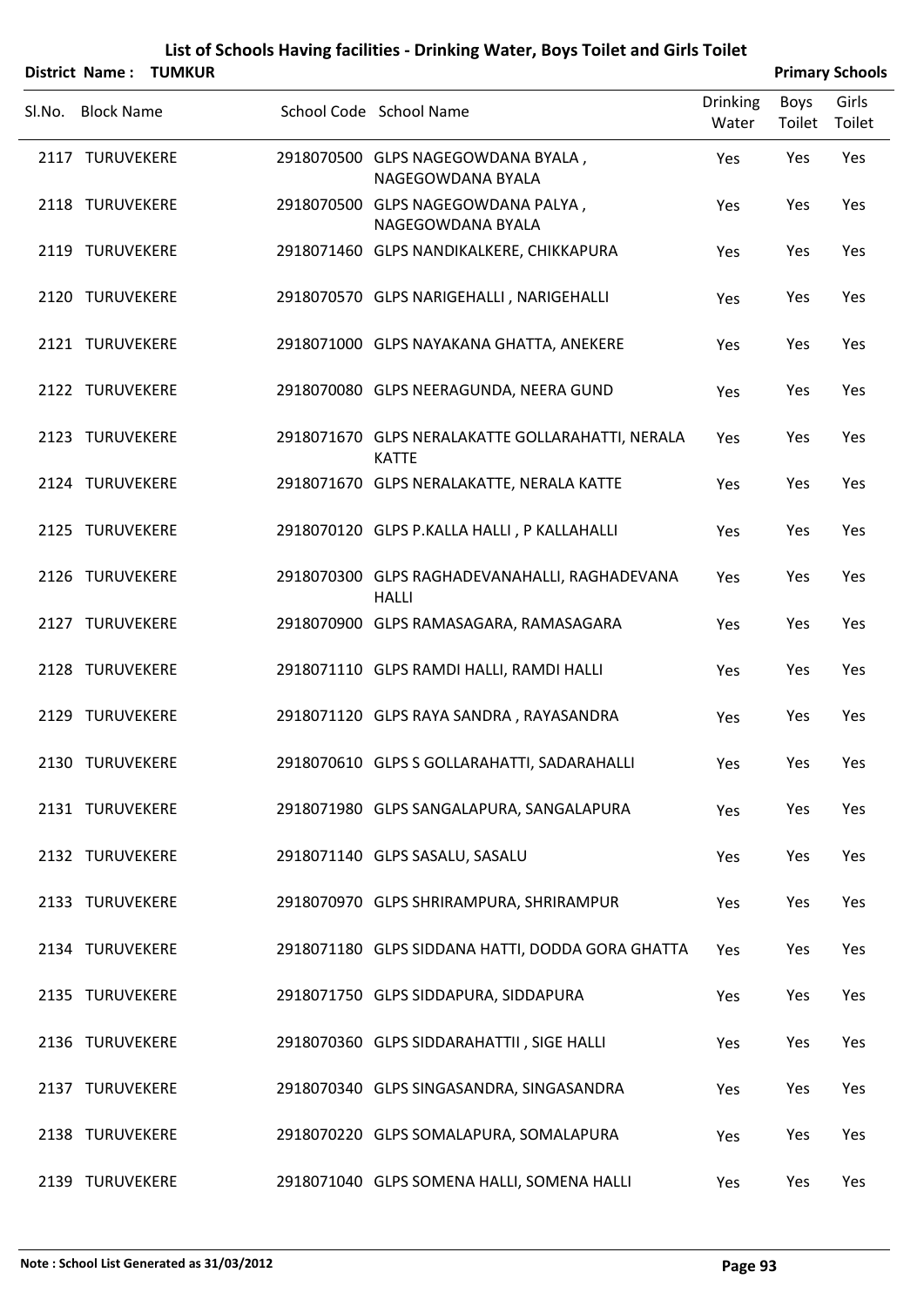# List of Schools Having facilities - Drinking Water, Boys Toilet and Girls Toilet

**District Name : TUMKUR** **Primary Schools**

| Sl.No. | Block Name | School Code | School Name | Drinking Water | Boys Toilet | Girls Toilet |
|---|---|---|---|---|---|---|
| 2117 | TURUVEKERE | 2918070500 | GLPS NAGEGOWDANA BYALA , NAGEGOWDANA BYALA | Yes | Yes | Yes |
| 2118 | TURUVEKERE | 2918070500 | GLPS NAGEGOWDANA PALYA , NAGEGOWDANA BYALA | Yes | Yes | Yes |
| 2119 | TURUVEKERE | 2918071460 | GLPS NANDIKALKERE, CHIKKAPURA | Yes | Yes | Yes |
| 2120 | TURUVEKERE | 2918070570 | GLPS NARIGEHALLI , NARIGEHALLI | Yes | Yes | Yes |
| 2121 | TURUVEKERE | 2918071000 | GLPS NAYAKANA GHATTA, ANEKERE | Yes | Yes | Yes |
| 2122 | TURUVEKERE | 2918070080 | GLPS NEERAGUNDA, NEERA GUND | Yes | Yes | Yes |
| 2123 | TURUVEKERE | 2918071670 | GLPS NERALAKATTE GOLLARAHATTI, NERALA KATTE | Yes | Yes | Yes |
| 2124 | TURUVEKERE | 2918071670 | GLPS NERALAKATTE, NERALA KATTE | Yes | Yes | Yes |
| 2125 | TURUVEKERE | 2918070120 | GLPS P.KALLA HALLI , P KALLAHALLI | Yes | Yes | Yes |
| 2126 | TURUVEKERE | 2918070300 | GLPS RAGHADEVANAHALLI, RAGHADEVANA HALLI | Yes | Yes | Yes |
| 2127 | TURUVEKERE | 2918070900 | GLPS RAMASAGARA, RAMASAGARA | Yes | Yes | Yes |
| 2128 | TURUVEKERE | 2918071110 | GLPS RAMDI HALLI, RAMDI HALLI | Yes | Yes | Yes |
| 2129 | TURUVEKERE | 2918071120 | GLPS RAYA SANDRA , RAYASANDRA | Yes | Yes | Yes |
| 2130 | TURUVEKERE | 2918070610 | GLPS S GOLLARAHATTI, SADARAHALLI | Yes | Yes | Yes |
| 2131 | TURUVEKERE | 2918071980 | GLPS SANGALAPURA, SANGALAPURA | Yes | Yes | Yes |
| 2132 | TURUVEKERE | 2918071140 | GLPS SASALU, SASALU | Yes | Yes | Yes |
| 2133 | TURUVEKERE | 2918070970 | GLPS SHRIRAMPURA, SHRIRAMPUR | Yes | Yes | Yes |
| 2134 | TURUVEKERE | 2918071180 | GLPS SIDDANA HATTI, DODDA GORA GHATTA | Yes | Yes | Yes |
| 2135 | TURUVEKERE | 2918071750 | GLPS SIDDAPURA, SIDDAPURA | Yes | Yes | Yes |
| 2136 | TURUVEKERE | 2918070360 | GLPS SIDDARAHATTII , SIGE HALLI | Yes | Yes | Yes |
| 2137 | TURUVEKERE | 2918070340 | GLPS SINGASANDRA, SINGASANDRA | Yes | Yes | Yes |
| 2138 | TURUVEKERE | 2918070220 | GLPS SOMALAPURA, SOMALAPURA | Yes | Yes | Yes |
| 2139 | TURUVEKERE | 2918071040 | GLPS SOMENA HALLI, SOMENA HALLI | Yes | Yes | Yes |

**Note : School List Generated as 31/03/2012**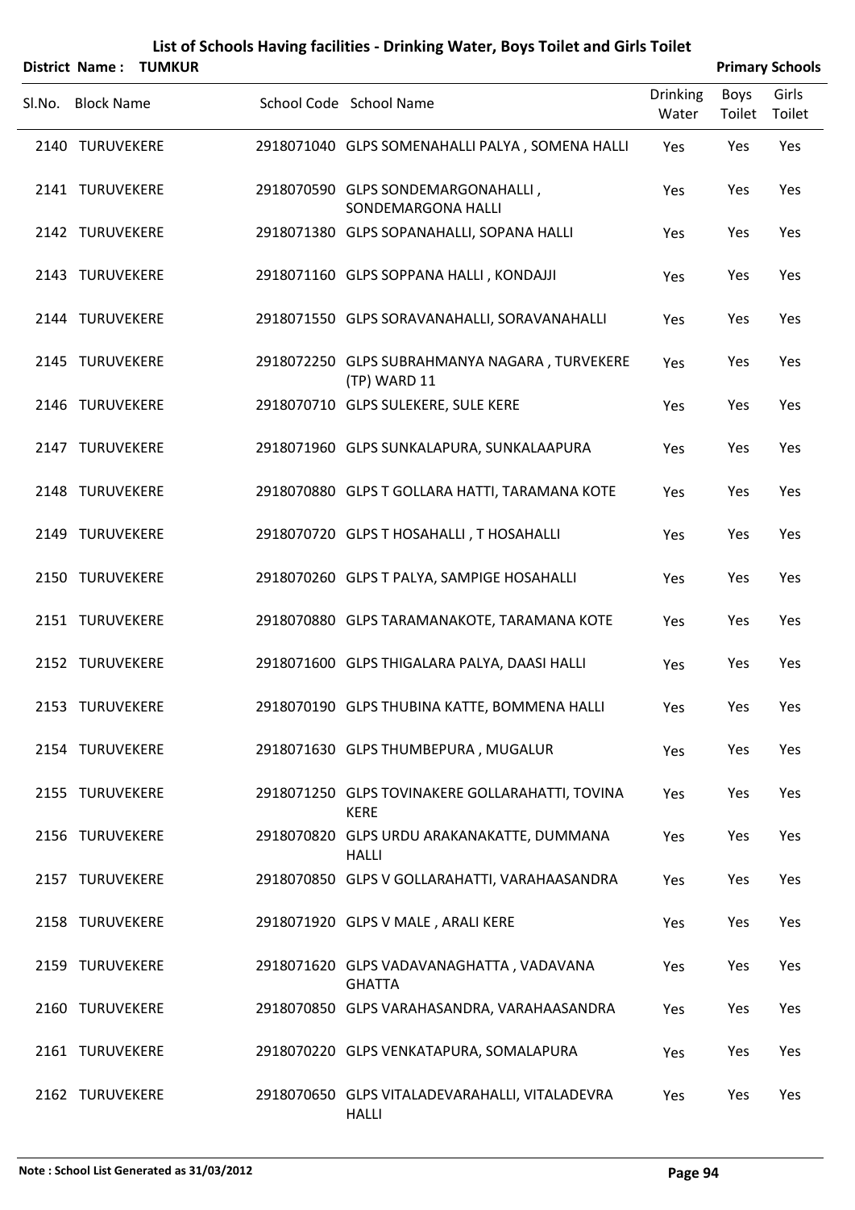# List of Schools Having facilities - Drinking Water, Boys Toilet and Girls Toilet

**District Name : TUMKUR** **Primary Schools**

| Sl.No. | Block Name | School Code | School Name | Drinking Water | Boys Toilet | Girls Toilet |
|---|---|---|---|---|---|---|
| 2140 | TURUVEKERE | 2918071040 | GLPS SOMENAHALLI PALYA , SOMENA HALLI | Yes | Yes | Yes |
| 2141 | TURUVEKERE | 2918070590 | GLPS SONDEMARGONAHALLI , SONDEMARGONA HALLI | Yes | Yes | Yes |
| 2142 | TURUVEKERE | 2918071380 | GLPS SOPANAHALLI, SOPANA HALLI | Yes | Yes | Yes |
| 2143 | TURUVEKERE | 2918071160 | GLPS SOPPANA HALLI , KONDAJJI | Yes | Yes | Yes |
| 2144 | TURUVEKERE | 2918071550 | GLPS SORAVANAHALLI, SORAVANAHALLI | Yes | Yes | Yes |
| 2145 | TURUVEKERE | 2918072250 | GLPS SUBRAHMANYA NAGARA , TURVEKERE (TP) WARD 11 | Yes | Yes | Yes |
| 2146 | TURUVEKERE | 2918070710 | GLPS SULEKERE, SULE KERE | Yes | Yes | Yes |
| 2147 | TURUVEKERE | 2918071960 | GLPS SUNKALAPURA, SUNKALAAPURA | Yes | Yes | Yes |
| 2148 | TURUVEKERE | 2918070880 | GLPS T GOLLARA HATTI, TARAMANA KOTE | Yes | Yes | Yes |
| 2149 | TURUVEKERE | 2918070720 | GLPS T HOSAHALLI , T HOSAHALLI | Yes | Yes | Yes |
| 2150 | TURUVEKERE | 2918070260 | GLPS T PALYA, SAMPIGE HOSAHALLI | Yes | Yes | Yes |
| 2151 | TURUVEKERE | 2918070880 | GLPS TARAMANAKOTE, TARAMANA KOTE | Yes | Yes | Yes |
| 2152 | TURUVEKERE | 2918071600 | GLPS THIGALARA PALYA, DAASI HALLI | Yes | Yes | Yes |
| 2153 | TURUVEKERE | 2918070190 | GLPS THUBINA KATTE, BOMMENA HALLI | Yes | Yes | Yes |
| 2154 | TURUVEKERE | 2918071630 | GLPS THUMBEPURA , MUGALUR | Yes | Yes | Yes |
| 2155 | TURUVEKERE | 2918071250 | GLPS TOVINAKERE GOLLARAHATTI, TOVINA KERE | Yes | Yes | Yes |
| 2156 | TURUVEKERE | 2918070820 | GLPS URDU ARAKANAKATTE, DUMMANA HALLI | Yes | Yes | Yes |
| 2157 | TURUVEKERE | 2918070850 | GLPS V GOLLARAHATTI, VARAHAASANDRA | Yes | Yes | Yes |
| 2158 | TURUVEKERE | 2918071920 | GLPS V MALE , ARALI KERE | Yes | Yes | Yes |
| 2159 | TURUVEKERE | 2918071620 | GLPS VADAVANAGHATTA , VADAVANA GHATTA | Yes | Yes | Yes |
| 2160 | TURUVEKERE | 2918070850 | GLPS VARAHASANDRA, VARAHAASANDRA | Yes | Yes | Yes |
| 2161 | TURUVEKERE | 2918070220 | GLPS VENKATAPURA, SOMALAPURA | Yes | Yes | Yes |
| 2162 | TURUVEKERE | 2918070650 | GLPS VITALADEVARAHALLI, VITALADEVRA HALLI | Yes | Yes | Yes |

**Note : School List Generated as 31/03/2012**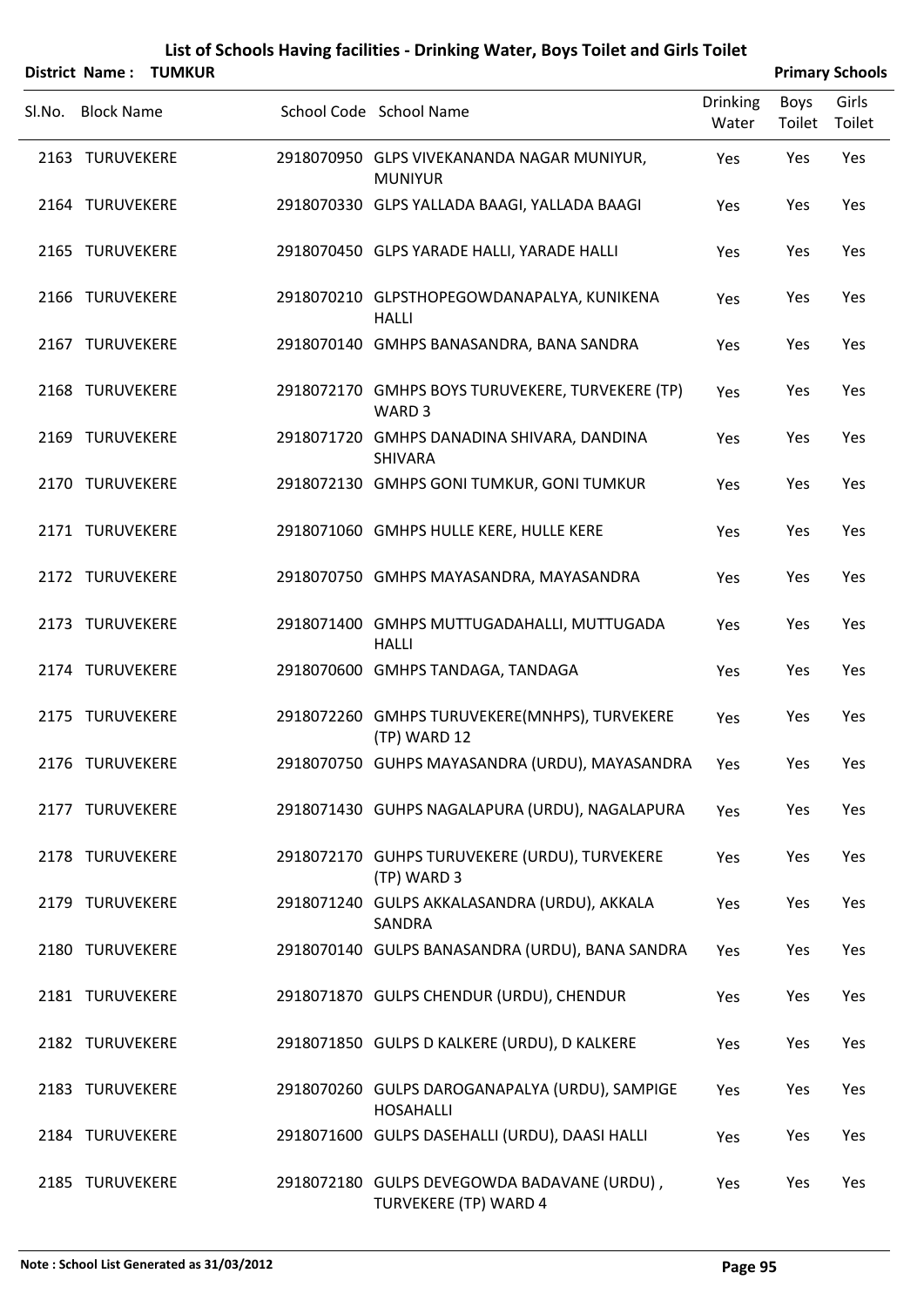# List of Schools Having facilities - Drinking Water, Boys Toilet and Girls Toilet

**District Name : TUMKUR** **Primary Schools**

| Sl.No. | Block Name | School Code | School Name | Drinking Water | Boys Toilet | Girls Toilet |
|---|---|---|---|---|---|---|
| 2163 | TURUVEKERE | 2918070950 | GLPS VIVEKANANDA NAGAR MUNIYUR, MUNIYUR | Yes | Yes | Yes |
| 2164 | TURUVEKERE | 2918070330 | GLPS YALLADA BAAGI, YALLADA BAAGI | Yes | Yes | Yes |
| 2165 | TURUVEKERE | 2918070450 | GLPS YARADE HALLI, YARADE HALLI | Yes | Yes | Yes |
| 2166 | TURUVEKERE | 2918070210 | GLPSTHOPEGOWDANAPALYA, KUNIKENA HALLI | Yes | Yes | Yes |
| 2167 | TURUVEKERE | 2918070140 | GMHPS BANASANDRA, BANA SANDRA | Yes | Yes | Yes |
| 2168 | TURUVEKERE | 2918072170 | GMHPS BOYS TURUVEKERE, TURVEKERE (TP) WARD 3 | Yes | Yes | Yes |
| 2169 | TURUVEKERE | 2918071720 | GMHPS DANADINA SHIVARA, DANDINA SHIVARA | Yes | Yes | Yes |
| 2170 | TURUVEKERE | 2918072130 | GMHPS GONI TUMKUR, GONI TUMKUR | Yes | Yes | Yes |
| 2171 | TURUVEKERE | 2918071060 | GMHPS HULLE KERE, HULLE KERE | Yes | Yes | Yes |
| 2172 | TURUVEKERE | 2918070750 | GMHPS MAYASANDRA, MAYASANDRA | Yes | Yes | Yes |
| 2173 | TURUVEKERE | 2918071400 | GMHPS MUTTUGADAHALLI, MUTTUGADA HALLI | Yes | Yes | Yes |
| 2174 | TURUVEKERE | 2918070600 | GMHPS TANDAGA, TANDAGA | Yes | Yes | Yes |
| 2175 | TURUVEKERE | 2918072260 | GMHPS TURUVEKERE(MNHPS), TURVEKERE (TP) WARD 12 | Yes | Yes | Yes |
| 2176 | TURUVEKERE | 2918070750 | GUHPS MAYASANDRA (URDU), MAYASANDRA | Yes | Yes | Yes |
| 2177 | TURUVEKERE | 2918071430 | GUHPS NAGALAPURA (URDU), NAGALAPURA | Yes | Yes | Yes |
| 2178 | TURUVEKERE | 2918072170 | GUHPS TURUVEKERE (URDU), TURVEKERE (TP) WARD 3 | Yes | Yes | Yes |
| 2179 | TURUVEKERE | 2918071240 | GULPS AKKALASANDRA (URDU), AKKALA SANDRA | Yes | Yes | Yes |
| 2180 | TURUVEKERE | 2918070140 | GULPS BANASANDRA (URDU), BANA SANDRA | Yes | Yes | Yes |
| 2181 | TURUVEKERE | 2918071870 | GULPS CHENDUR (URDU), CHENDUR | Yes | Yes | Yes |
| 2182 | TURUVEKERE | 2918071850 | GULPS D KALKERE (URDU), D KALKERE | Yes | Yes | Yes |
| 2183 | TURUVEKERE | 2918070260 | GULPS DAROGANAPALYA (URDU), SAMPIGE HOSAHALLI | Yes | Yes | Yes |
| 2184 | TURUVEKERE | 2918071600 | GULPS DASEHALLI (URDU), DAASI HALLI | Yes | Yes | Yes |
| 2185 | TURUVEKERE | 2918072180 | GULPS DEVEGOWDA BADAVANE (URDU) , TURVEKERE (TP) WARD 4 | Yes | Yes | Yes |

**Note : School List Generated as 31/03/2012**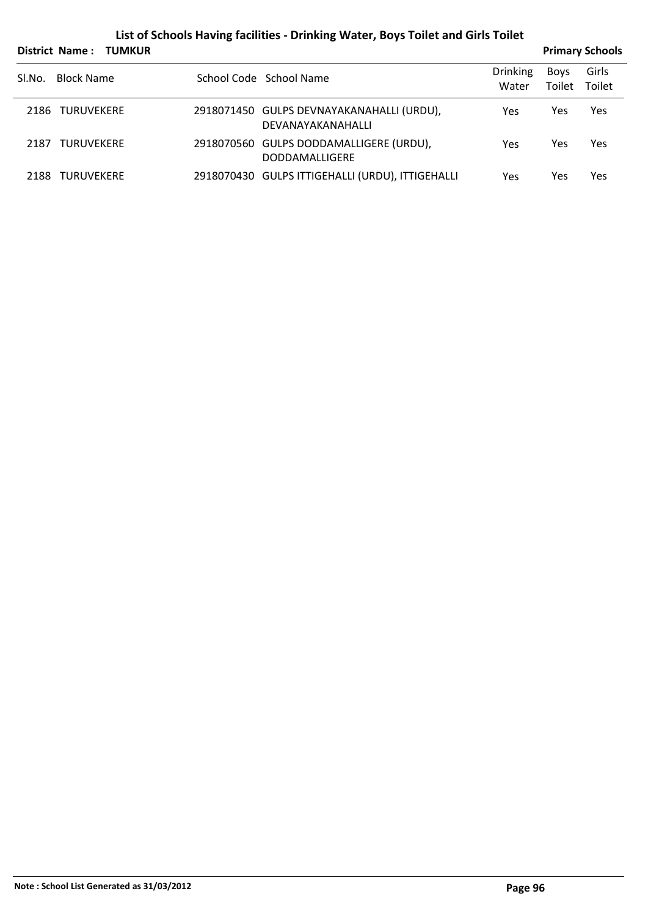# List of Schools Having facilities - Drinking Water, Boys Toilet and Girls Toilet

**District Name : TUMKUR** **Primary Schools**

| Sl.No. | Block Name | School Code | School Name | Drinking Water | Boys Toilet | Girls Toilet |
|---|---|---|---|---|---|---|
| 2186 | TURUVEKERE | 2918071450 | GULPS DEVNAYAKANAHALLI (URDU), DEVANAYAKANAHALLI | Yes | Yes | Yes |
| 2187 | TURUVEKERE | 2918070560 | GULPS DODDAMALLIGERE (URDU), DODDAMALLIGERE | Yes | Yes | Yes |
| 2188 | TURUVEKERE | 2918070430 | GULPS ITTIGEHALLI (URDU), ITTIGEHALLI | Yes | Yes | Yes |

**Note : School List Generated as 31/03/2012**